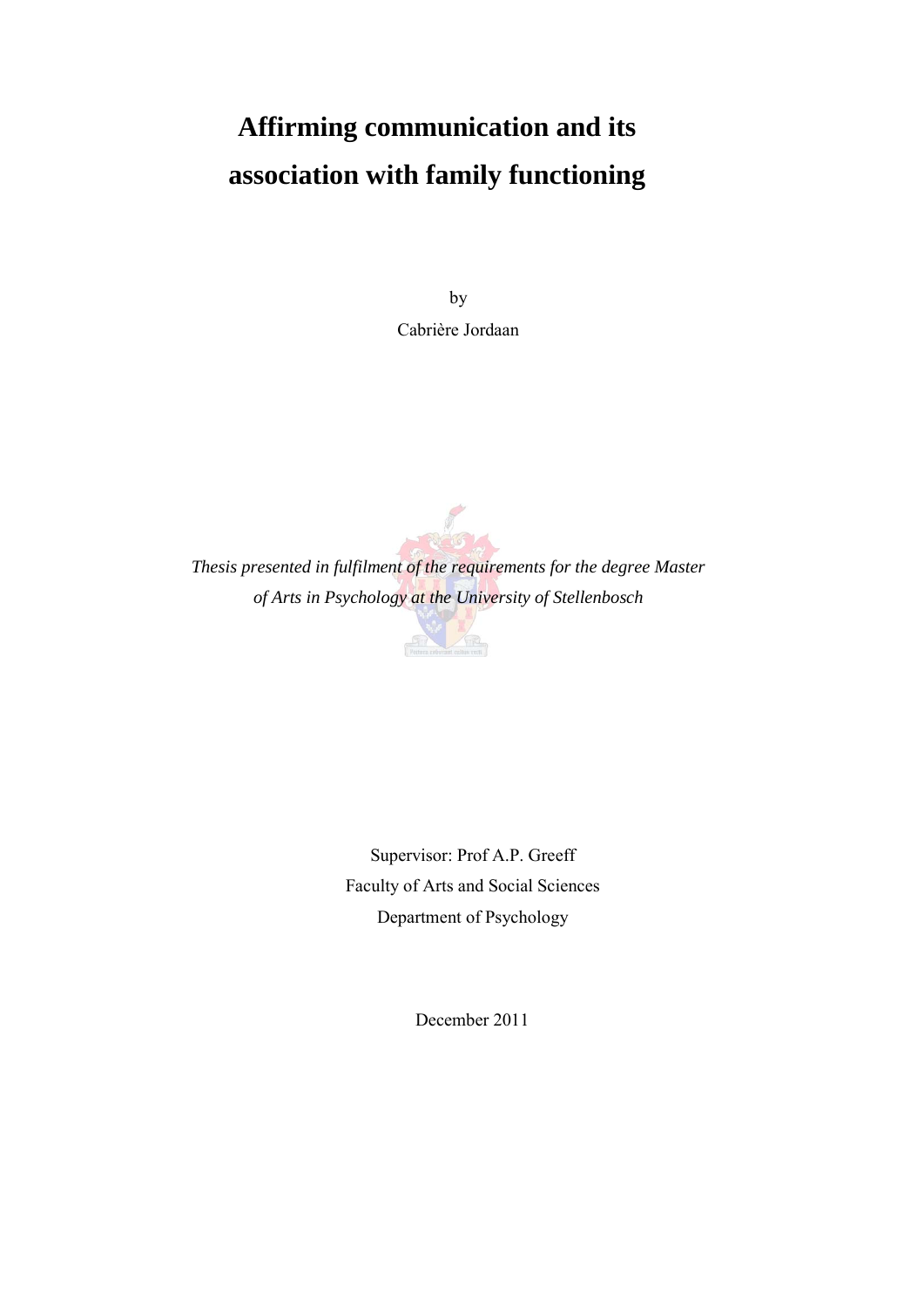# Affirming communication and its association with family functioning

by

Cabrière Jordaan

*Thesis presented in fulfilment of the requirements for the degree Master of Arts in Psychology at the University of Stellenbosch*

Supervisor: Prof A.P. Greeff

Faculty of Arts and Social Sciences

Department of Psychology

December 2011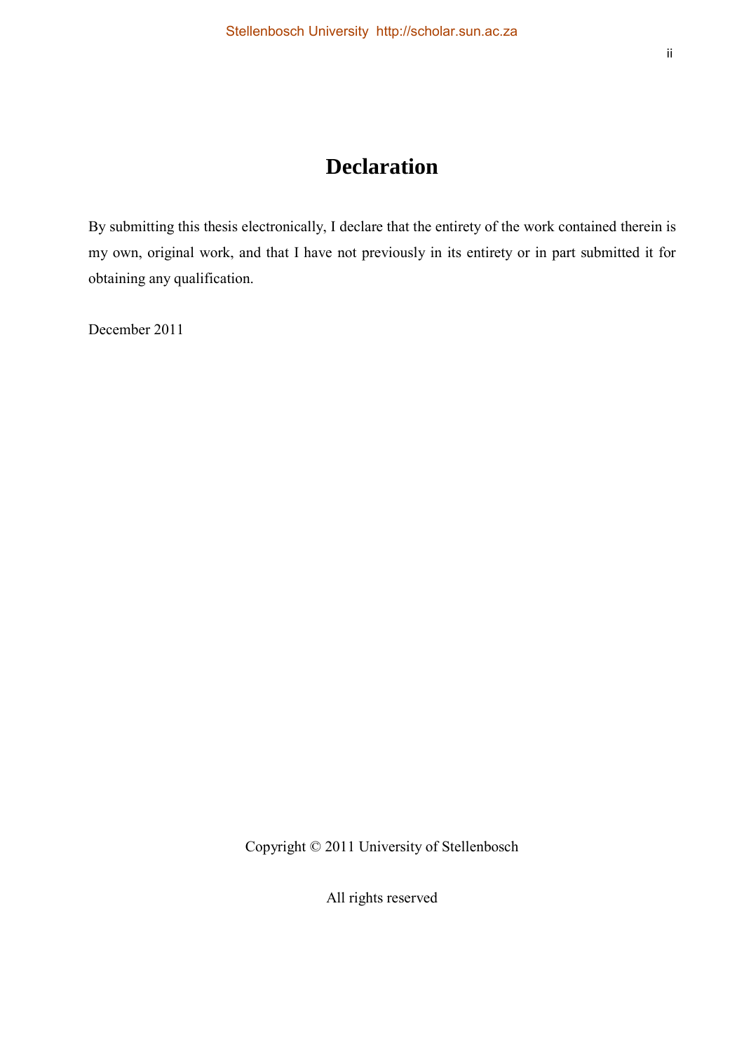# Declaration

By submitting this thesis electronically, I declare that the entirety of the work contained therein is my own, original work, and that I have not previously in its entirety or in part submitted it for obtaining any qualification.

December 2011

Copyright © 2011 University of Stellenbosch

All rights reserved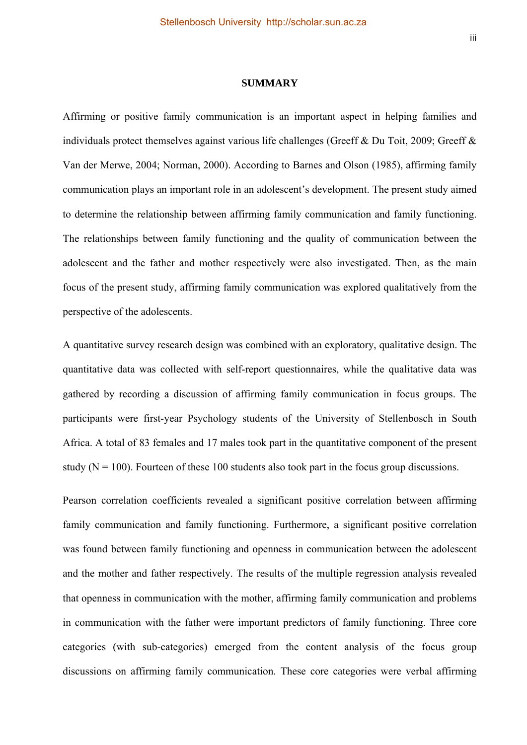## SUMMARY

Affirming or positive family communication is an important aspect in helping families and individuals protect themselves against various life challenges (Greeff & Du Toit, 2009; Greeff & Van der Merwe, 2004; Norman, 2000). According to Barnes and Olson (1985), affirming family communication plays an important role in an adolescent's development. The present study aimed to determine the relationship between affirming family communication and family functioning. The relationships between family functioning and the quality of communication between the adolescent and the father and mother respectively were also investigated. Then, as the main focus of the present study, affirming family communication was explored qualitatively from the perspective of the adolescents.

A quantitative survey research design was combined with an exploratory, qualitative design. The quantitative data was collected with self-report questionnaires, while the qualitative data was gathered by recording a discussion of affirming family communication in focus groups. The participants were first-year Psychology students of the University of Stellenbosch in South Africa. A total of 83 females and 17 males took part in the quantitative component of the present study ($N = 100$). Fourteen of these 100 students also took part in the focus group discussions.

Pearson correlation coefficients revealed a significant positive correlation between affirming family communication and family functioning. Furthermore, a significant positive correlation was found between family functioning and openness in communication between the adolescent and the mother and father respectively. The results of the multiple regression analysis revealed that openness in communication with the mother, affirming family communication and problems in communication with the father were important predictors of family functioning. Three core categories (with sub-categories) emerged from the content analysis of the focus group discussions on affirming family communication. These core categories were verbal affirming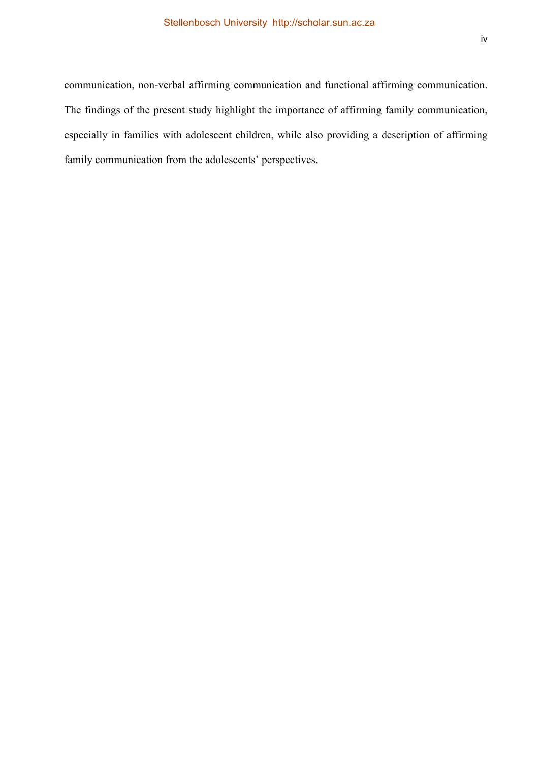communication, non-verbal affirming communication and functional affirming communication. The findings of the present study highlight the importance of affirming family communication, especially in families with adolescent children, while also providing a description of affirming family communication from the adolescents' perspectives.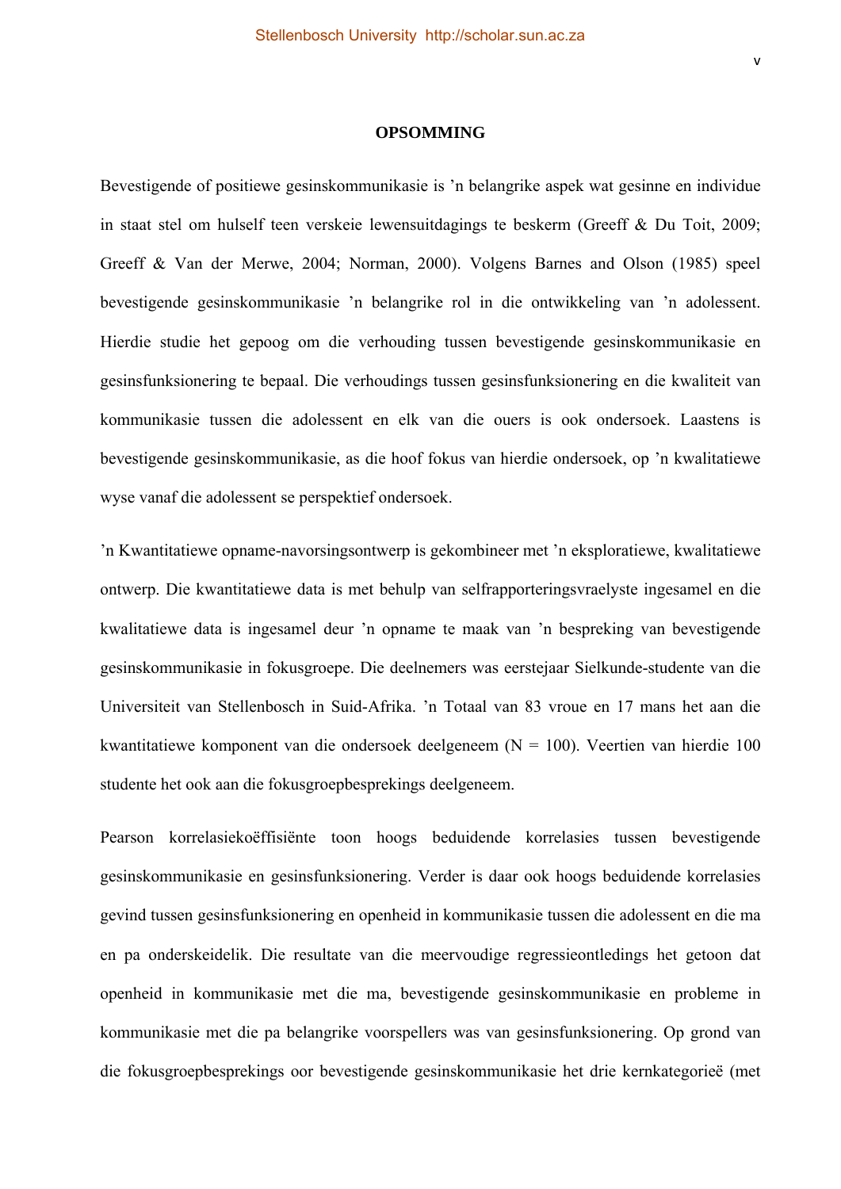# OPSOMMING

Bevestigende of positiewe gesinskommunikasie is ’n belangrike aspek wat gesinne en individue in staat stel om hulself teen verskeie lewensuitdagings te beskerm (Greeff & Du Toit, 2009; Greeff & Van der Merwe, 2004; Norman, 2000). Volgens Barnes and Olson (1985) speel bevestigende gesinskommunikasie ’n belangrike rol in die ontwikkeling van ’n adolessent. Hierdie studie het gepoog om die verhouding tussen bevestigende gesinskommunikasie en gesinsfunksionering te bepaal. Die verhoudings tussen gesinsfunksionering en die kwaliteit van kommunikasie tussen die adolessent en elk van die ouers is ook ondersoek. Laastens is bevestigende gesinskommunikasie, as die hoof fokus van hierdie ondersoek, op ’n kwalitatiewe wyse vanaf die adolessent se perspektief ondersoek.

’n Kwantitatiewe opname-navorsingsontwerp is gekombineer met ’n eksploratiewe, kwalitatiewe ontwerp. Die kwantitatiewe data is met behulp van selfrapporteringsvraelyste ingesamel en die kwalitatiewe data is ingesamel deur ’n opname te maak van ’n bespreking van bevestigende gesinskommunikasie in fokusgroepe. Die deelnemers was eerstejaar Sielkunde-studente van die Universiteit van Stellenbosch in Suid-Afrika. ’n Totaal van 83 vroue en 17 mans het aan die kwantitatiewe komponent van die ondersoek deelgeneem ($N = 100$). Veertien van hierdie 100 studente het ook aan die fokusgroepbesprekings deelgeneem.

Pearson korrelasiekoëffisiënte toon hoogs beduidende korrelasies tussen bevestigende gesinskommunikasie en gesinsfunksionering. Verder is daar ook hoogs beduidende korrelasies gevind tussen gesinsfunksionering en openheid in kommunikasie tussen die adolessent en die ma en pa onderskeidelik. Die resultate van die meervoudige regressieontledings het getoon dat openheid in kommunikasie met die ma, bevestigende gesinskommunikasie en probleme in kommunikasie met die pa belangrike voorspellers was van gesinsfunksionering. Op grond van die fokusgroepbesprekings oor bevestigende gesinskommunikasie het drie kernkategorieë (met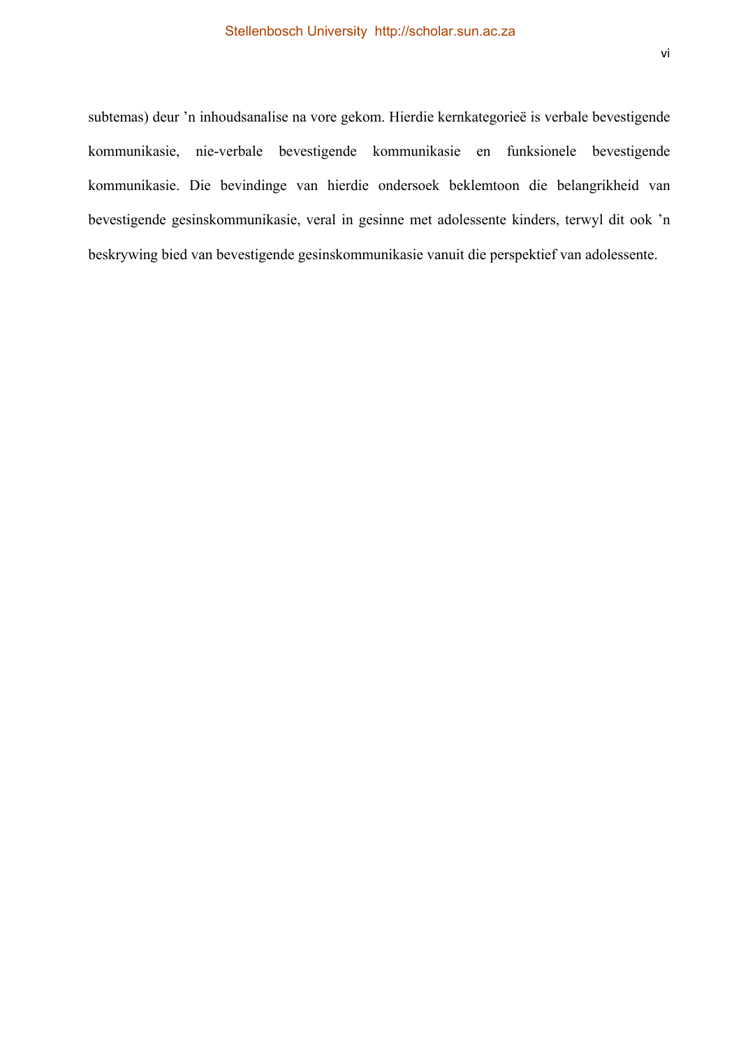subtemas) deur ’n inhoudsanalise na vore gekom. Hierdie kernkategorieë is verbale bevestigende kommunikasie, nie-verbale bevestigende kommunikasie en funksionele bevestigende kommunikasie. Die bevindinge van hierdie ondersoek beklemtoon die belangrikheid van bevestigende gesinskommunikasie, veral in gesinne met adolessente kinders, terwyl dit ook ’n beskrywing bied van bevestigende gesinskommunikasie vanuit die perspektief van adolessente.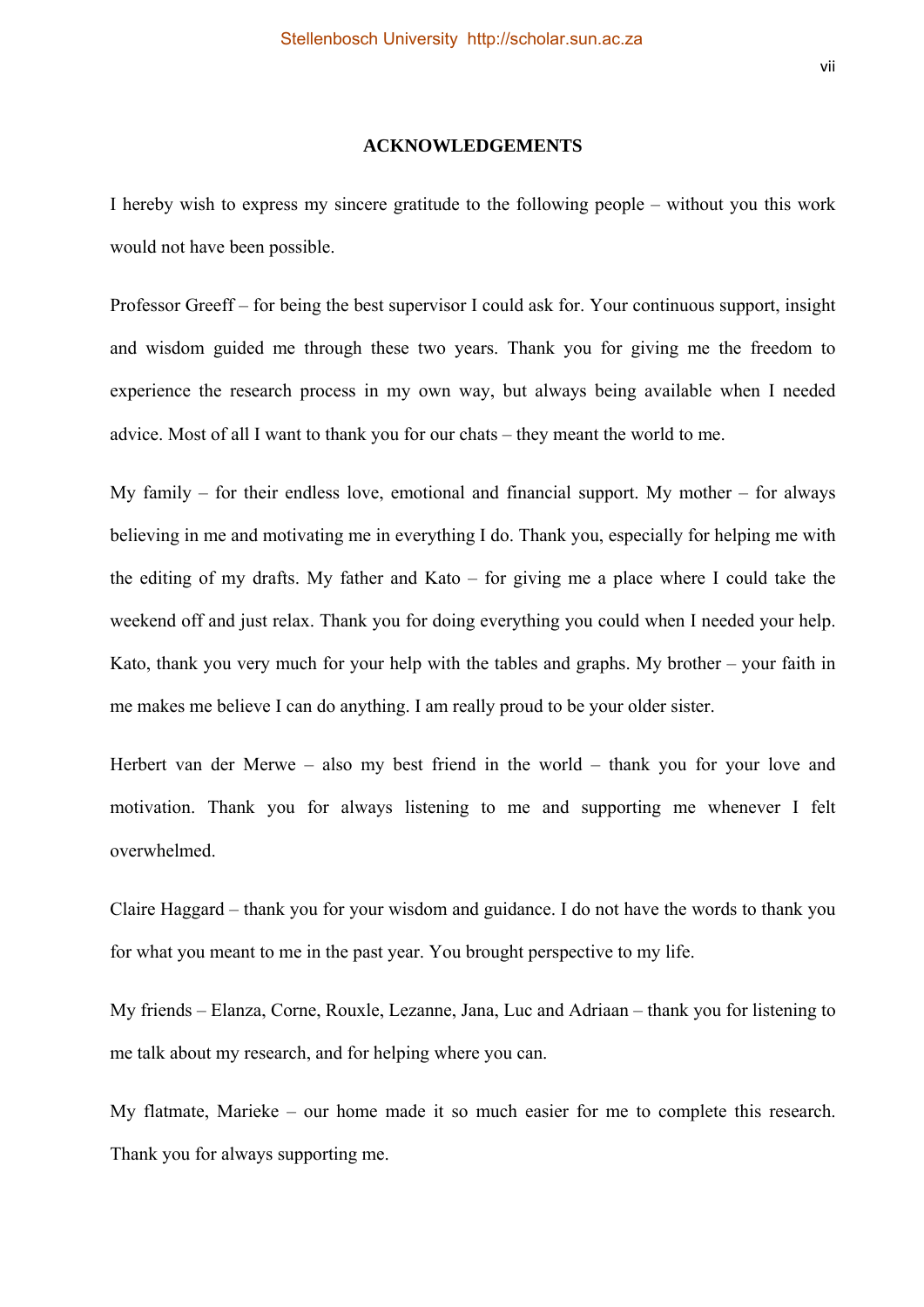## ACKNOWLEDGEMENTS

I hereby wish to express my sincere gratitude to the following people – without you this work would not have been possible.

Professor Greeff – for being the best supervisor I could ask for. Your continuous support, insight and wisdom guided me through these two years. Thank you for giving me the freedom to experience the research process in my own way, but always being available when I needed advice. Most of all I want to thank you for our chats – they meant the world to me.

My family – for their endless love, emotional and financial support. My mother – for always believing in me and motivating me in everything I do. Thank you, especially for helping me with the editing of my drafts. My father and Kato – for giving me a place where I could take the weekend off and just relax. Thank you for doing everything you could when I needed your help. Kato, thank you very much for your help with the tables and graphs. My brother – your faith in me makes me believe I can do anything. I am really proud to be your older sister.

Herbert van der Merwe – also my best friend in the world – thank you for your love and motivation. Thank you for always listening to me and supporting me whenever I felt overwhelmed.

Claire Haggard – thank you for your wisdom and guidance. I do not have the words to thank you for what you meant to me in the past year. You brought perspective to my life.

My friends – Elanza, Corne, Rouxle, Lezanne, Jana, Luc and Adriaan – thank you for listening to me talk about my research, and for helping where you can.

My flatmate, Marieke – our home made it so much easier for me to complete this research. Thank you for always supporting me.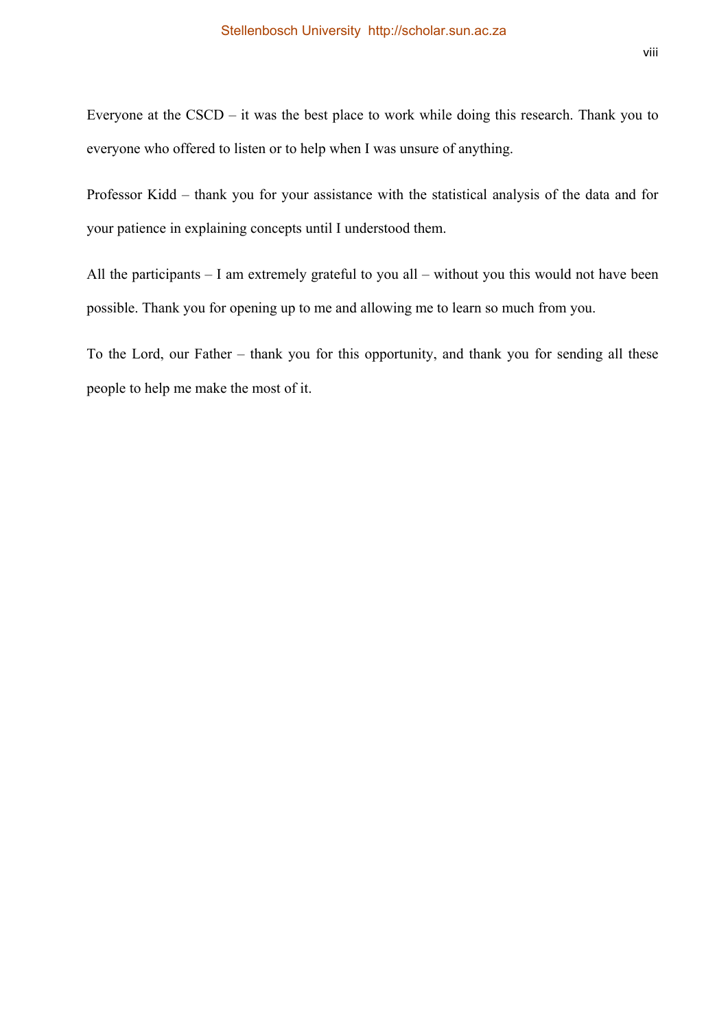Everyone at the CSCD – it was the best place to work while doing this research. Thank you to everyone who offered to listen or to help when I was unsure of anything.

Professor Kidd – thank you for your assistance with the statistical analysis of the data and for your patience in explaining concepts until I understood them.

All the participants – I am extremely grateful to you all – without you this would not have been possible. Thank you for opening up to me and allowing me to learn so much from you.

To the Lord, our Father – thank you for this opportunity, and thank you for sending all these people to help me make the most of it.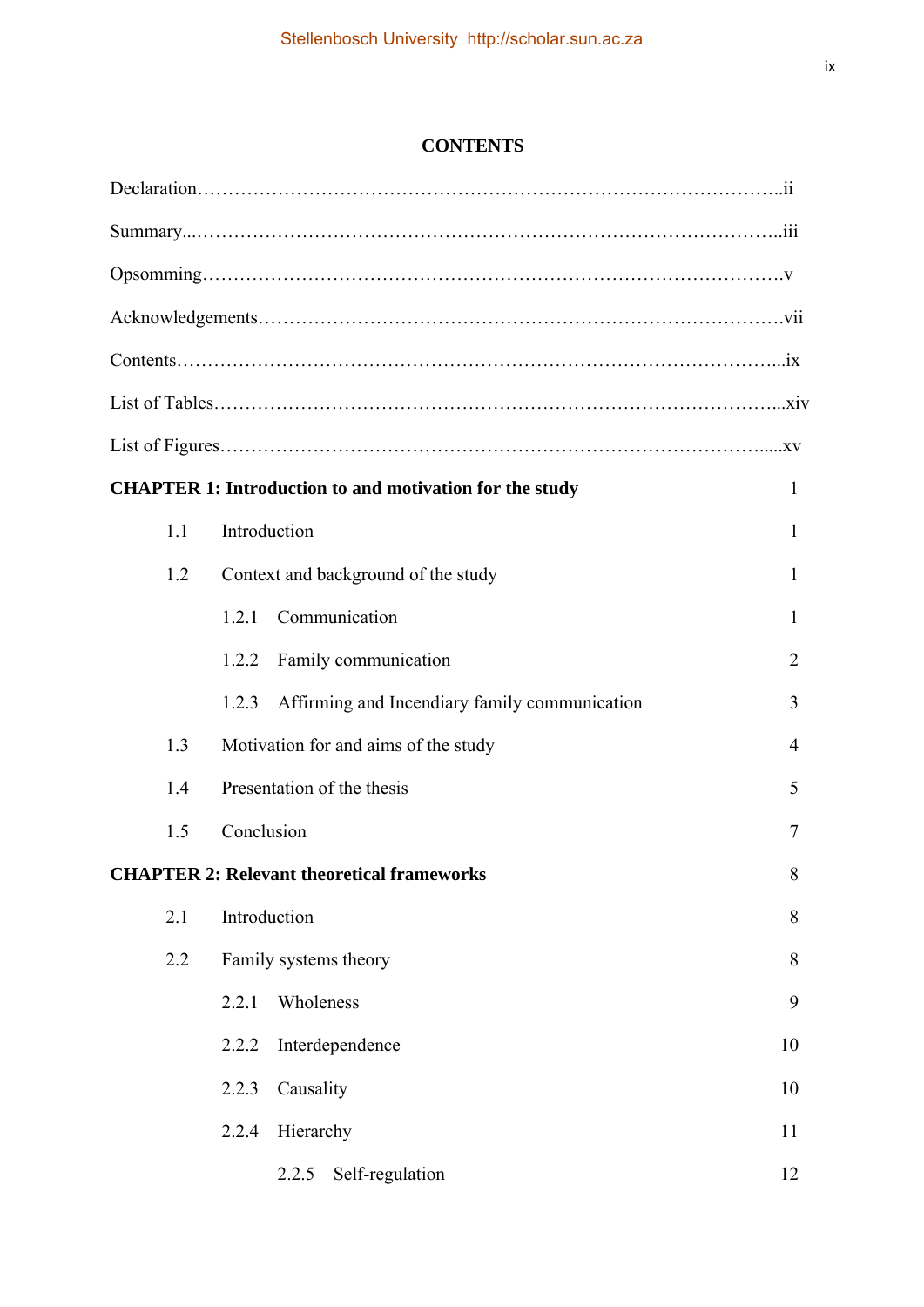# CONTENTS

Declaration……………………………………………………………………………..ii

Summary...…………………………………………………………………………..iii

Opsomming………………………………………………………………………….v

Acknowledgements………………………………………………………………….vii

Contents……………………………………………………………………………...ix

List of Tables………………………………………………………………………...xiv

List of Figures……………………………………………………………………......xv

**CHAPTER 1: Introduction to and motivation for the study** 1

- 1.1 Introduction 1
- 1.2 Context and background of the study 1
  - 1.2.1 Communication 1
  - 1.2.2 Family communication 2
  - 1.2.3 Affirming and Incendiary family communication 3
- 1.3 Motivation for and aims of the study 4
- 1.4 Presentation of the thesis 5
- 1.5 Conclusion 7

**CHAPTER 2: Relevant theoretical frameworks** 8

- 2.1 Introduction 8
- 2.2 Family systems theory 8
  - 2.2.1 Wholeness 9
  - 2.2.2 Interdependence 10
  - 2.2.3 Causality 10
  - 2.2.4 Hierarchy 11
  - 2.2.5 Self-regulation 12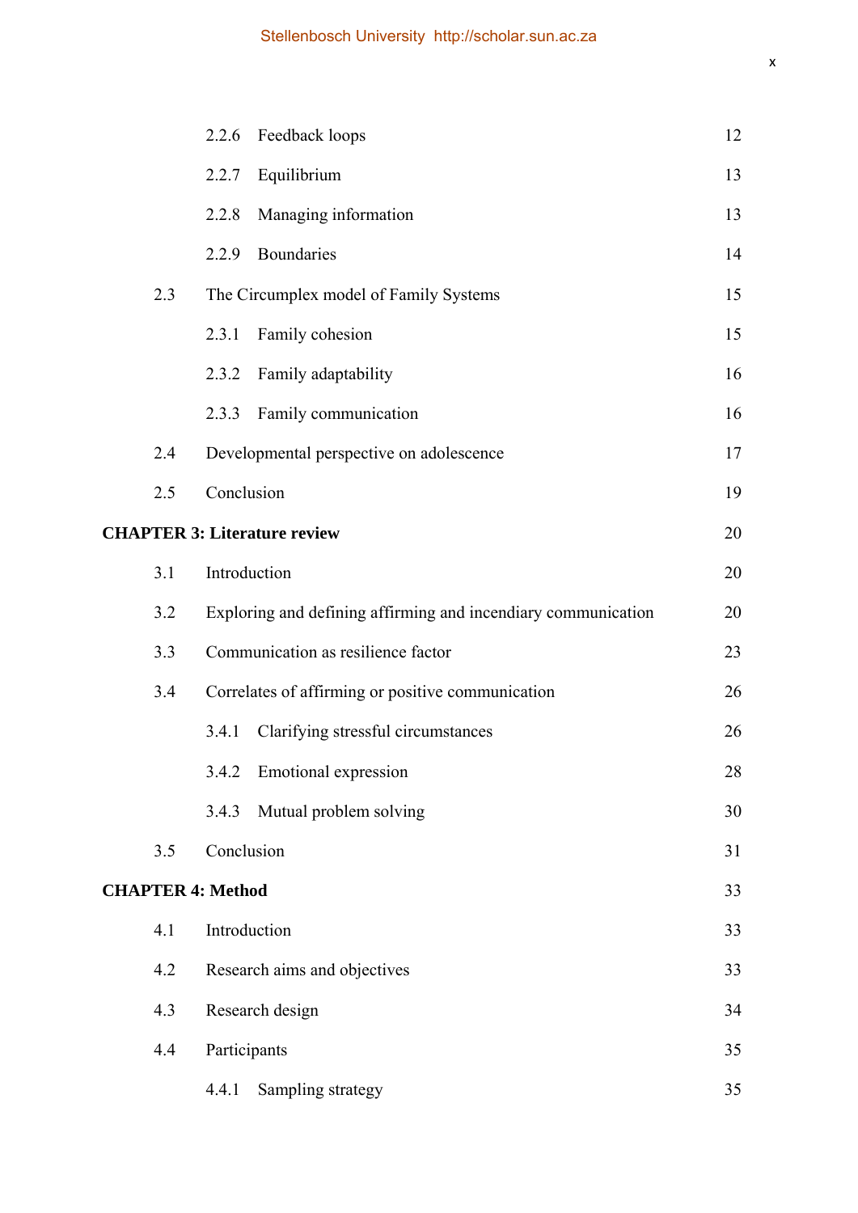| | | |
|---|---|---|
| 2.2.6 | Feedback loops | 12 |
| 2.2.7 | Equilibrium | 13 |
| 2.2.8 | Managing information | 13 |
| 2.2.9 | Boundaries | 14 |
| 2.3 | The Circumplex model of Family Systems | 15 |
| 2.3.1 | Family cohesion | 15 |
| 2.3.2 | Family adaptability | 16 |
| 2.3.3 | Family communication | 16 |
| 2.4 | Developmental perspective on adolescence | 17 |
| 2.5 | Conclusion | 19 |
| **CHAPTER 3: Literature review** | | 20 |
| 3.1 | Introduction | 20 |
| 3.2 | Exploring and defining affirming and incendiary communication | 20 |
| 3.3 | Communication as resilience factor | 23 |
| 3.4 | Correlates of affirming or positive communication | 26 |
| 3.4.1 | Clarifying stressful circumstances | 26 |
| 3.4.2 | Emotional expression | 28 |
| 3.4.3 | Mutual problem solving | 30 |
| 3.5 | Conclusion | 31 |
| **CHAPTER 4: Method** | | 33 |
| 4.1 | Introduction | 33 |
| 4.2 | Research aims and objectives | 33 |
| 4.3 | Research design | 34 |
| 4.4 | Participants | 35 |
| 4.4.1 | Sampling strategy | 35 |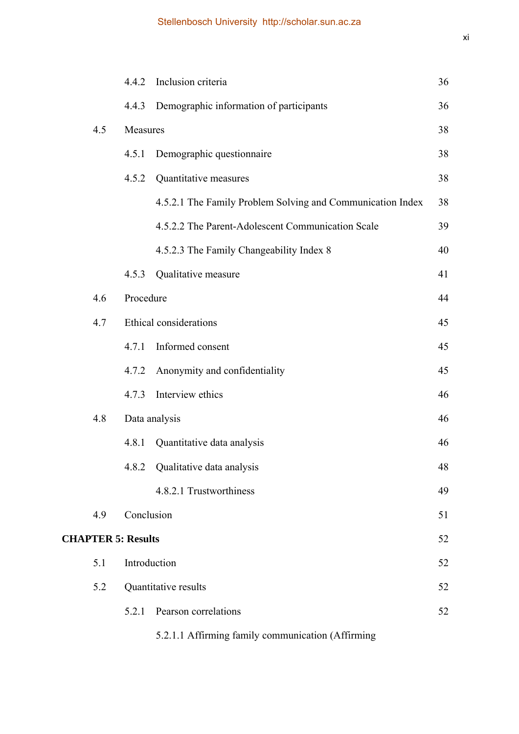| | | |
|---|---|---|
| 4.4.2 | Inclusion criteria | 36 |
| 4.4.3 | Demographic information of participants | 36 |
| 4.5 | Measures | 38 |
| 4.5.1 | Demographic questionnaire | 38 |
| 4.5.2 | Quantitative measures | 38 |
| | 4.5.2.1 The Family Problem Solving and Communication Index | 38 |
| | 4.5.2.2 The Parent-Adolescent Communication Scale | 39 |
| | 4.5.2.3 The Family Changeability Index 8 | 40 |
| 4.5.3 | Qualitative measure | 41 |
| 4.6 | Procedure | 44 |
| 4.7 | Ethical considerations | 45 |
| 4.7.1 | Informed consent | 45 |
| 4.7.2 | Anonymity and confidentiality | 45 |
| 4.7.3 | Interview ethics | 46 |
| 4.8 | Data analysis | 46 |
| 4.8.1 | Quantitative data analysis | 46 |
| 4.8.2 | Qualitative data analysis | 48 |
| | 4.8.2.1 Trustworthiness | 49 |
| 4.9 | Conclusion | 51 |
| **CHAPTER 5: Results** | | 52 |
| 5.1 | Introduction | 52 |
| 5.2 | Quantitative results | 52 |
| 5.2.1 | Pearson correlations | 52 |
| | 5.2.1.1 Affirming family communication (Affirming | |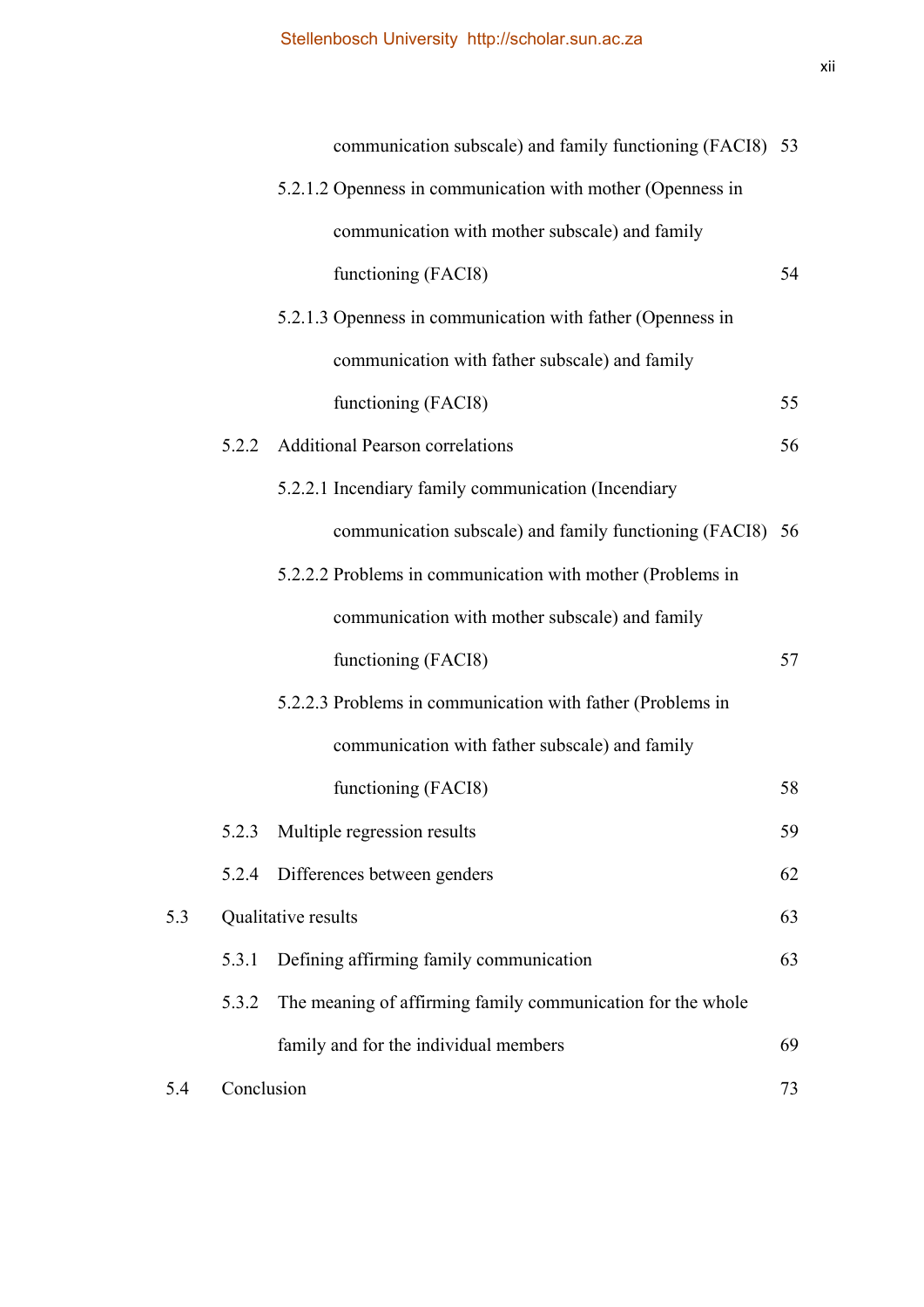communication subscale) and family functioning (FACI8) 53

5.2.1.2 Openness in communication with mother (Openness in communication with mother subscale) and family functioning (FACI8) 54

5.2.1.3 Openness in communication with father (Openness in communication with father subscale) and family functioning (FACI8) 55

5.2.2 Additional Pearson correlations 56

5.2.2.1 Incendiary family communication (Incendiary communication subscale) and family functioning (FACI8) 56

5.2.2.2 Problems in communication with mother (Problems in communication with mother subscale) and family functioning (FACI8) 57

5.2.2.3 Problems in communication with father (Problems in communication with father subscale) and family functioning (FACI8) 58

5.2.3 Multiple regression results 59

5.2.4 Differences between genders 62

5.3 Qualitative results 63

5.3.1 Defining affirming family communication 63

5.3.2 The meaning of affirming family communication for the whole family and for the individual members 69

5.4 Conclusion 73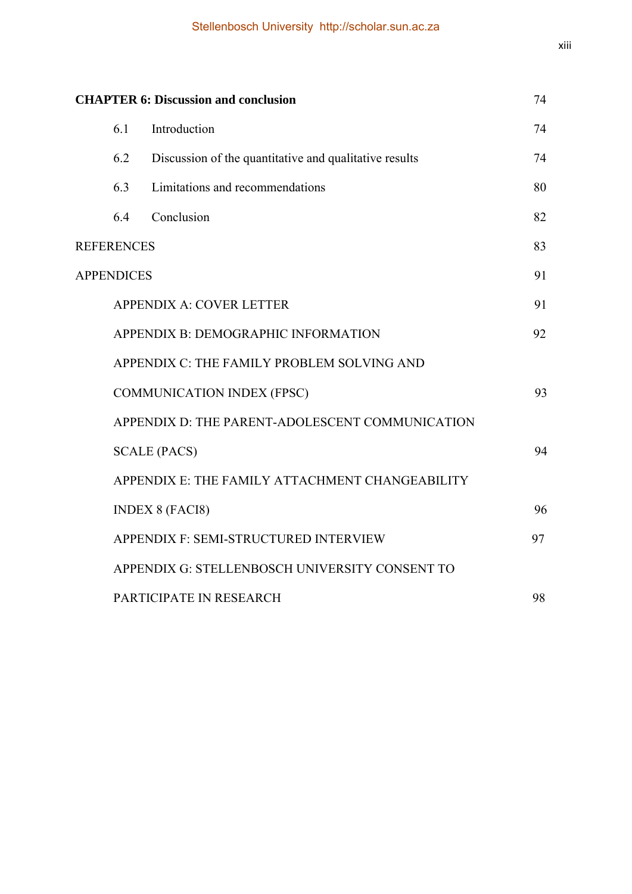| | | |
|---|---|---|
| **CHAPTER 6: Discussion and conclusion** | | 74 |
| 6.1 | Introduction | 74 |
| 6.2 | Discussion of the quantitative and qualitative results | 74 |
| 6.3 | Limitations and recommendations | 80 |
| 6.4 | Conclusion | 82 |
| REFERENCES | | 83 |
| APPENDICES | | 91 |
| | APPENDIX A: COVER LETTER | 91 |
| | APPENDIX B: DEMOGRAPHIC INFORMATION | 92 |
| | APPENDIX C: THE FAMILY PROBLEM SOLVING AND COMMUNICATION INDEX (FPSC) | 93 |
| | APPENDIX D: THE PARENT-ADOLESCENT COMMUNICATION SCALE (PACS) | 94 |
| | APPENDIX E: THE FAMILY ATTACHMENT CHANGEABILITY INDEX 8 (FACI8) | 96 |
| | APPENDIX F: SEMI-STRUCTURED INTERVIEW | 97 |
| | APPENDIX G: STELLENBOSCH UNIVERSITY CONSENT TO PARTICIPATE IN RESEARCH | 98 |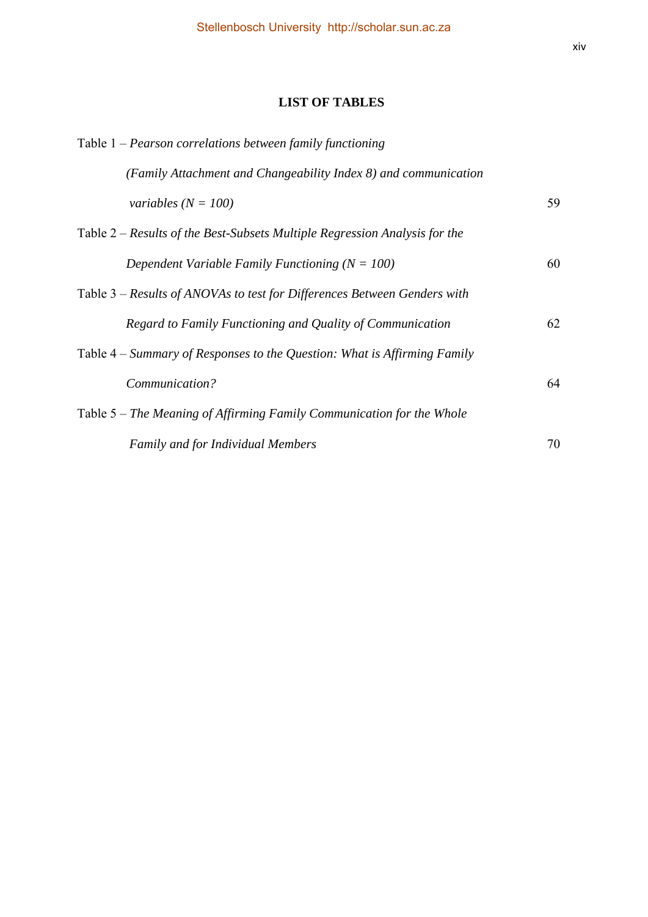# LIST OF TABLES

Table 1 – *Pearson correlations between family functioning (Family Attachment and Changeability Index 8) and communication variables (N = 100)* 59

Table 2 – *Results of the Best-Subsets Multiple Regression Analysis for the Dependent Variable Family Functioning (N = 100)* 60

Table 3 – *Results of ANOVAs to test for Differences Between Genders with Regard to Family Functioning and Quality of Communication* 62

Table 4 – *Summary of Responses to the Question: What is Affirming Family Communication?* 64

Table 5 – *The Meaning of Affirming Family Communication for the Whole Family and for Individual Members* 70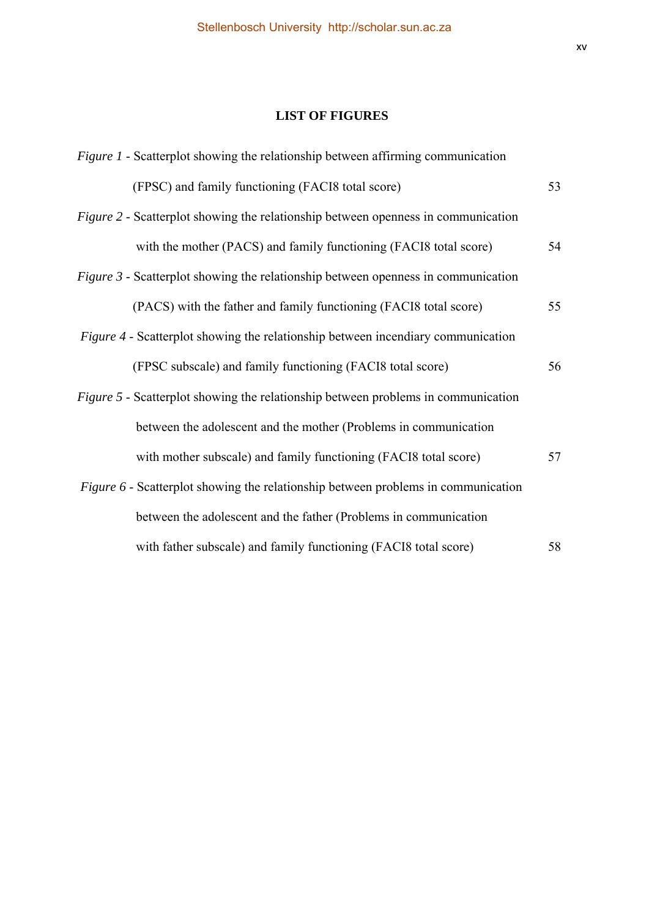## LIST OF FIGURES

*Figure 1* - Scatterplot showing the relationship between affirming communication (FPSC) and family functioning (FACI8 total score) 53

*Figure 2* - Scatterplot showing the relationship between openness in communication with the mother (PACS) and family functioning (FACI8 total score) 54

*Figure 3* - Scatterplot showing the relationship between openness in communication (PACS) with the father and family functioning (FACI8 total score) 55

*Figure 4* - Scatterplot showing the relationship between incendiary communication (FPSC subscale) and family functioning (FACI8 total score) 56

*Figure 5* - Scatterplot showing the relationship between problems in communication between the adolescent and the mother (Problems in communication with mother subscale) and family functioning (FACI8 total score) 57

*Figure 6* - Scatterplot showing the relationship between problems in communication between the adolescent and the father (Problems in communication with father subscale) and family functioning (FACI8 total score) 58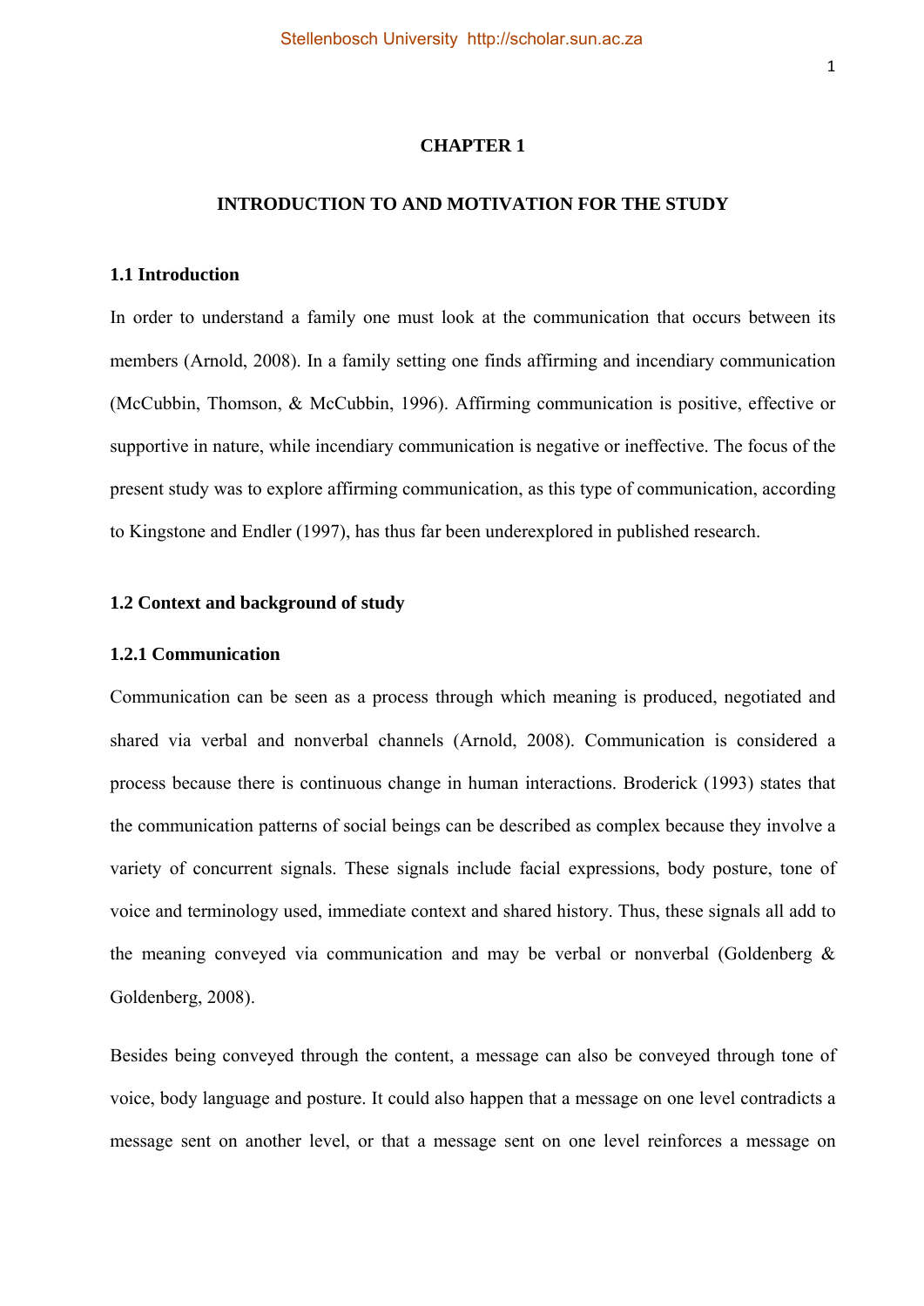# CHAPTER 1

## INTRODUCTION TO AND MOTIVATION FOR THE STUDY

### 1.1 Introduction

In order to understand a family one must look at the communication that occurs between its members (Arnold, 2008). In a family setting one finds affirming and incendiary communication (McCubbin, Thomson, & McCubbin, 1996). Affirming communication is positive, effective or supportive in nature, while incendiary communication is negative or ineffective. The focus of the present study was to explore affirming communication, as this type of communication, according to Kingstone and Endler (1997), has thus far been underexplored in published research.

### 1.2 Context and background of study

#### 1.2.1 Communication

Communication can be seen as a process through which meaning is produced, negotiated and shared via verbal and nonverbal channels (Arnold, 2008). Communication is considered a process because there is continuous change in human interactions. Broderick (1993) states that the communication patterns of social beings can be described as complex because they involve a variety of concurrent signals. These signals include facial expressions, body posture, tone of voice and terminology used, immediate context and shared history. Thus, these signals all add to the meaning conveyed via communication and may be verbal or nonverbal (Goldenberg & Goldenberg, 2008).

Besides being conveyed through the content, a message can also be conveyed through tone of voice, body language and posture. It could also happen that a message on one level contradicts a message sent on another level, or that a message sent on one level reinforces a message on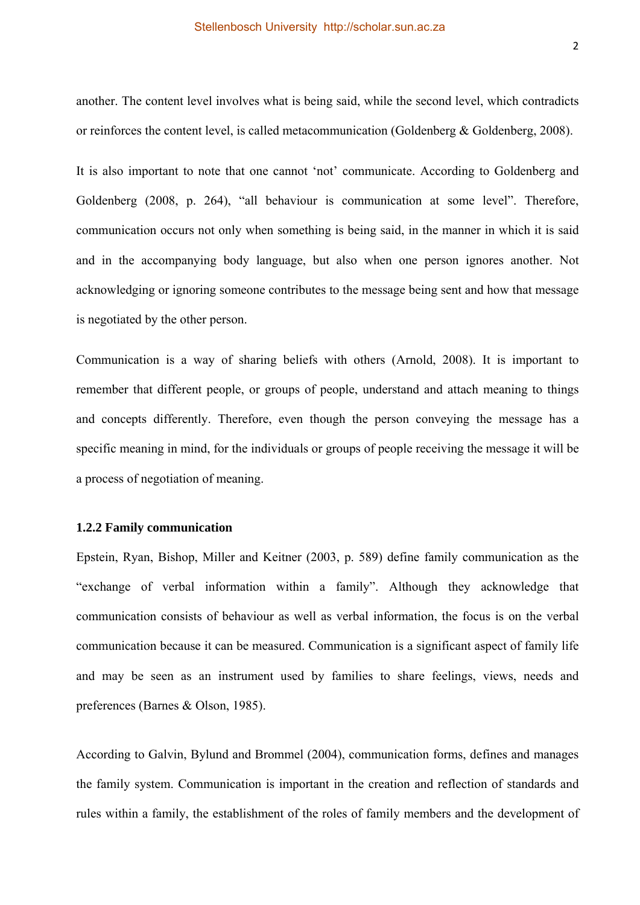another. The content level involves what is being said, while the second level, which contradicts or reinforces the content level, is called metacommunication (Goldenberg & Goldenberg, 2008).

It is also important to note that one cannot 'not' communicate. According to Goldenberg and Goldenberg (2008, p. 264), "all behaviour is communication at some level". Therefore, communication occurs not only when something is being said, in the manner in which it is said and in the accompanying body language, but also when one person ignores another. Not acknowledging or ignoring someone contributes to the message being sent and how that message is negotiated by the other person.

Communication is a way of sharing beliefs with others (Arnold, 2008). It is important to remember that different people, or groups of people, understand and attach meaning to things and concepts differently. Therefore, even though the person conveying the message has a specific meaning in mind, for the individuals or groups of people receiving the message it will be a process of negotiation of meaning.

### 1.2.2 Family communication

Epstein, Ryan, Bishop, Miller and Keitner (2003, p. 589) define family communication as the "exchange of verbal information within a family". Although they acknowledge that communication consists of behaviour as well as verbal information, the focus is on the verbal communication because it can be measured. Communication is a significant aspect of family life and may be seen as an instrument used by families to share feelings, views, needs and preferences (Barnes & Olson, 1985).

According to Galvin, Bylund and Brommel (2004), communication forms, defines and manages the family system. Communication is important in the creation and reflection of standards and rules within a family, the establishment of the roles of family members and the development of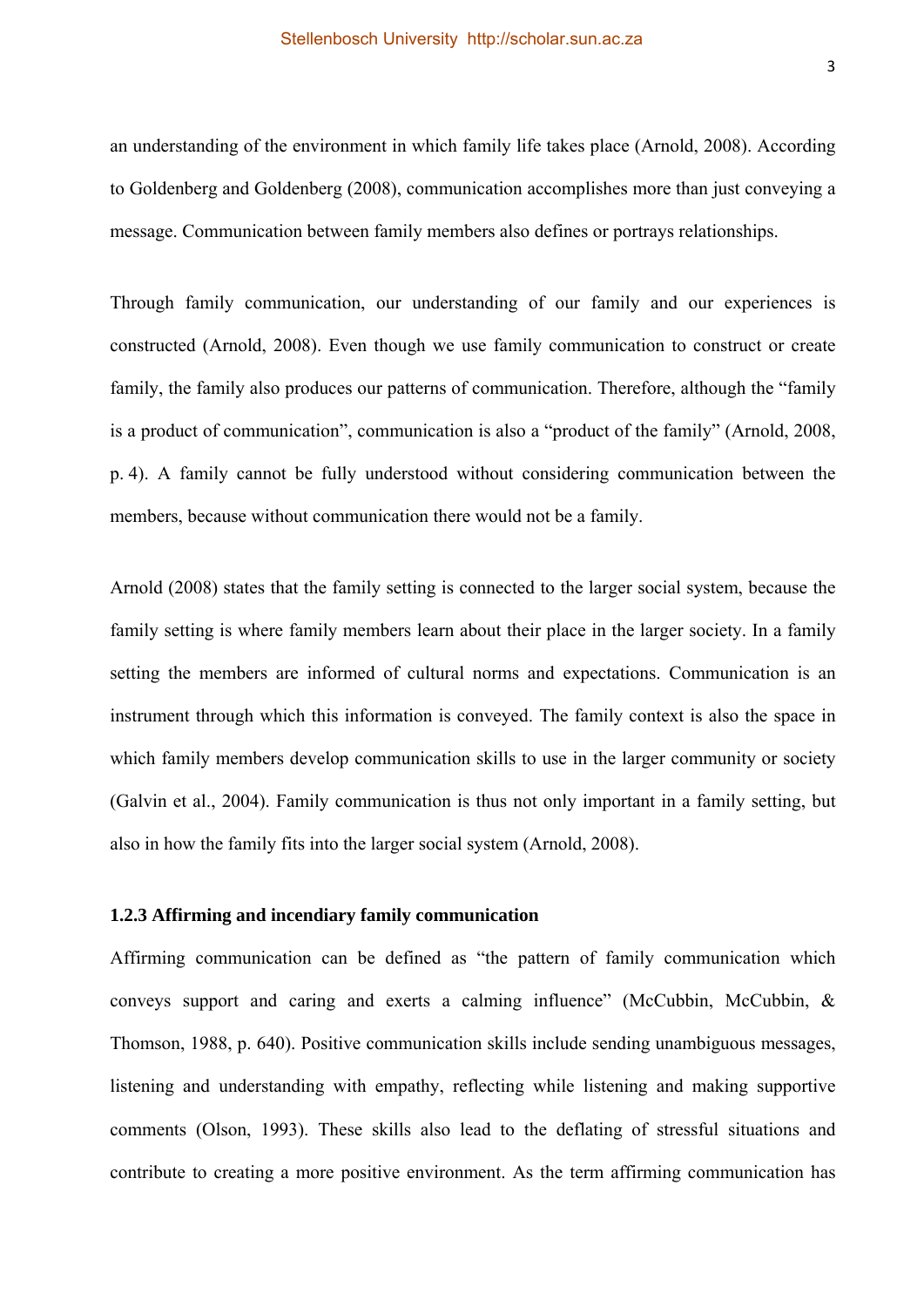an understanding of the environment in which family life takes place (Arnold, 2008). According to Goldenberg and Goldenberg (2008), communication accomplishes more than just conveying a message. Communication between family members also defines or portrays relationships.

Through family communication, our understanding of our family and our experiences is constructed (Arnold, 2008). Even though we use family communication to construct or create family, the family also produces our patterns of communication. Therefore, although the "family is a product of communication", communication is also a "product of the family" (Arnold, 2008, p. 4). A family cannot be fully understood without considering communication between the members, because without communication there would not be a family.

Arnold (2008) states that the family setting is connected to the larger social system, because the family setting is where family members learn about their place in the larger society. In a family setting the members are informed of cultural norms and expectations. Communication is an instrument through which this information is conveyed. The family context is also the space in which family members develop communication skills to use in the larger community or society (Galvin et al., 2004). Family communication is thus not only important in a family setting, but also in how the family fits into the larger social system (Arnold, 2008).

### 1.2.3 Affirming and incendiary family communication

Affirming communication can be defined as "the pattern of family communication which conveys support and caring and exerts a calming influence" (McCubbin, McCubbin, & Thomson, 1988, p. 640). Positive communication skills include sending unambiguous messages, listening and understanding with empathy, reflecting while listening and making supportive comments (Olson, 1993). These skills also lead to the deflating of stressful situations and contribute to creating a more positive environment. As the term affirming communication has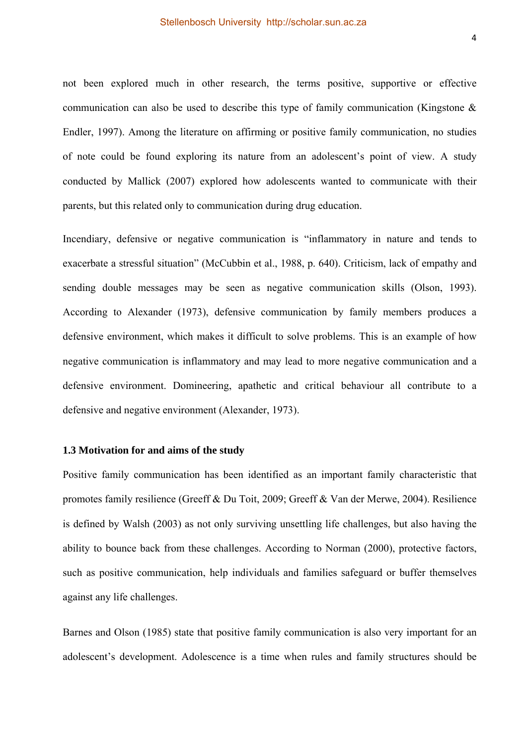not been explored much in other research, the terms positive, supportive or effective communication can also be used to describe this type of family communication (Kingstone & Endler, 1997). Among the literature on affirming or positive family communication, no studies of note could be found exploring its nature from an adolescent's point of view. A study conducted by Mallick (2007) explored how adolescents wanted to communicate with their parents, but this related only to communication during drug education.

Incendiary, defensive or negative communication is "inflammatory in nature and tends to exacerbate a stressful situation" (McCubbin et al., 1988, p. 640). Criticism, lack of empathy and sending double messages may be seen as negative communication skills (Olson, 1993). According to Alexander (1973), defensive communication by family members produces a defensive environment, which makes it difficult to solve problems. This is an example of how negative communication is inflammatory and may lead to more negative communication and a defensive environment. Domineering, apathetic and critical behaviour all contribute to a defensive and negative environment (Alexander, 1973).

### 1.3 Motivation for and aims of the study

Positive family communication has been identified as an important family characteristic that promotes family resilience (Greeff & Du Toit, 2009; Greeff & Van der Merwe, 2004). Resilience is defined by Walsh (2003) as not only surviving unsettling life challenges, but also having the ability to bounce back from these challenges. According to Norman (2000), protective factors, such as positive communication, help individuals and families safeguard or buffer themselves against any life challenges.

Barnes and Olson (1985) state that positive family communication is also very important for an adolescent's development. Adolescence is a time when rules and family structures should be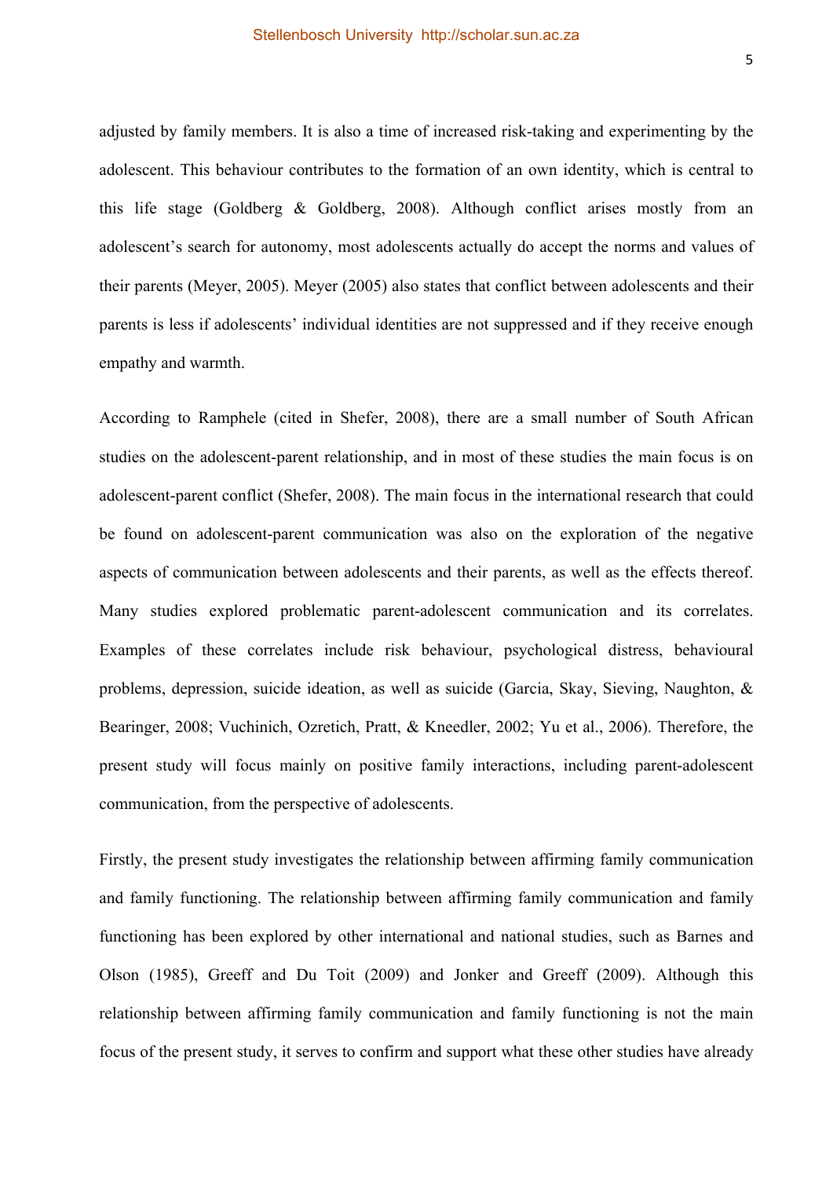adjusted by family members. It is also a time of increased risk-taking and experimenting by the adolescent. This behaviour contributes to the formation of an own identity, which is central to this life stage (Goldberg & Goldberg, 2008). Although conflict arises mostly from an adolescent's search for autonomy, most adolescents actually do accept the norms and values of their parents (Meyer, 2005). Meyer (2005) also states that conflict between adolescents and their parents is less if adolescents' individual identities are not suppressed and if they receive enough empathy and warmth.

According to Ramphele (cited in Shefer, 2008), there are a small number of South African studies on the adolescent-parent relationship, and in most of these studies the main focus is on adolescent-parent conflict (Shefer, 2008). The main focus in the international research that could be found on adolescent-parent communication was also on the exploration of the negative aspects of communication between adolescents and their parents, as well as the effects thereof. Many studies explored problematic parent-adolescent communication and its correlates. Examples of these correlates include risk behaviour, psychological distress, behavioural problems, depression, suicide ideation, as well as suicide (Garcia, Skay, Sieving, Naughton, & Bearinger, 2008; Vuchinich, Ozretich, Pratt, & Kneedler, 2002; Yu et al., 2006). Therefore, the present study will focus mainly on positive family interactions, including parent-adolescent communication, from the perspective of adolescents.

Firstly, the present study investigates the relationship between affirming family communication and family functioning. The relationship between affirming family communication and family functioning has been explored by other international and national studies, such as Barnes and Olson (1985), Greeff and Du Toit (2009) and Jonker and Greeff (2009). Although this relationship between affirming family communication and family functioning is not the main focus of the present study, it serves to confirm and support what these other studies have already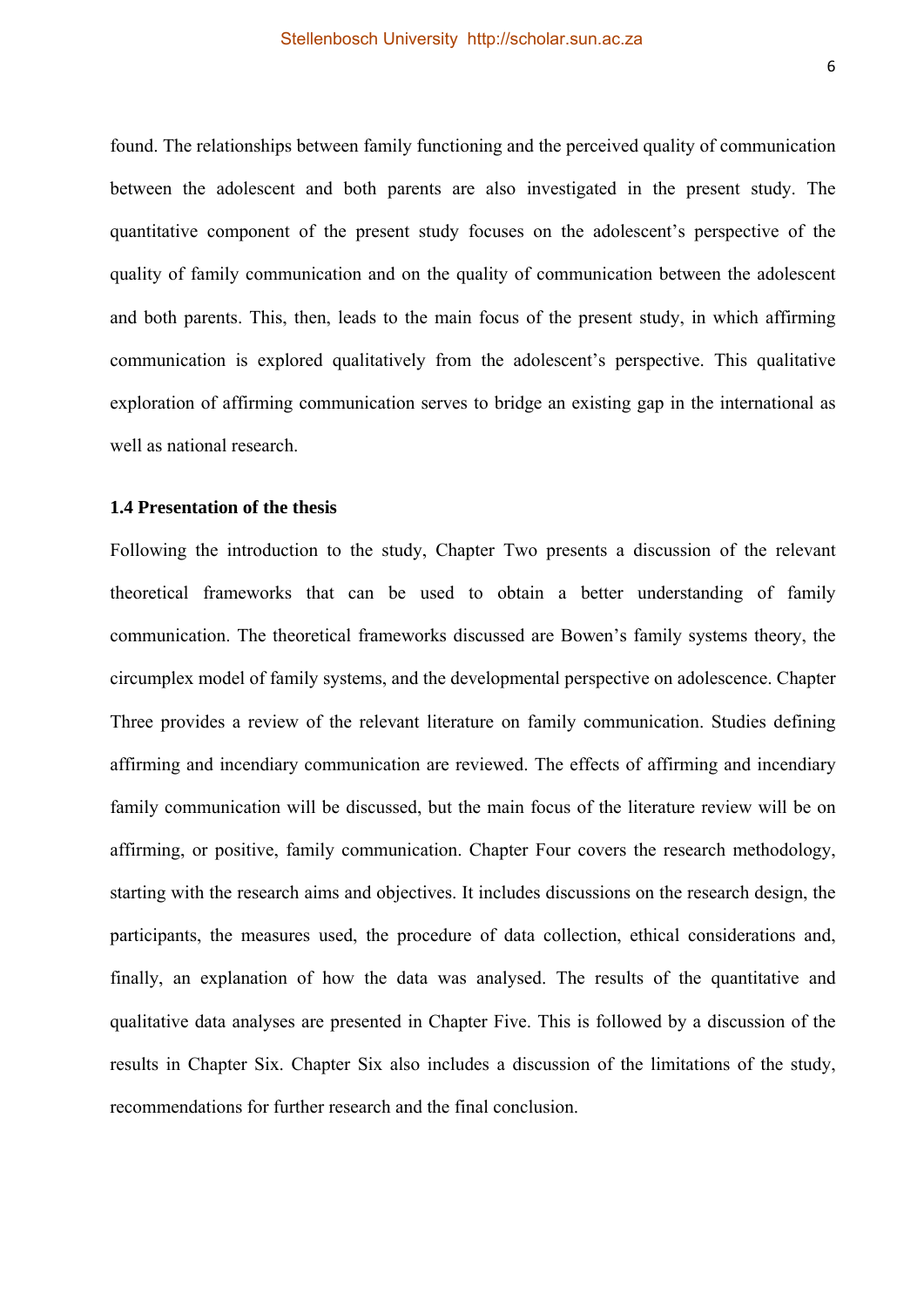found. The relationships between family functioning and the perceived quality of communication between the adolescent and both parents are also investigated in the present study. The quantitative component of the present study focuses on the adolescent's perspective of the quality of family communication and on the quality of communication between the adolescent and both parents. This, then, leads to the main focus of the present study, in which affirming communication is explored qualitatively from the adolescent's perspective. This qualitative exploration of affirming communication serves to bridge an existing gap in the international as well as national research.

### 1.4 Presentation of the thesis

Following the introduction to the study, Chapter Two presents a discussion of the relevant theoretical frameworks that can be used to obtain a better understanding of family communication. The theoretical frameworks discussed are Bowen's family systems theory, the circumplex model of family systems, and the developmental perspective on adolescence. Chapter Three provides a review of the relevant literature on family communication. Studies defining affirming and incendiary communication are reviewed. The effects of affirming and incendiary family communication will be discussed, but the main focus of the literature review will be on affirming, or positive, family communication. Chapter Four covers the research methodology, starting with the research aims and objectives. It includes discussions on the research design, the participants, the measures used, the procedure of data collection, ethical considerations and, finally, an explanation of how the data was analysed. The results of the quantitative and qualitative data analyses are presented in Chapter Five. This is followed by a discussion of the results in Chapter Six. Chapter Six also includes a discussion of the limitations of the study, recommendations for further research and the final conclusion.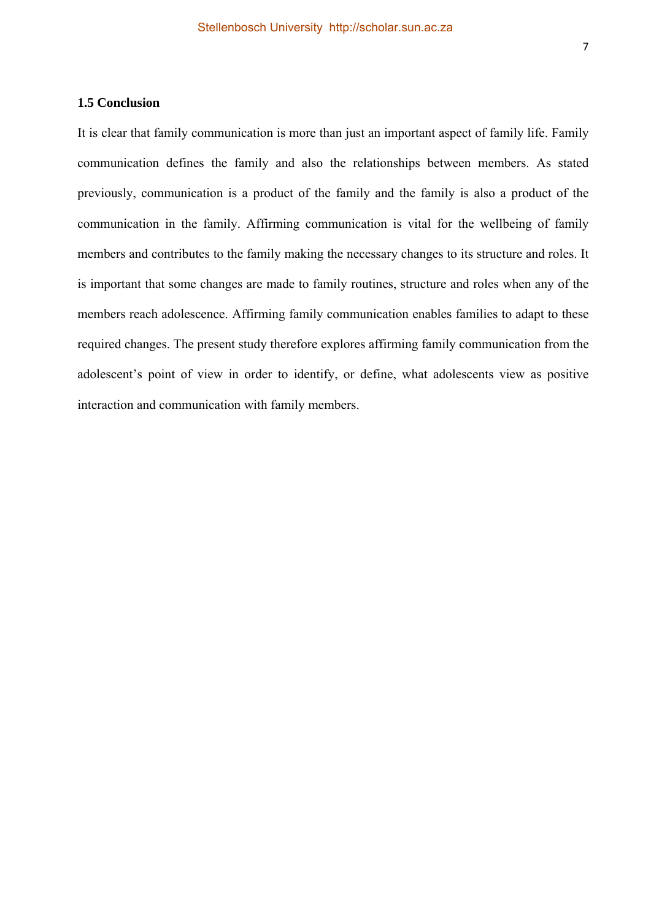### 1.5 Conclusion

It is clear that family communication is more than just an important aspect of family life. Family communication defines the family and also the relationships between members. As stated previously, communication is a product of the family and the family is also a product of the communication in the family. Affirming communication is vital for the wellbeing of family members and contributes to the family making the necessary changes to its structure and roles. It is important that some changes are made to family routines, structure and roles when any of the members reach adolescence. Affirming family communication enables families to adapt to these required changes. The present study therefore explores affirming family communication from the adolescent's point of view in order to identify, or define, what adolescents view as positive interaction and communication with family members.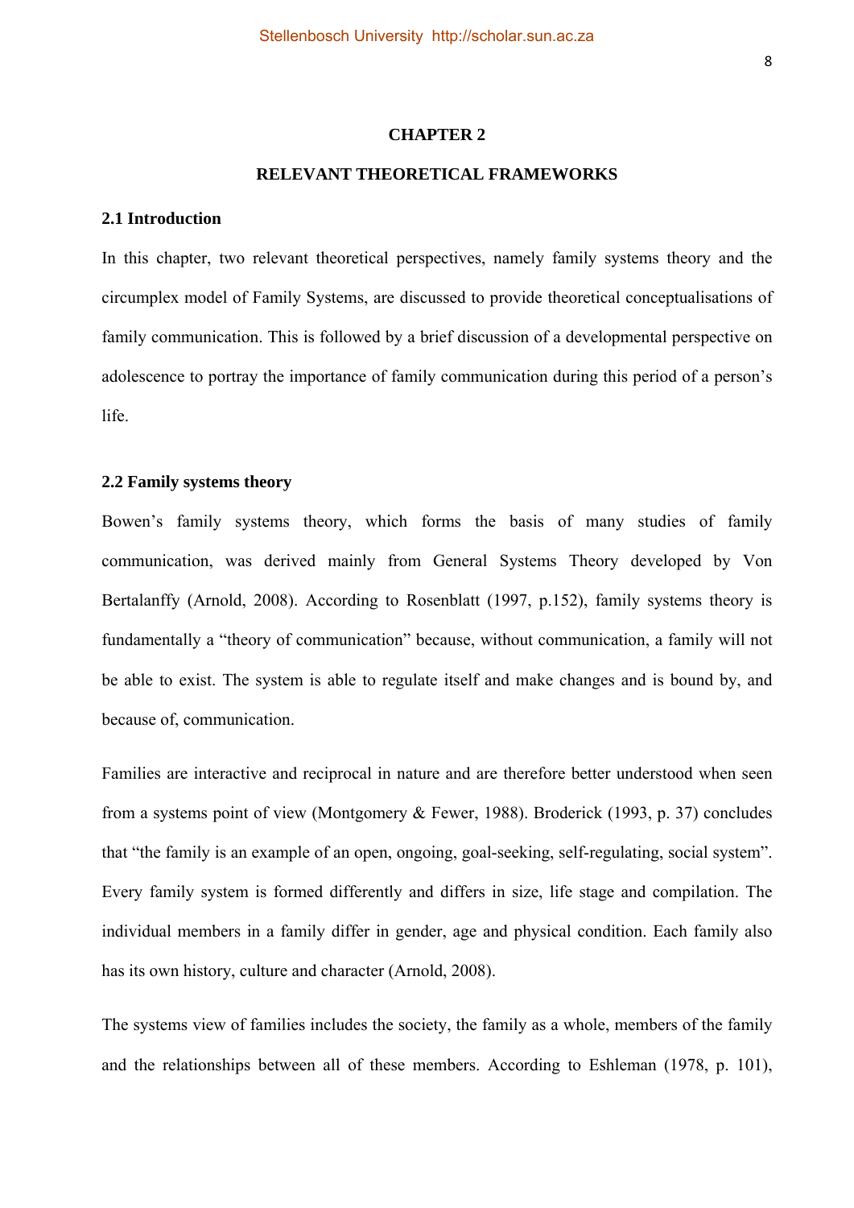# CHAPTER 2

# RELEVANT THEORETICAL FRAMEWORKS

## 2.1 Introduction

In this chapter, two relevant theoretical perspectives, namely family systems theory and the circumplex model of Family Systems, are discussed to provide theoretical conceptualisations of family communication. This is followed by a brief discussion of a developmental perspective on adolescence to portray the importance of family communication during this period of a person's life.

## 2.2 Family systems theory

Bowen's family systems theory, which forms the basis of many studies of family communication, was derived mainly from General Systems Theory developed by Von Bertalanffy (Arnold, 2008). According to Rosenblatt (1997, p.152), family systems theory is fundamentally a "theory of communication" because, without communication, a family will not be able to exist. The system is able to regulate itself and make changes and is bound by, and because of, communication.

Families are interactive and reciprocal in nature and are therefore better understood when seen from a systems point of view (Montgomery & Fewer, 1988). Broderick (1993, p. 37) concludes that "the family is an example of an open, ongoing, goal-seeking, self-regulating, social system". Every family system is formed differently and differs in size, life stage and compilation. The individual members in a family differ in gender, age and physical condition. Each family also has its own history, culture and character (Arnold, 2008).

The systems view of families includes the society, the family as a whole, members of the family and the relationships between all of these members. According to Eshleman (1978, p. 101),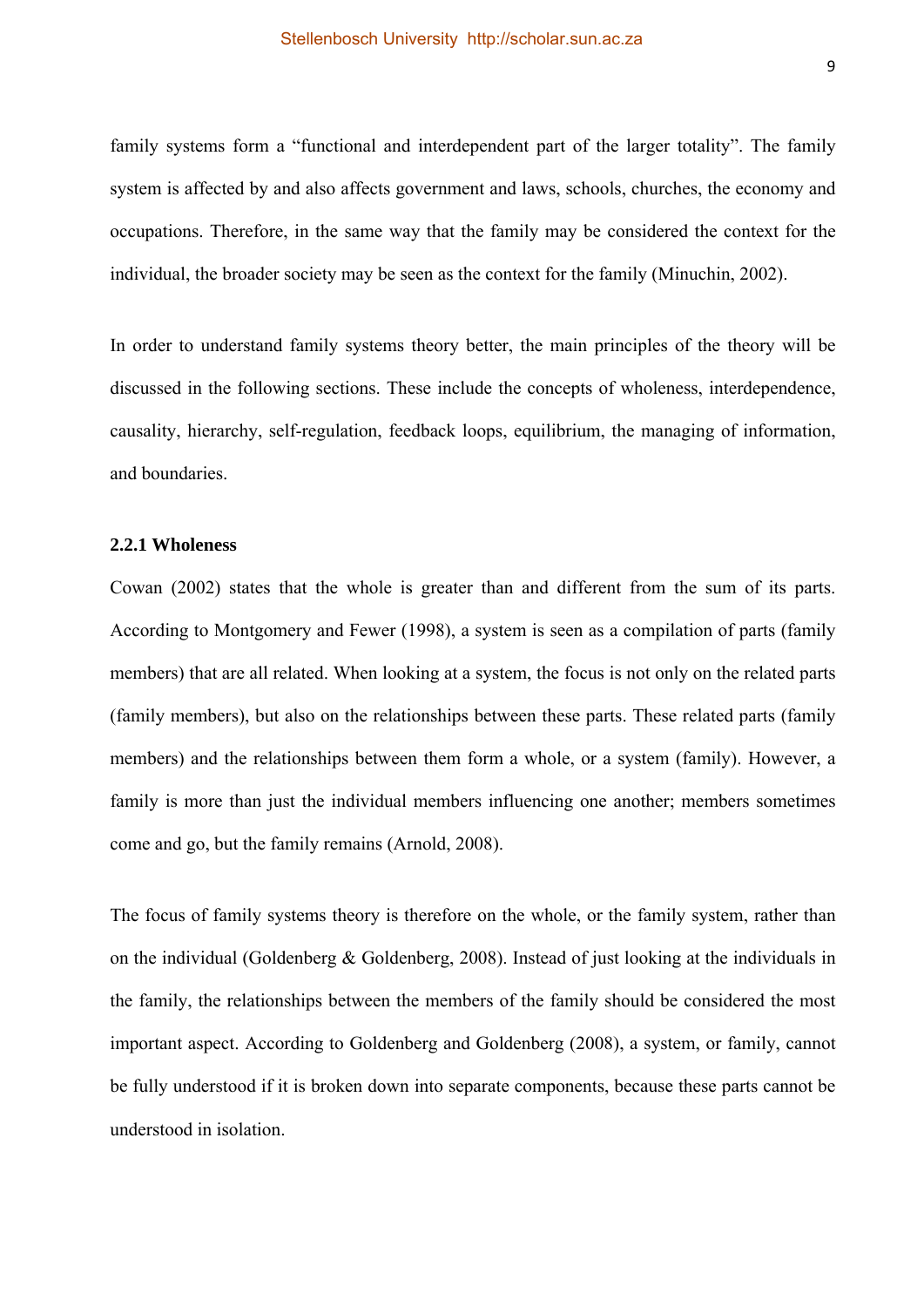family systems form a "functional and interdependent part of the larger totality". The family system is affected by and also affects government and laws, schools, churches, the economy and occupations. Therefore, in the same way that the family may be considered the context for the individual, the broader society may be seen as the context for the family (Minuchin, 2002).

In order to understand family systems theory better, the main principles of the theory will be discussed in the following sections. These include the concepts of wholeness, interdependence, causality, hierarchy, self-regulation, feedback loops, equilibrium, the managing of information, and boundaries.

### 2.2.1 Wholeness

Cowan (2002) states that the whole is greater than and different from the sum of its parts. According to Montgomery and Fewer (1998), a system is seen as a compilation of parts (family members) that are all related. When looking at a system, the focus is not only on the related parts (family members), but also on the relationships between these parts. These related parts (family members) and the relationships between them form a whole, or a system (family). However, a family is more than just the individual members influencing one another; members sometimes come and go, but the family remains (Arnold, 2008).

The focus of family systems theory is therefore on the whole, or the family system, rather than on the individual (Goldenberg & Goldenberg, 2008). Instead of just looking at the individuals in the family, the relationships between the members of the family should be considered the most important aspect. According to Goldenberg and Goldenberg (2008), a system, or family, cannot be fully understood if it is broken down into separate components, because these parts cannot be understood in isolation.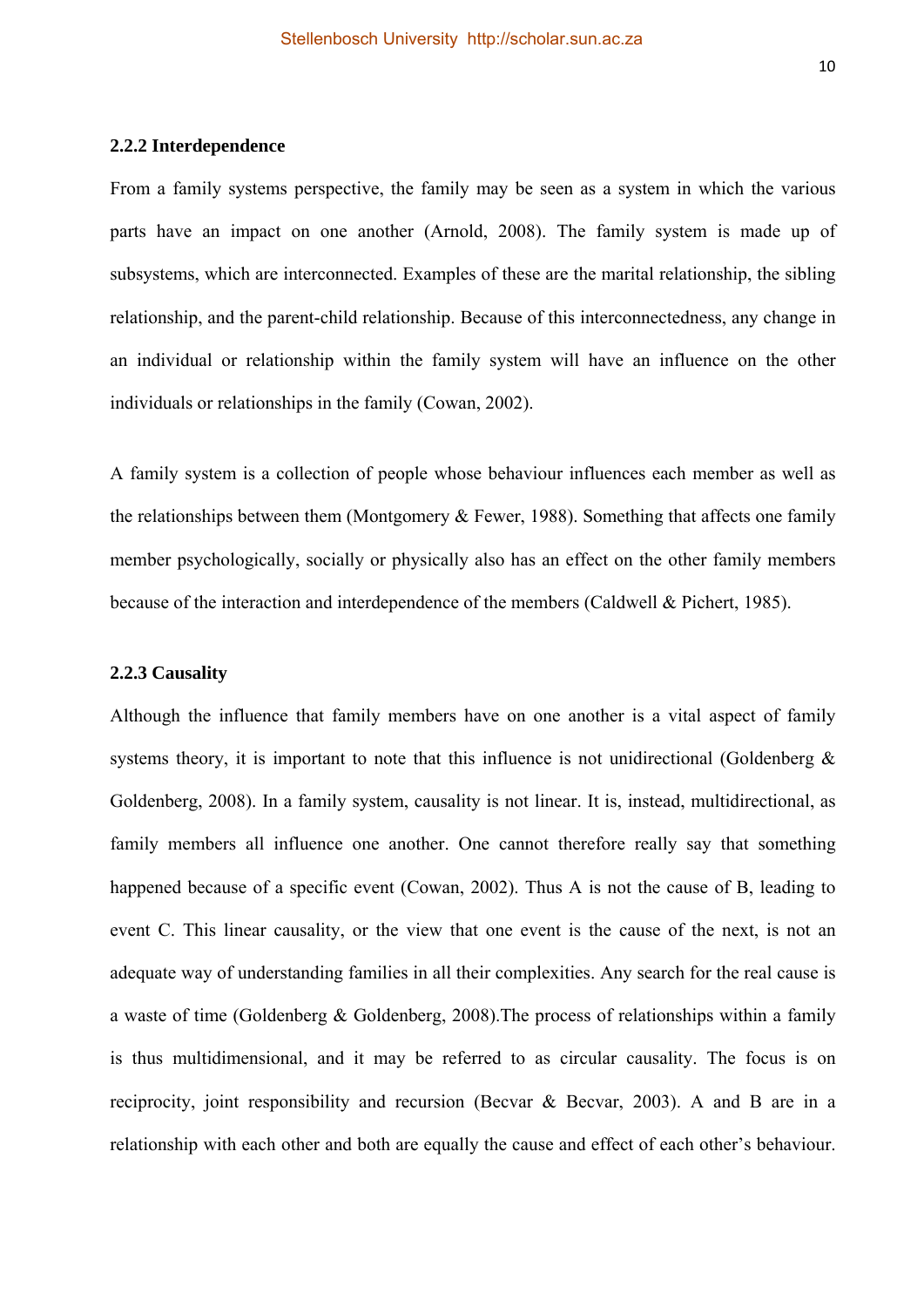### 2.2.2 Interdependence

From a family systems perspective, the family may be seen as a system in which the various parts have an impact on one another (Arnold, 2008). The family system is made up of subsystems, which are interconnected. Examples of these are the marital relationship, the sibling relationship, and the parent-child relationship. Because of this interconnectedness, any change in an individual or relationship within the family system will have an influence on the other individuals or relationships in the family (Cowan, 2002).

A family system is a collection of people whose behaviour influences each member as well as the relationships between them (Montgomery & Fewer, 1988). Something that affects one family member psychologically, socially or physically also has an effect on the other family members because of the interaction and interdependence of the members (Caldwell & Pichert, 1985).

### 2.2.3 Causality

Although the influence that family members have on one another is a vital aspect of family systems theory, it is important to note that this influence is not unidirectional (Goldenberg & Goldenberg, 2008). In a family system, causality is not linear. It is, instead, multidirectional, as family members all influence one another. One cannot therefore really say that something happened because of a specific event (Cowan, 2002). Thus A is not the cause of B, leading to event C. This linear causality, or the view that one event is the cause of the next, is not an adequate way of understanding families in all their complexities. Any search for the real cause is a waste of time (Goldenberg & Goldenberg, 2008).The process of relationships within a family is thus multidimensional, and it may be referred to as circular causality. The focus is on reciprocity, joint responsibility and recursion (Becvar & Becvar, 2003). A and B are in a relationship with each other and both are equally the cause and effect of each other's behaviour.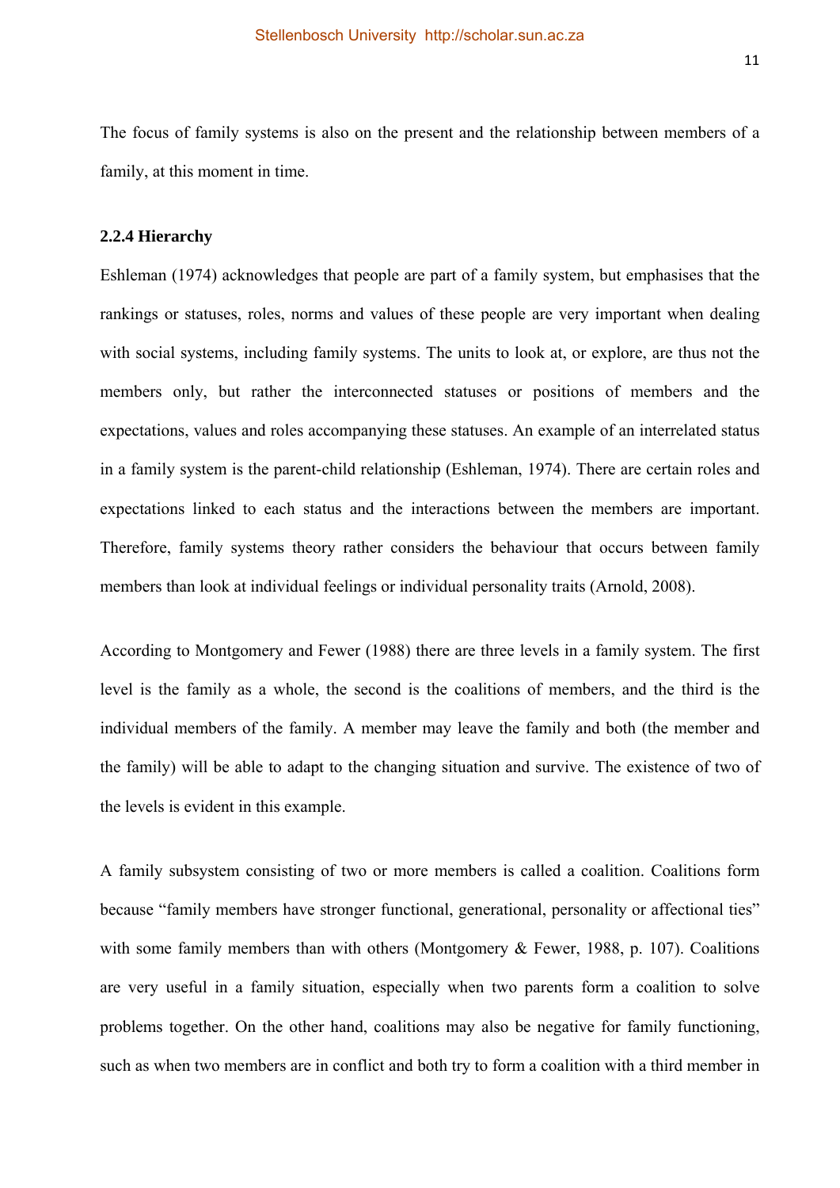The focus of family systems is also on the present and the relationship between members of a family, at this moment in time.

### 2.2.4 Hierarchy

Eshleman (1974) acknowledges that people are part of a family system, but emphasises that the rankings or statuses, roles, norms and values of these people are very important when dealing with social systems, including family systems. The units to look at, or explore, are thus not the members only, but rather the interconnected statuses or positions of members and the expectations, values and roles accompanying these statuses. An example of an interrelated status in a family system is the parent-child relationship (Eshleman, 1974). There are certain roles and expectations linked to each status and the interactions between the members are important. Therefore, family systems theory rather considers the behaviour that occurs between family members than look at individual feelings or individual personality traits (Arnold, 2008).

According to Montgomery and Fewer (1988) there are three levels in a family system. The first level is the family as a whole, the second is the coalitions of members, and the third is the individual members of the family. A member may leave the family and both (the member and the family) will be able to adapt to the changing situation and survive. The existence of two of the levels is evident in this example.

A family subsystem consisting of two or more members is called a coalition. Coalitions form because "family members have stronger functional, generational, personality or affectional ties" with some family members than with others (Montgomery & Fewer, 1988, p. 107). Coalitions are very useful in a family situation, especially when two parents form a coalition to solve problems together. On the other hand, coalitions may also be negative for family functioning, such as when two members are in conflict and both try to form a coalition with a third member in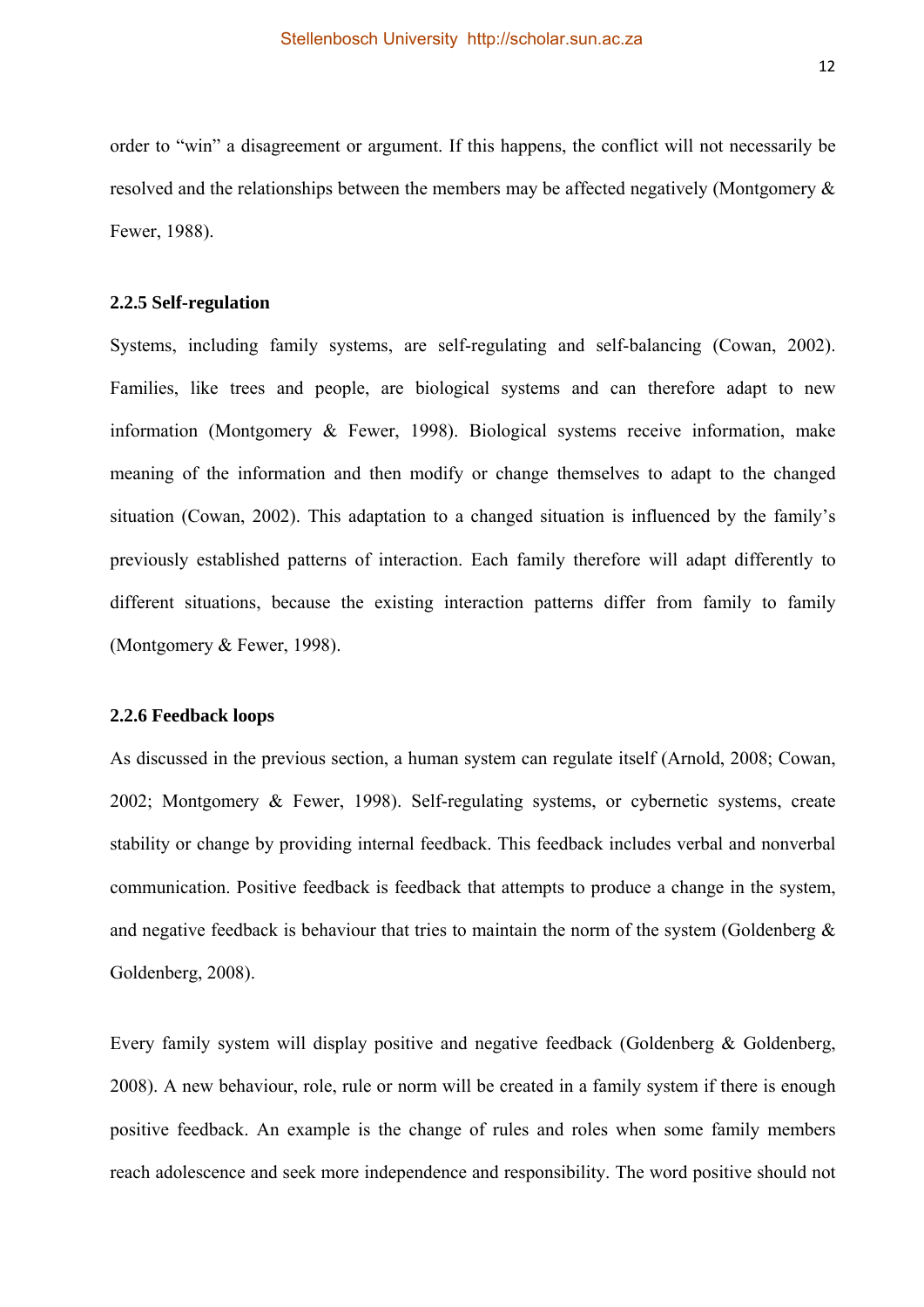order to “win” a disagreement or argument. If this happens, the conflict will not necessarily be resolved and the relationships between the members may be affected negatively (Montgomery & Fewer, 1988).

### 2.2.5 Self-regulation

Systems, including family systems, are self-regulating and self-balancing (Cowan, 2002). Families, like trees and people, are biological systems and can therefore adapt to new information (Montgomery & Fewer, 1998). Biological systems receive information, make meaning of the information and then modify or change themselves to adapt to the changed situation (Cowan, 2002). This adaptation to a changed situation is influenced by the family’s previously established patterns of interaction. Each family therefore will adapt differently to different situations, because the existing interaction patterns differ from family to family (Montgomery & Fewer, 1998).

### 2.2.6 Feedback loops

As discussed in the previous section, a human system can regulate itself (Arnold, 2008; Cowan, 2002; Montgomery & Fewer, 1998). Self-regulating systems, or cybernetic systems, create stability or change by providing internal feedback. This feedback includes verbal and nonverbal communication. Positive feedback is feedback that attempts to produce a change in the system, and negative feedback is behaviour that tries to maintain the norm of the system (Goldenberg & Goldenberg, 2008).

Every family system will display positive and negative feedback (Goldenberg & Goldenberg, 2008). A new behaviour, role, rule or norm will be created in a family system if there is enough positive feedback. An example is the change of rules and roles when some family members reach adolescence and seek more independence and responsibility. The word positive should not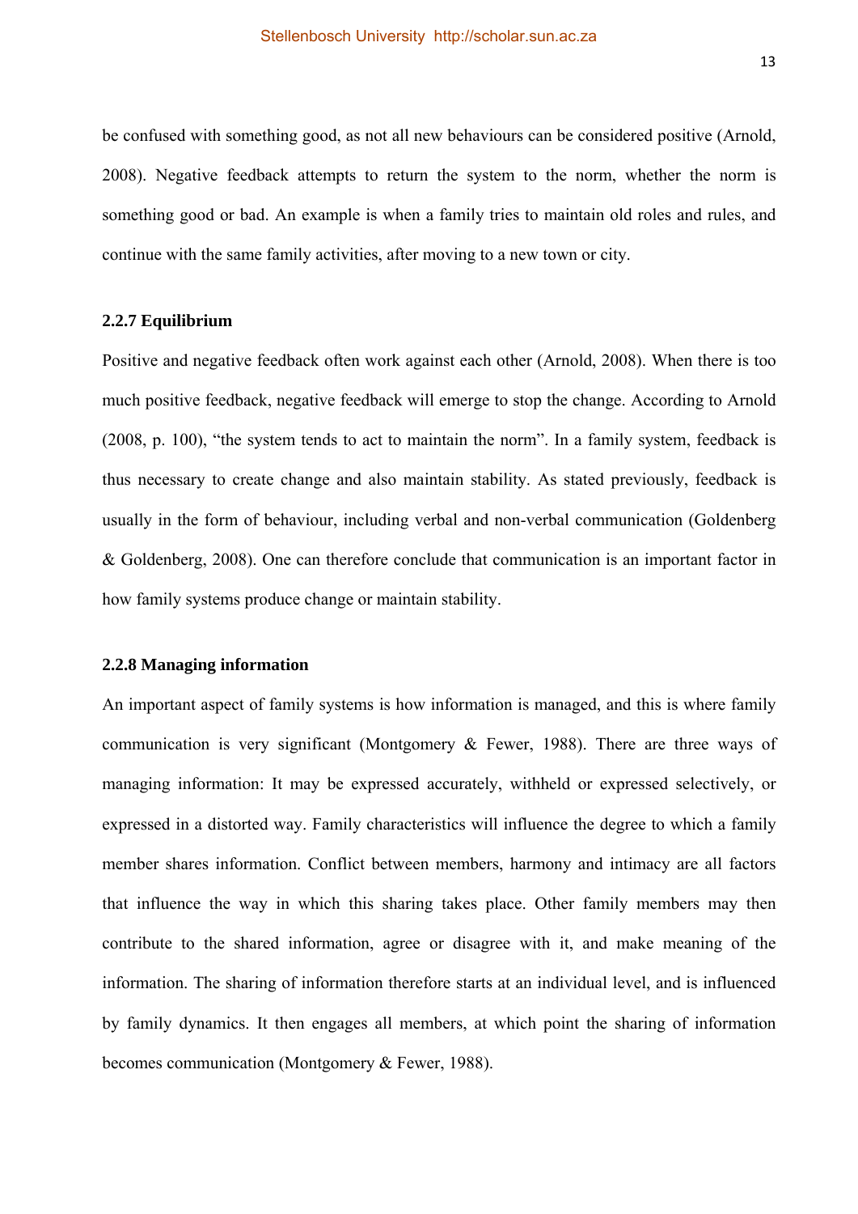be confused with something good, as not all new behaviours can be considered positive (Arnold, 2008). Negative feedback attempts to return the system to the norm, whether the norm is something good or bad. An example is when a family tries to maintain old roles and rules, and continue with the same family activities, after moving to a new town or city.

### 2.2.7 Equilibrium

Positive and negative feedback often work against each other (Arnold, 2008). When there is too much positive feedback, negative feedback will emerge to stop the change. According to Arnold (2008, p. 100), "the system tends to act to maintain the norm". In a family system, feedback is thus necessary to create change and also maintain stability. As stated previously, feedback is usually in the form of behaviour, including verbal and non-verbal communication (Goldenberg & Goldenberg, 2008). One can therefore conclude that communication is an important factor in how family systems produce change or maintain stability.

### 2.2.8 Managing information

An important aspect of family systems is how information is managed, and this is where family communication is very significant (Montgomery & Fewer, 1988). There are three ways of managing information: It may be expressed accurately, withheld or expressed selectively, or expressed in a distorted way. Family characteristics will influence the degree to which a family member shares information. Conflict between members, harmony and intimacy are all factors that influence the way in which this sharing takes place. Other family members may then contribute to the shared information, agree or disagree with it, and make meaning of the information. The sharing of information therefore starts at an individual level, and is influenced by family dynamics. It then engages all members, at which point the sharing of information becomes communication (Montgomery & Fewer, 1988).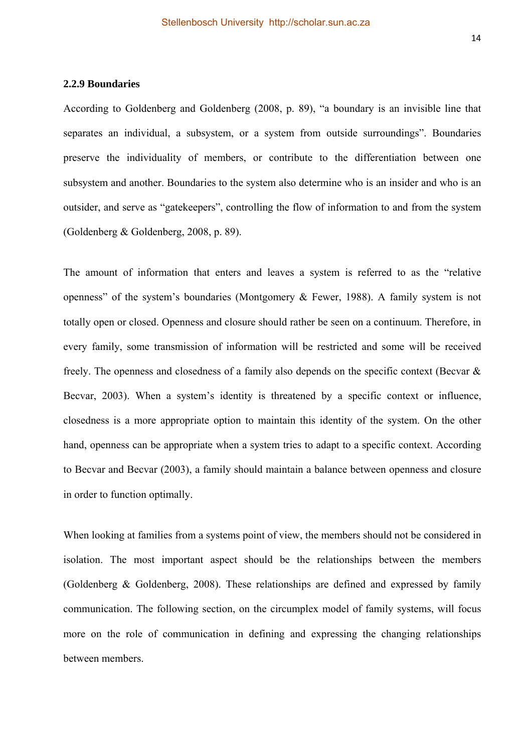### 2.2.9 Boundaries

According to Goldenberg and Goldenberg (2008, p. 89), "a boundary is an invisible line that separates an individual, a subsystem, or a system from outside surroundings". Boundaries preserve the individuality of members, or contribute to the differentiation between one subsystem and another. Boundaries to the system also determine who is an insider and who is an outsider, and serve as "gatekeepers", controlling the flow of information to and from the system (Goldenberg & Goldenberg, 2008, p. 89).

The amount of information that enters and leaves a system is referred to as the "relative openness" of the system's boundaries (Montgomery & Fewer, 1988). A family system is not totally open or closed. Openness and closure should rather be seen on a continuum. Therefore, in every family, some transmission of information will be restricted and some will be received freely. The openness and closedness of a family also depends on the specific context (Becvar & Becvar, 2003). When a system's identity is threatened by a specific context or influence, closedness is a more appropriate option to maintain this identity of the system. On the other hand, openness can be appropriate when a system tries to adapt to a specific context. According to Becvar and Becvar (2003), a family should maintain a balance between openness and closure in order to function optimally.

When looking at families from a systems point of view, the members should not be considered in isolation. The most important aspect should be the relationships between the members (Goldenberg & Goldenberg, 2008). These relationships are defined and expressed by family communication. The following section, on the circumplex model of family systems, will focus more on the role of communication in defining and expressing the changing relationships between members.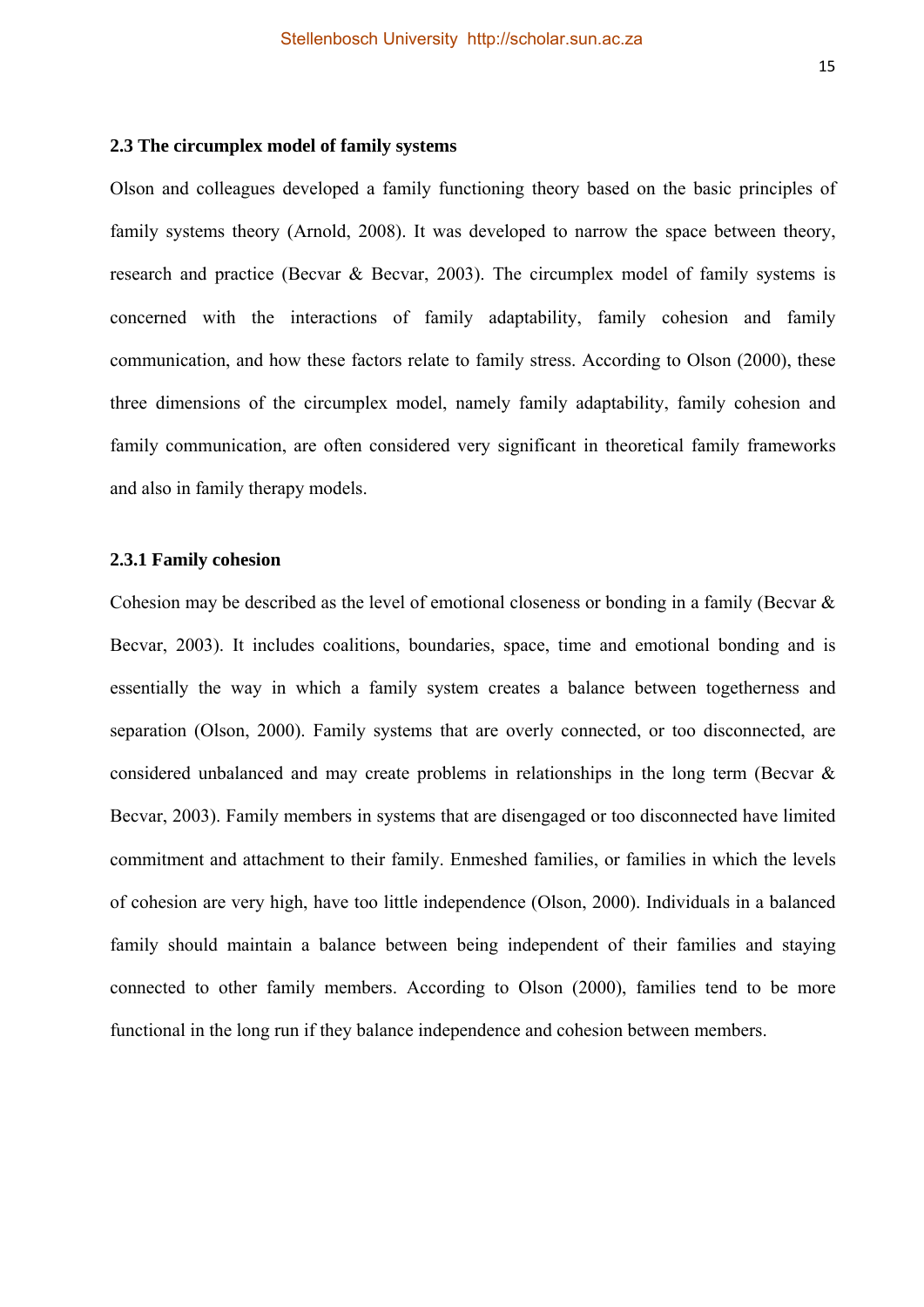## 2.3 The circumplex model of family systems

Olson and colleagues developed a family functioning theory based on the basic principles of family systems theory (Arnold, 2008). It was developed to narrow the space between theory, research and practice (Becvar & Becvar, 2003). The circumplex model of family systems is concerned with the interactions of family adaptability, family cohesion and family communication, and how these factors relate to family stress. According to Olson (2000), these three dimensions of the circumplex model, namely family adaptability, family cohesion and family communication, are often considered very significant in theoretical family frameworks and also in family therapy models.

### 2.3.1 Family cohesion

Cohesion may be described as the level of emotional closeness or bonding in a family (Becvar & Becvar, 2003). It includes coalitions, boundaries, space, time and emotional bonding and is essentially the way in which a family system creates a balance between togetherness and separation (Olson, 2000). Family systems that are overly connected, or too disconnected, are considered unbalanced and may create problems in relationships in the long term (Becvar & Becvar, 2003). Family members in systems that are disengaged or too disconnected have limited commitment and attachment to their family. Enmeshed families, or families in which the levels of cohesion are very high, have too little independence (Olson, 2000). Individuals in a balanced family should maintain a balance between being independent of their families and staying connected to other family members. According to Olson (2000), families tend to be more functional in the long run if they balance independence and cohesion between members.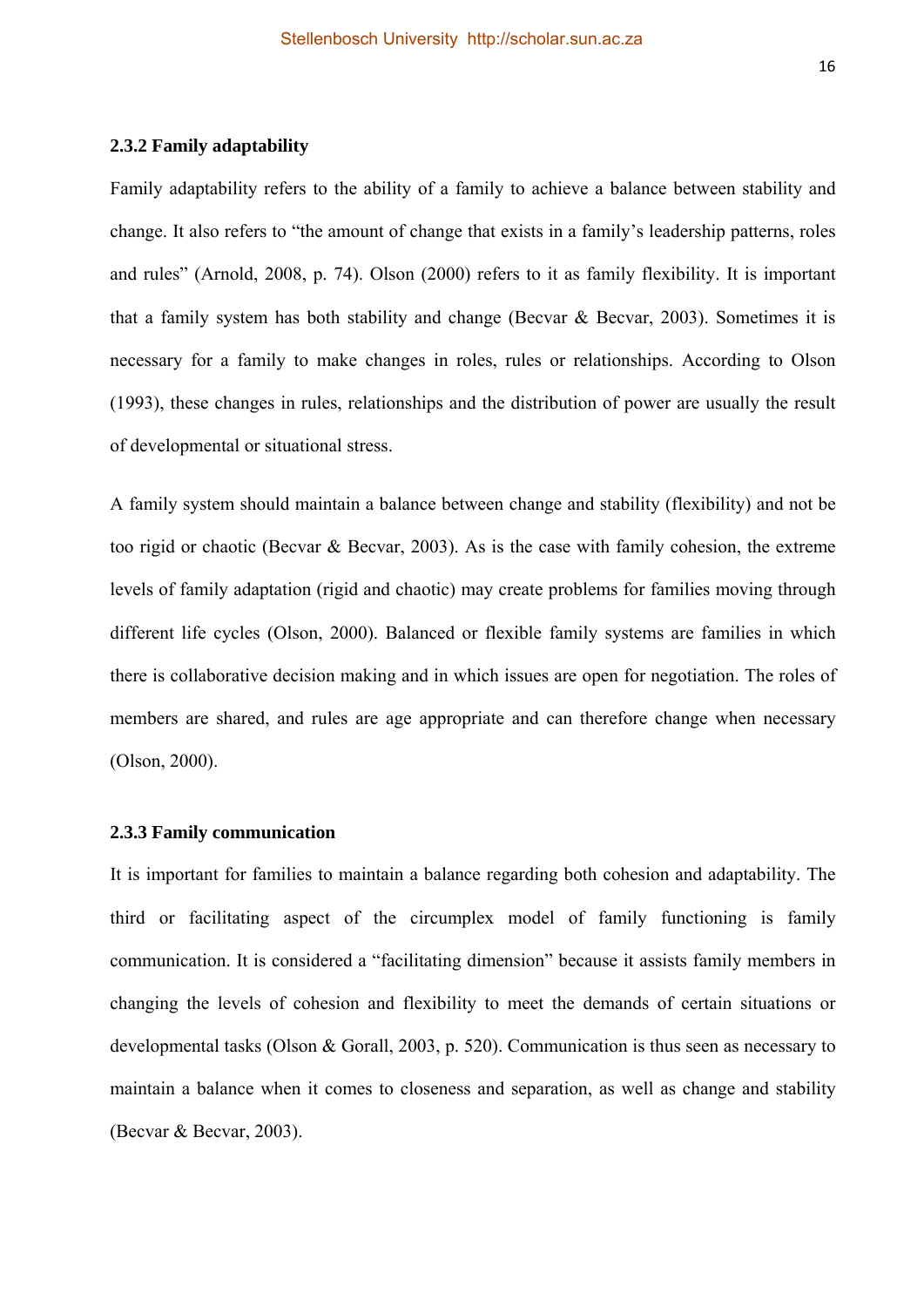### 2.3.2 Family adaptability

Family adaptability refers to the ability of a family to achieve a balance between stability and change. It also refers to "the amount of change that exists in a family's leadership patterns, roles and rules" (Arnold, 2008, p. 74). Olson (2000) refers to it as family flexibility. It is important that a family system has both stability and change (Becvar & Becvar, 2003). Sometimes it is necessary for a family to make changes in roles, rules or relationships. According to Olson (1993), these changes in rules, relationships and the distribution of power are usually the result of developmental or situational stress.

A family system should maintain a balance between change and stability (flexibility) and not be too rigid or chaotic (Becvar & Becvar, 2003). As is the case with family cohesion, the extreme levels of family adaptation (rigid and chaotic) may create problems for families moving through different life cycles (Olson, 2000). Balanced or flexible family systems are families in which there is collaborative decision making and in which issues are open for negotiation. The roles of members are shared, and rules are age appropriate and can therefore change when necessary (Olson, 2000).

### 2.3.3 Family communication

It is important for families to maintain a balance regarding both cohesion and adaptability. The third or facilitating aspect of the circumplex model of family functioning is family communication. It is considered a "facilitating dimension" because it assists family members in changing the levels of cohesion and flexibility to meet the demands of certain situations or developmental tasks (Olson & Gorall, 2003, p. 520). Communication is thus seen as necessary to maintain a balance when it comes to closeness and separation, as well as change and stability (Becvar & Becvar, 2003).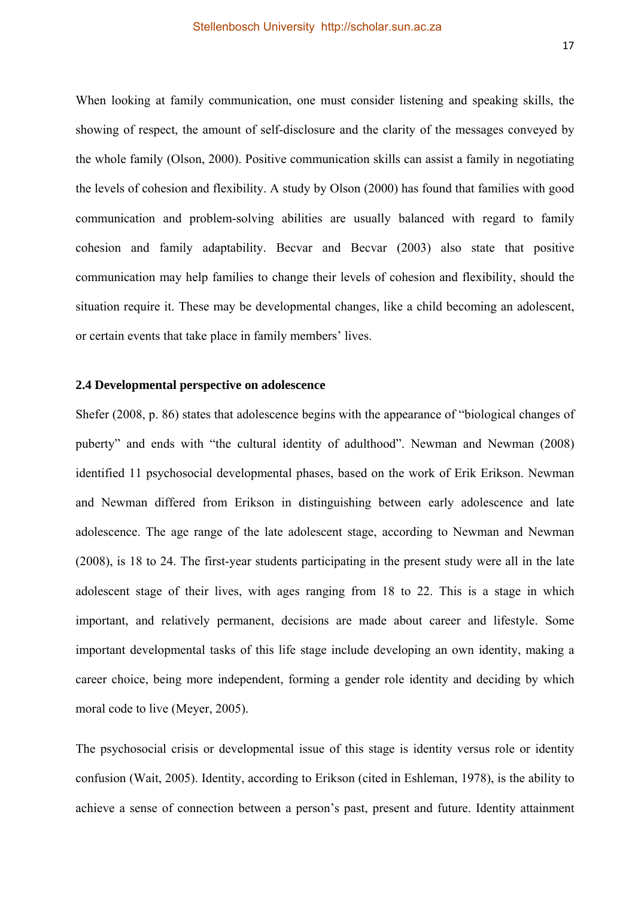When looking at family communication, one must consider listening and speaking skills, the showing of respect, the amount of self-disclosure and the clarity of the messages conveyed by the whole family (Olson, 2000). Positive communication skills can assist a family in negotiating the levels of cohesion and flexibility. A study by Olson (2000) has found that families with good communication and problem-solving abilities are usually balanced with regard to family cohesion and family adaptability. Becvar and Becvar (2003) also state that positive communication may help families to change their levels of cohesion and flexibility, should the situation require it. These may be developmental changes, like a child becoming an adolescent, or certain events that take place in family members' lives.

### 2.4 Developmental perspective on adolescence

Shefer (2008, p. 86) states that adolescence begins with the appearance of "biological changes of puberty" and ends with "the cultural identity of adulthood". Newman and Newman (2008) identified 11 psychosocial developmental phases, based on the work of Erik Erikson. Newman and Newman differed from Erikson in distinguishing between early adolescence and late adolescence. The age range of the late adolescent stage, according to Newman and Newman (2008), is 18 to 24. The first-year students participating in the present study were all in the late adolescent stage of their lives, with ages ranging from 18 to 22. This is a stage in which important, and relatively permanent, decisions are made about career and lifestyle. Some important developmental tasks of this life stage include developing an own identity, making a career choice, being more independent, forming a gender role identity and deciding by which moral code to live (Meyer, 2005).

The psychosocial crisis or developmental issue of this stage is identity versus role or identity confusion (Wait, 2005). Identity, according to Erikson (cited in Eshleman, 1978), is the ability to achieve a sense of connection between a person's past, present and future. Identity attainment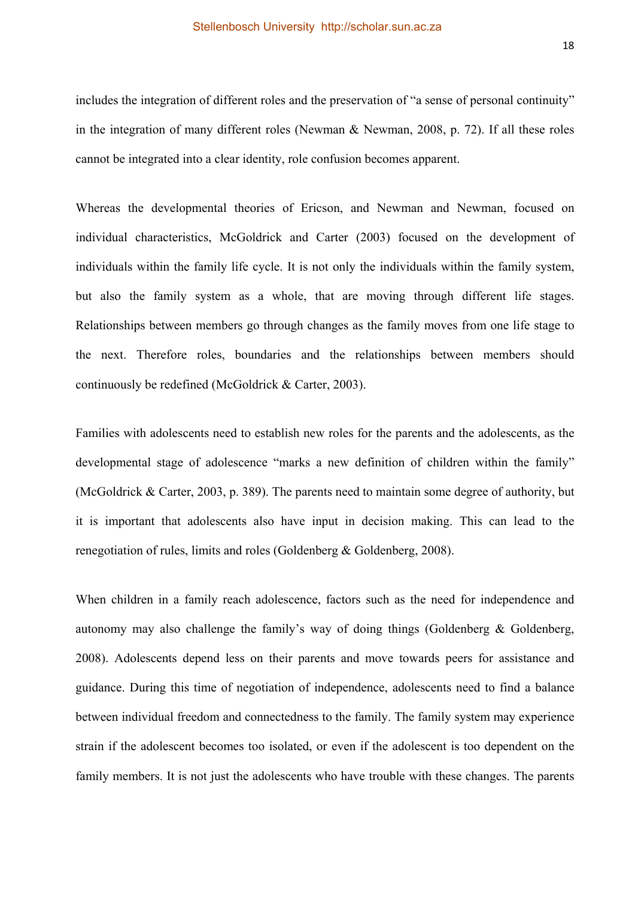includes the integration of different roles and the preservation of “a sense of personal continuity” in the integration of many different roles (Newman & Newman, 2008, p. 72). If all these roles cannot be integrated into a clear identity, role confusion becomes apparent.

Whereas the developmental theories of Ericson, and Newman and Newman, focused on individual characteristics, McGoldrick and Carter (2003) focused on the development of individuals within the family life cycle. It is not only the individuals within the family system, but also the family system as a whole, that are moving through different life stages. Relationships between members go through changes as the family moves from one life stage to the next. Therefore roles, boundaries and the relationships between members should continuously be redefined (McGoldrick & Carter, 2003).

Families with adolescents need to establish new roles for the parents and the adolescents, as the developmental stage of adolescence “marks a new definition of children within the family” (McGoldrick & Carter, 2003, p. 389). The parents need to maintain some degree of authority, but it is important that adolescents also have input in decision making. This can lead to the renegotiation of rules, limits and roles (Goldenberg & Goldenberg, 2008).

When children in a family reach adolescence, factors such as the need for independence and autonomy may also challenge the family’s way of doing things (Goldenberg & Goldenberg, 2008). Adolescents depend less on their parents and move towards peers for assistance and guidance. During this time of negotiation of independence, adolescents need to find a balance between individual freedom and connectedness to the family. The family system may experience strain if the adolescent becomes too isolated, or even if the adolescent is too dependent on the family members. It is not just the adolescents who have trouble with these changes. The parents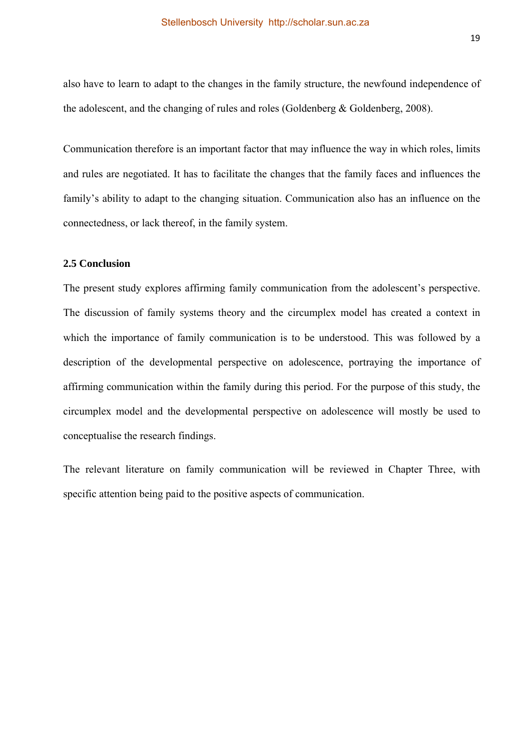also have to learn to adapt to the changes in the family structure, the newfound independence of the adolescent, and the changing of rules and roles (Goldenberg & Goldenberg, 2008).

Communication therefore is an important factor that may influence the way in which roles, limits and rules are negotiated. It has to facilitate the changes that the family faces and influences the family's ability to adapt to the changing situation. Communication also has an influence on the connectedness, or lack thereof, in the family system.

### 2.5 Conclusion

The present study explores affirming family communication from the adolescent's perspective. The discussion of family systems theory and the circumplex model has created a context in which the importance of family communication is to be understood. This was followed by a description of the developmental perspective on adolescence, portraying the importance of affirming communication within the family during this period. For the purpose of this study, the circumplex model and the developmental perspective on adolescence will mostly be used to conceptualise the research findings.

The relevant literature on family communication will be reviewed in Chapter Three, with specific attention being paid to the positive aspects of communication.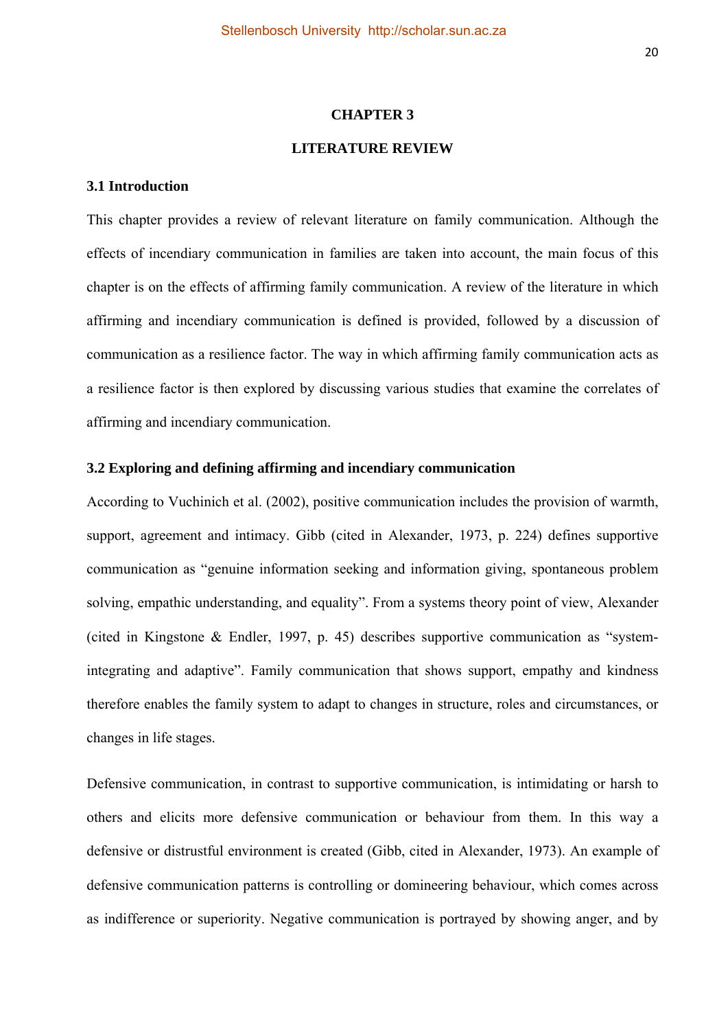# CHAPTER 3

# LITERATURE REVIEW

## 3.1 Introduction

This chapter provides a review of relevant literature on family communication. Although the effects of incendiary communication in families are taken into account, the main focus of this chapter is on the effects of affirming family communication. A review of the literature in which affirming and incendiary communication is defined is provided, followed by a discussion of communication as a resilience factor. The way in which affirming family communication acts as a resilience factor is then explored by discussing various studies that examine the correlates of affirming and incendiary communication.

## 3.2 Exploring and defining affirming and incendiary communication

According to Vuchinich et al. (2002), positive communication includes the provision of warmth, support, agreement and intimacy. Gibb (cited in Alexander, 1973, p. 224) defines supportive communication as "genuine information seeking and information giving, spontaneous problem solving, empathic understanding, and equality". From a systems theory point of view, Alexander (cited in Kingstone & Endler, 1997, p. 45) describes supportive communication as "system-integrating and adaptive". Family communication that shows support, empathy and kindness therefore enables the family system to adapt to changes in structure, roles and circumstances, or changes in life stages.

Defensive communication, in contrast to supportive communication, is intimidating or harsh to others and elicits more defensive communication or behaviour from them. In this way a defensive or distrustful environment is created (Gibb, cited in Alexander, 1973). An example of defensive communication patterns is controlling or domineering behaviour, which comes across as indifference or superiority. Negative communication is portrayed by showing anger, and by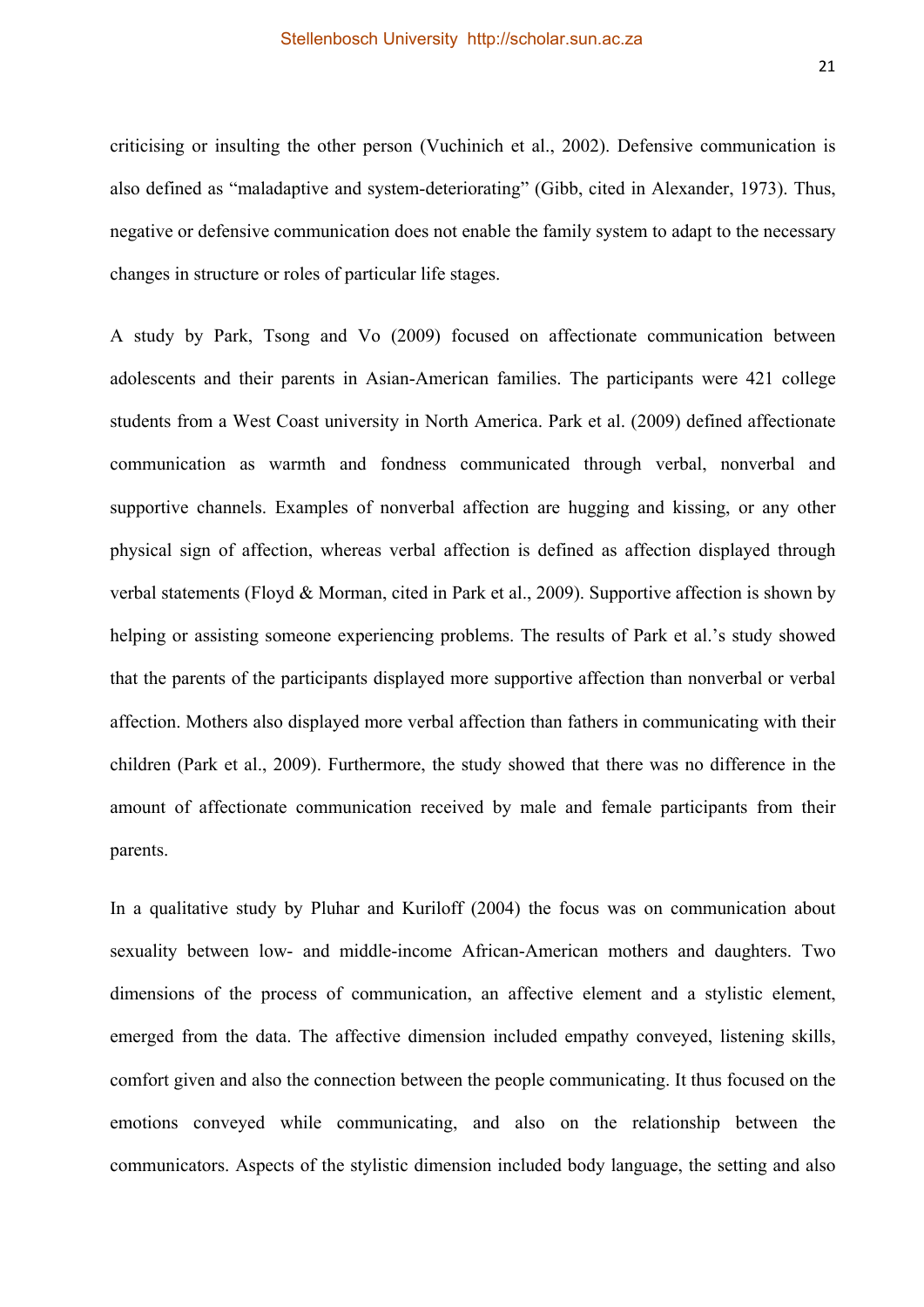criticising or insulting the other person (Vuchinich et al., 2002). Defensive communication is also defined as "maladaptive and system-deteriorating" (Gibb, cited in Alexander, 1973). Thus, negative or defensive communication does not enable the family system to adapt to the necessary changes in structure or roles of particular life stages.

A study by Park, Tsong and Vo (2009) focused on affectionate communication between adolescents and their parents in Asian-American families. The participants were 421 college students from a West Coast university in North America. Park et al. (2009) defined affectionate communication as warmth and fondness communicated through verbal, nonverbal and supportive channels. Examples of nonverbal affection are hugging and kissing, or any other physical sign of affection, whereas verbal affection is defined as affection displayed through verbal statements (Floyd & Morman, cited in Park et al., 2009). Supportive affection is shown by helping or assisting someone experiencing problems. The results of Park et al.'s study showed that the parents of the participants displayed more supportive affection than nonverbal or verbal affection. Mothers also displayed more verbal affection than fathers in communicating with their children (Park et al., 2009). Furthermore, the study showed that there was no difference in the amount of affectionate communication received by male and female participants from their parents.

In a qualitative study by Pluhar and Kuriloff (2004) the focus was on communication about sexuality between low- and middle-income African-American mothers and daughters. Two dimensions of the process of communication, an affective element and a stylistic element, emerged from the data. The affective dimension included empathy conveyed, listening skills, comfort given and also the connection between the people communicating. It thus focused on the emotions conveyed while communicating, and also on the relationship between the communicators. Aspects of the stylistic dimension included body language, the setting and also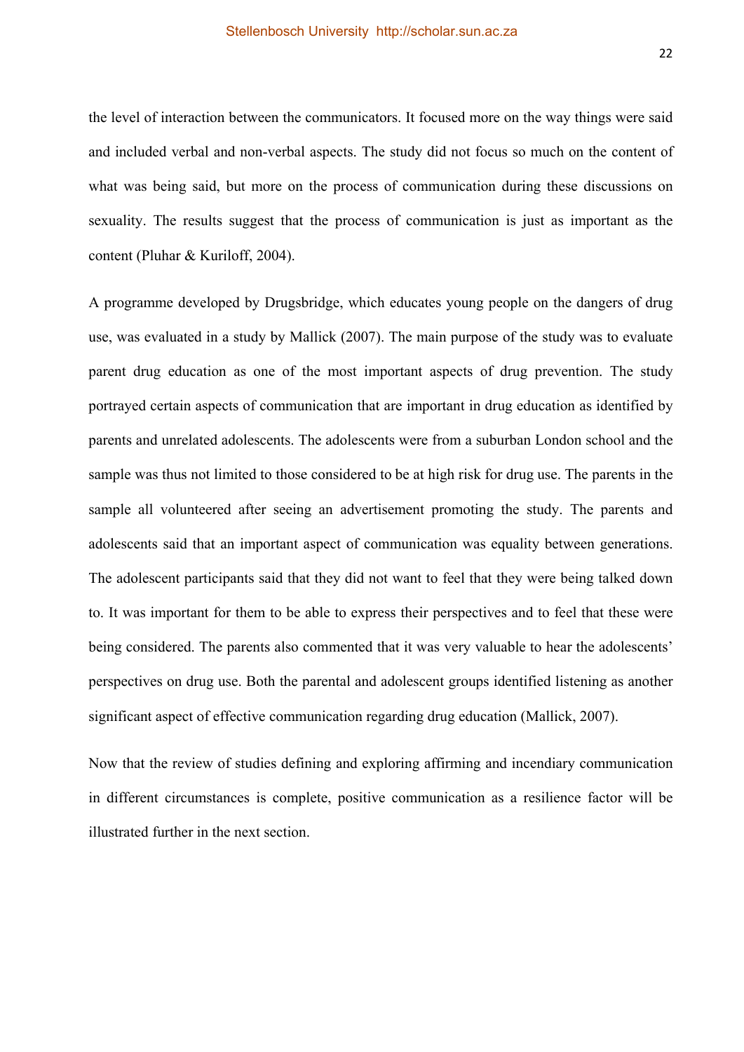the level of interaction between the communicators. It focused more on the way things were said and included verbal and non-verbal aspects. The study did not focus so much on the content of what was being said, but more on the process of communication during these discussions on sexuality. The results suggest that the process of communication is just as important as the content (Pluhar & Kuriloff, 2004).

A programme developed by Drugsbridge, which educates young people on the dangers of drug use, was evaluated in a study by Mallick (2007). The main purpose of the study was to evaluate parent drug education as one of the most important aspects of drug prevention. The study portrayed certain aspects of communication that are important in drug education as identified by parents and unrelated adolescents. The adolescents were from a suburban London school and the sample was thus not limited to those considered to be at high risk for drug use. The parents in the sample all volunteered after seeing an advertisement promoting the study. The parents and adolescents said that an important aspect of communication was equality between generations. The adolescent participants said that they did not want to feel that they were being talked down to. It was important for them to be able to express their perspectives and to feel that these were being considered. The parents also commented that it was very valuable to hear the adolescents' perspectives on drug use. Both the parental and adolescent groups identified listening as another significant aspect of effective communication regarding drug education (Mallick, 2007).

Now that the review of studies defining and exploring affirming and incendiary communication in different circumstances is complete, positive communication as a resilience factor will be illustrated further in the next section.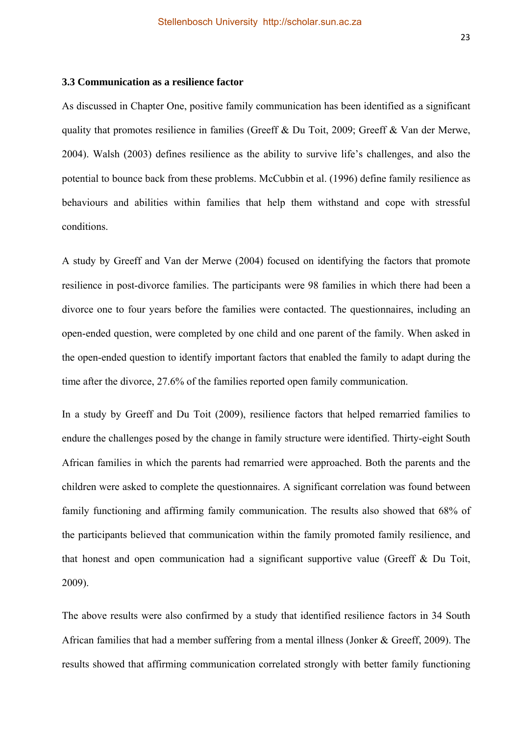### 3.3 Communication as a resilience factor

As discussed in Chapter One, positive family communication has been identified as a significant quality that promotes resilience in families (Greeff & Du Toit, 2009; Greeff & Van der Merwe, 2004). Walsh (2003) defines resilience as the ability to survive life's challenges, and also the potential to bounce back from these problems. McCubbin et al. (1996) define family resilience as behaviours and abilities within families that help them withstand and cope with stressful conditions.

A study by Greeff and Van der Merwe (2004) focused on identifying the factors that promote resilience in post-divorce families. The participants were 98 families in which there had been a divorce one to four years before the families were contacted. The questionnaires, including an open-ended question, were completed by one child and one parent of the family. When asked in the open-ended question to identify important factors that enabled the family to adapt during the time after the divorce, 27.6% of the families reported open family communication.

In a study by Greeff and Du Toit (2009), resilience factors that helped remarried families to endure the challenges posed by the change in family structure were identified. Thirty-eight South African families in which the parents had remarried were approached. Both the parents and the children were asked to complete the questionnaires. A significant correlation was found between family functioning and affirming family communication. The results also showed that 68% of the participants believed that communication within the family promoted family resilience, and that honest and open communication had a significant supportive value (Greeff & Du Toit, 2009).

The above results were also confirmed by a study that identified resilience factors in 34 South African families that had a member suffering from a mental illness (Jonker & Greeff, 2009). The results showed that affirming communication correlated strongly with better family functioning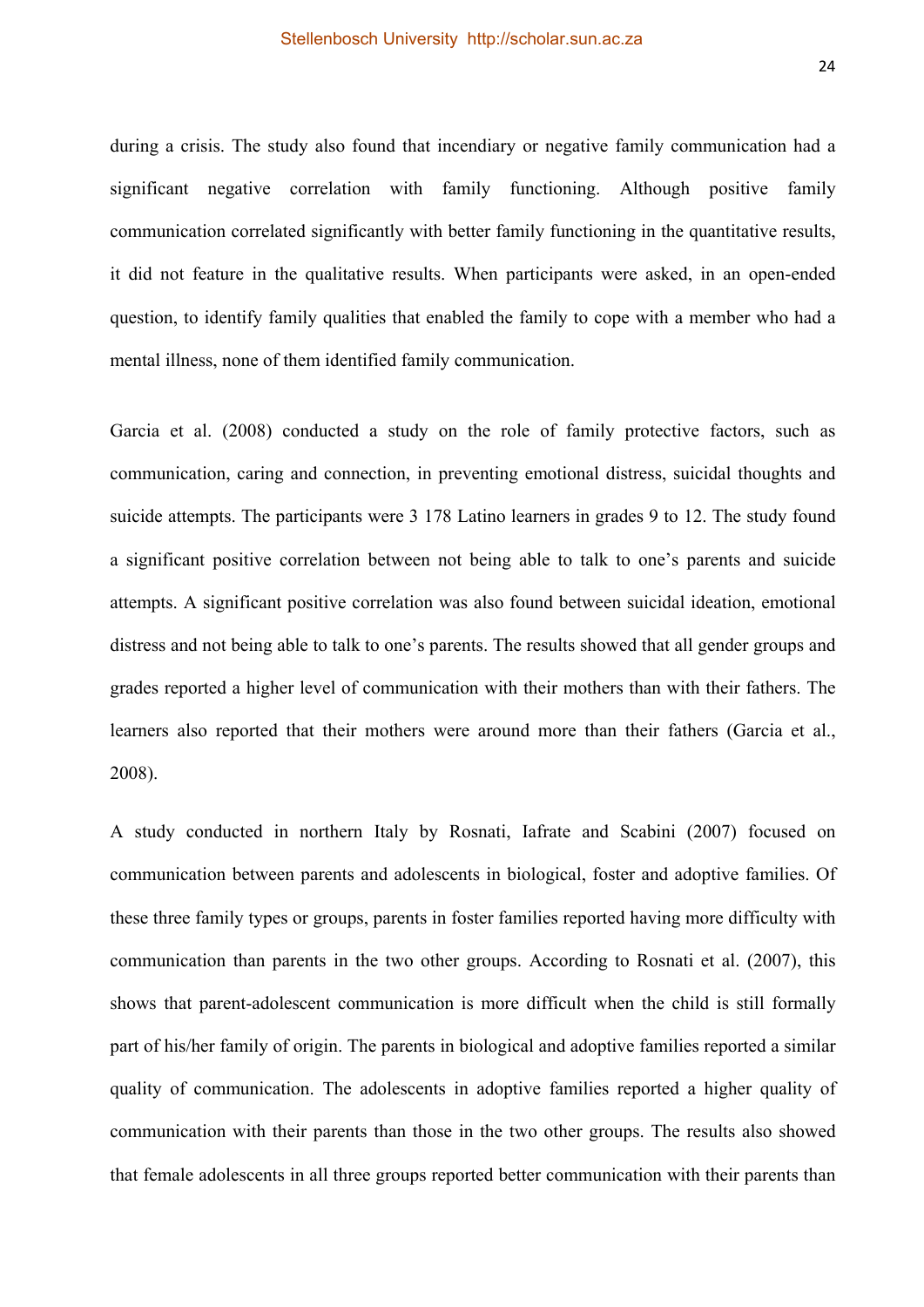during a crisis. The study also found that incendiary or negative family communication had a significant negative correlation with family functioning. Although positive family communication correlated significantly with better family functioning in the quantitative results, it did not feature in the qualitative results. When participants were asked, in an open-ended question, to identify family qualities that enabled the family to cope with a member who had a mental illness, none of them identified family communication.

Garcia et al. (2008) conducted a study on the role of family protective factors, such as communication, caring and connection, in preventing emotional distress, suicidal thoughts and suicide attempts. The participants were 3 178 Latino learners in grades 9 to 12. The study found a significant positive correlation between not being able to talk to one's parents and suicide attempts. A significant positive correlation was also found between suicidal ideation, emotional distress and not being able to talk to one's parents. The results showed that all gender groups and grades reported a higher level of communication with their mothers than with their fathers. The learners also reported that their mothers were around more than their fathers (Garcia et al., 2008).

A study conducted in northern Italy by Rosnati, Iafrate and Scabini (2007) focused on communication between parents and adolescents in biological, foster and adoptive families. Of these three family types or groups, parents in foster families reported having more difficulty with communication than parents in the two other groups. According to Rosnati et al. (2007), this shows that parent-adolescent communication is more difficult when the child is still formally part of his/her family of origin. The parents in biological and adoptive families reported a similar quality of communication. The adolescents in adoptive families reported a higher quality of communication with their parents than those in the two other groups. The results also showed that female adolescents in all three groups reported better communication with their parents than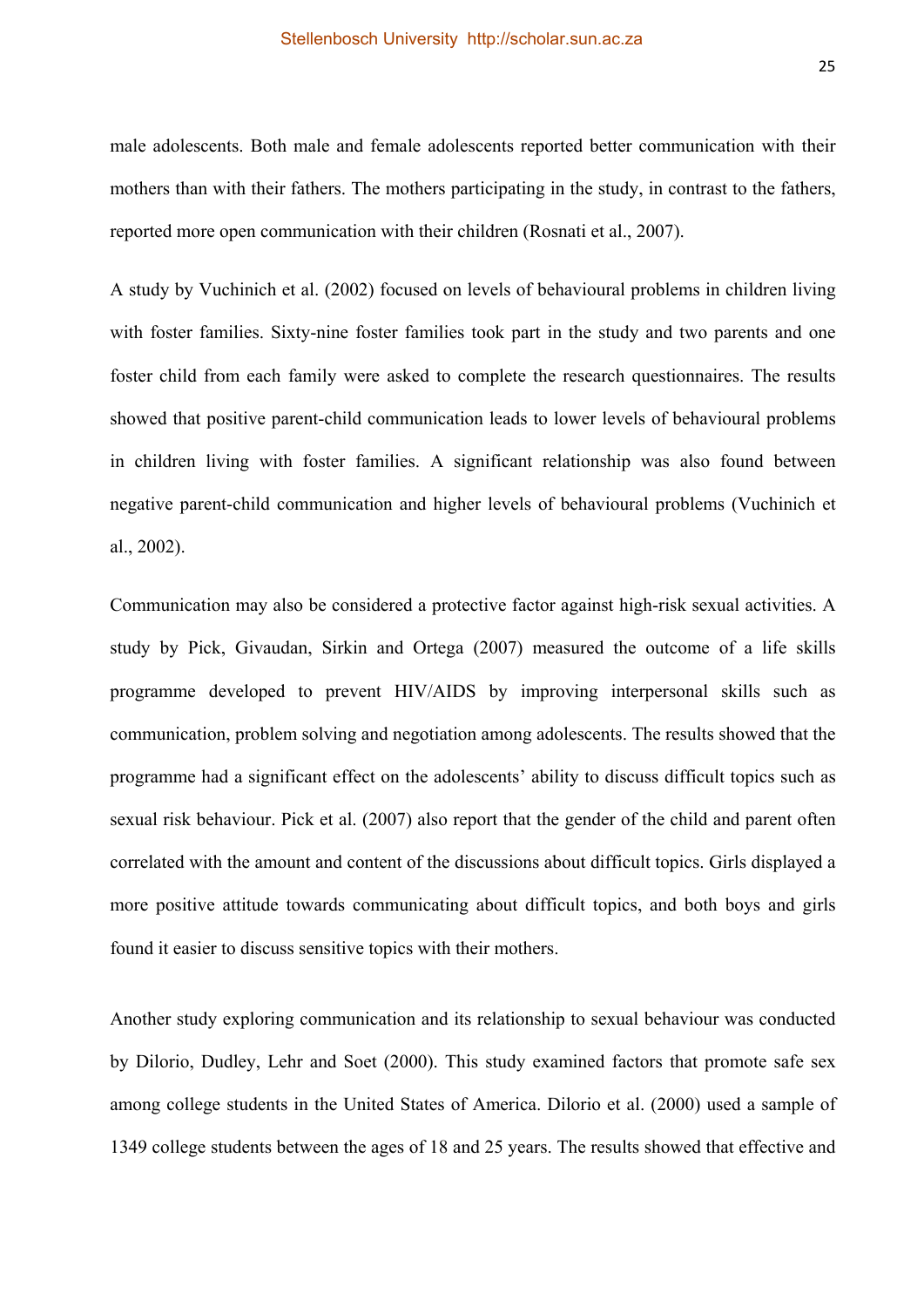male adolescents. Both male and female adolescents reported better communication with their mothers than with their fathers. The mothers participating in the study, in contrast to the fathers, reported more open communication with their children (Rosnati et al., 2007).

A study by Vuchinich et al. (2002) focused on levels of behavioural problems in children living with foster families. Sixty-nine foster families took part in the study and two parents and one foster child from each family were asked to complete the research questionnaires. The results showed that positive parent-child communication leads to lower levels of behavioural problems in children living with foster families. A significant relationship was also found between negative parent-child communication and higher levels of behavioural problems (Vuchinich et al., 2002).

Communication may also be considered a protective factor against high-risk sexual activities. A study by Pick, Givaudan, Sirkin and Ortega (2007) measured the outcome of a life skills programme developed to prevent HIV/AIDS by improving interpersonal skills such as communication, problem solving and negotiation among adolescents. The results showed that the programme had a significant effect on the adolescents' ability to discuss difficult topics such as sexual risk behaviour. Pick et al. (2007) also report that the gender of the child and parent often correlated with the amount and content of the discussions about difficult topics. Girls displayed a more positive attitude towards communicating about difficult topics, and both boys and girls found it easier to discuss sensitive topics with their mothers.

Another study exploring communication and its relationship to sexual behaviour was conducted by Dilorio, Dudley, Lehr and Soet (2000). This study examined factors that promote safe sex among college students in the United States of America. Dilorio et al. (2000) used a sample of 1349 college students between the ages of 18 and 25 years. The results showed that effective and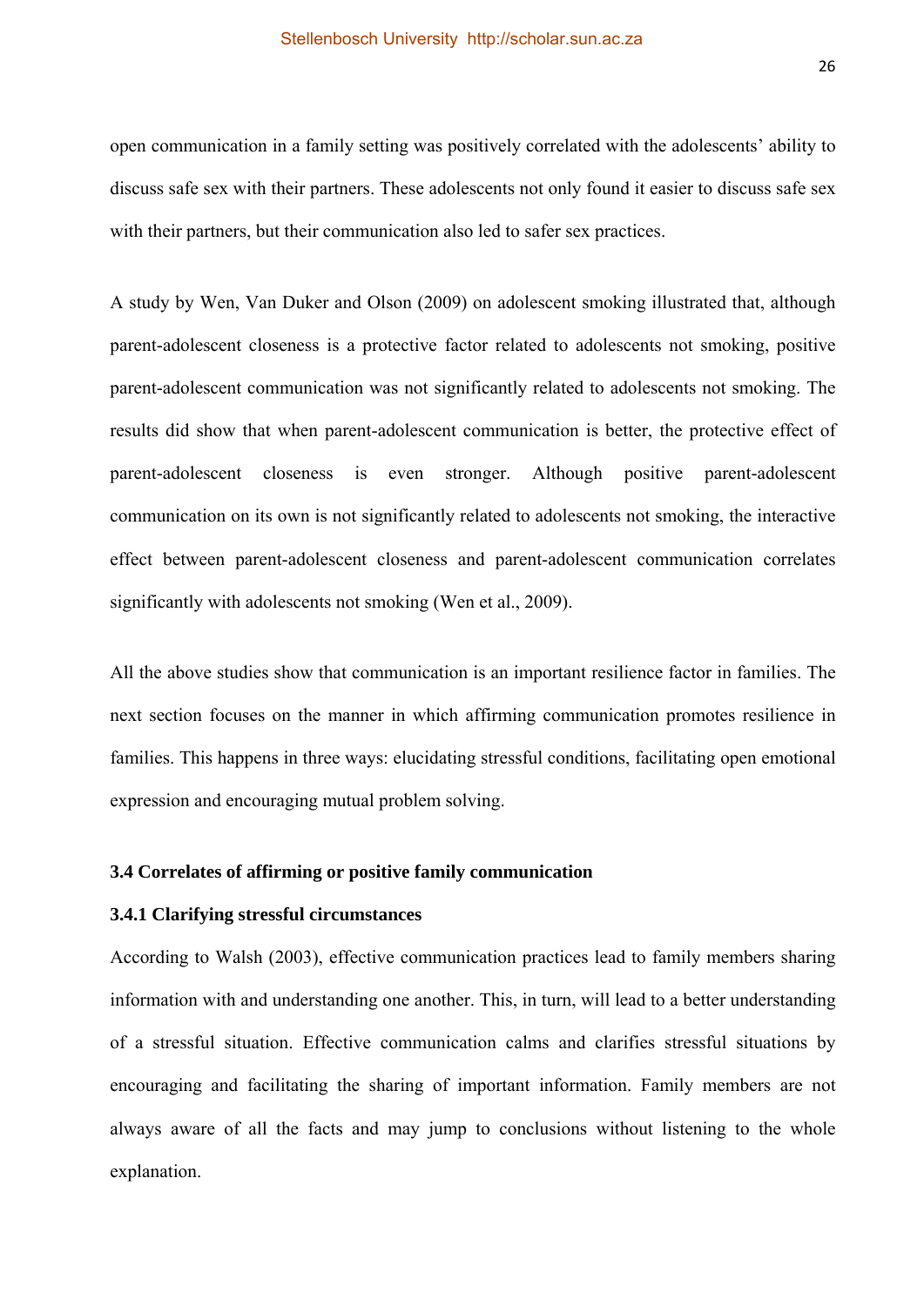open communication in a family setting was positively correlated with the adolescents' ability to discuss safe sex with their partners. These adolescents not only found it easier to discuss safe sex with their partners, but their communication also led to safer sex practices.

A study by Wen, Van Duker and Olson (2009) on adolescent smoking illustrated that, although parent-adolescent closeness is a protective factor related to adolescents not smoking, positive parent-adolescent communication was not significantly related to adolescents not smoking. The results did show that when parent-adolescent communication is better, the protective effect of parent-adolescent closeness is even stronger. Although positive parent-adolescent communication on its own is not significantly related to adolescents not smoking, the interactive effect between parent-adolescent closeness and parent-adolescent communication correlates significantly with adolescents not smoking (Wen et al., 2009).

All the above studies show that communication is an important resilience factor in families. The next section focuses on the manner in which affirming communication promotes resilience in families. This happens in three ways: elucidating stressful conditions, facilitating open emotional expression and encouraging mutual problem solving.

### 3.4 Correlates of affirming or positive family communication

#### 3.4.1 Clarifying stressful circumstances

According to Walsh (2003), effective communication practices lead to family members sharing information with and understanding one another. This, in turn, will lead to a better understanding of a stressful situation. Effective communication calms and clarifies stressful situations by encouraging and facilitating the sharing of important information. Family members are not always aware of all the facts and may jump to conclusions without listening to the whole explanation.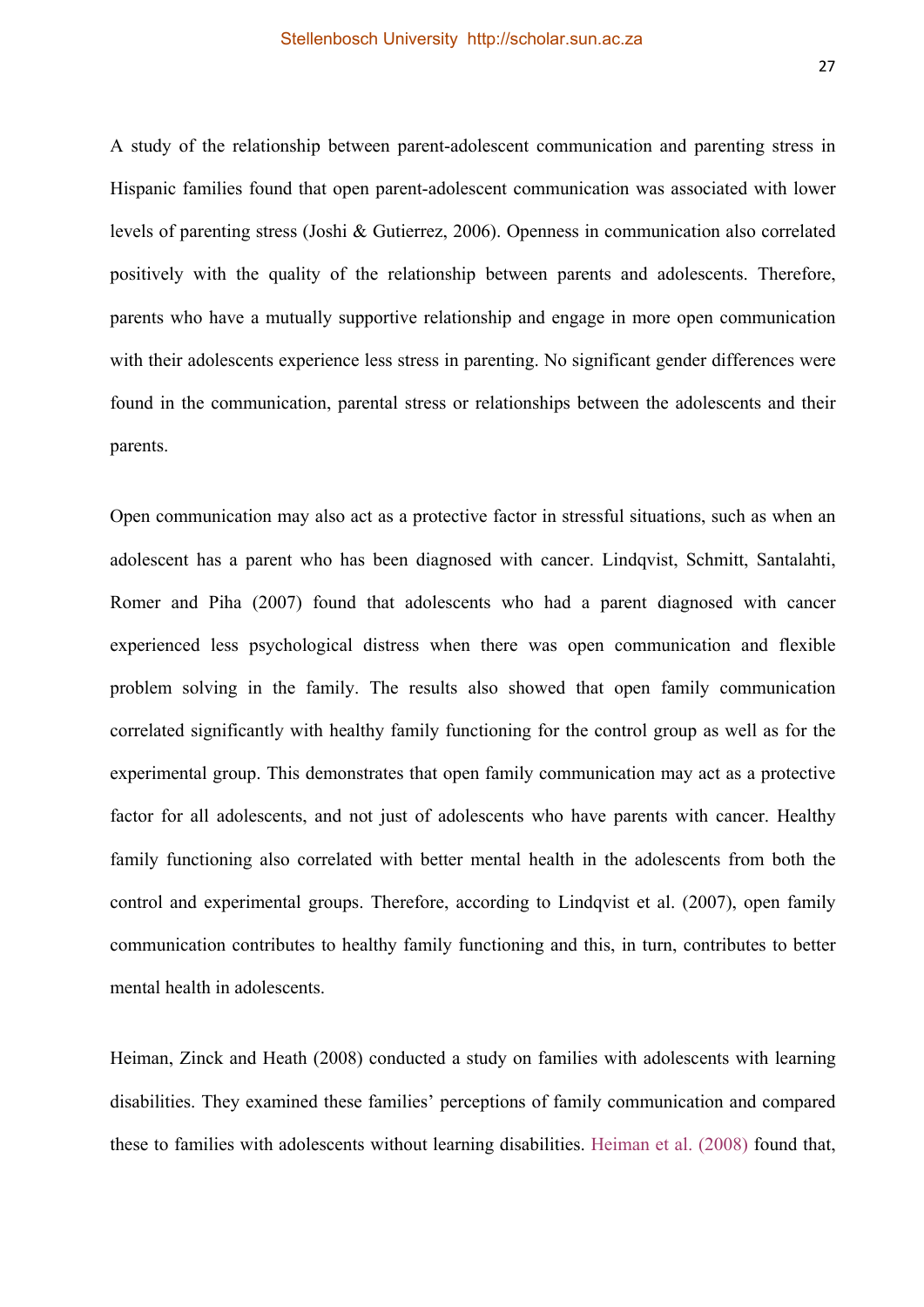A study of the relationship between parent-adolescent communication and parenting stress in Hispanic families found that open parent-adolescent communication was associated with lower levels of parenting stress (Joshi & Gutierrez, 2006). Openness in communication also correlated positively with the quality of the relationship between parents and adolescents. Therefore, parents who have a mutually supportive relationship and engage in more open communication with their adolescents experience less stress in parenting. No significant gender differences were found in the communication, parental stress or relationships between the adolescents and their parents.

Open communication may also act as a protective factor in stressful situations, such as when an adolescent has a parent who has been diagnosed with cancer. Lindqvist, Schmitt, Santalahti, Romer and Piha (2007) found that adolescents who had a parent diagnosed with cancer experienced less psychological distress when there was open communication and flexible problem solving in the family. The results also showed that open family communication correlated significantly with healthy family functioning for the control group as well as for the experimental group. This demonstrates that open family communication may act as a protective factor for all adolescents, and not just of adolescents who have parents with cancer. Healthy family functioning also correlated with better mental health in the adolescents from both the control and experimental groups. Therefore, according to Lindqvist et al. (2007), open family communication contributes to healthy family functioning and this, in turn, contributes to better mental health in adolescents.

Heiman, Zinck and Heath (2008) conducted a study on families with adolescents with learning disabilities. They examined these families' perceptions of family communication and compared these to families with adolescents without learning disabilities. Heiman et al. (2008) found that,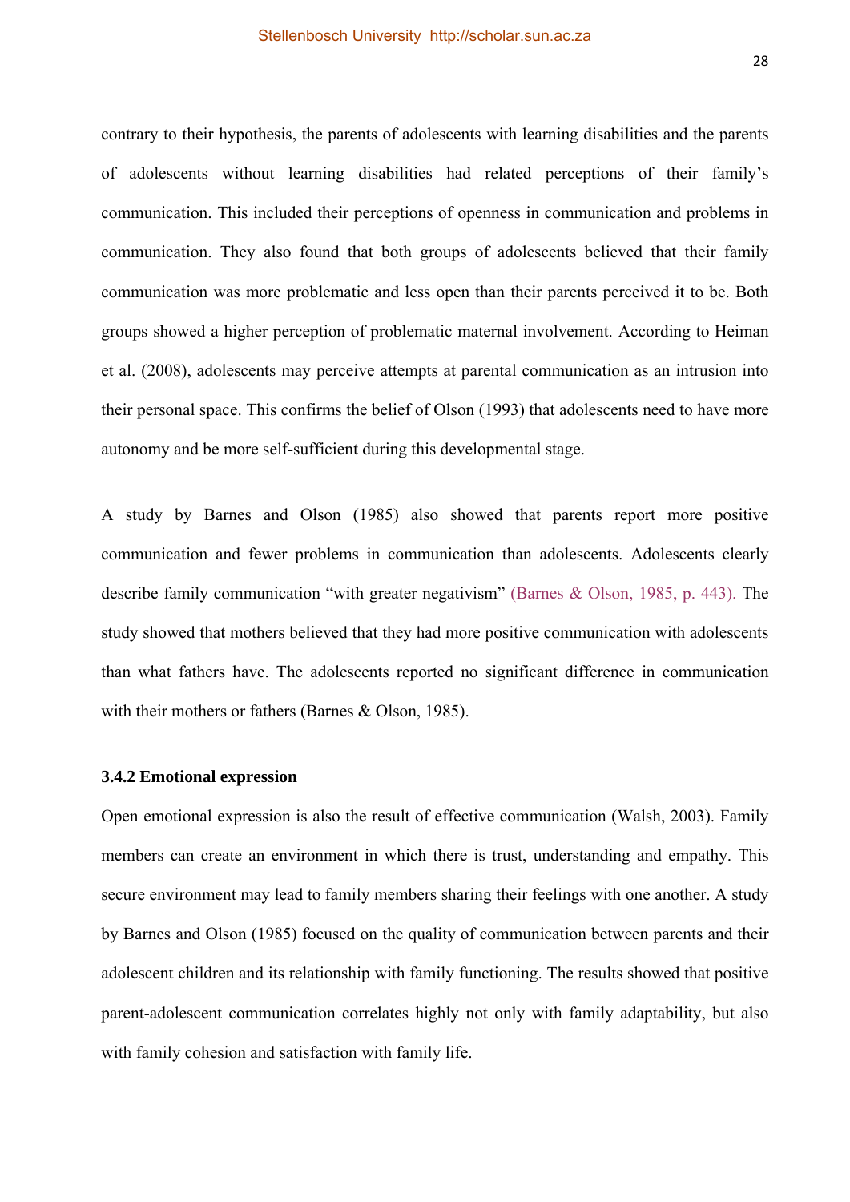contrary to their hypothesis, the parents of adolescents with learning disabilities and the parents of adolescents without learning disabilities had related perceptions of their family's communication. This included their perceptions of openness in communication and problems in communication. They also found that both groups of adolescents believed that their family communication was more problematic and less open than their parents perceived it to be. Both groups showed a higher perception of problematic maternal involvement. According to Heiman et al. (2008), adolescents may perceive attempts at parental communication as an intrusion into their personal space. This confirms the belief of Olson (1993) that adolescents need to have more autonomy and be more self-sufficient during this developmental stage.

A study by Barnes and Olson (1985) also showed that parents report more positive communication and fewer problems in communication than adolescents. Adolescents clearly describe family communication "with greater negativism" (Barnes & Olson, 1985, p. 443). The study showed that mothers believed that they had more positive communication with adolescents than what fathers have. The adolescents reported no significant difference in communication with their mothers or fathers (Barnes & Olson, 1985).

### 3.4.2 Emotional expression

Open emotional expression is also the result of effective communication (Walsh, 2003). Family members can create an environment in which there is trust, understanding and empathy. This secure environment may lead to family members sharing their feelings with one another. A study by Barnes and Olson (1985) focused on the quality of communication between parents and their adolescent children and its relationship with family functioning. The results showed that positive parent-adolescent communication correlates highly not only with family adaptability, but also with family cohesion and satisfaction with family life.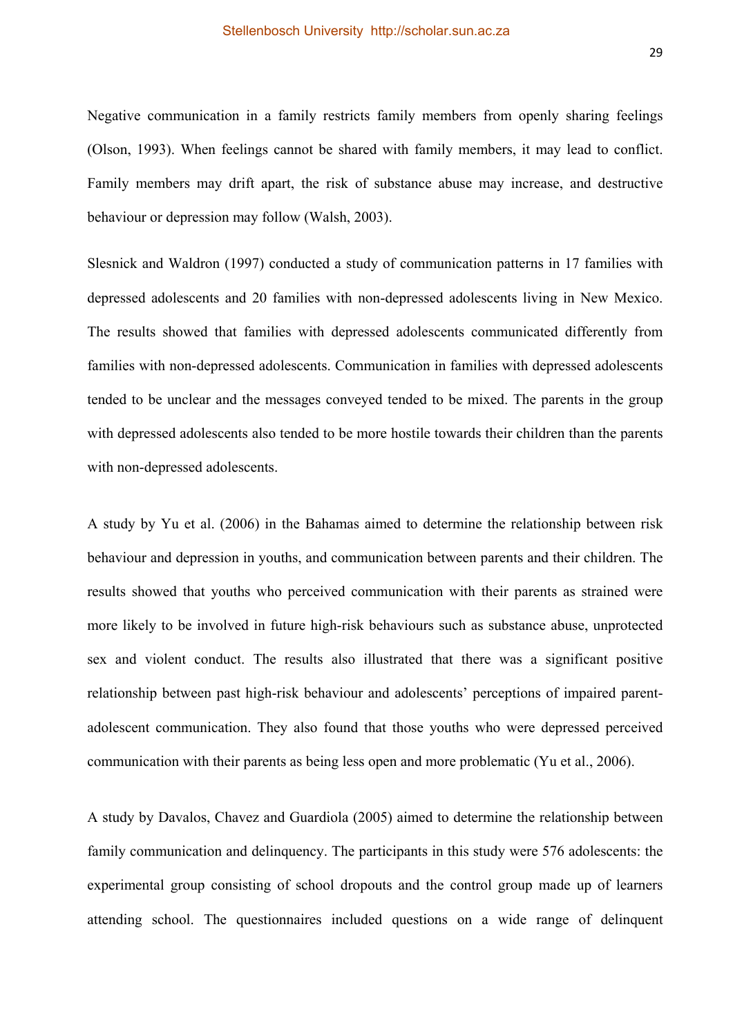Negative communication in a family restricts family members from openly sharing feelings (Olson, 1993). When feelings cannot be shared with family members, it may lead to conflict. Family members may drift apart, the risk of substance abuse may increase, and destructive behaviour or depression may follow (Walsh, 2003).

Slesnick and Waldron (1997) conducted a study of communication patterns in 17 families with depressed adolescents and 20 families with non-depressed adolescents living in New Mexico. The results showed that families with depressed adolescents communicated differently from families with non-depressed adolescents. Communication in families with depressed adolescents tended to be unclear and the messages conveyed tended to be mixed. The parents in the group with depressed adolescents also tended to be more hostile towards their children than the parents with non-depressed adolescents.

A study by Yu et al. (2006) in the Bahamas aimed to determine the relationship between risk behaviour and depression in youths, and communication between parents and their children. The results showed that youths who perceived communication with their parents as strained were more likely to be involved in future high-risk behaviours such as substance abuse, unprotected sex and violent conduct. The results also illustrated that there was a significant positive relationship between past high-risk behaviour and adolescents' perceptions of impaired parent-adolescent communication. They also found that those youths who were depressed perceived communication with their parents as being less open and more problematic (Yu et al., 2006).

A study by Davalos, Chavez and Guardiola (2005) aimed to determine the relationship between family communication and delinquency. The participants in this study were 576 adolescents: the experimental group consisting of school dropouts and the control group made up of learners attending school. The questionnaires included questions on a wide range of delinquent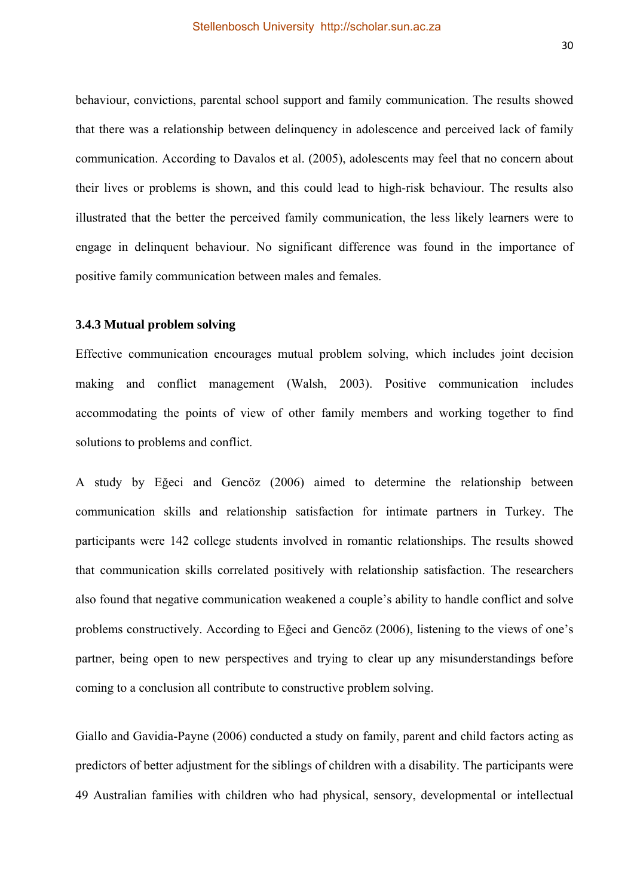behaviour, convictions, parental school support and family communication. The results showed that there was a relationship between delinquency in adolescence and perceived lack of family communication. According to Davalos et al. (2005), adolescents may feel that no concern about their lives or problems is shown, and this could lead to high-risk behaviour. The results also illustrated that the better the perceived family communication, the less likely learners were to engage in delinquent behaviour. No significant difference was found in the importance of positive family communication between males and females.

### 3.4.3 Mutual problem solving

Effective communication encourages mutual problem solving, which includes joint decision making and conflict management (Walsh, 2003). Positive communication includes accommodating the points of view of other family members and working together to find solutions to problems and conflict.

A study by Eğeci and Gencöz (2006) aimed to determine the relationship between communication skills and relationship satisfaction for intimate partners in Turkey. The participants were 142 college students involved in romantic relationships. The results showed that communication skills correlated positively with relationship satisfaction. The researchers also found that negative communication weakened a couple's ability to handle conflict and solve problems constructively. According to Eğeci and Gencöz (2006), listening to the views of one's partner, being open to new perspectives and trying to clear up any misunderstandings before coming to a conclusion all contribute to constructive problem solving.

Giallo and Gavidia-Payne (2006) conducted a study on family, parent and child factors acting as predictors of better adjustment for the siblings of children with a disability. The participants were 49 Australian families with children who had physical, sensory, developmental or intellectual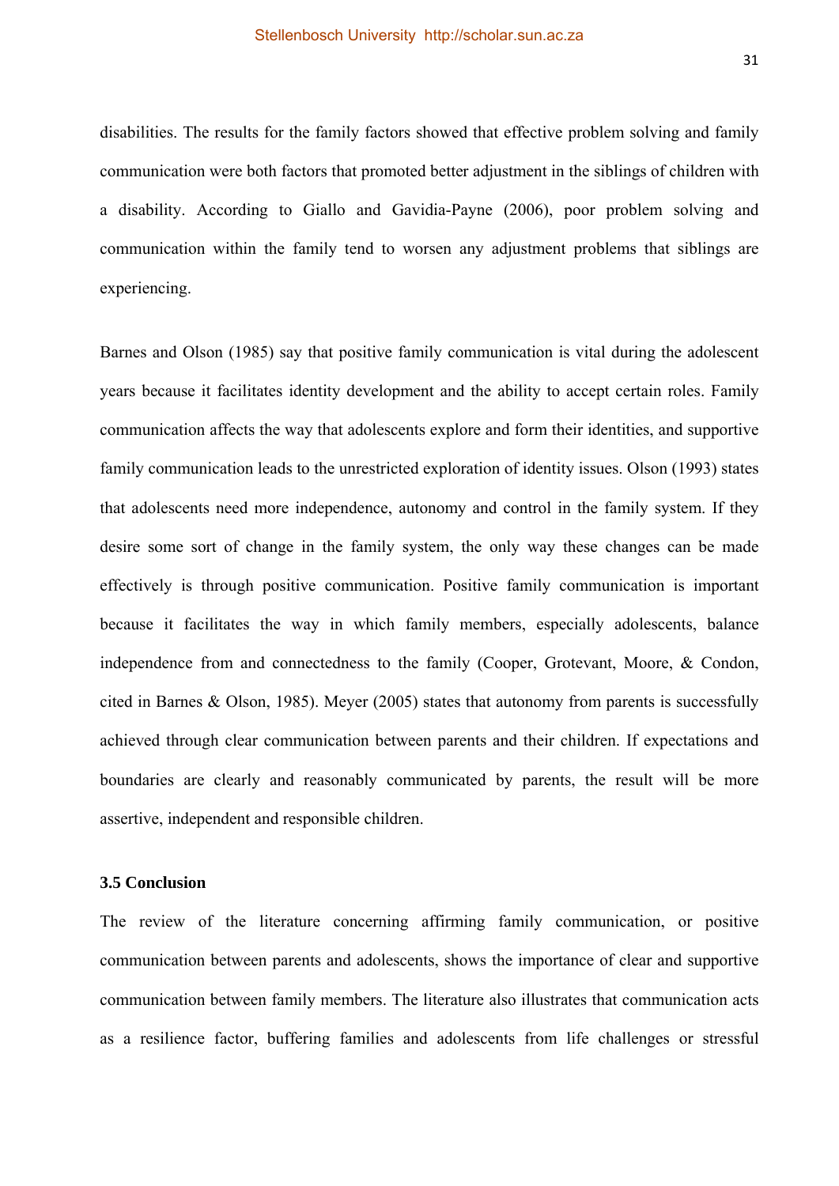disabilities. The results for the family factors showed that effective problem solving and family communication were both factors that promoted better adjustment in the siblings of children with a disability. According to Giallo and Gavidia-Payne (2006), poor problem solving and communication within the family tend to worsen any adjustment problems that siblings are experiencing.

Barnes and Olson (1985) say that positive family communication is vital during the adolescent years because it facilitates identity development and the ability to accept certain roles. Family communication affects the way that adolescents explore and form their identities, and supportive family communication leads to the unrestricted exploration of identity issues. Olson (1993) states that adolescents need more independence, autonomy and control in the family system. If they desire some sort of change in the family system, the only way these changes can be made effectively is through positive communication. Positive family communication is important because it facilitates the way in which family members, especially adolescents, balance independence from and connectedness to the family (Cooper, Grotevant, Moore, & Condon, cited in Barnes & Olson, 1985). Meyer (2005) states that autonomy from parents is successfully achieved through clear communication between parents and their children. If expectations and boundaries are clearly and reasonably communicated by parents, the result will be more assertive, independent and responsible children.

### 3.5 Conclusion

The review of the literature concerning affirming family communication, or positive communication between parents and adolescents, shows the importance of clear and supportive communication between family members. The literature also illustrates that communication acts as a resilience factor, buffering families and adolescents from life challenges or stressful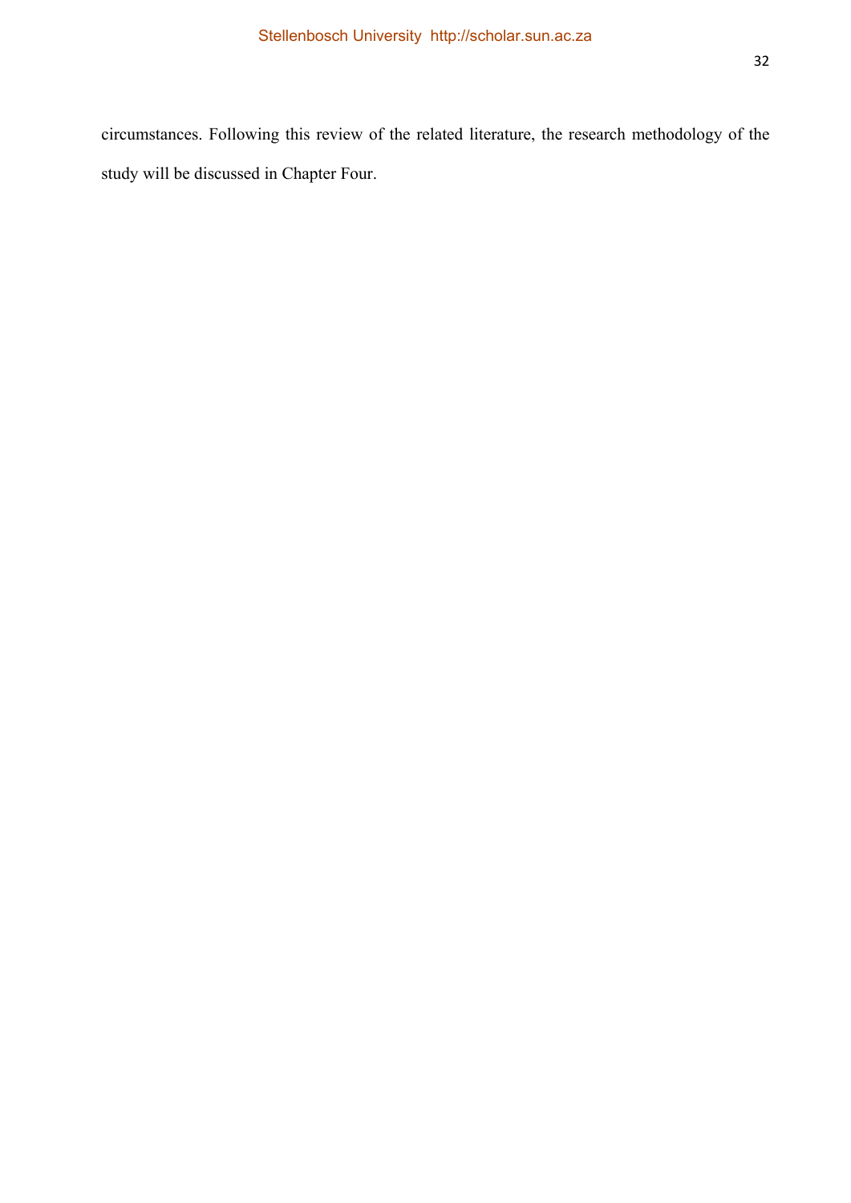circumstances. Following this review of the related literature, the research methodology of the study will be discussed in Chapter Four.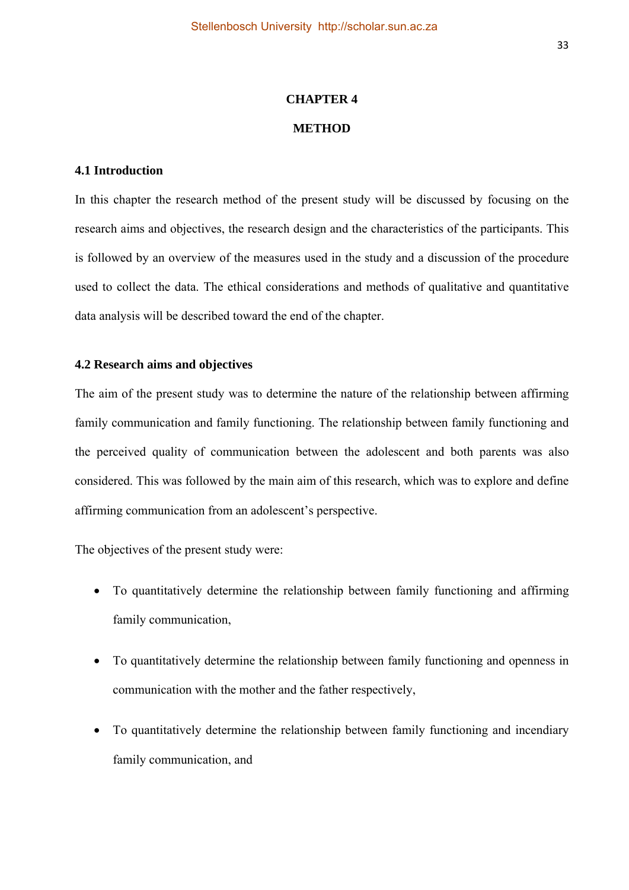# CHAPTER 4

# METHOD

## 4.1 Introduction

In this chapter the research method of the present study will be discussed by focusing on the research aims and objectives, the research design and the characteristics of the participants. This is followed by an overview of the measures used in the study and a discussion of the procedure used to collect the data. The ethical considerations and methods of qualitative and quantitative data analysis will be described toward the end of the chapter.

## 4.2 Research aims and objectives

The aim of the present study was to determine the nature of the relationship between affirming family communication and family functioning. The relationship between family functioning and the perceived quality of communication between the adolescent and both parents was also considered. This was followed by the main aim of this research, which was to explore and define affirming communication from an adolescent's perspective.

The objectives of the present study were:

- To quantitatively determine the relationship between family functioning and affirming family communication,
- To quantitatively determine the relationship between family functioning and openness in communication with the mother and the father respectively,
- To quantitatively determine the relationship between family functioning and incendiary family communication, and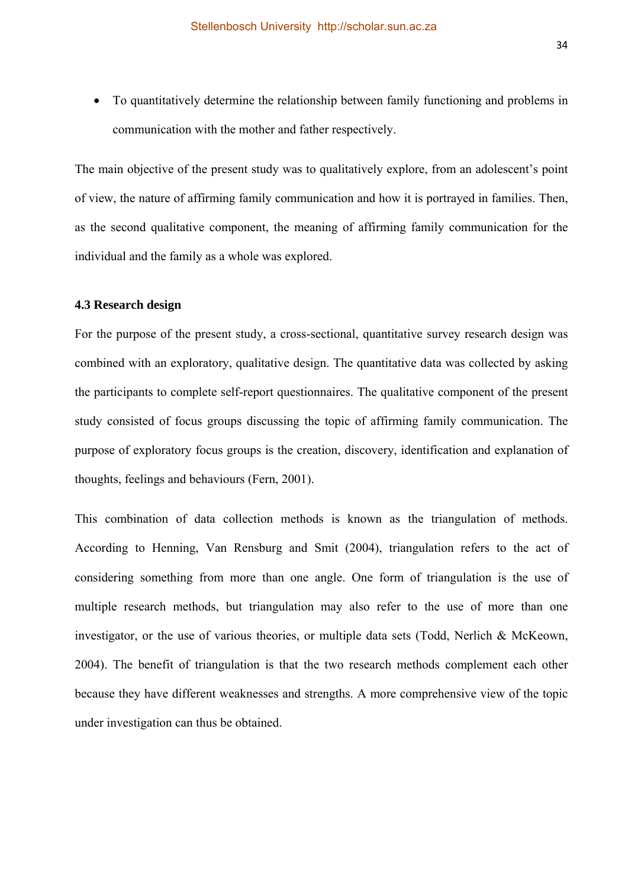- To quantitatively determine the relationship between family functioning and problems in communication with the mother and father respectively.

The main objective of the present study was to qualitatively explore, from an adolescent's point of view, the nature of affirming family communication and how it is portrayed in families. Then, as the second qualitative component, the meaning of affirming family communication for the individual and the family as a whole was explored.

### 4.3 Research design

For the purpose of the present study, a cross-sectional, quantitative survey research design was combined with an exploratory, qualitative design. The quantitative data was collected by asking the participants to complete self-report questionnaires. The qualitative component of the present study consisted of focus groups discussing the topic of affirming family communication. The purpose of exploratory focus groups is the creation, discovery, identification and explanation of thoughts, feelings and behaviours (Fern, 2001).

This combination of data collection methods is known as the triangulation of methods. According to Henning, Van Rensburg and Smit (2004), triangulation refers to the act of considering something from more than one angle. One form of triangulation is the use of multiple research methods, but triangulation may also refer to the use of more than one investigator, or the use of various theories, or multiple data sets (Todd, Nerlich & McKeown, 2004). The benefit of triangulation is that the two research methods complement each other because they have different weaknesses and strengths. A more comprehensive view of the topic under investigation can thus be obtained.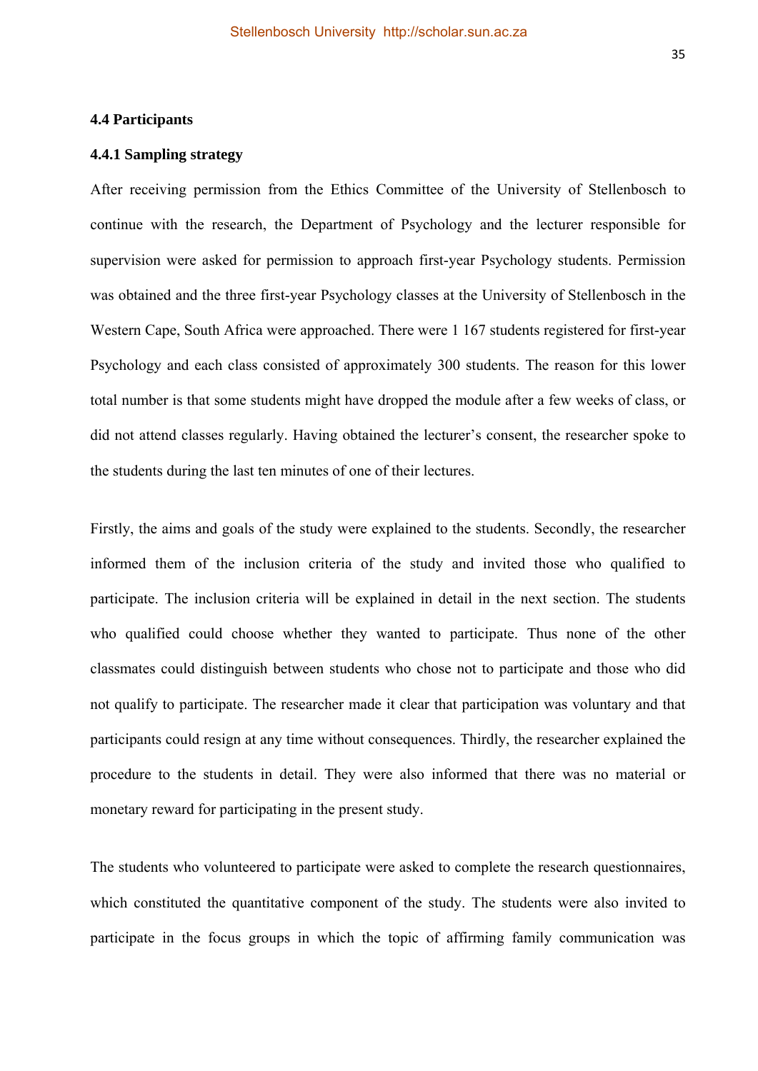### 4.4 Participants

#### 4.4.1 Sampling strategy

After receiving permission from the Ethics Committee of the University of Stellenbosch to continue with the research, the Department of Psychology and the lecturer responsible for supervision were asked for permission to approach first-year Psychology students. Permission was obtained and the three first-year Psychology classes at the University of Stellenbosch in the Western Cape, South Africa were approached. There were 1 167 students registered for first-year Psychology and each class consisted of approximately 300 students. The reason for this lower total number is that some students might have dropped the module after a few weeks of class, or did not attend classes regularly. Having obtained the lecturer's consent, the researcher spoke to the students during the last ten minutes of one of their lectures.

Firstly, the aims and goals of the study were explained to the students. Secondly, the researcher informed them of the inclusion criteria of the study and invited those who qualified to participate. The inclusion criteria will be explained in detail in the next section. The students who qualified could choose whether they wanted to participate. Thus none of the other classmates could distinguish between students who chose not to participate and those who did not qualify to participate. The researcher made it clear that participation was voluntary and that participants could resign at any time without consequences. Thirdly, the researcher explained the procedure to the students in detail. They were also informed that there was no material or monetary reward for participating in the present study.

The students who volunteered to participate were asked to complete the research questionnaires, which constituted the quantitative component of the study. The students were also invited to participate in the focus groups in which the topic of affirming family communication was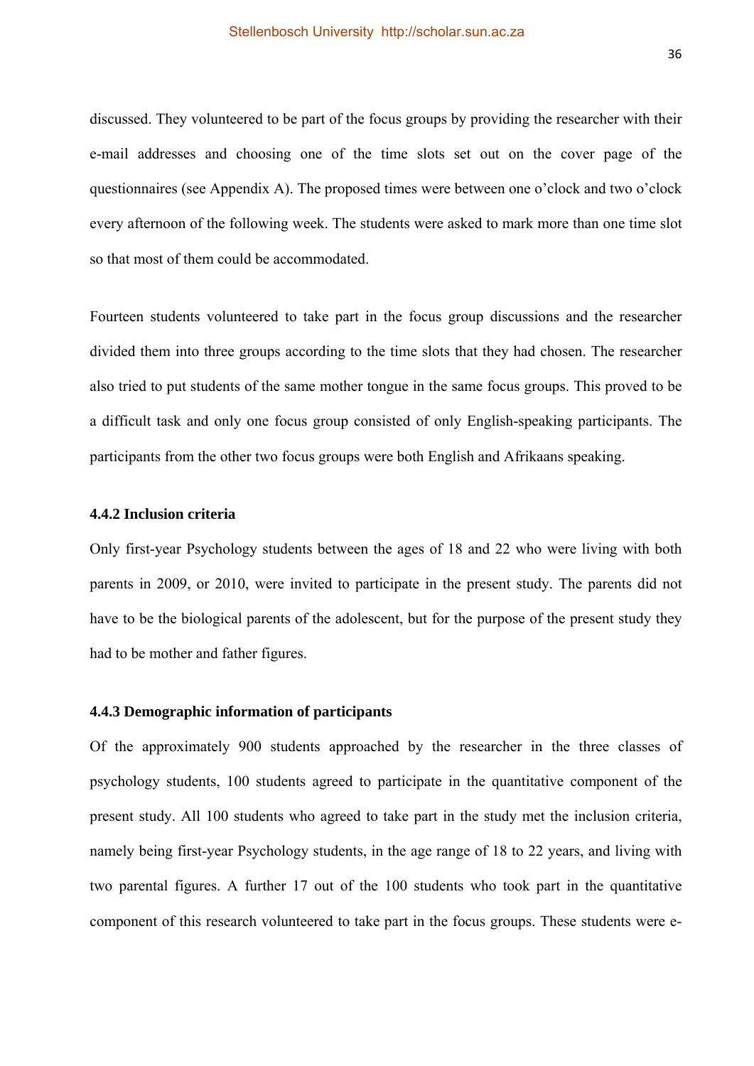discussed. They volunteered to be part of the focus groups by providing the researcher with their e-mail addresses and choosing one of the time slots set out on the cover page of the questionnaires (see Appendix A). The proposed times were between one o'clock and two o'clock every afternoon of the following week. The students were asked to mark more than one time slot so that most of them could be accommodated.

Fourteen students volunteered to take part in the focus group discussions and the researcher divided them into three groups according to the time slots that they had chosen. The researcher also tried to put students of the same mother tongue in the same focus groups. This proved to be a difficult task and only one focus group consisted of only English-speaking participants. The participants from the other two focus groups were both English and Afrikaans speaking.

### 4.4.2 Inclusion criteria

Only first-year Psychology students between the ages of 18 and 22 who were living with both parents in 2009, or 2010, were invited to participate in the present study. The parents did not have to be the biological parents of the adolescent, but for the purpose of the present study they had to be mother and father figures.

### 4.4.3 Demographic information of participants

Of the approximately 900 students approached by the researcher in the three classes of psychology students, 100 students agreed to participate in the quantitative component of the present study. All 100 students who agreed to take part in the study met the inclusion criteria, namely being first-year Psychology students, in the age range of 18 to 22 years, and living with two parental figures. A further 17 out of the 100 students who took part in the quantitative component of this research volunteered to take part in the focus groups. These students were e-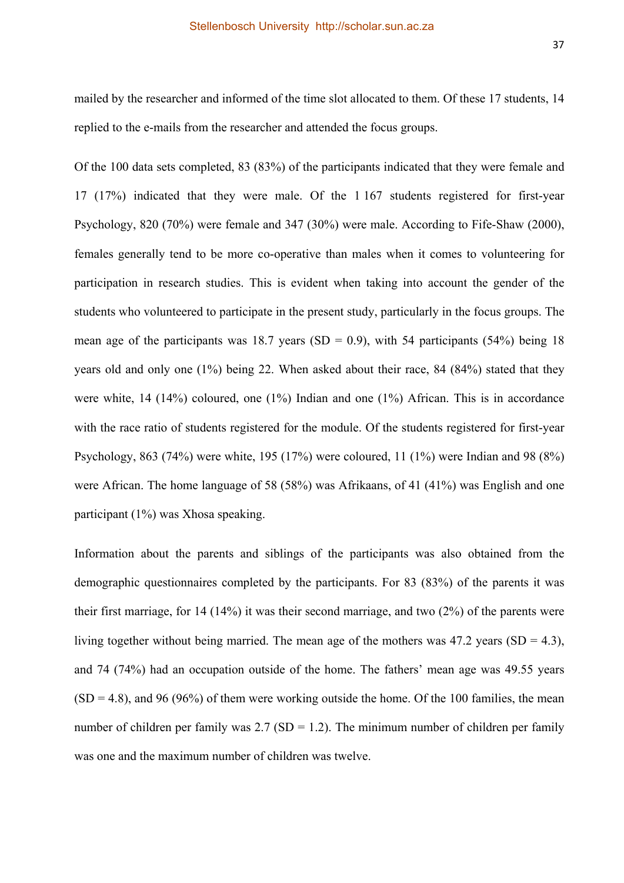mailed by the researcher and informed of the time slot allocated to them. Of these 17 students, 14 replied to the e-mails from the researcher and attended the focus groups.

Of the 100 data sets completed, 83 (83%) of the participants indicated that they were female and 17 (17%) indicated that they were male. Of the 1 167 students registered for first-year Psychology, 820 (70%) were female and 347 (30%) were male. According to Fife-Shaw (2000), females generally tend to be more co-operative than males when it comes to volunteering for participation in research studies. This is evident when taking into account the gender of the students who volunteered to participate in the present study, particularly in the focus groups. The mean age of the participants was 18.7 years (SD = 0.9), with 54 participants (54%) being 18 years old and only one (1%) being 22. When asked about their race, 84 (84%) stated that they were white, 14 (14%) coloured, one (1%) Indian and one (1%) African. This is in accordance with the race ratio of students registered for the module. Of the students registered for first-year Psychology, 863 (74%) were white, 195 (17%) were coloured, 11 (1%) were Indian and 98 (8%) were African. The home language of 58 (58%) was Afrikaans, of 41 (41%) was English and one participant (1%) was Xhosa speaking.

Information about the parents and siblings of the participants was also obtained from the demographic questionnaires completed by the participants. For 83 (83%) of the parents it was their first marriage, for 14 (14%) it was their second marriage, and two (2%) of the parents were living together without being married. The mean age of the mothers was 47.2 years (SD = 4.3), and 74 (74%) had an occupation outside of the home. The fathers' mean age was 49.55 years (SD = 4.8), and 96 (96%) of them were working outside the home. Of the 100 families, the mean number of children per family was 2.7 (SD = 1.2). The minimum number of children per family was one and the maximum number of children was twelve.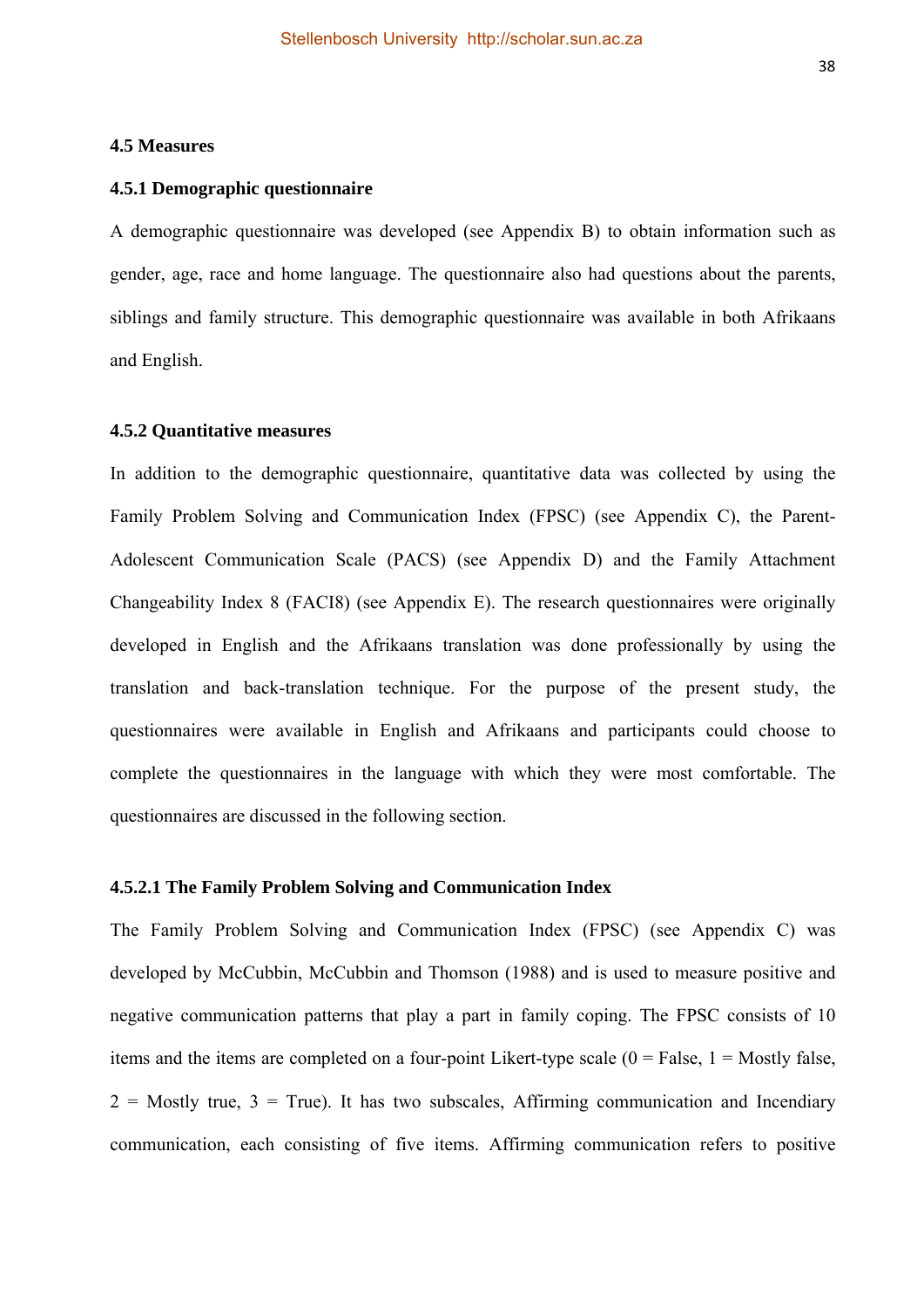### 4.5 Measures

#### 4.5.1 Demographic questionnaire

A demographic questionnaire was developed (see Appendix B) to obtain information such as gender, age, race and home language. The questionnaire also had questions about the parents, siblings and family structure. This demographic questionnaire was available in both Afrikaans and English.

#### 4.5.2 Quantitative measures

In addition to the demographic questionnaire, quantitative data was collected by using the Family Problem Solving and Communication Index (FPSC) (see Appendix C), the Parent-Adolescent Communication Scale (PACS) (see Appendix D) and the Family Attachment Changeability Index 8 (FACI8) (see Appendix E). The research questionnaires were originally developed in English and the Afrikaans translation was done professionally by using the translation and back-translation technique. For the purpose of the present study, the questionnaires were available in English and Afrikaans and participants could choose to complete the questionnaires in the language with which they were most comfortable. The questionnaires are discussed in the following section.

##### 4.5.2.1 The Family Problem Solving and Communication Index

The Family Problem Solving and Communication Index (FPSC) (see Appendix C) was developed by McCubbin, McCubbin and Thomson (1988) and is used to measure positive and negative communication patterns that play a part in family coping. The FPSC consists of 10 items and the items are completed on a four-point Likert-type scale (0 = False, 1 = Mostly false, 2 = Mostly true, 3 = True). It has two subscales, Affirming communication and Incendiary communication, each consisting of five items. Affirming communication refers to positive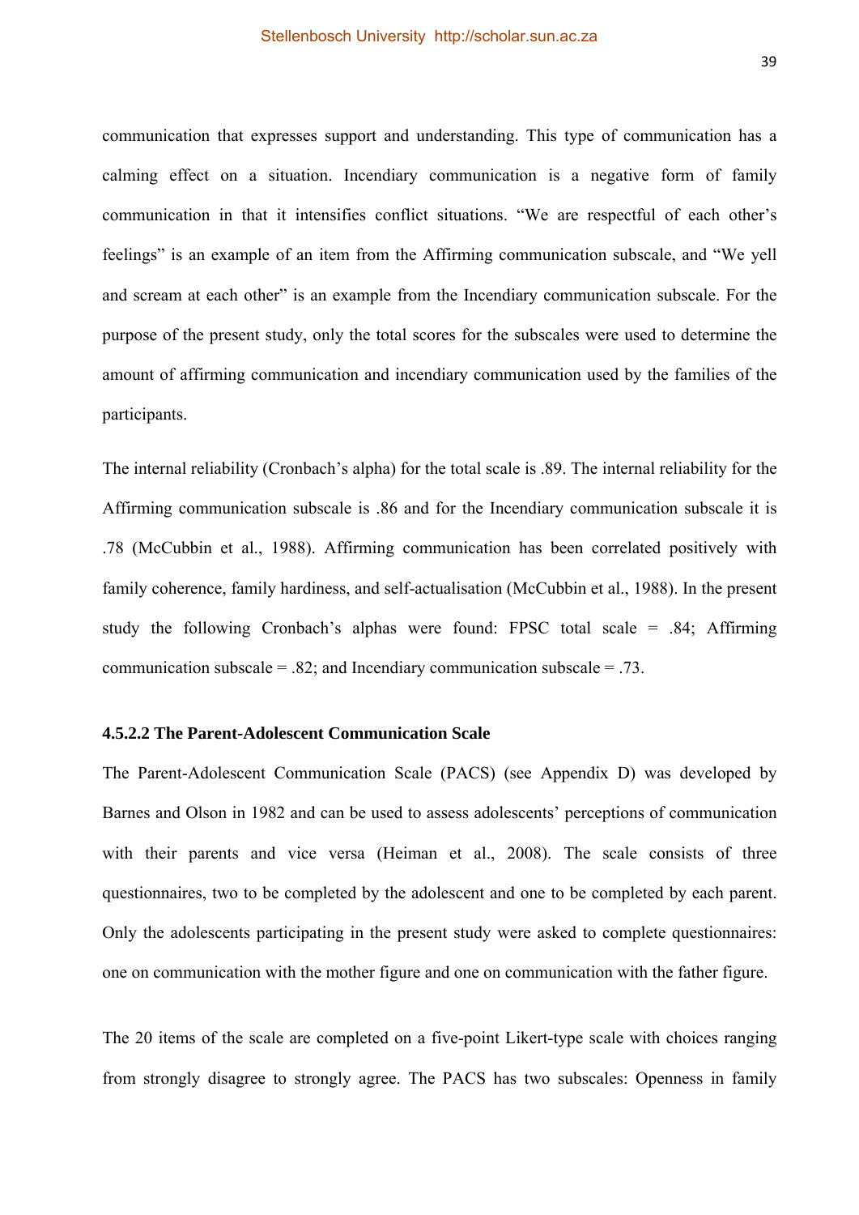communication that expresses support and understanding. This type of communication has a calming effect on a situation. Incendiary communication is a negative form of family communication in that it intensifies conflict situations. “We are respectful of each other’s feelings” is an example of an item from the Affirming communication subscale, and “We yell and scream at each other” is an example from the Incendiary communication subscale. For the purpose of the present study, only the total scores for the subscales were used to determine the amount of affirming communication and incendiary communication used by the families of the participants.

The internal reliability (Cronbach’s alpha) for the total scale is .89. The internal reliability for the Affirming communication subscale is .86 and for the Incendiary communication subscale it is .78 (McCubbin et al., 1988). Affirming communication has been correlated positively with family coherence, family hardiness, and self-actualisation (McCubbin et al., 1988). In the present study the following Cronbach’s alphas were found: FPSC total scale = .84; Affirming communication subscale = .82; and Incendiary communication subscale = .73.

#### 4.5.2.2 The Parent-Adolescent Communication Scale

The Parent-Adolescent Communication Scale (PACS) (see Appendix D) was developed by Barnes and Olson in 1982 and can be used to assess adolescents’ perceptions of communication with their parents and vice versa (Heiman et al., 2008). The scale consists of three questionnaires, two to be completed by the adolescent and one to be completed by each parent. Only the adolescents participating in the present study were asked to complete questionnaires: one on communication with the mother figure and one on communication with the father figure.

The 20 items of the scale are completed on a five-point Likert-type scale with choices ranging from strongly disagree to strongly agree. The PACS has two subscales: Openness in family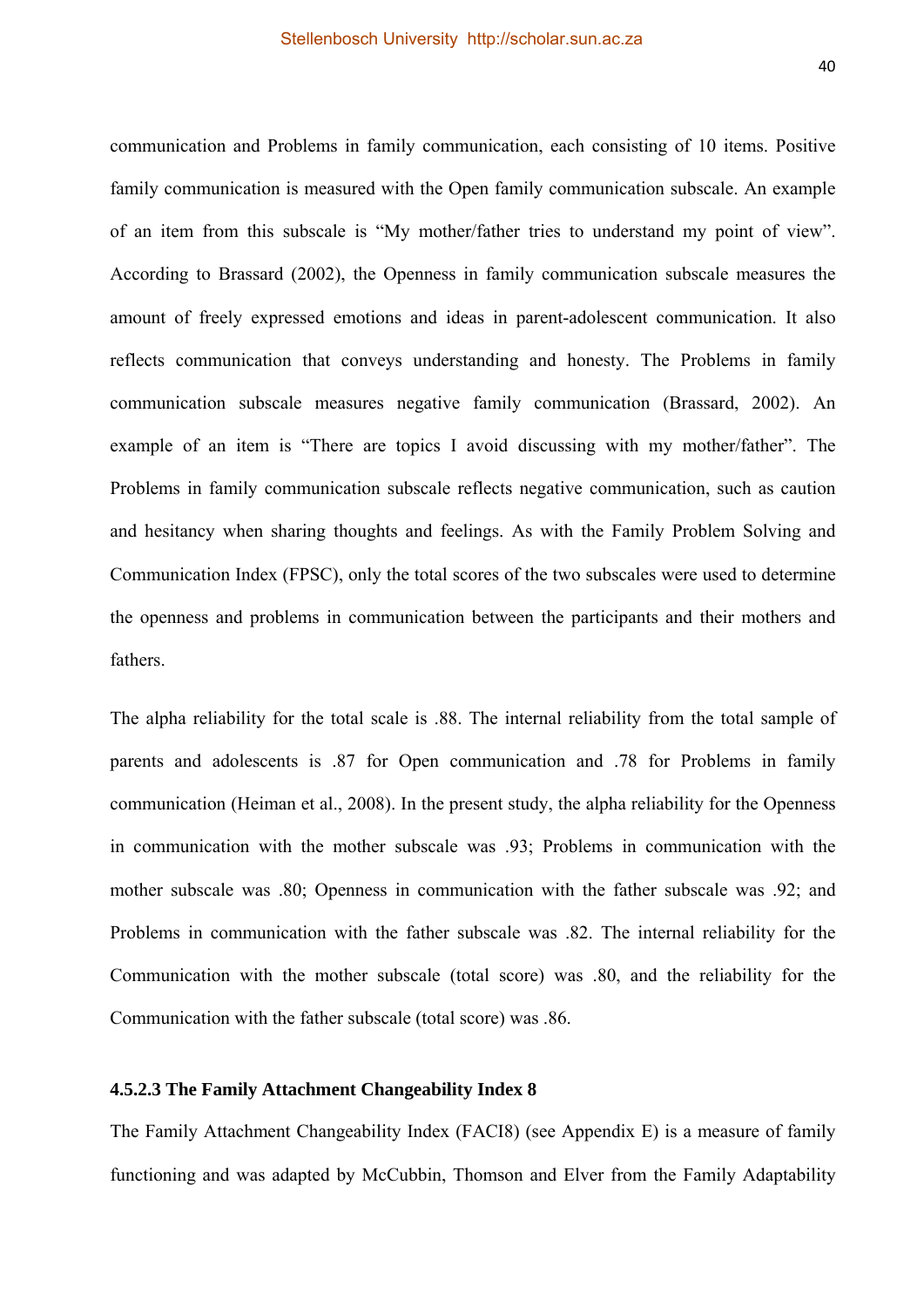communication and Problems in family communication, each consisting of 10 items. Positive family communication is measured with the Open family communication subscale. An example of an item from this subscale is “My mother/father tries to understand my point of view”. According to Brassard (2002), the Openness in family communication subscale measures the amount of freely expressed emotions and ideas in parent-adolescent communication. It also reflects communication that conveys understanding and honesty. The Problems in family communication subscale measures negative family communication (Brassard, 2002). An example of an item is “There are topics I avoid discussing with my mother/father”. The Problems in family communication subscale reflects negative communication, such as caution and hesitancy when sharing thoughts and feelings. As with the Family Problem Solving and Communication Index (FPSC), only the total scores of the two subscales were used to determine the openness and problems in communication between the participants and their mothers and fathers.

The alpha reliability for the total scale is .88. The internal reliability from the total sample of parents and adolescents is .87 for Open communication and .78 for Problems in family communication (Heiman et al., 2008). In the present study, the alpha reliability for the Openness in communication with the mother subscale was .93; Problems in communication with the mother subscale was .80; Openness in communication with the father subscale was .92; and Problems in communication with the father subscale was .82. The internal reliability for the Communication with the mother subscale (total score) was .80, and the reliability for the Communication with the father subscale (total score) was .86.

#### 4.5.2.3 The Family Attachment Changeability Index 8

The Family Attachment Changeability Index (FACI8) (see Appendix E) is a measure of family functioning and was adapted by McCubbin, Thomson and Elver from the Family Adaptability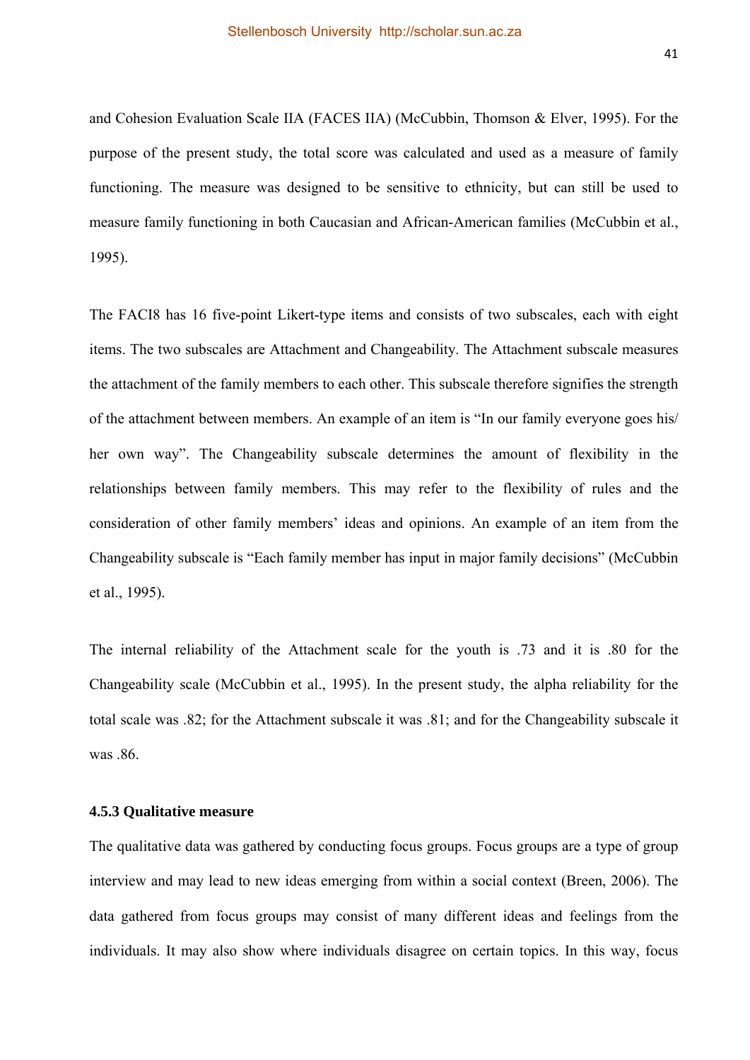and Cohesion Evaluation Scale IIA (FACES IIA) (McCubbin, Thomson & Elver, 1995). For the purpose of the present study, the total score was calculated and used as a measure of family functioning. The measure was designed to be sensitive to ethnicity, but can still be used to measure family functioning in both Caucasian and African-American families (McCubbin et al., 1995).

The FACI8 has 16 five-point Likert-type items and consists of two subscales, each with eight items. The two subscales are Attachment and Changeability. The Attachment subscale measures the attachment of the family members to each other. This subscale therefore signifies the strength of the attachment between members. An example of an item is "In our family everyone goes his/ her own way". The Changeability subscale determines the amount of flexibility in the relationships between family members. This may refer to the flexibility of rules and the consideration of other family members' ideas and opinions. An example of an item from the Changeability subscale is "Each family member has input in major family decisions" (McCubbin et al., 1995).

The internal reliability of the Attachment scale for the youth is .73 and it is .80 for the Changeability scale (McCubbin et al., 1995). In the present study, the alpha reliability for the total scale was .82; for the Attachment subscale it was .81; and for the Changeability subscale it was .86.

### 4.5.3 Qualitative measure

The qualitative data was gathered by conducting focus groups. Focus groups are a type of group interview and may lead to new ideas emerging from within a social context (Breen, 2006). The data gathered from focus groups may consist of many different ideas and feelings from the individuals. It may also show where individuals disagree on certain topics. In this way, focus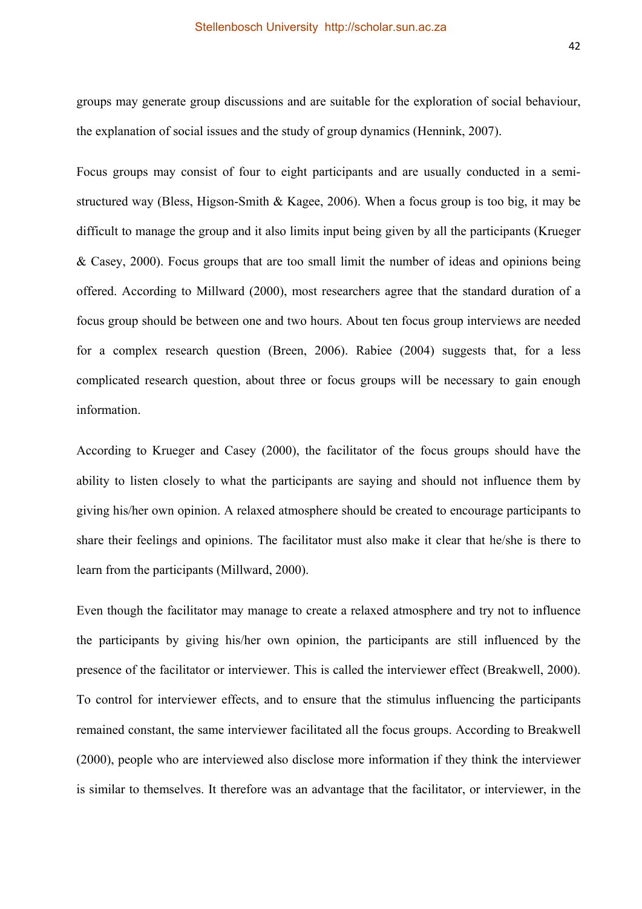groups may generate group discussions and are suitable for the exploration of social behaviour, the explanation of social issues and the study of group dynamics (Hennink, 2007).

Focus groups may consist of four to eight participants and are usually conducted in a semi-structured way (Bless, Higson-Smith & Kagee, 2006). When a focus group is too big, it may be difficult to manage the group and it also limits input being given by all the participants (Krueger & Casey, 2000). Focus groups that are too small limit the number of ideas and opinions being offered. According to Millward (2000), most researchers agree that the standard duration of a focus group should be between one and two hours. About ten focus group interviews are needed for a complex research question (Breen, 2006). Rabiee (2004) suggests that, for a less complicated research question, about three or focus groups will be necessary to gain enough information.

According to Krueger and Casey (2000), the facilitator of the focus groups should have the ability to listen closely to what the participants are saying and should not influence them by giving his/her own opinion. A relaxed atmosphere should be created to encourage participants to share their feelings and opinions. The facilitator must also make it clear that he/she is there to learn from the participants (Millward, 2000).

Even though the facilitator may manage to create a relaxed atmosphere and try not to influence the participants by giving his/her own opinion, the participants are still influenced by the presence of the facilitator or interviewer. This is called the interviewer effect (Breakwell, 2000). To control for interviewer effects, and to ensure that the stimulus influencing the participants remained constant, the same interviewer facilitated all the focus groups. According to Breakwell (2000), people who are interviewed also disclose more information if they think the interviewer is similar to themselves. It therefore was an advantage that the facilitator, or interviewer, in the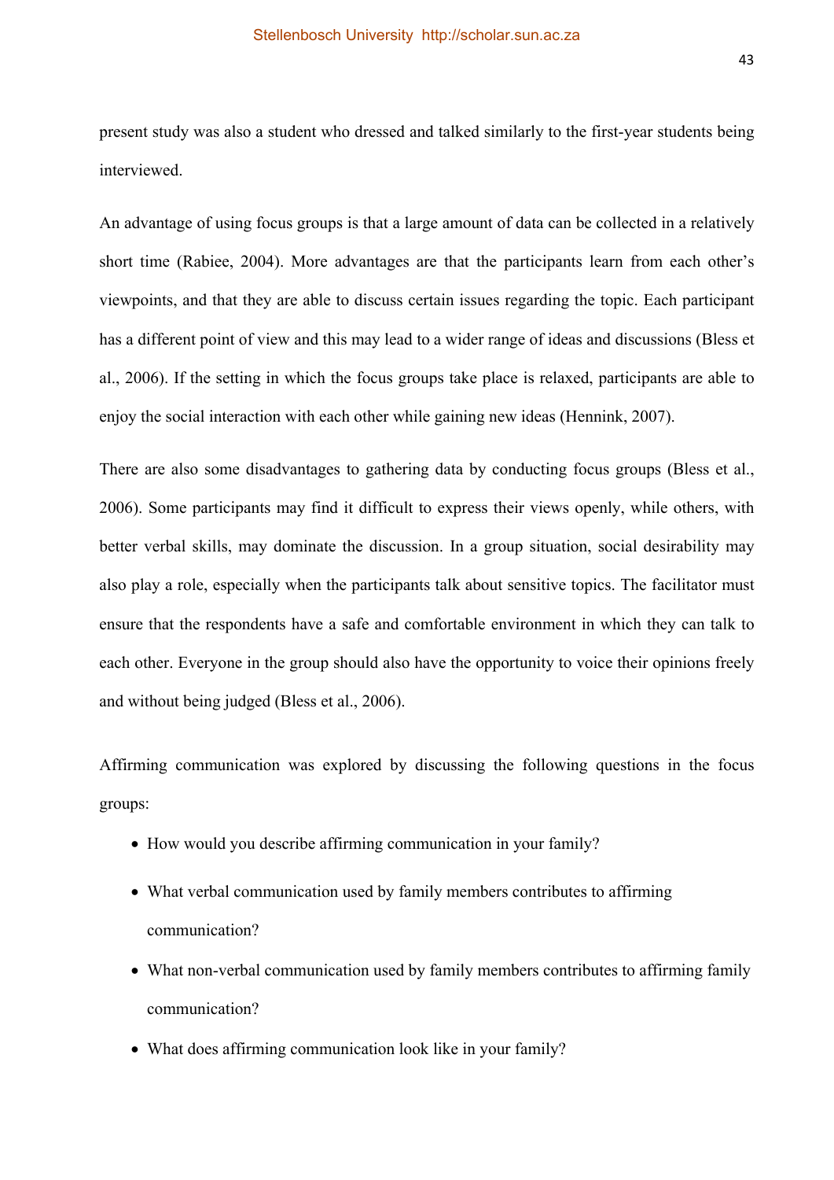present study was also a student who dressed and talked similarly to the first-year students being interviewed.

An advantage of using focus groups is that a large amount of data can be collected in a relatively short time (Rabiee, 2004). More advantages are that the participants learn from each other's viewpoints, and that they are able to discuss certain issues regarding the topic. Each participant has a different point of view and this may lead to a wider range of ideas and discussions (Bless et al., 2006). If the setting in which the focus groups take place is relaxed, participants are able to enjoy the social interaction with each other while gaining new ideas (Hennink, 2007).

There are also some disadvantages to gathering data by conducting focus groups (Bless et al., 2006). Some participants may find it difficult to express their views openly, while others, with better verbal skills, may dominate the discussion. In a group situation, social desirability may also play a role, especially when the participants talk about sensitive topics. The facilitator must ensure that the respondents have a safe and comfortable environment in which they can talk to each other. Everyone in the group should also have the opportunity to voice their opinions freely and without being judged (Bless et al., 2006).

Affirming communication was explored by discussing the following questions in the focus groups:

- How would you describe affirming communication in your family?
- What verbal communication used by family members contributes to affirming communication?
- What non-verbal communication used by family members contributes to affirming family communication?
- What does affirming communication look like in your family?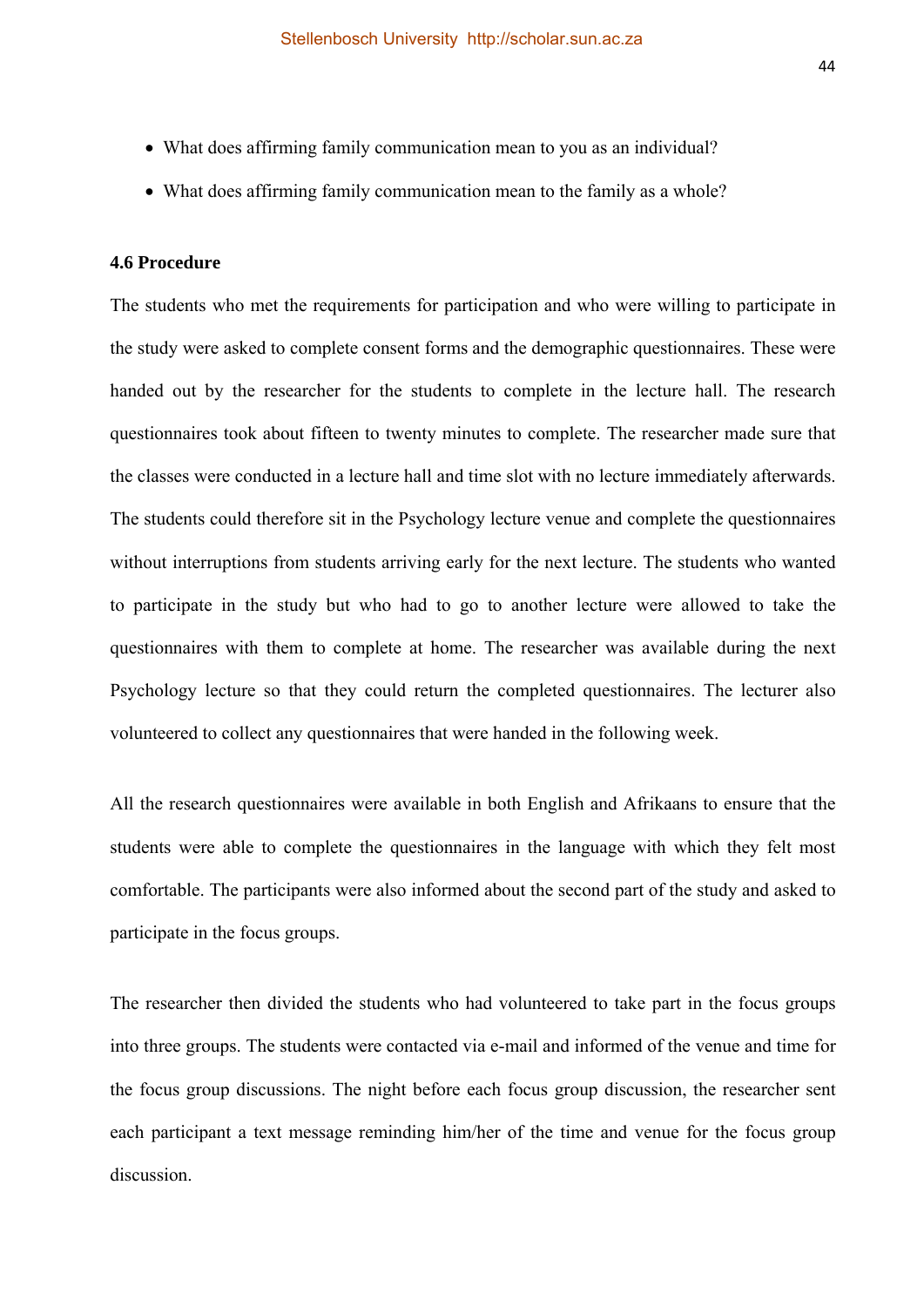- What does affirming family communication mean to you as an individual?
- What does affirming family communication mean to the family as a whole?

**4.6 Procedure**

The students who met the requirements for participation and who were willing to participate in the study were asked to complete consent forms and the demographic questionnaires. These were handed out by the researcher for the students to complete in the lecture hall. The research questionnaires took about fifteen to twenty minutes to complete. The researcher made sure that the classes were conducted in a lecture hall and time slot with no lecture immediately afterwards. The students could therefore sit in the Psychology lecture venue and complete the questionnaires without interruptions from students arriving early for the next lecture. The students who wanted to participate in the study but who had to go to another lecture were allowed to take the questionnaires with them to complete at home. The researcher was available during the next Psychology lecture so that they could return the completed questionnaires. The lecturer also volunteered to collect any questionnaires that were handed in the following week.

All the research questionnaires were available in both English and Afrikaans to ensure that the students were able to complete the questionnaires in the language with which they felt most comfortable. The participants were also informed about the second part of the study and asked to participate in the focus groups.

The researcher then divided the students who had volunteered to take part in the focus groups into three groups. The students were contacted via e-mail and informed of the venue and time for the focus group discussions. The night before each focus group discussion, the researcher sent each participant a text message reminding him/her of the time and venue for the focus group discussion.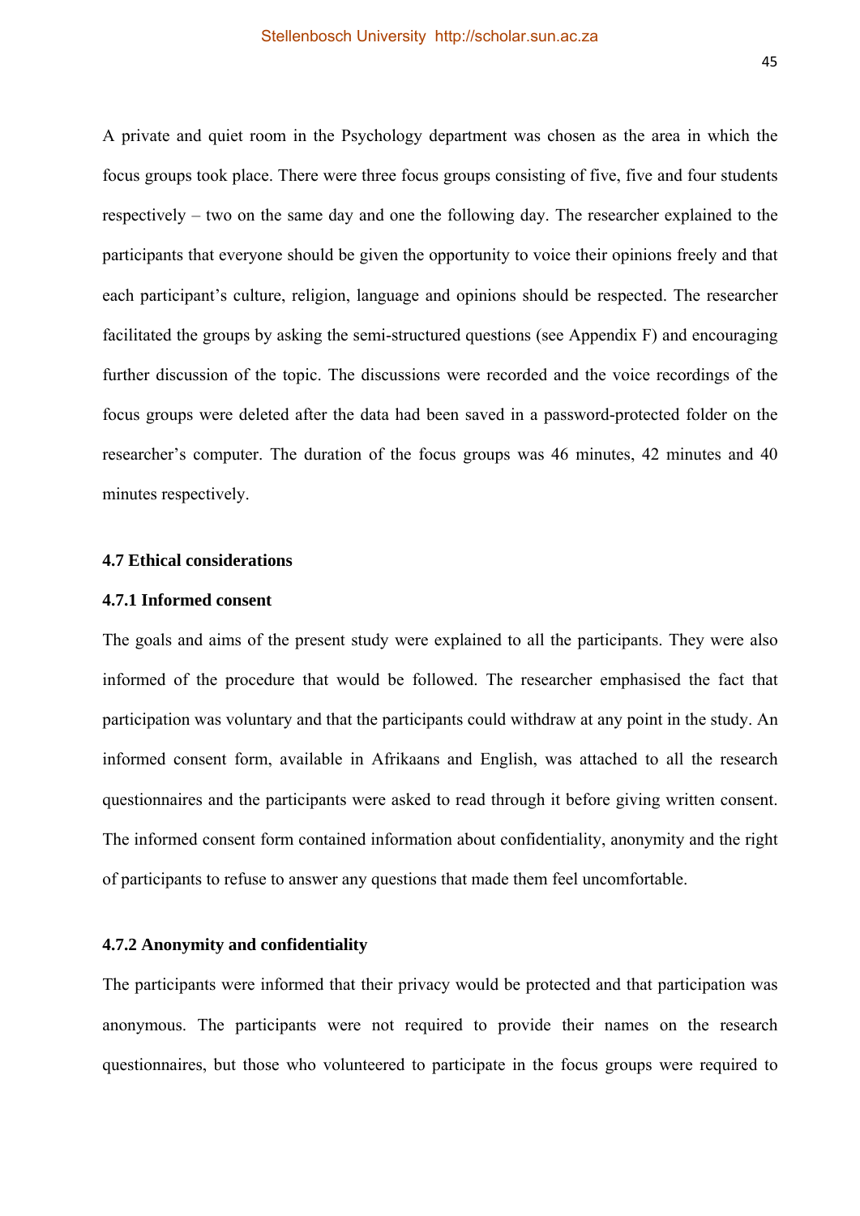A private and quiet room in the Psychology department was chosen as the area in which the focus groups took place. There were three focus groups consisting of five, five and four students respectively – two on the same day and one the following day. The researcher explained to the participants that everyone should be given the opportunity to voice their opinions freely and that each participant's culture, religion, language and opinions should be respected. The researcher facilitated the groups by asking the semi-structured questions (see Appendix F) and encouraging further discussion of the topic. The discussions were recorded and the voice recordings of the focus groups were deleted after the data had been saved in a password-protected folder on the researcher's computer. The duration of the focus groups was 46 minutes, 42 minutes and 40 minutes respectively.

### 4.7 Ethical considerations

#### 4.7.1 Informed consent

The goals and aims of the present study were explained to all the participants. They were also informed of the procedure that would be followed. The researcher emphasised the fact that participation was voluntary and that the participants could withdraw at any point in the study. An informed consent form, available in Afrikaans and English, was attached to all the research questionnaires and the participants were asked to read through it before giving written consent. The informed consent form contained information about confidentiality, anonymity and the right of participants to refuse to answer any questions that made them feel uncomfortable.

#### 4.7.2 Anonymity and confidentiality

The participants were informed that their privacy would be protected and that participation was anonymous. The participants were not required to provide their names on the research questionnaires, but those who volunteered to participate in the focus groups were required to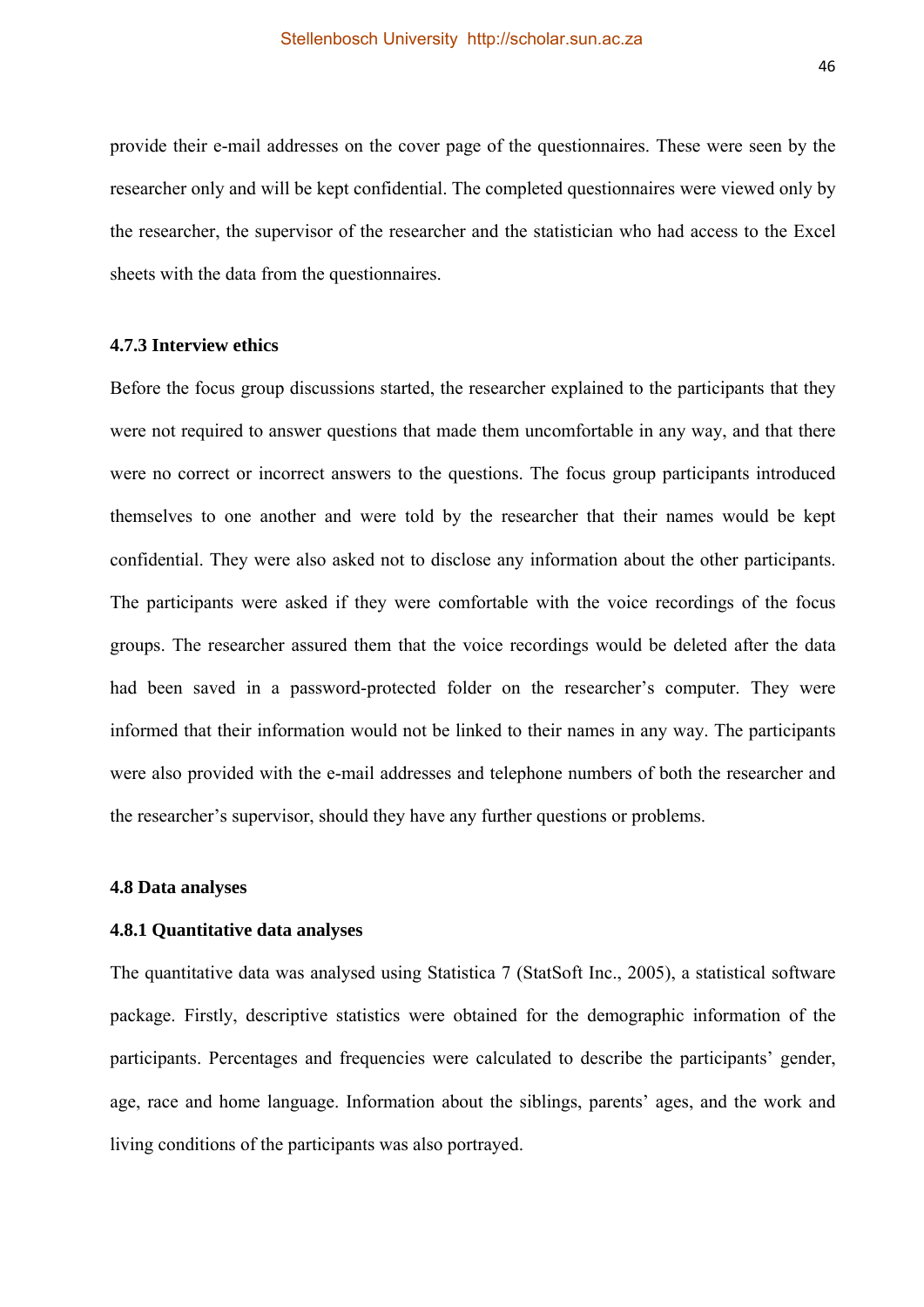provide their e-mail addresses on the cover page of the questionnaires. These were seen by the researcher only and will be kept confidential. The completed questionnaires were viewed only by the researcher, the supervisor of the researcher and the statistician who had access to the Excel sheets with the data from the questionnaires.

### 4.7.3 Interview ethics

Before the focus group discussions started, the researcher explained to the participants that they were not required to answer questions that made them uncomfortable in any way, and that there were no correct or incorrect answers to the questions. The focus group participants introduced themselves to one another and were told by the researcher that their names would be kept confidential. They were also asked not to disclose any information about the other participants. The participants were asked if they were comfortable with the voice recordings of the focus groups. The researcher assured them that the voice recordings would be deleted after the data had been saved in a password-protected folder on the researcher's computer. They were informed that their information would not be linked to their names in any way. The participants were also provided with the e-mail addresses and telephone numbers of both the researcher and the researcher's supervisor, should they have any further questions or problems.

## 4.8 Data analyses

### 4.8.1 Quantitative data analyses

The quantitative data was analysed using Statistica 7 (StatSoft Inc., 2005), a statistical software package. Firstly, descriptive statistics were obtained for the demographic information of the participants. Percentages and frequencies were calculated to describe the participants' gender, age, race and home language. Information about the siblings, parents' ages, and the work and living conditions of the participants was also portrayed.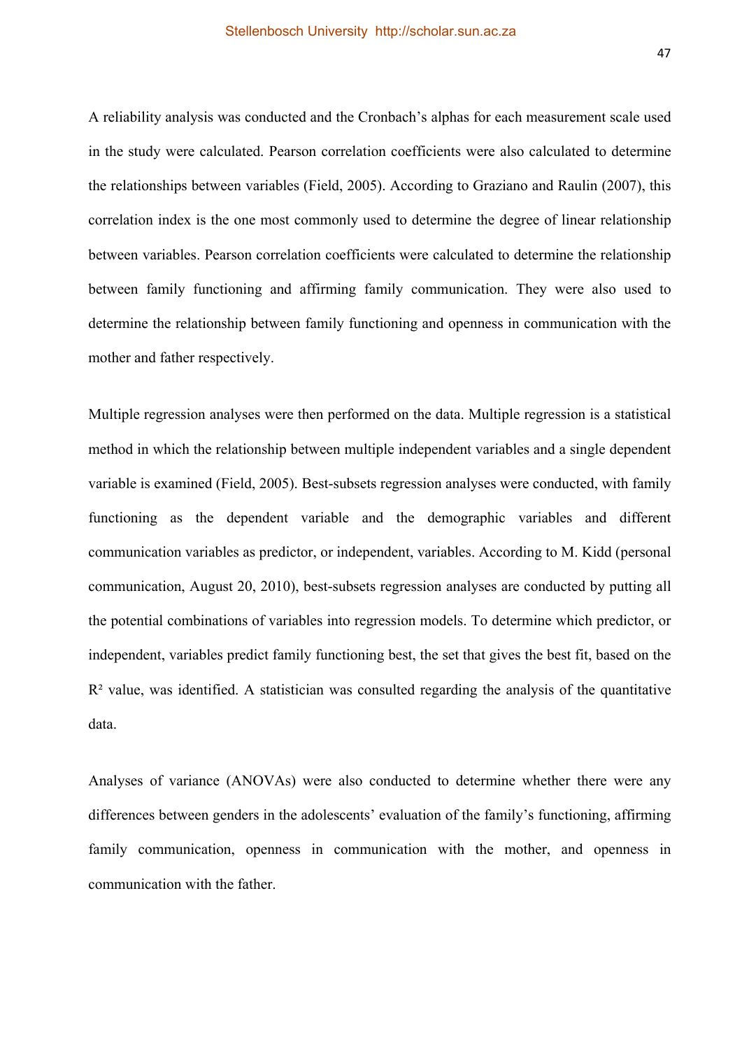A reliability analysis was conducted and the Cronbach's alphas for each measurement scale used in the study were calculated. Pearson correlation coefficients were also calculated to determine the relationships between variables (Field, 2005). According to Graziano and Raulin (2007), this correlation index is the one most commonly used to determine the degree of linear relationship between variables. Pearson correlation coefficients were calculated to determine the relationship between family functioning and affirming family communication. They were also used to determine the relationship between family functioning and openness in communication with the mother and father respectively.

Multiple regression analyses were then performed on the data. Multiple regression is a statistical method in which the relationship between multiple independent variables and a single dependent variable is examined (Field, 2005). Best-subsets regression analyses were conducted, with family functioning as the dependent variable and the demographic variables and different communication variables as predictor, or independent, variables. According to M. Kidd (personal communication, August 20, 2010), best-subsets regression analyses are conducted by putting all the potential combinations of variables into regression models. To determine which predictor, or independent, variables predict family functioning best, the set that gives the best fit, based on the $R^2$ value, was identified. A statistician was consulted regarding the analysis of the quantitative data.

Analyses of variance (ANOVAs) were also conducted to determine whether there were any differences between genders in the adolescents' evaluation of the family's functioning, affirming family communication, openness in communication with the mother, and openness in communication with the father.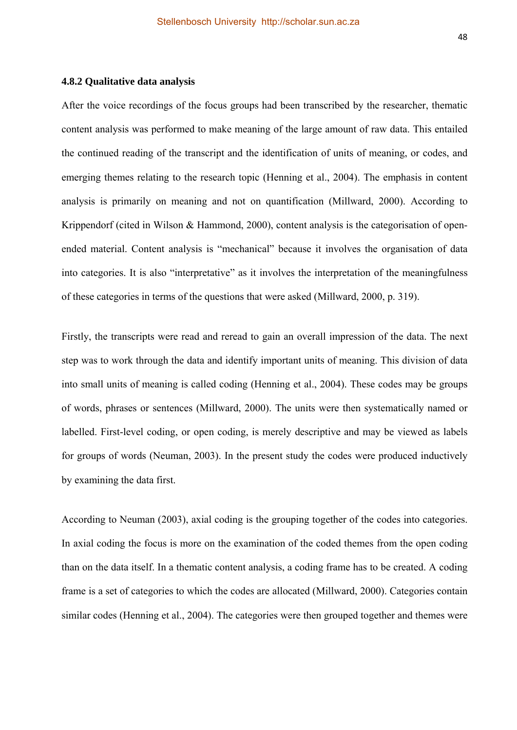#### 4.8.2 Qualitative data analysis

After the voice recordings of the focus groups had been transcribed by the researcher, thematic content analysis was performed to make meaning of the large amount of raw data. This entailed the continued reading of the transcript and the identification of units of meaning, or codes, and emerging themes relating to the research topic (Henning et al., 2004). The emphasis in content analysis is primarily on meaning and not on quantification (Millward, 2000). According to Krippendorf (cited in Wilson & Hammond, 2000), content analysis is the categorisation of open-ended material. Content analysis is "mechanical" because it involves the organisation of data into categories. It is also "interpretative" as it involves the interpretation of the meaningfulness of these categories in terms of the questions that were asked (Millward, 2000, p. 319).

Firstly, the transcripts were read and reread to gain an overall impression of the data. The next step was to work through the data and identify important units of meaning. This division of data into small units of meaning is called coding (Henning et al., 2004). These codes may be groups of words, phrases or sentences (Millward, 2000). The units were then systematically named or labelled. First-level coding, or open coding, is merely descriptive and may be viewed as labels for groups of words (Neuman, 2003). In the present study the codes were produced inductively by examining the data first.

According to Neuman (2003), axial coding is the grouping together of the codes into categories. In axial coding the focus is more on the examination of the coded themes from the open coding than on the data itself. In a thematic content analysis, a coding frame has to be created. A coding frame is a set of categories to which the codes are allocated (Millward, 2000). Categories contain similar codes (Henning et al., 2004). The categories were then grouped together and themes were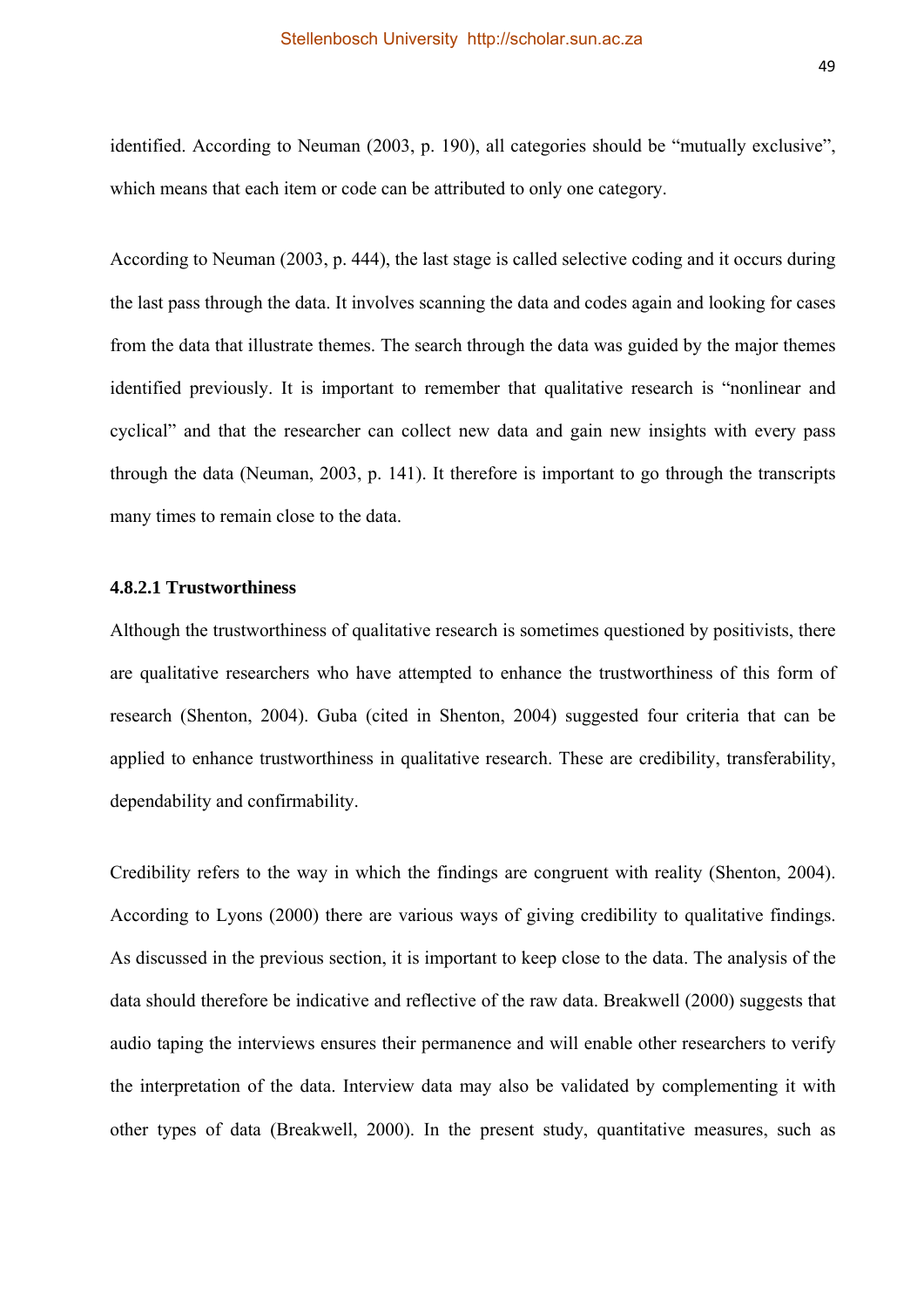identified. According to Neuman (2003, p. 190), all categories should be "mutually exclusive", which means that each item or code can be attributed to only one category.

According to Neuman (2003, p. 444), the last stage is called selective coding and it occurs during the last pass through the data. It involves scanning the data and codes again and looking for cases from the data that illustrate themes. The search through the data was guided by the major themes identified previously. It is important to remember that qualitative research is "nonlinear and cyclical" and that the researcher can collect new data and gain new insights with every pass through the data (Neuman, 2003, p. 141). It therefore is important to go through the transcripts many times to remain close to the data.

#### 4.8.2.1 Trustworthiness

Although the trustworthiness of qualitative research is sometimes questioned by positivists, there are qualitative researchers who have attempted to enhance the trustworthiness of this form of research (Shenton, 2004). Guba (cited in Shenton, 2004) suggested four criteria that can be applied to enhance trustworthiness in qualitative research. These are credibility, transferability, dependability and confirmability.

Credibility refers to the way in which the findings are congruent with reality (Shenton, 2004). According to Lyons (2000) there are various ways of giving credibility to qualitative findings. As discussed in the previous section, it is important to keep close to the data. The analysis of the data should therefore be indicative and reflective of the raw data. Breakwell (2000) suggests that audio taping the interviews ensures their permanence and will enable other researchers to verify the interpretation of the data. Interview data may also be validated by complementing it with other types of data (Breakwell, 2000). In the present study, quantitative measures, such as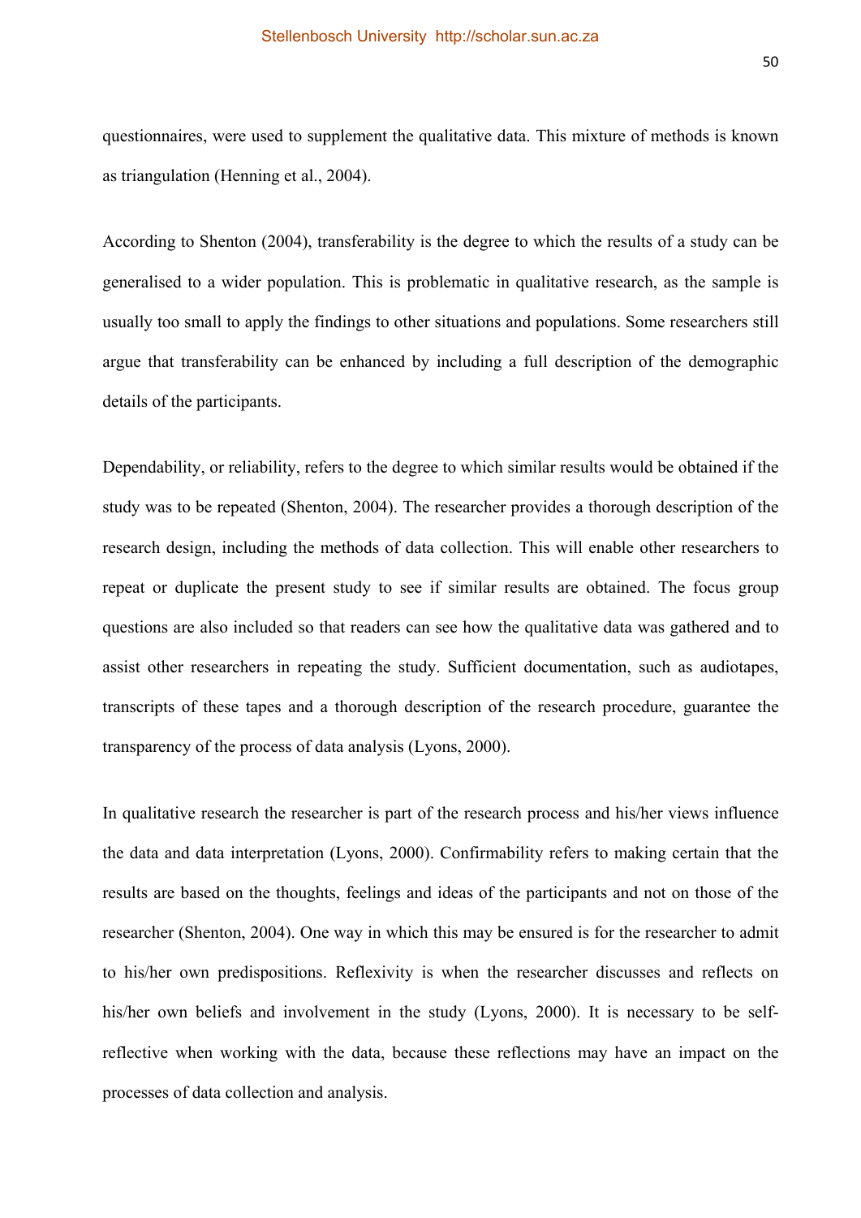questionnaires, were used to supplement the qualitative data. This mixture of methods is known as triangulation (Henning et al., 2004).

According to Shenton (2004), transferability is the degree to which the results of a study can be generalised to a wider population. This is problematic in qualitative research, as the sample is usually too small to apply the findings to other situations and populations. Some researchers still argue that transferability can be enhanced by including a full description of the demographic details of the participants.

Dependability, or reliability, refers to the degree to which similar results would be obtained if the study was to be repeated (Shenton, 2004). The researcher provides a thorough description of the research design, including the methods of data collection. This will enable other researchers to repeat or duplicate the present study to see if similar results are obtained. The focus group questions are also included so that readers can see how the qualitative data was gathered and to assist other researchers in repeating the study. Sufficient documentation, such as audiotapes, transcripts of these tapes and a thorough description of the research procedure, guarantee the transparency of the process of data analysis (Lyons, 2000).

In qualitative research the researcher is part of the research process and his/her views influence the data and data interpretation (Lyons, 2000). Confirmability refers to making certain that the results are based on the thoughts, feelings and ideas of the participants and not on those of the researcher (Shenton, 2004). One way in which this may be ensured is for the researcher to admit to his/her own predispositions. Reflexivity is when the researcher discusses and reflects on his/her own beliefs and involvement in the study (Lyons, 2000). It is necessary to be self-reflective when working with the data, because these reflections may have an impact on the processes of data collection and analysis.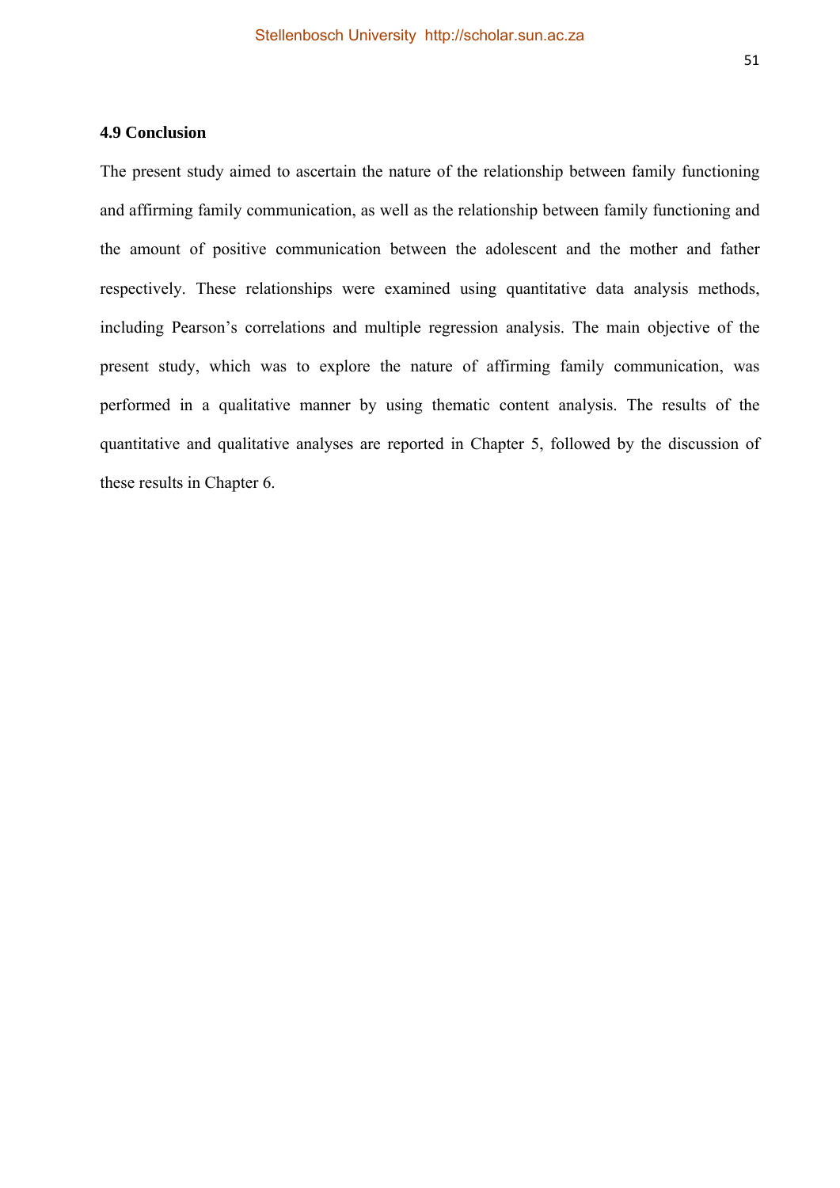### 4.9 Conclusion

The present study aimed to ascertain the nature of the relationship between family functioning and affirming family communication, as well as the relationship between family functioning and the amount of positive communication between the adolescent and the mother and father respectively. These relationships were examined using quantitative data analysis methods, including Pearson's correlations and multiple regression analysis. The main objective of the present study, which was to explore the nature of affirming family communication, was performed in a qualitative manner by using thematic content analysis. The results of the quantitative and qualitative analyses are reported in Chapter 5, followed by the discussion of these results in Chapter 6.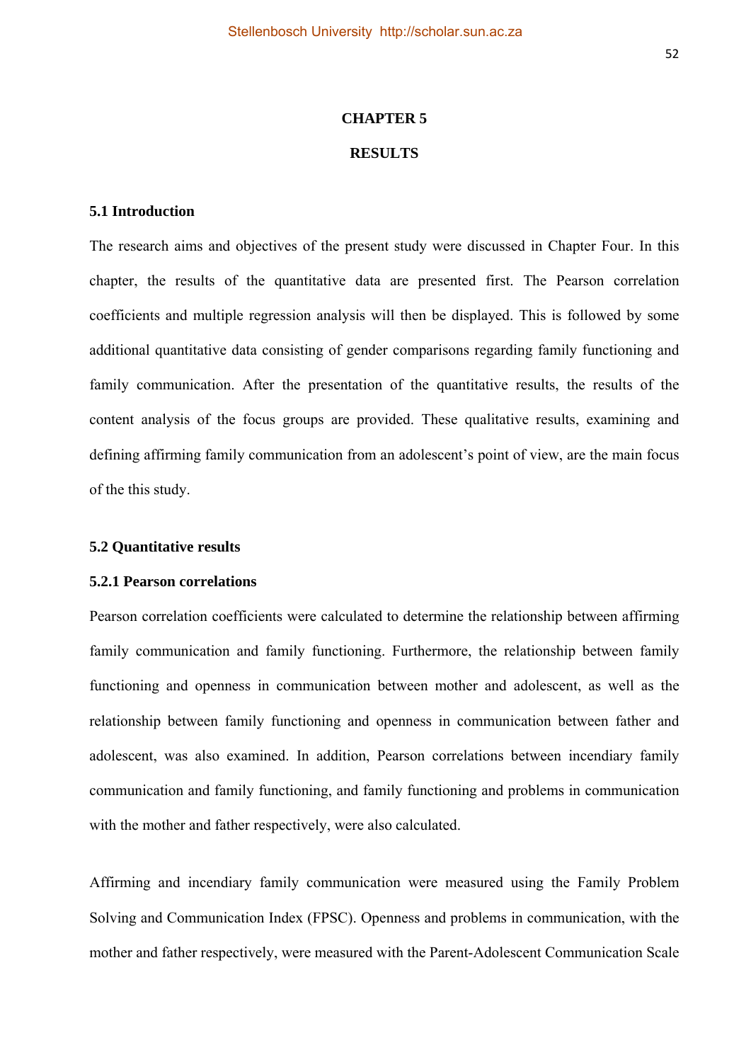# CHAPTER 5

# RESULTS

### 5.1 Introduction

The research aims and objectives of the present study were discussed in Chapter Four. In this chapter, the results of the quantitative data are presented first. The Pearson correlation coefficients and multiple regression analysis will then be displayed. This is followed by some additional quantitative data consisting of gender comparisons regarding family functioning and family communication. After the presentation of the quantitative results, the results of the content analysis of the focus groups are provided. These qualitative results, examining and defining affirming family communication from an adolescent's point of view, are the main focus of the this study.

### 5.2 Quantitative results

#### 5.2.1 Pearson correlations

Pearson correlation coefficients were calculated to determine the relationship between affirming family communication and family functioning. Furthermore, the relationship between family functioning and openness in communication between mother and adolescent, as well as the relationship between family functioning and openness in communication between father and adolescent, was also examined. In addition, Pearson correlations between incendiary family communication and family functioning, and family functioning and problems in communication with the mother and father respectively, were also calculated.

Affirming and incendiary family communication were measured using the Family Problem Solving and Communication Index (FPSC). Openness and problems in communication, with the mother and father respectively, were measured with the Parent-Adolescent Communication Scale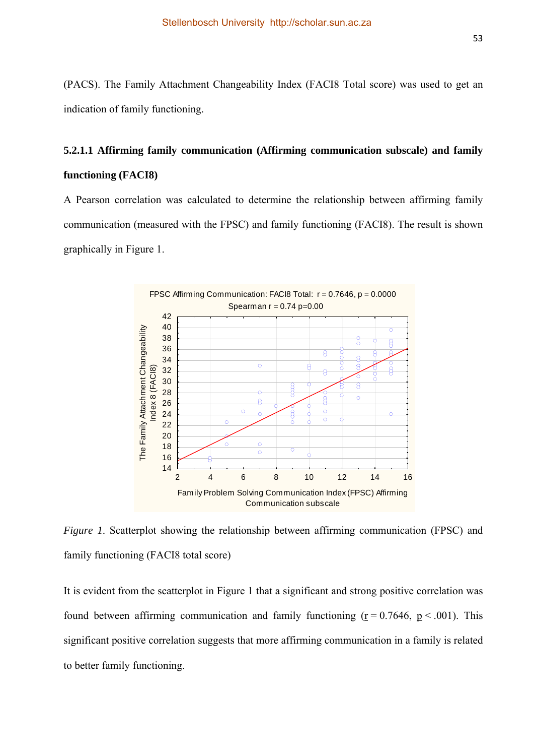(PACS). The Family Attachment Changeability Index (FACI8 Total score) was used to get an indication of family functioning.

#### 5.2.1.1 Affirming family communication (Affirming communication subscale) and family functioning (FACI8)

A Pearson correlation was calculated to determine the relationship between affirming family communication (measured with the FPSC) and family functioning (FACI8). The result is shown graphically in Figure 1.

*Figure 1.* Scatterplot showing the relationship between affirming communication (FPSC) and family functioning (FACI8 total score)

It is evident from the scatterplot in Figure 1 that a significant and strong positive correlation was found between affirming communication and family functioning ($\underline{r} = 0.7646$, $\underline{p} < .001$). This significant positive correlation suggests that more affirming communication in a family is related to better family functioning.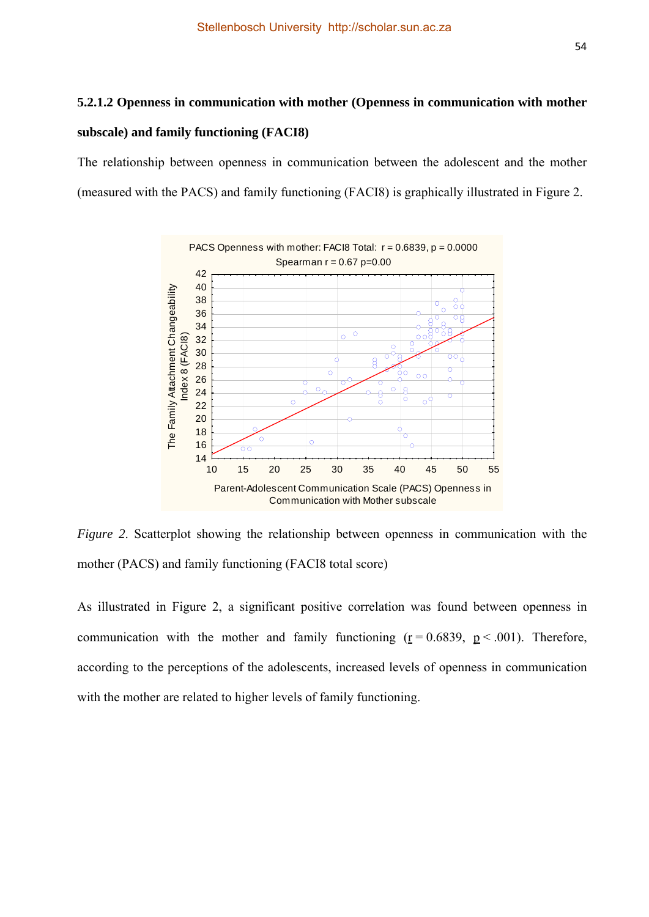#### 5.2.1.2 Openness in communication with mother (Openness in communication with mother subscale) and family functioning (FACI8)

The relationship between openness in communication between the adolescent and the mother (measured with the PACS) and family functioning (FACI8) is graphically illustrated in Figure 2.

*Figure 2.* Scatterplot showing the relationship between openness in communication with the mother (PACS) and family functioning (FACI8 total score)

As illustrated in Figure 2, a significant positive correlation was found between openness in communication with the mother and family functioning ($r = 0.6839$, $p < .001$). Therefore, according to the perceptions of the adolescents, increased levels of openness in communication with the mother are related to higher levels of family functioning.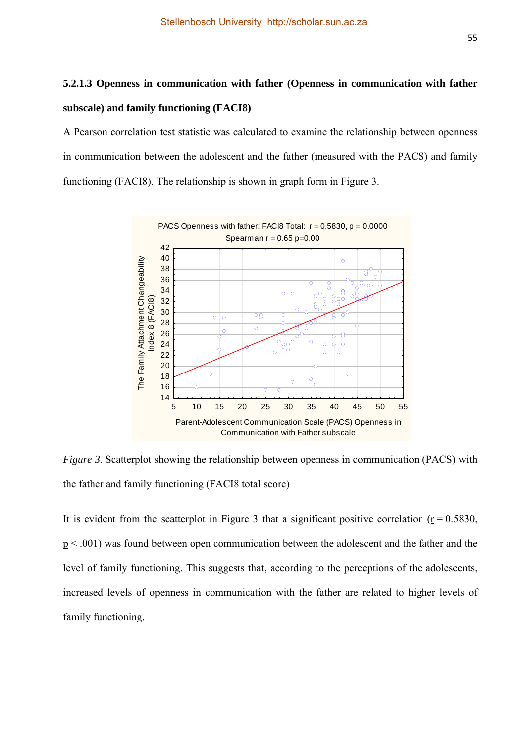### 5.2.1.3 Openness in communication with father (Openness in communication with father subscale) and family functioning (FACI8)

A Pearson correlation test statistic was calculated to examine the relationship between openness in communication between the adolescent and the father (measured with the PACS) and family functioning (FACI8). The relationship is shown in graph form in Figure 3.

*Figure 3.* Scatterplot showing the relationship between openness in communication (PACS) with the father and family functioning (FACI8 total score)

It is evident from the scatterplot in Figure 3 that a significant positive correlation ($r = 0.5830$, $p < .001$) was found between open communication between the adolescent and the father and the level of family functioning. This suggests that, according to the perceptions of the adolescents, increased levels of openness in communication with the father are related to higher levels of family functioning.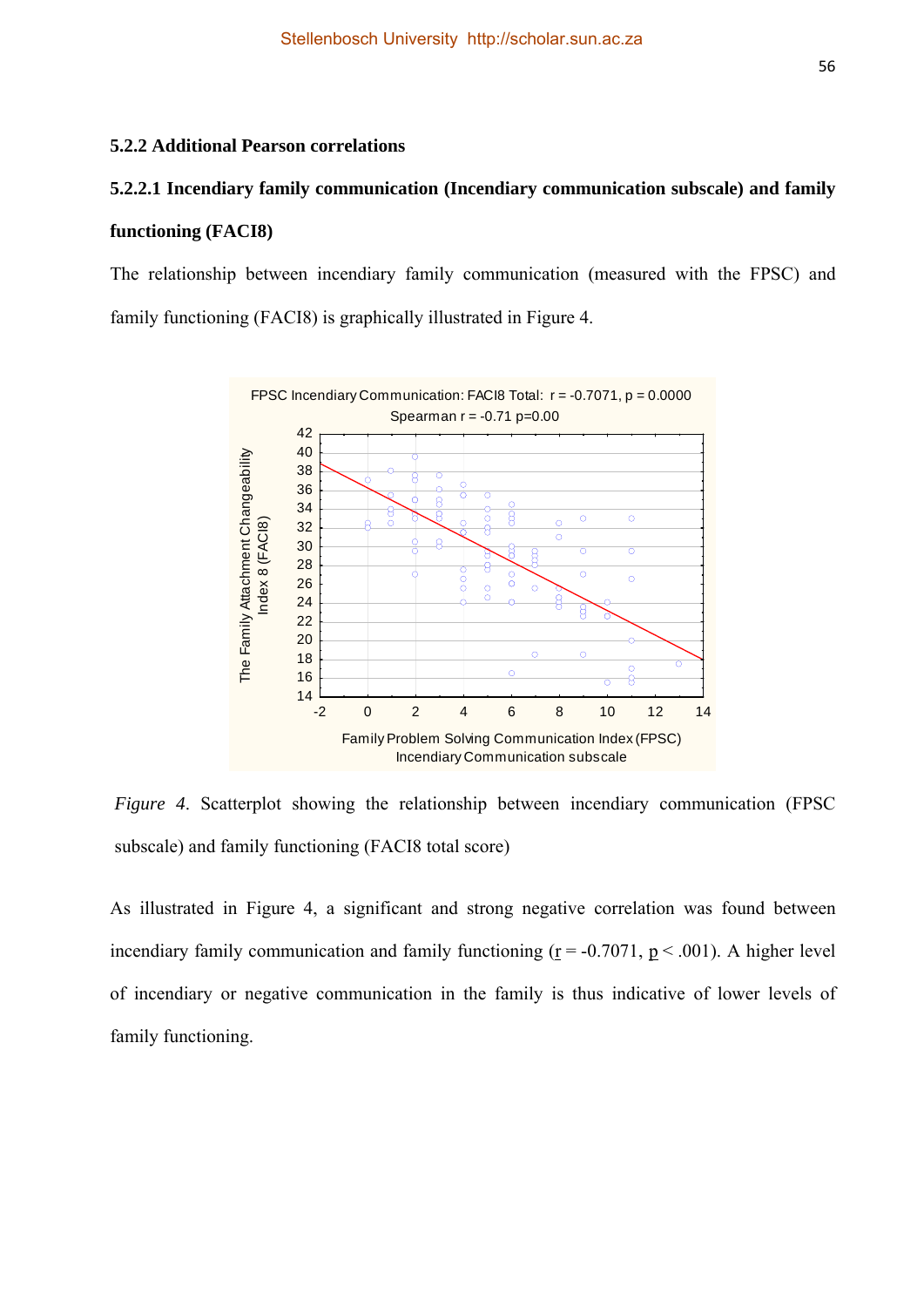### 5.2.2 Additional Pearson correlations

#### 5.2.2.1 Incendiary family communication (Incendiary communication subscale) and family functioning (FACI8)

The relationship between incendiary family communication (measured with the FPSC) and family functioning (FACI8) is graphically illustrated in Figure 4.

*Figure 4*. Scatterplot showing the relationship between incendiary communication (FPSC subscale) and family functioning (FACI8 total score)

As illustrated in Figure 4, a significant and strong negative correlation was found between incendiary family communication and family functioning ($r = -0.7071$, $p < .001$). A higher level of incendiary or negative communication in the family is thus indicative of lower levels of family functioning.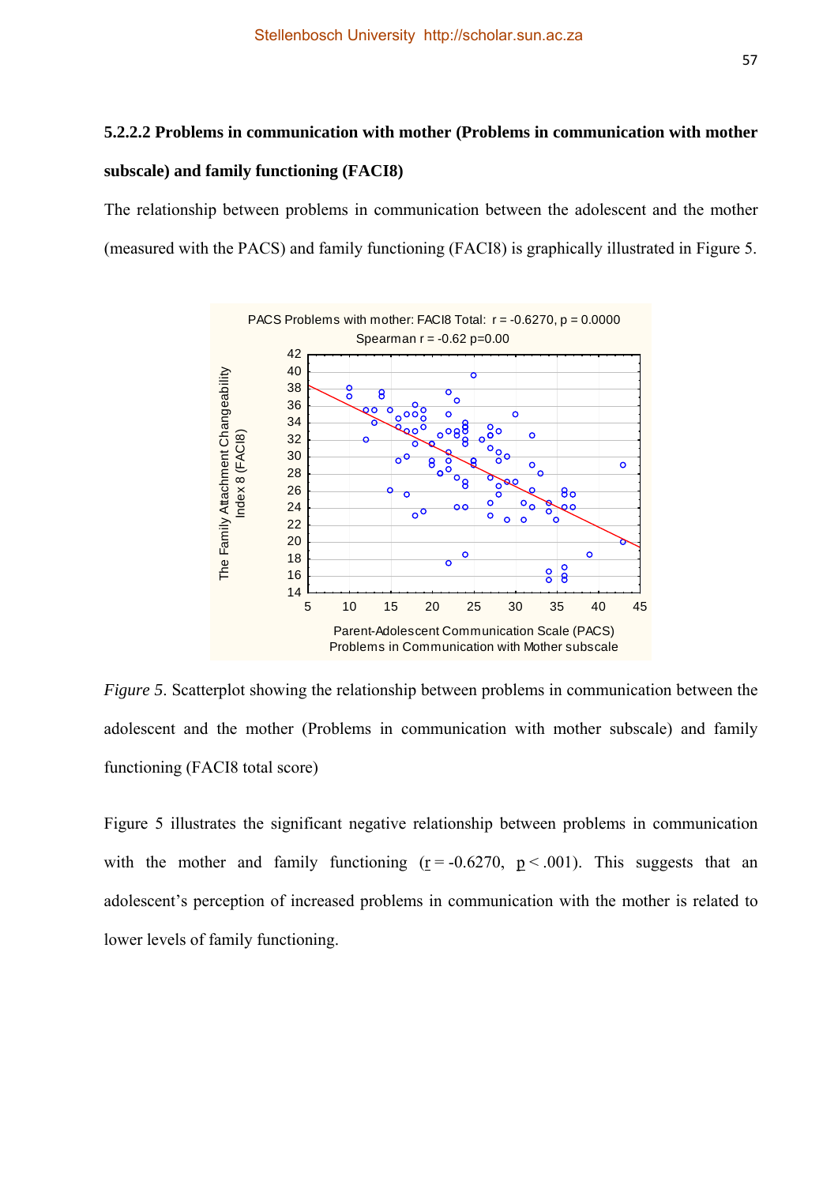### 5.2.2.2 Problems in communication with mother (Problems in communication with mother subscale) and family functioning (FACI8)

The relationship between problems in communication between the adolescent and the mother (measured with the PACS) and family functioning (FACI8) is graphically illustrated in Figure 5.

*Figure 5*. Scatterplot showing the relationship between problems in communication between the adolescent and the mother (Problems in communication with mother subscale) and family functioning (FACI8 total score)

Figure 5 illustrates the significant negative relationship between problems in communication with the mother and family functioning ($r = -0.6270$, $p < .001$). This suggests that an adolescent's perception of increased problems in communication with the mother is related to lower levels of family functioning.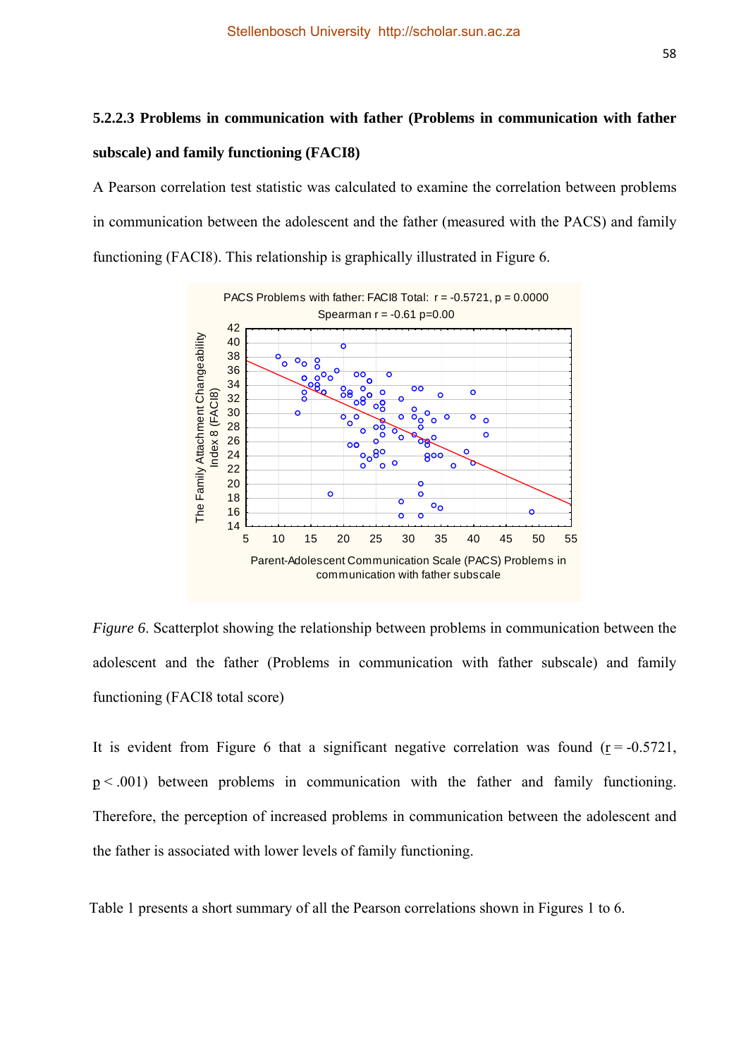### 5.2.2.3 Problems in communication with father (Problems in communication with father subscale) and family functioning (FACI8)

A Pearson correlation test statistic was calculated to examine the correlation between problems in communication between the adolescent and the father (measured with the PACS) and family functioning (FACI8). This relationship is graphically illustrated in Figure 6.

*Figure 6*. Scatterplot showing the relationship between problems in communication between the adolescent and the father (Problems in communication with father subscale) and family functioning (FACI8 total score)

It is evident from Figure 6 that a significant negative correlation was found ($\underline{r} = -0.5721$, $\underline{p} < .001$) between problems in communication with the father and family functioning. Therefore, the perception of increased problems in communication between the adolescent and the father is associated with lower levels of family functioning.

Table 1 presents a short summary of all the Pearson correlations shown in Figures 1 to 6.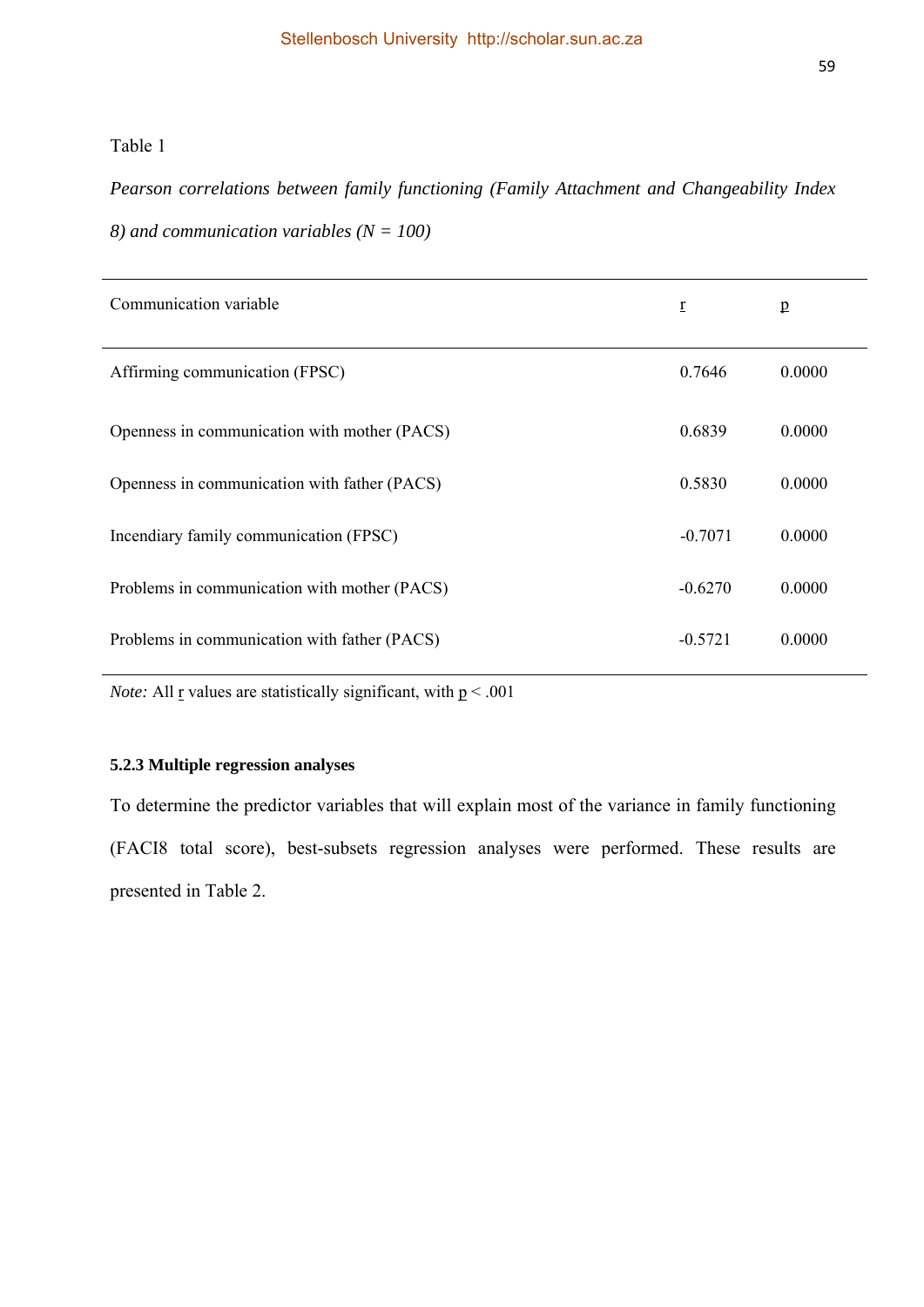Table 1

*Pearson correlations between family functioning (Family Attachment and Changeability Index 8) and communication variables (N = 100)*

| Communication variable | r | p |
|---|---|---|
| Affirming communication (FPSC) | 0.7646 | 0.0000 |
| Openness in communication with mother (PACS) | 0.6839 | 0.0000 |
| Openness in communication with father (PACS) | 0.5830 | 0.0000 |
| Incendiary family communication (FPSC) | -0.7071 | 0.0000 |
| Problems in communication with mother (PACS) | -0.6270 | 0.0000 |
| Problems in communication with father (PACS) | -0.5721 | 0.0000 |

*Note:* All r values are statistically significant, with $p < .001$

#### 5.2.3 Multiple regression analyses

To determine the predictor variables that will explain most of the variance in family functioning (FACI8 total score), best-subsets regression analyses were performed. These results are presented in Table 2.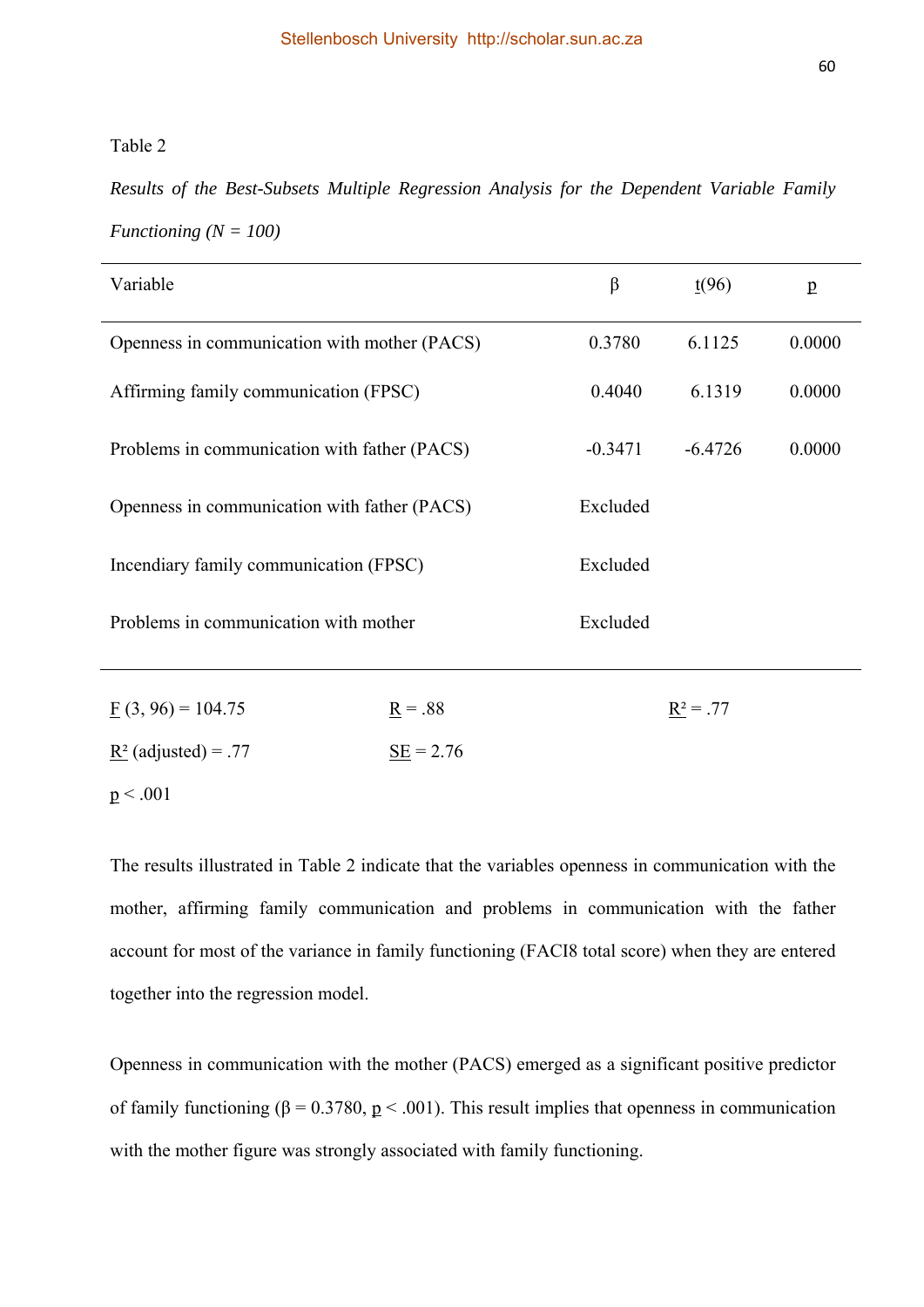Table 2

*Results of the Best-Subsets Multiple Regression Analysis for the Dependent Variable Family Functioning (N = 100)*

| Variable | β | t(96) | p |
|---|---|---|---|
| Openness in communication with mother (PACS) | 0.3780 | 6.1125 | 0.0000 |
| Affirming family communication (FPSC) | 0.4040 | 6.1319 | 0.0000 |
| Problems in communication with father (PACS) | -0.3471 | -6.4726 | 0.0000 |
| Openness in communication with father (PACS) | Excluded | | |
| Incendiary family communication (FPSC) | Excluded | | |
| Problems in communication with mother | Excluded | | |

$F$ (3, 96) = 104.75 $R$ = .88 $R^2$ = .77

$R^2$ (adjusted) = .77 $SE$ = 2.76

$p < .001$

The results illustrated in Table 2 indicate that the variables openness in communication with the mother, affirming family communication and problems in communication with the father account for most of the variance in family functioning (FACI8 total score) when they are entered together into the regression model.

Openness in communication with the mother (PACS) emerged as a significant positive predictor of family functioning (β = 0.3780, $p < .001$). This result implies that openness in communication with the mother figure was strongly associated with family functioning.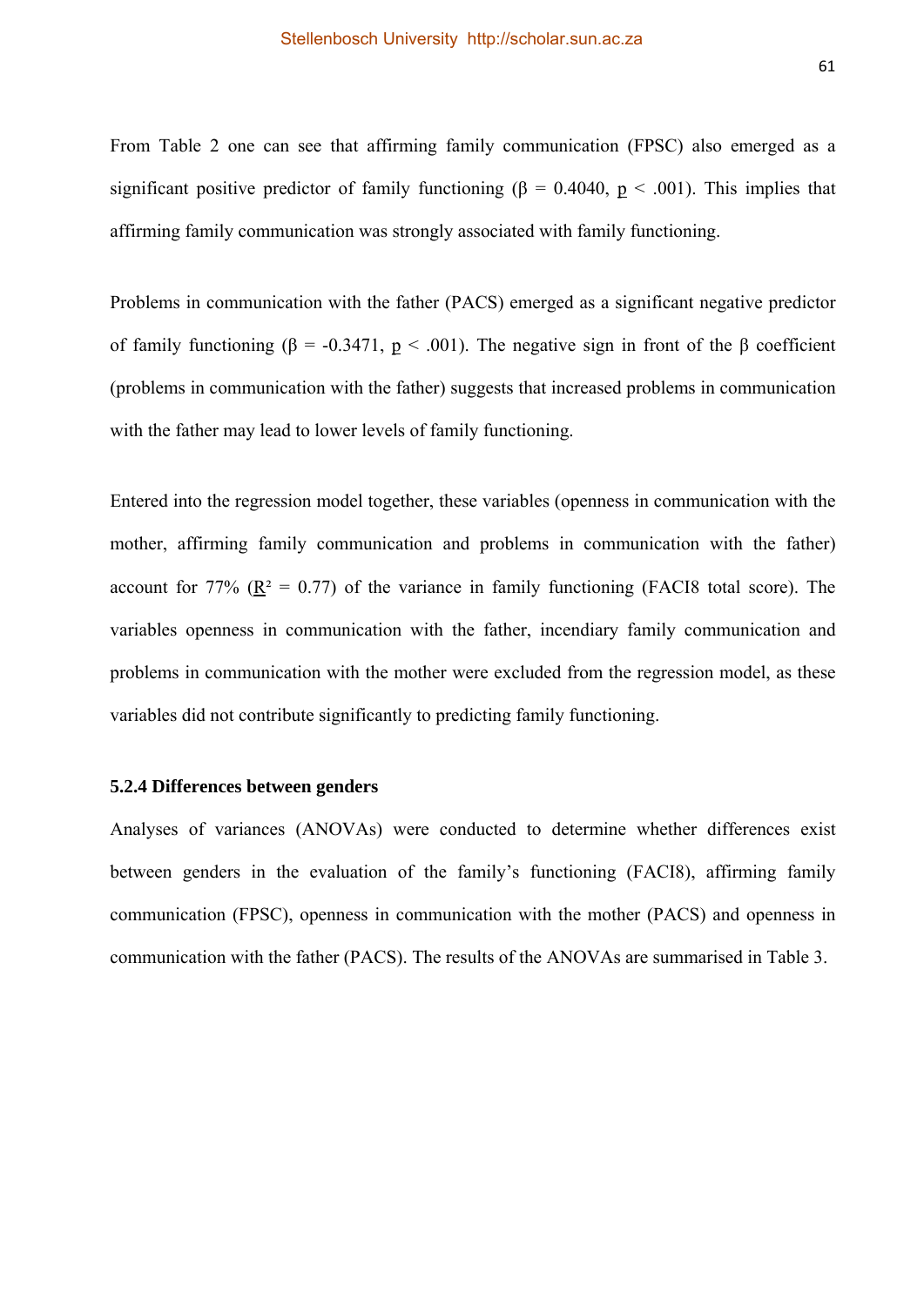From Table 2 one can see that affirming family communication (FPSC) also emerged as a significant positive predictor of family functioning (β = 0.4040, $p < .001$). This implies that affirming family communication was strongly associated with family functioning.

Problems in communication with the father (PACS) emerged as a significant negative predictor of family functioning (β = -0.3471, $p < .001$). The negative sign in front of the β coefficient (problems in communication with the father) suggests that increased problems in communication with the father may lead to lower levels of family functioning.

Entered into the regression model together, these variables (openness in communication with the mother, affirming family communication and problems in communication with the father) account for 77% ($R^2 = 0.77$) of the variance in family functioning (FACI8 total score). The variables openness in communication with the father, incendiary family communication and problems in communication with the mother were excluded from the regression model, as these variables did not contribute significantly to predicting family functioning.

### 5.2.4 Differences between genders

Analyses of variances (ANOVAs) were conducted to determine whether differences exist between genders in the evaluation of the family's functioning (FACI8), affirming family communication (FPSC), openness in communication with the mother (PACS) and openness in communication with the father (PACS). The results of the ANOVAs are summarised in Table 3.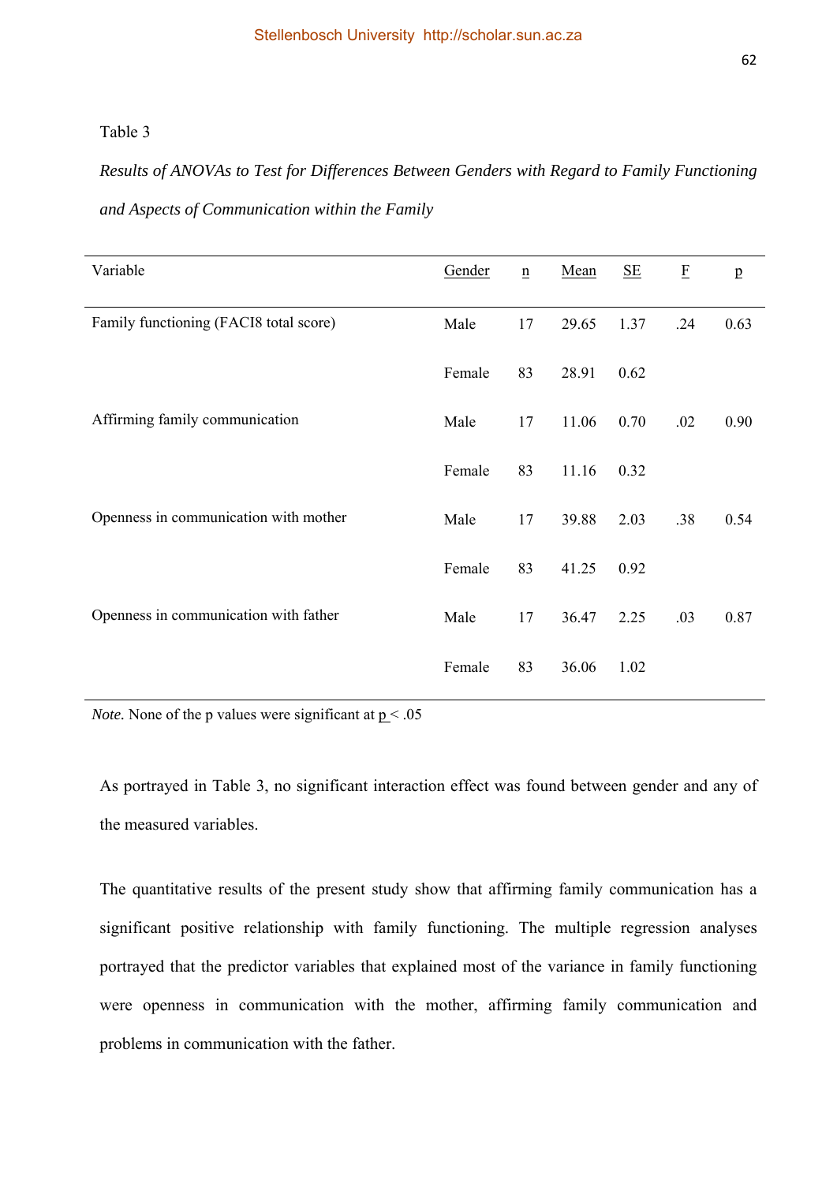Table 3

*Results of ANOVAs to Test for Differences Between Genders with Regard to Family Functioning and Aspects of Communication within the Family*

| Variable | Gender | n | Mean | SE | F | p |
|---|---|---|---|---|---|---|
| Family functioning (FACI8 total score) | Male | 17 | 29.65 | 1.37 | .24 | 0.63 |
| | Female | 83 | 28.91 | 0.62 | | |
| Affirming family communication | Male | 17 | 11.06 | 0.70 | .02 | 0.90 |
| | Female | 83 | 11.16 | 0.32 | | |
| Openness in communication with mother | Male | 17 | 39.88 | 2.03 | .38 | 0.54 |
| | Female | 83 | 41.25 | 0.92 | | |
| Openness in communication with father | Male | 17 | 36.47 | 2.25 | .03 | 0.87 |
| | Female | 83 | 36.06 | 1.02 | | |

*Note.* None of the p values were significant at $p < .05$

As portrayed in Table 3, no significant interaction effect was found between gender and any of the measured variables.

The quantitative results of the present study show that affirming family communication has a significant positive relationship with family functioning. The multiple regression analyses portrayed that the predictor variables that explained most of the variance in family functioning were openness in communication with the mother, affirming family communication and problems in communication with the father.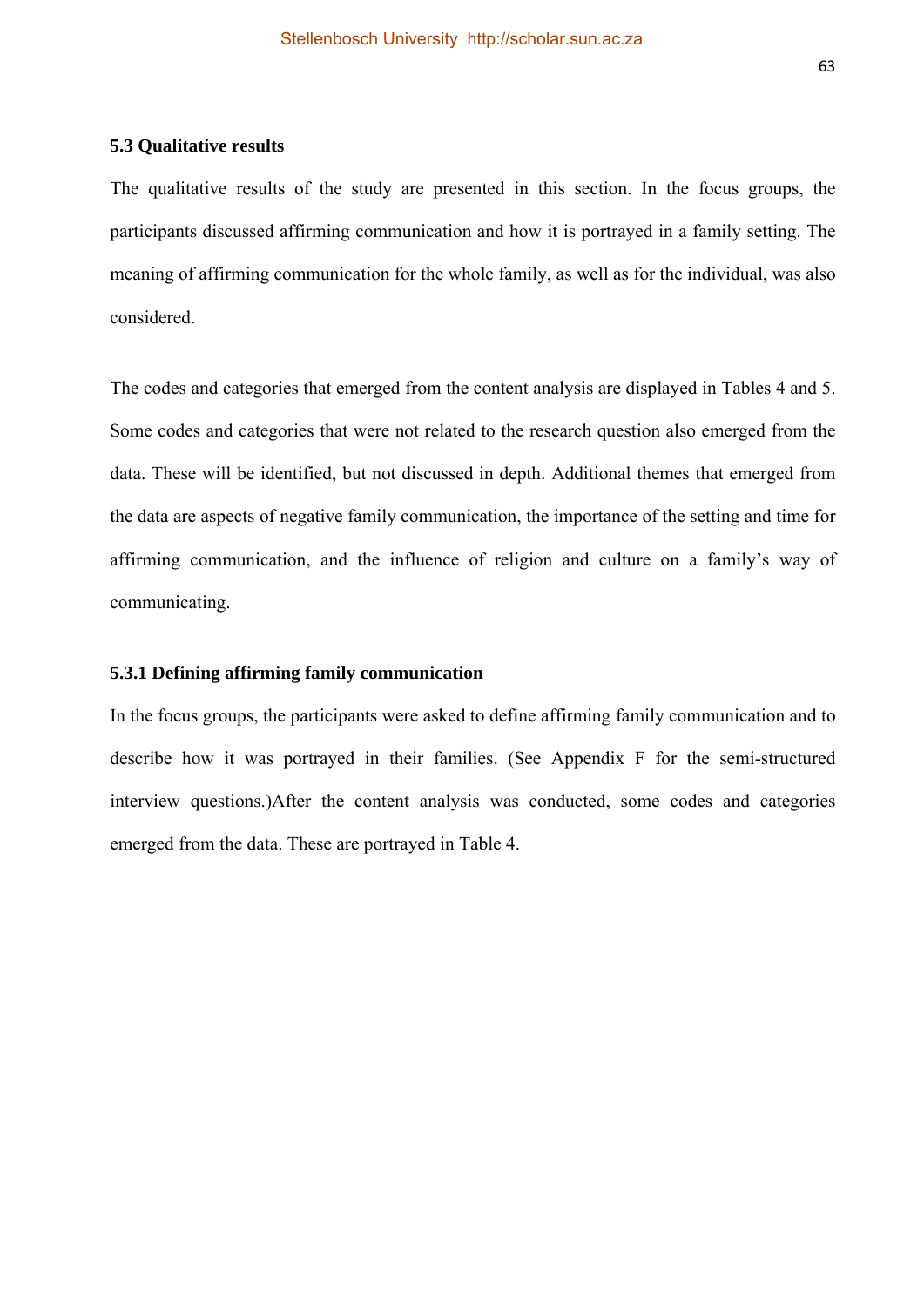### 5.3 Qualitative results

The qualitative results of the study are presented in this section. In the focus groups, the participants discussed affirming communication and how it is portrayed in a family setting. The meaning of affirming communication for the whole family, as well as for the individual, was also considered.

The codes and categories that emerged from the content analysis are displayed in Tables 4 and 5. Some codes and categories that were not related to the research question also emerged from the data. These will be identified, but not discussed in depth. Additional themes that emerged from the data are aspects of negative family communication, the importance of the setting and time for affirming communication, and the influence of religion and culture on a family's way of communicating.

#### 5.3.1 Defining affirming family communication

In the focus groups, the participants were asked to define affirming family communication and to describe how it was portrayed in their families. (See Appendix F for the semi-structured interview questions.)After the content analysis was conducted, some codes and categories emerged from the data. These are portrayed in Table 4.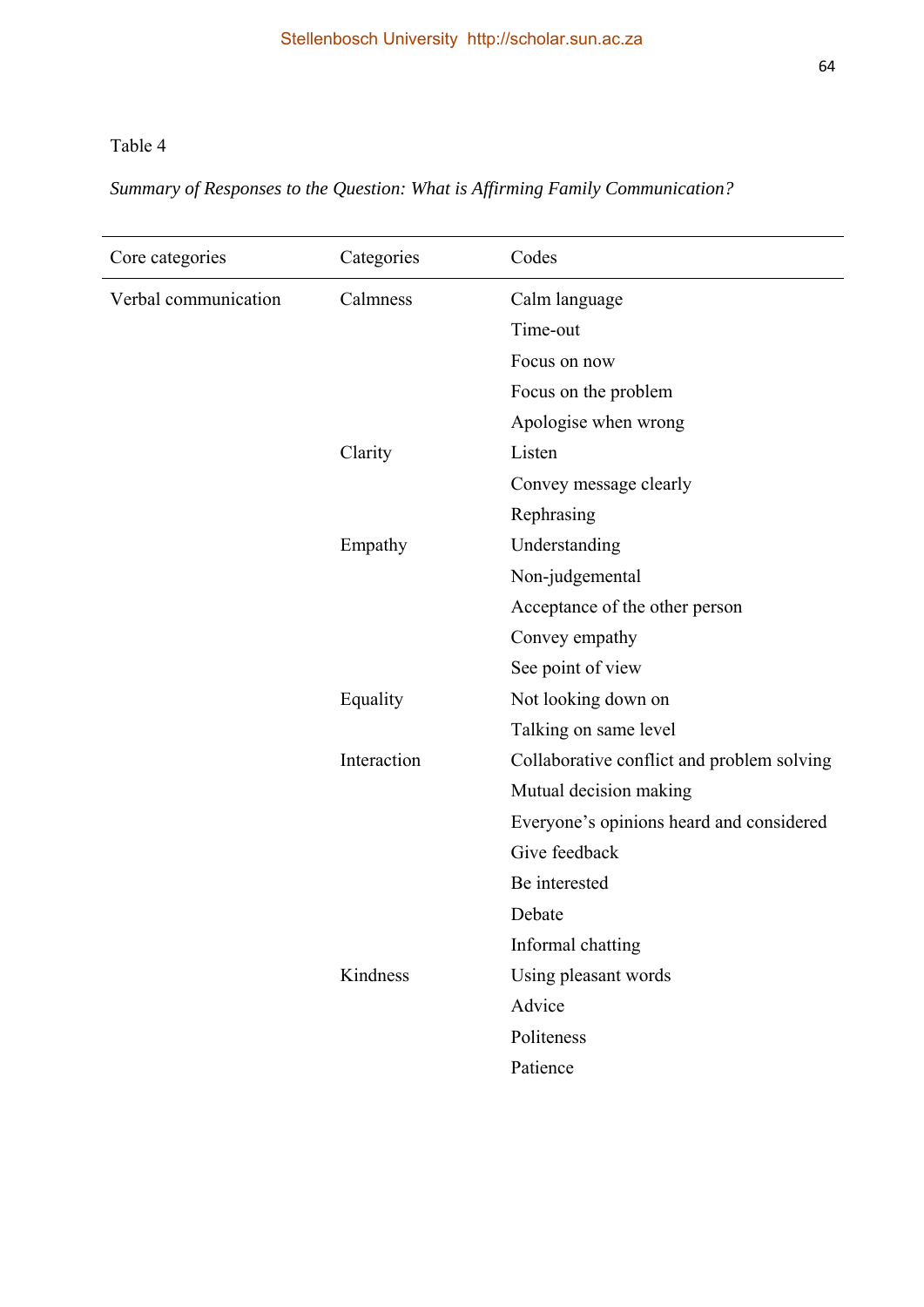Table 4

*Summary of Responses to the Question: What is Affirming Family Communication?*

| Core categories | Categories | Codes |
|---|---|---|
| Verbal communication | Calmness | Calm language |
| | | Time-out |
| | | Focus on now |
| | | Focus on the problem |
| | | Apologise when wrong |
| | Clarity | Listen |
| | | Convey message clearly |
| | | Rephrasing |
| | Empathy | Understanding |
| | | Non-judgemental |
| | | Acceptance of the other person |
| | | Convey empathy |
| | | See point of view |
| | Equality | Not looking down on |
| | | Talking on same level |
| | Interaction | Collaborative conflict and problem solving |
| | | Mutual decision making |
| | | Everyone's opinions heard and considered |
| | | Give feedback |
| | | Be interested |
| | | Debate |
| | | Informal chatting |
| | Kindness | Using pleasant words |
| | | Advice |
| | | Politeness |
| | | Patience |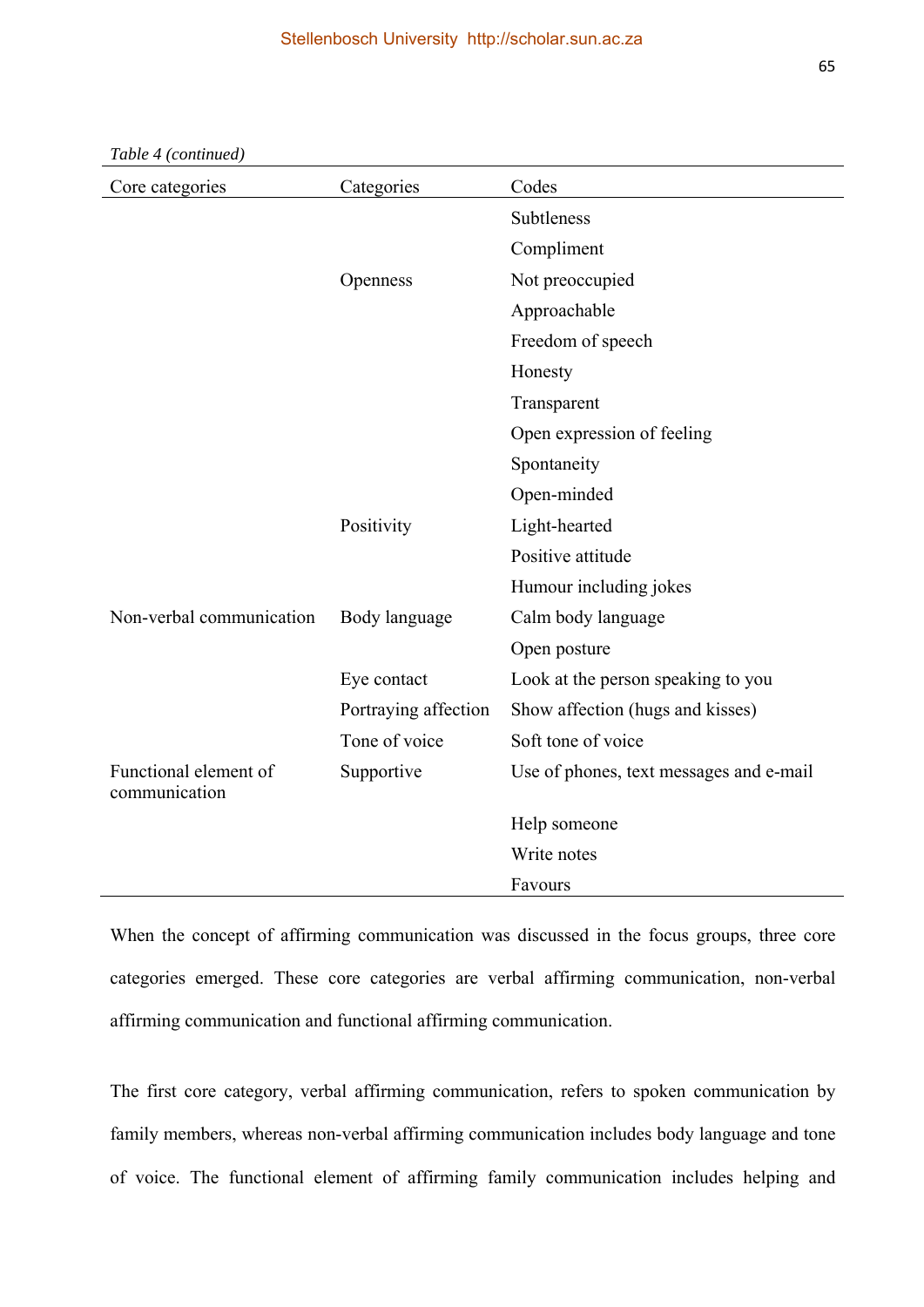*Table 4 (continued)*

| Core categories | Categories | Codes |
|---|---|---|
| | | Subtleness |
| | | Compliment |
| | Openness | Not preoccupied |
| | | Approachable |
| | | Freedom of speech |
| | | Honesty |
| | | Transparent |
| | | Open expression of feeling |
| | | Spontaneity |
| | | Open-minded |
| | Positivity | Light-hearted |
| | | Positive attitude |
| | | Humour including jokes |
| Non-verbal communication | Body language | Calm body language |
| | | Open posture |
| | Eye contact | Look at the person speaking to you |
| | Portraying affection | Show affection (hugs and kisses) |
| | Tone of voice | Soft tone of voice |
| Functional element of communication | Supportive | Use of phones, text messages and e-mail |
| | | Help someone |
| | | Write notes |
| | | Favours |

When the concept of affirming communication was discussed in the focus groups, three core categories emerged. These core categories are verbal affirming communication, non-verbal affirming communication and functional affirming communication.

The first core category, verbal affirming communication, refers to spoken communication by family members, whereas non-verbal affirming communication includes body language and tone of voice. The functional element of affirming family communication includes helping and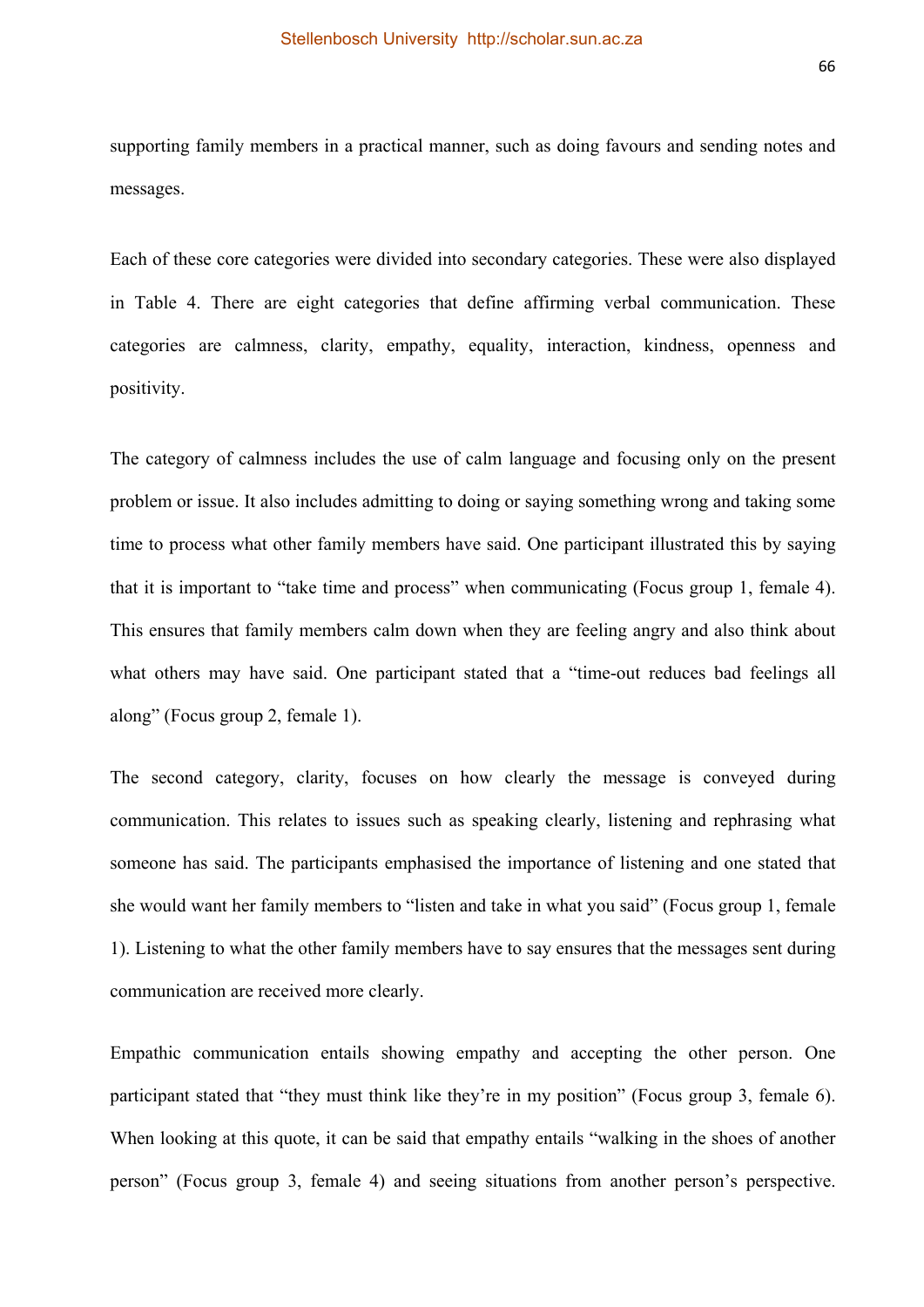supporting family members in a practical manner, such as doing favours and sending notes and messages.

Each of these core categories were divided into secondary categories. These were also displayed in Table 4. There are eight categories that define affirming verbal communication. These categories are calmness, clarity, empathy, equality, interaction, kindness, openness and positivity.

The category of calmness includes the use of calm language and focusing only on the present problem or issue. It also includes admitting to doing or saying something wrong and taking some time to process what other family members have said. One participant illustrated this by saying that it is important to "take time and process" when communicating (Focus group 1, female 4). This ensures that family members calm down when they are feeling angry and also think about what others may have said. One participant stated that a "time-out reduces bad feelings all along" (Focus group 2, female 1).

The second category, clarity, focuses on how clearly the message is conveyed during communication. This relates to issues such as speaking clearly, listening and rephrasing what someone has said. The participants emphasised the importance of listening and one stated that she would want her family members to "listen and take in what you said" (Focus group 1, female 1). Listening to what the other family members have to say ensures that the messages sent during communication are received more clearly.

Empathic communication entails showing empathy and accepting the other person. One participant stated that "they must think like they're in my position" (Focus group 3, female 6). When looking at this quote, it can be said that empathy entails "walking in the shoes of another person" (Focus group 3, female 4) and seeing situations from another person's perspective.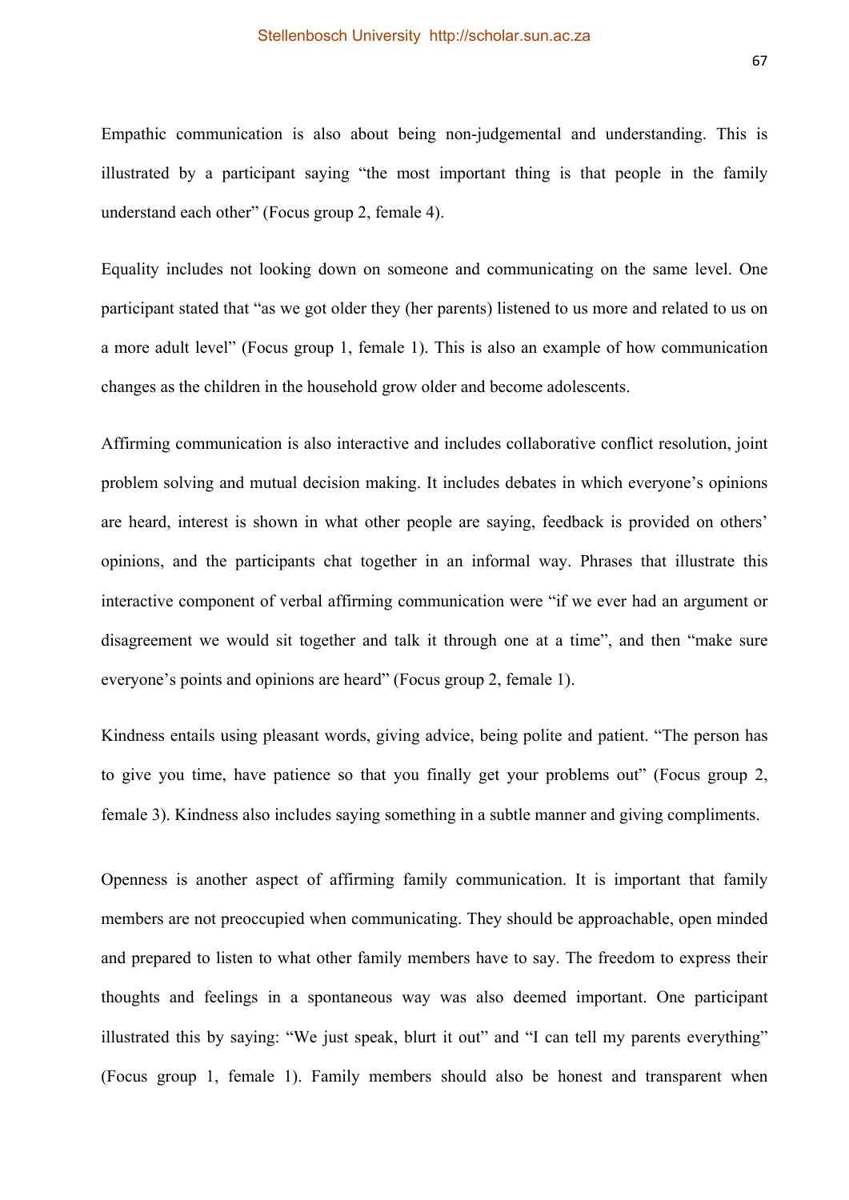Empathic communication is also about being non-judgemental and understanding. This is illustrated by a participant saying "the most important thing is that people in the family understand each other" (Focus group 2, female 4).

Equality includes not looking down on someone and communicating on the same level. One participant stated that "as we got older they (her parents) listened to us more and related to us on a more adult level" (Focus group 1, female 1). This is also an example of how communication changes as the children in the household grow older and become adolescents.

Affirming communication is also interactive and includes collaborative conflict resolution, joint problem solving and mutual decision making. It includes debates in which everyone's opinions are heard, interest is shown in what other people are saying, feedback is provided on others' opinions, and the participants chat together in an informal way. Phrases that illustrate this interactive component of verbal affirming communication were "if we ever had an argument or disagreement we would sit together and talk it through one at a time", and then "make sure everyone's points and opinions are heard" (Focus group 2, female 1).

Kindness entails using pleasant words, giving advice, being polite and patient. "The person has to give you time, have patience so that you finally get your problems out" (Focus group 2, female 3). Kindness also includes saying something in a subtle manner and giving compliments.

Openness is another aspect of affirming family communication. It is important that family members are not preoccupied when communicating. They should be approachable, open minded and prepared to listen to what other family members have to say. The freedom to express their thoughts and feelings in a spontaneous way was also deemed important. One participant illustrated this by saying: "We just speak, blurt it out" and "I can tell my parents everything" (Focus group 1, female 1). Family members should also be honest and transparent when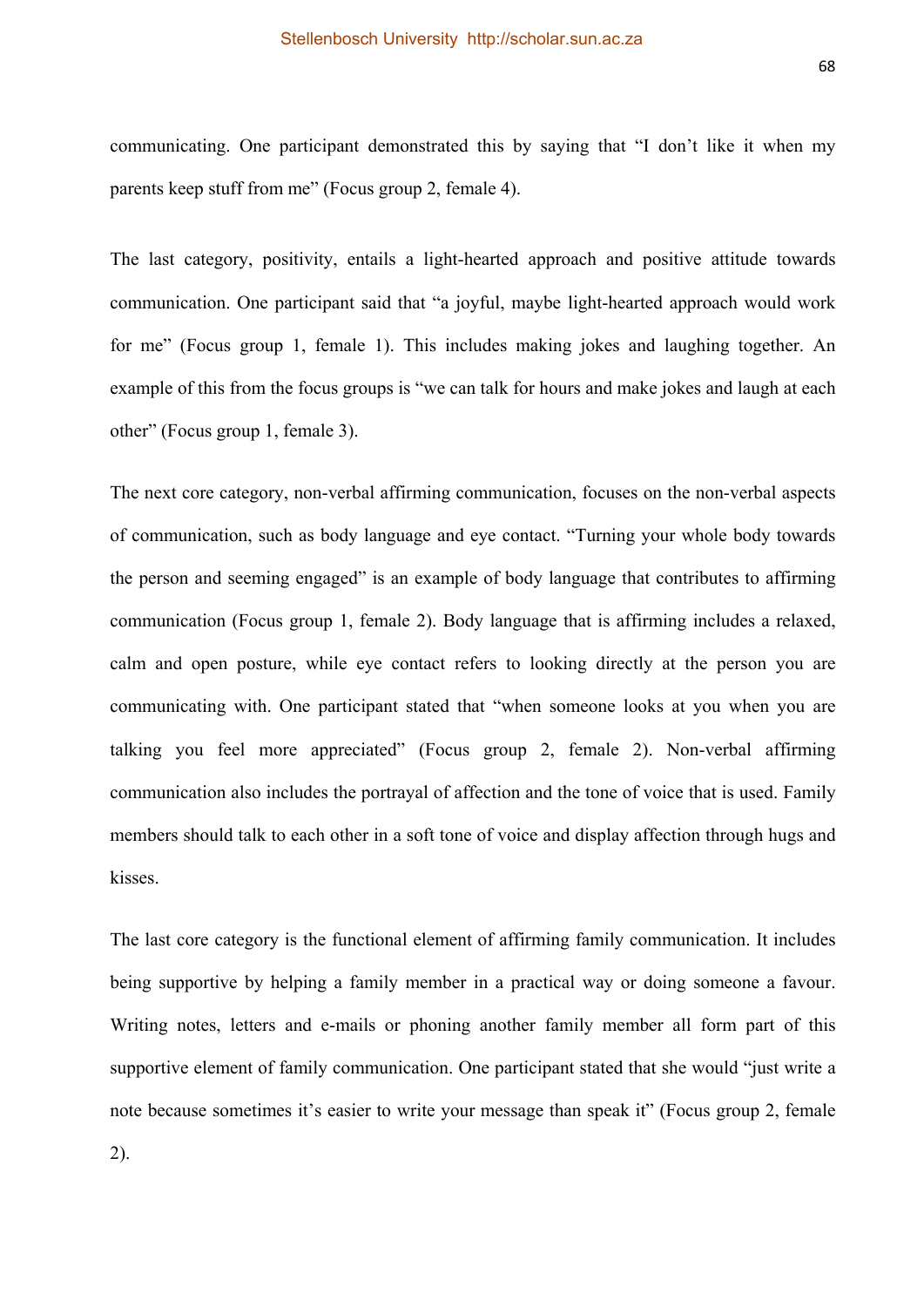communicating. One participant demonstrated this by saying that "I don't like it when my parents keep stuff from me" (Focus group 2, female 4).

The last category, positivity, entails a light-hearted approach and positive attitude towards communication. One participant said that "a joyful, maybe light-hearted approach would work for me" (Focus group 1, female 1). This includes making jokes and laughing together. An example of this from the focus groups is "we can talk for hours and make jokes and laugh at each other" (Focus group 1, female 3).

The next core category, non-verbal affirming communication, focuses on the non-verbal aspects of communication, such as body language and eye contact. "Turning your whole body towards the person and seeming engaged" is an example of body language that contributes to affirming communication (Focus group 1, female 2). Body language that is affirming includes a relaxed, calm and open posture, while eye contact refers to looking directly at the person you are communicating with. One participant stated that "when someone looks at you when you are talking you feel more appreciated" (Focus group 2, female 2). Non-verbal affirming communication also includes the portrayal of affection and the tone of voice that is used. Family members should talk to each other in a soft tone of voice and display affection through hugs and kisses.

The last core category is the functional element of affirming family communication. It includes being supportive by helping a family member in a practical way or doing someone a favour. Writing notes, letters and e-mails or phoning another family member all form part of this supportive element of family communication. One participant stated that she would "just write a note because sometimes it's easier to write your message than speak it" (Focus group 2, female 2).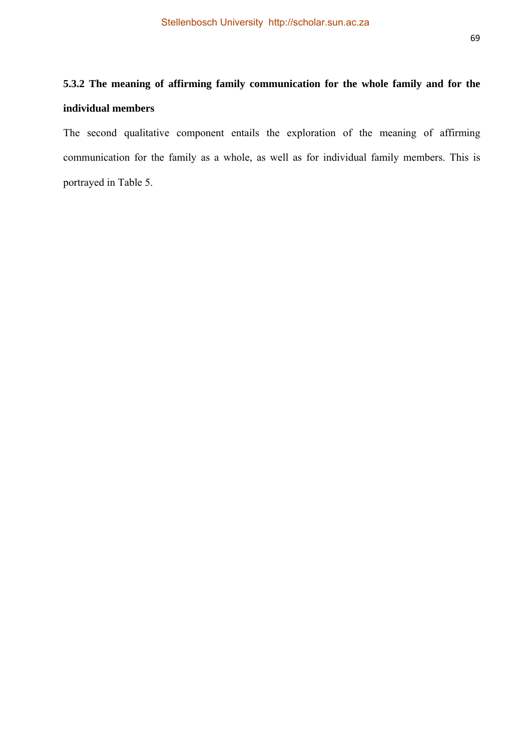### 5.3.2 The meaning of affirming family communication for the whole family and for the individual members

The second qualitative component entails the exploration of the meaning of affirming communication for the family as a whole, as well as for individual family members. This is portrayed in Table 5.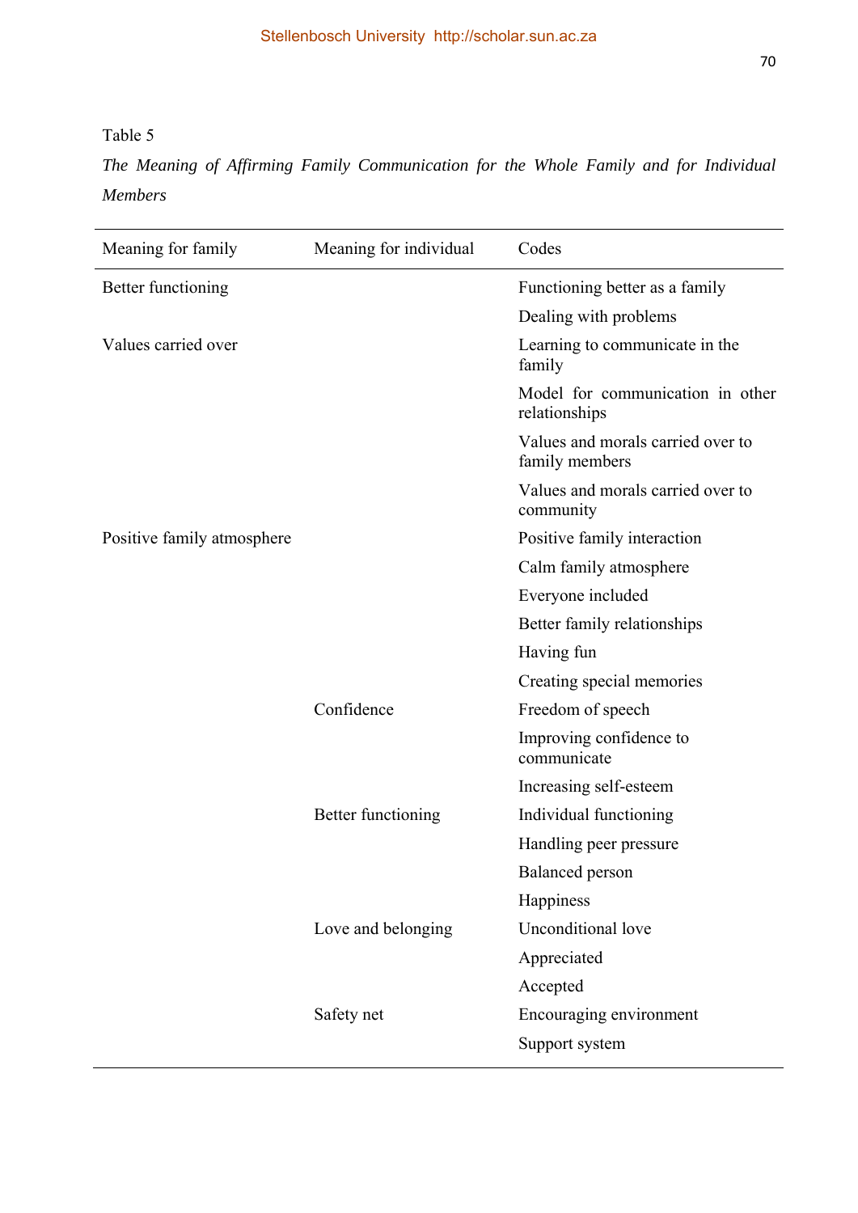Table 5

*The Meaning of Affirming Family Communication for the Whole Family and for Individual Members*

| Meaning for family | Meaning for individual | Codes |
|---|---|---|
| Better functioning | | Functioning better as a family |
| | | Dealing with problems |
| Values carried over | | Learning to communicate in the family |
| | | Model for communication in other relationships |
| | | Values and morals carried over to family members |
| | | Values and morals carried over to community |
| Positive family atmosphere | | Positive family interaction |
| | | Calm family atmosphere |
| | | Everyone included |
| | | Better family relationships |
| | | Having fun |
| | | Creating special memories |
| | Confidence | Freedom of speech |
| | | Improving confidence to communicate |
| | | Increasing self-esteem |
| | Better functioning | Individual functioning |
| | | Handling peer pressure |
| | | Balanced person |
| | | Happiness |
| | Love and belonging | Unconditional love |
| | | Appreciated |
| | | Accepted |
| | Safety net | Encouraging environment |
| | | Support system |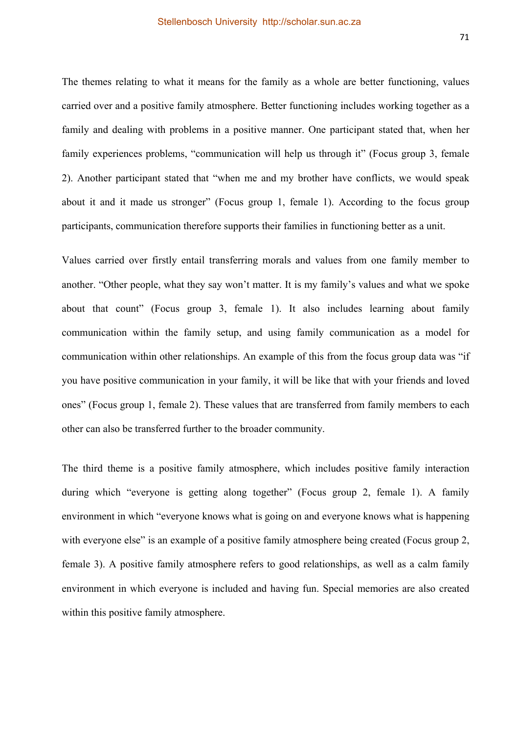The themes relating to what it means for the family as a whole are better functioning, values carried over and a positive family atmosphere. Better functioning includes working together as a family and dealing with problems in a positive manner. One participant stated that, when her family experiences problems, "communication will help us through it" (Focus group 3, female 2). Another participant stated that "when me and my brother have conflicts, we would speak about it and it made us stronger" (Focus group 1, female 1). According to the focus group participants, communication therefore supports their families in functioning better as a unit.

Values carried over firstly entail transferring morals and values from one family member to another. "Other people, what they say won't matter. It is my family's values and what we spoke about that count" (Focus group 3, female 1). It also includes learning about family communication within the family setup, and using family communication as a model for communication within other relationships. An example of this from the focus group data was "if you have positive communication in your family, it will be like that with your friends and loved ones" (Focus group 1, female 2). These values that are transferred from family members to each other can also be transferred further to the broader community.

The third theme is a positive family atmosphere, which includes positive family interaction during which "everyone is getting along together" (Focus group 2, female 1). A family environment in which "everyone knows what is going on and everyone knows what is happening with everyone else" is an example of a positive family atmosphere being created (Focus group 2, female 3). A positive family atmosphere refers to good relationships, as well as a calm family environment in which everyone is included and having fun. Special memories are also created within this positive family atmosphere.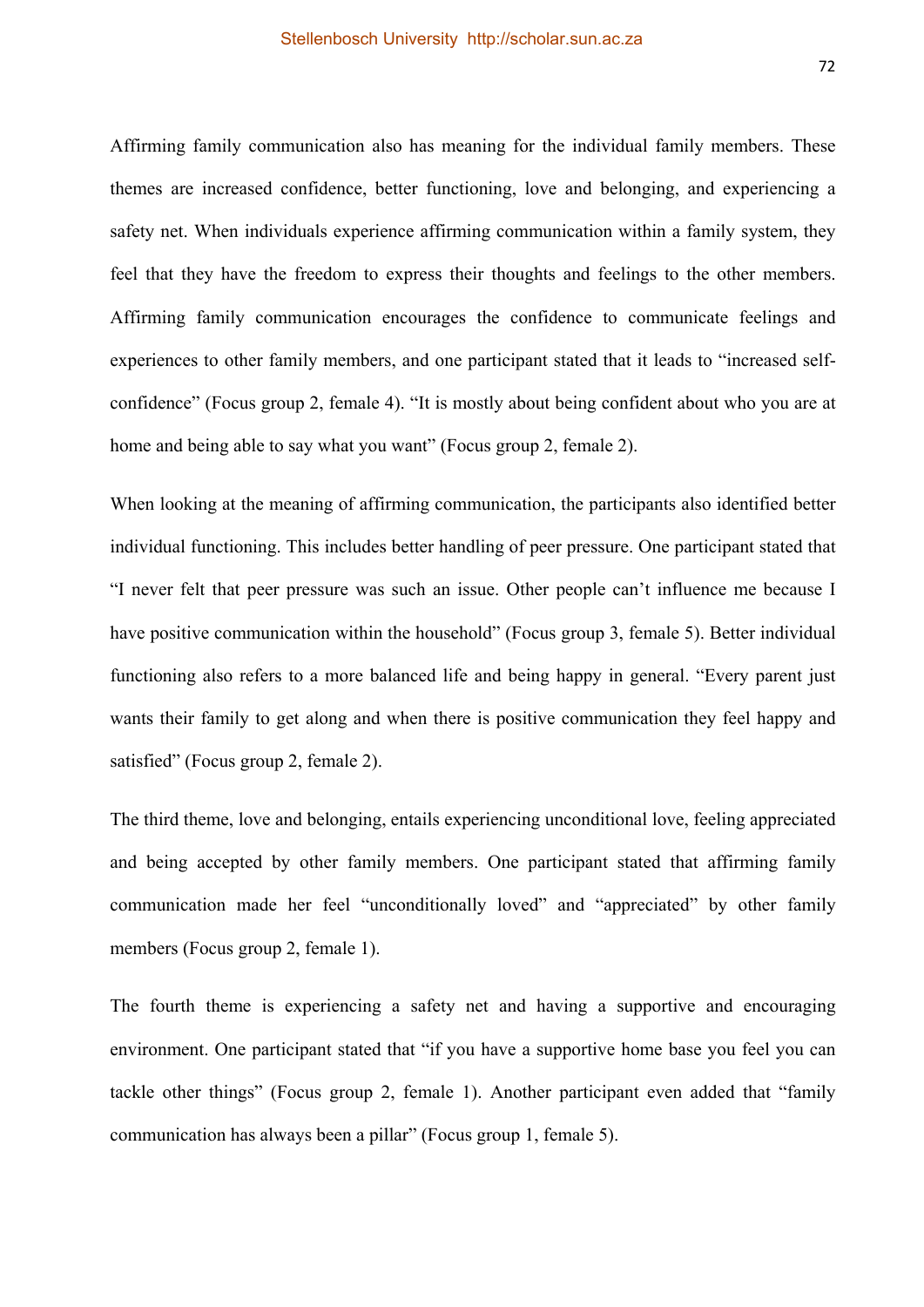Affirming family communication also has meaning for the individual family members. These themes are increased confidence, better functioning, love and belonging, and experiencing a safety net. When individuals experience affirming communication within a family system, they feel that they have the freedom to express their thoughts and feelings to the other members. Affirming family communication encourages the confidence to communicate feelings and experiences to other family members, and one participant stated that it leads to "increased self-confidence" (Focus group 2, female 4). "It is mostly about being confident about who you are at home and being able to say what you want" (Focus group 2, female 2).

When looking at the meaning of affirming communication, the participants also identified better individual functioning. This includes better handling of peer pressure. One participant stated that "I never felt that peer pressure was such an issue. Other people can't influence me because I have positive communication within the household" (Focus group 3, female 5). Better individual functioning also refers to a more balanced life and being happy in general. "Every parent just wants their family to get along and when there is positive communication they feel happy and satisfied" (Focus group 2, female 2).

The third theme, love and belonging, entails experiencing unconditional love, feeling appreciated and being accepted by other family members. One participant stated that affirming family communication made her feel "unconditionally loved" and "appreciated" by other family members (Focus group 2, female 1).

The fourth theme is experiencing a safety net and having a supportive and encouraging environment. One participant stated that "if you have a supportive home base you feel you can tackle other things" (Focus group 2, female 1). Another participant even added that "family communication has always been a pillar" (Focus group 1, female 5).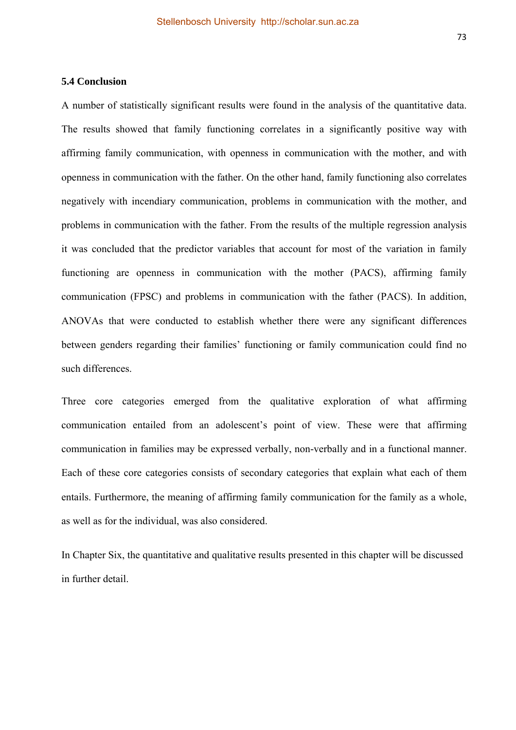## 5.4 Conclusion

A number of statistically significant results were found in the analysis of the quantitative data. The results showed that family functioning correlates in a significantly positive way with affirming family communication, with openness in communication with the mother, and with openness in communication with the father. On the other hand, family functioning also correlates negatively with incendiary communication, problems in communication with the mother, and problems in communication with the father. From the results of the multiple regression analysis it was concluded that the predictor variables that account for most of the variation in family functioning are openness in communication with the mother (PACS), affirming family communication (FPSC) and problems in communication with the father (PACS). In addition, ANOVAs that were conducted to establish whether there were any significant differences between genders regarding their families' functioning or family communication could find no such differences.

Three core categories emerged from the qualitative exploration of what affirming communication entailed from an adolescent's point of view. These were that affirming communication in families may be expressed verbally, non-verbally and in a functional manner. Each of these core categories consists of secondary categories that explain what each of them entails. Furthermore, the meaning of affirming family communication for the family as a whole, as well as for the individual, was also considered.

In Chapter Six, the quantitative and qualitative results presented in this chapter will be discussed in further detail.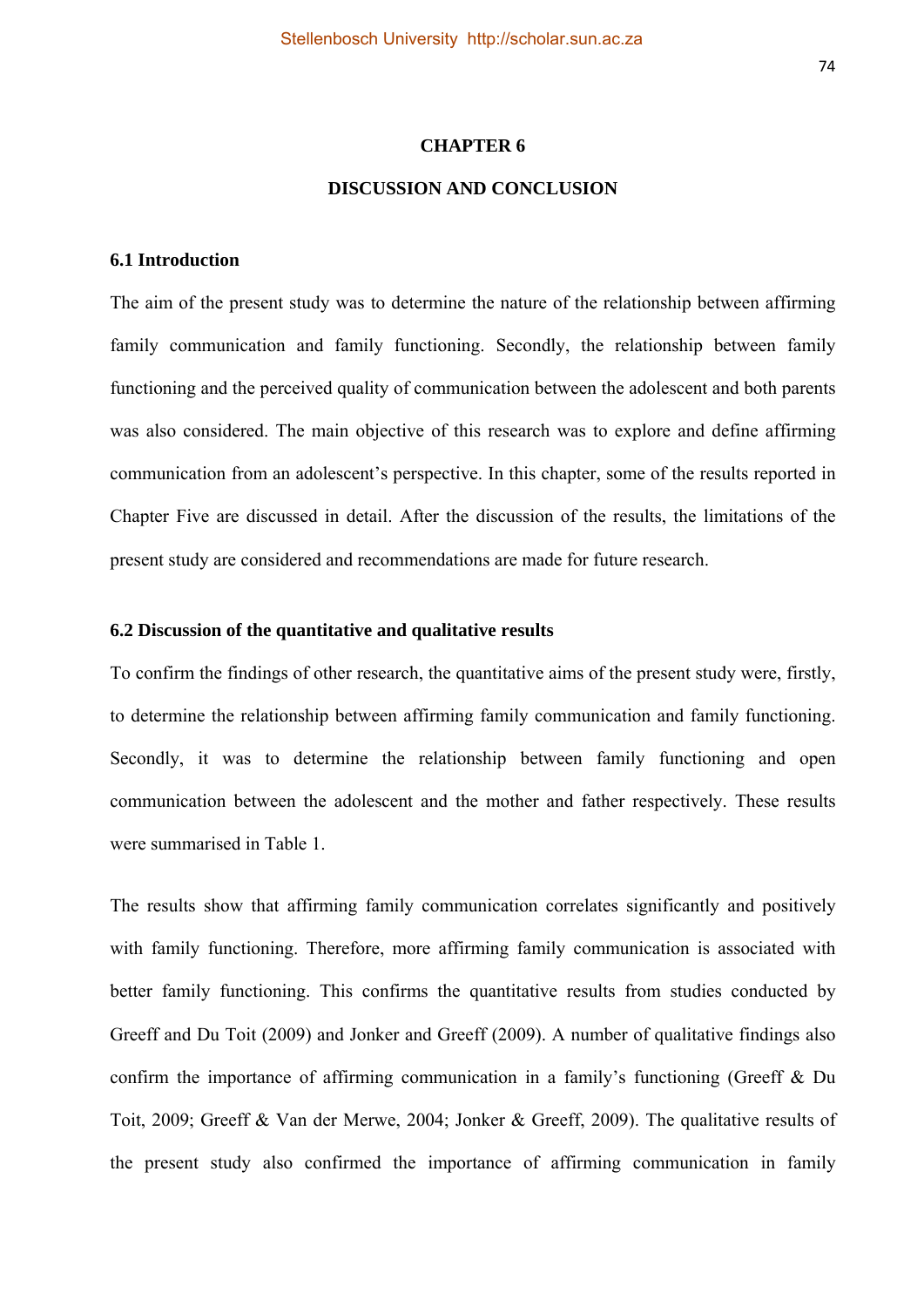# CHAPTER 6

## DISCUSSION AND CONCLUSION

### 6.1 Introduction

The aim of the present study was to determine the nature of the relationship between affirming family communication and family functioning. Secondly, the relationship between family functioning and the perceived quality of communication between the adolescent and both parents was also considered. The main objective of this research was to explore and define affirming communication from an adolescent's perspective. In this chapter, some of the results reported in Chapter Five are discussed in detail. After the discussion of the results, the limitations of the present study are considered and recommendations are made for future research.

### 6.2 Discussion of the quantitative and qualitative results

To confirm the findings of other research, the quantitative aims of the present study were, firstly, to determine the relationship between affirming family communication and family functioning. Secondly, it was to determine the relationship between family functioning and open communication between the adolescent and the mother and father respectively. These results were summarised in Table 1.

The results show that affirming family communication correlates significantly and positively with family functioning. Therefore, more affirming family communication is associated with better family functioning. This confirms the quantitative results from studies conducted by Greeff and Du Toit (2009) and Jonker and Greeff (2009). A number of qualitative findings also confirm the importance of affirming communication in a family's functioning (Greeff & Du Toit, 2009; Greeff & Van der Merwe, 2004; Jonker & Greeff, 2009). The qualitative results of the present study also confirmed the importance of affirming communication in family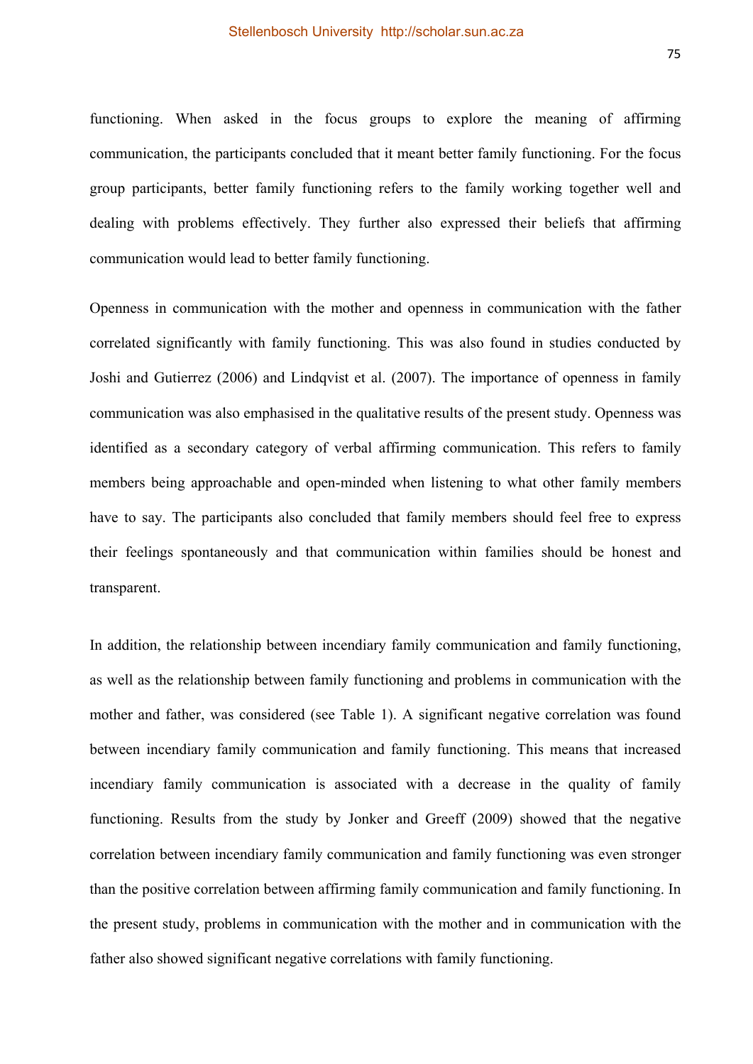functioning. When asked in the focus groups to explore the meaning of affirming communication, the participants concluded that it meant better family functioning. For the focus group participants, better family functioning refers to the family working together well and dealing with problems effectively. They further also expressed their beliefs that affirming communication would lead to better family functioning.

Openness in communication with the mother and openness in communication with the father correlated significantly with family functioning. This was also found in studies conducted by Joshi and Gutierrez (2006) and Lindqvist et al. (2007). The importance of openness in family communication was also emphasised in the qualitative results of the present study. Openness was identified as a secondary category of verbal affirming communication. This refers to family members being approachable and open-minded when listening to what other family members have to say. The participants also concluded that family members should feel free to express their feelings spontaneously and that communication within families should be honest and transparent.

In addition, the relationship between incendiary family communication and family functioning, as well as the relationship between family functioning and problems in communication with the mother and father, was considered (see Table 1). A significant negative correlation was found between incendiary family communication and family functioning. This means that increased incendiary family communication is associated with a decrease in the quality of family functioning. Results from the study by Jonker and Greeff (2009) showed that the negative correlation between incendiary family communication and family functioning was even stronger than the positive correlation between affirming family communication and family functioning. In the present study, problems in communication with the mother and in communication with the father also showed significant negative correlations with family functioning.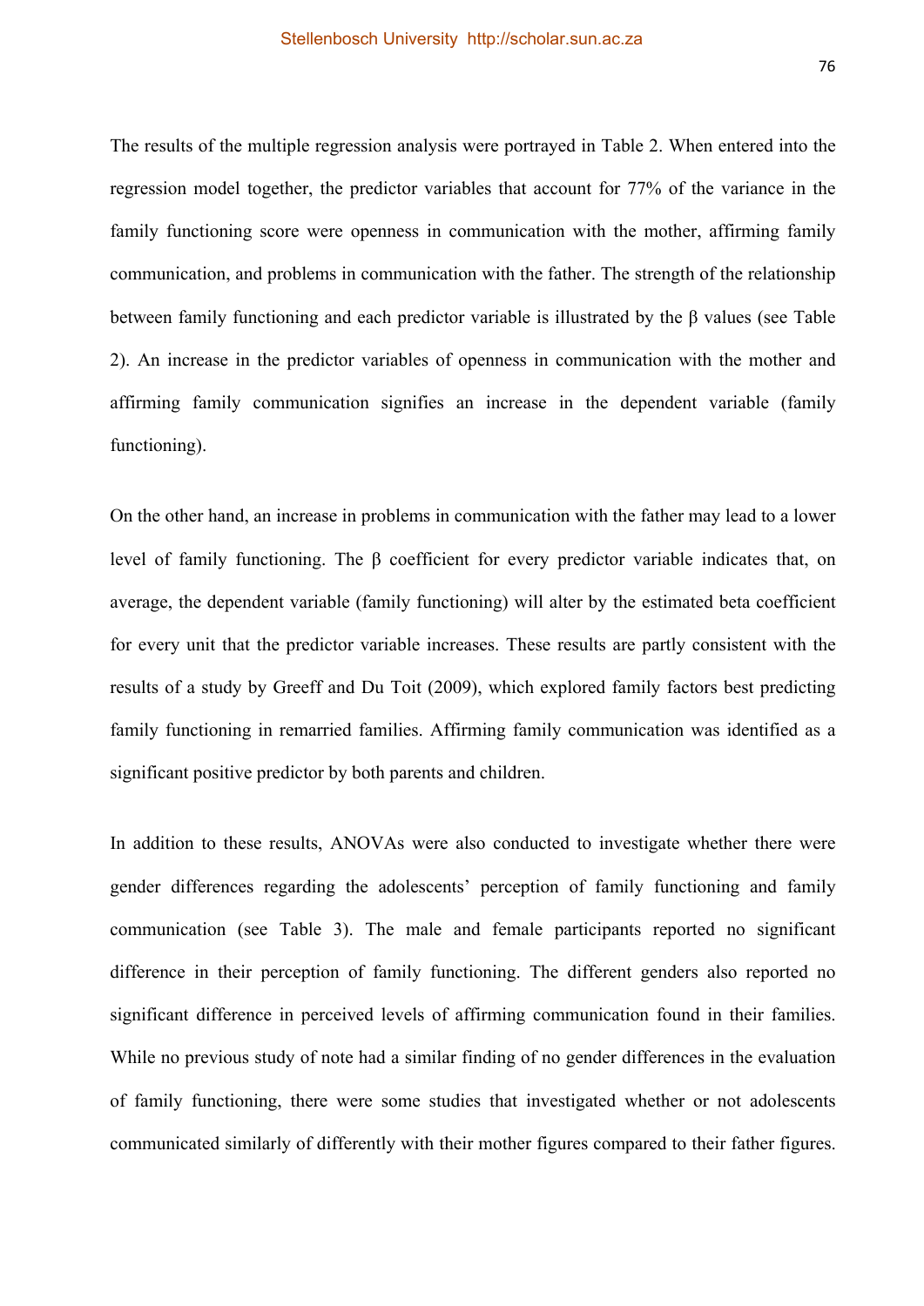The results of the multiple regression analysis were portrayed in Table 2. When entered into the regression model together, the predictor variables that account for 77% of the variance in the family functioning score were openness in communication with the mother, affirming family communication, and problems in communication with the father. The strength of the relationship between family functioning and each predictor variable is illustrated by the β values (see Table 2). An increase in the predictor variables of openness in communication with the mother and affirming family communication signifies an increase in the dependent variable (family functioning).

On the other hand, an increase in problems in communication with the father may lead to a lower level of family functioning. The β coefficient for every predictor variable indicates that, on average, the dependent variable (family functioning) will alter by the estimated beta coefficient for every unit that the predictor variable increases. These results are partly consistent with the results of a study by Greeff and Du Toit (2009), which explored family factors best predicting family functioning in remarried families. Affirming family communication was identified as a significant positive predictor by both parents and children.

In addition to these results, ANOVAs were also conducted to investigate whether there were gender differences regarding the adolescents' perception of family functioning and family communication (see Table 3). The male and female participants reported no significant difference in their perception of family functioning. The different genders also reported no significant difference in perceived levels of affirming communication found in their families. While no previous study of note had a similar finding of no gender differences in the evaluation of family functioning, there were some studies that investigated whether or not adolescents communicated similarly of differently with their mother figures compared to their father figures.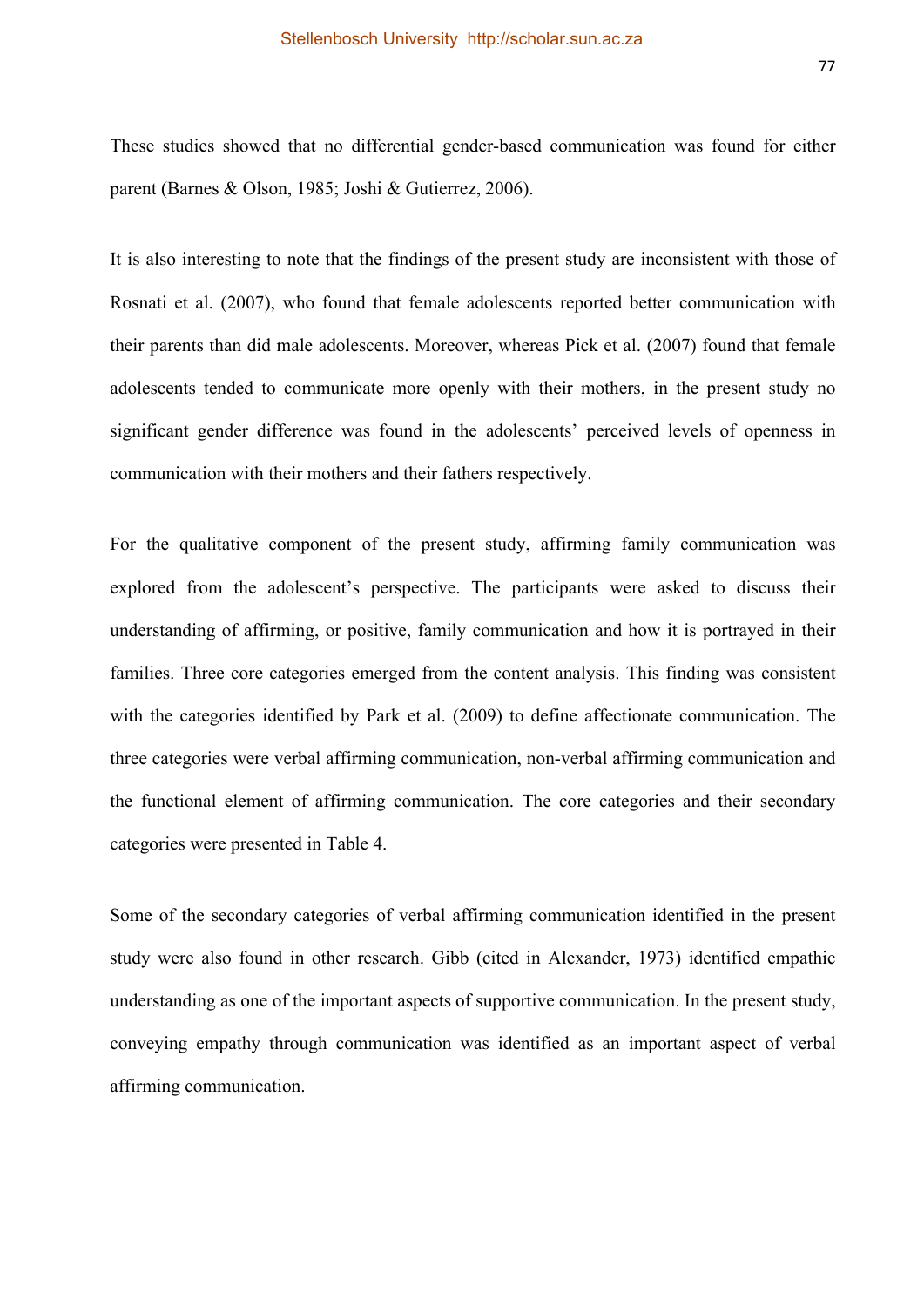These studies showed that no differential gender-based communication was found for either parent (Barnes & Olson, 1985; Joshi & Gutierrez, 2006).

It is also interesting to note that the findings of the present study are inconsistent with those of Rosnati et al. (2007), who found that female adolescents reported better communication with their parents than did male adolescents. Moreover, whereas Pick et al. (2007) found that female adolescents tended to communicate more openly with their mothers, in the present study no significant gender difference was found in the adolescents' perceived levels of openness in communication with their mothers and their fathers respectively.

For the qualitative component of the present study, affirming family communication was explored from the adolescent's perspective. The participants were asked to discuss their understanding of affirming, or positive, family communication and how it is portrayed in their families. Three core categories emerged from the content analysis. This finding was consistent with the categories identified by Park et al. (2009) to define affectionate communication. The three categories were verbal affirming communication, non-verbal affirming communication and the functional element of affirming communication. The core categories and their secondary categories were presented in Table 4.

Some of the secondary categories of verbal affirming communication identified in the present study were also found in other research. Gibb (cited in Alexander, 1973) identified empathic understanding as one of the important aspects of supportive communication. In the present study, conveying empathy through communication was identified as an important aspect of verbal affirming communication.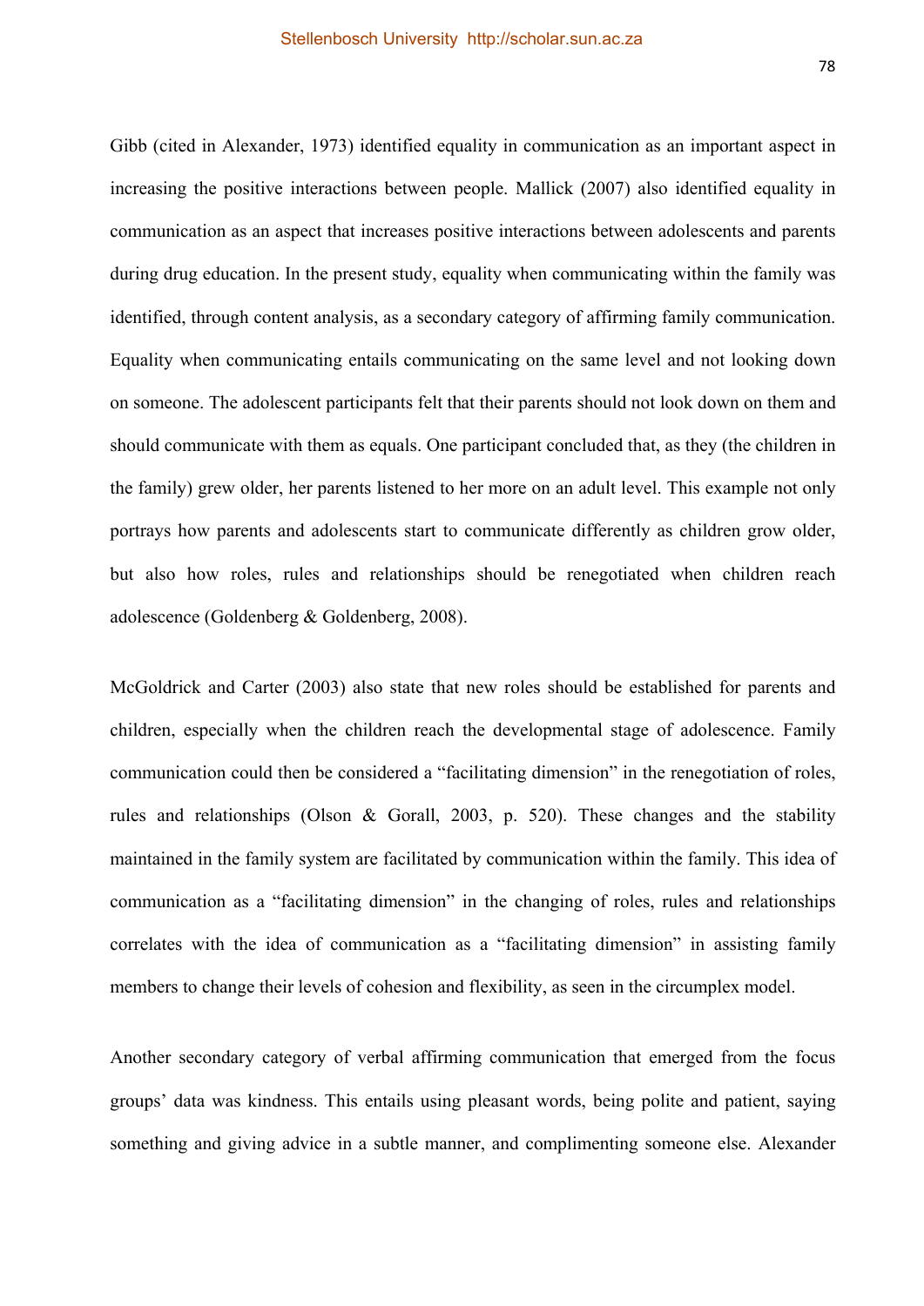Gibb (cited in Alexander, 1973) identified equality in communication as an important aspect in increasing the positive interactions between people. Mallick (2007) also identified equality in communication as an aspect that increases positive interactions between adolescents and parents during drug education. In the present study, equality when communicating within the family was identified, through content analysis, as a secondary category of affirming family communication. Equality when communicating entails communicating on the same level and not looking down on someone. The adolescent participants felt that their parents should not look down on them and should communicate with them as equals. One participant concluded that, as they (the children in the family) grew older, her parents listened to her more on an adult level. This example not only portrays how parents and adolescents start to communicate differently as children grow older, but also how roles, rules and relationships should be renegotiated when children reach adolescence (Goldenberg & Goldenberg, 2008).

McGoldrick and Carter (2003) also state that new roles should be established for parents and children, especially when the children reach the developmental stage of adolescence. Family communication could then be considered a "facilitating dimension" in the renegotiation of roles, rules and relationships (Olson & Gorall, 2003, p. 520). These changes and the stability maintained in the family system are facilitated by communication within the family. This idea of communication as a "facilitating dimension" in the changing of roles, rules and relationships correlates with the idea of communication as a "facilitating dimension" in assisting family members to change their levels of cohesion and flexibility, as seen in the circumplex model.

Another secondary category of verbal affirming communication that emerged from the focus groups' data was kindness. This entails using pleasant words, being polite and patient, saying something and giving advice in a subtle manner, and complimenting someone else. Alexander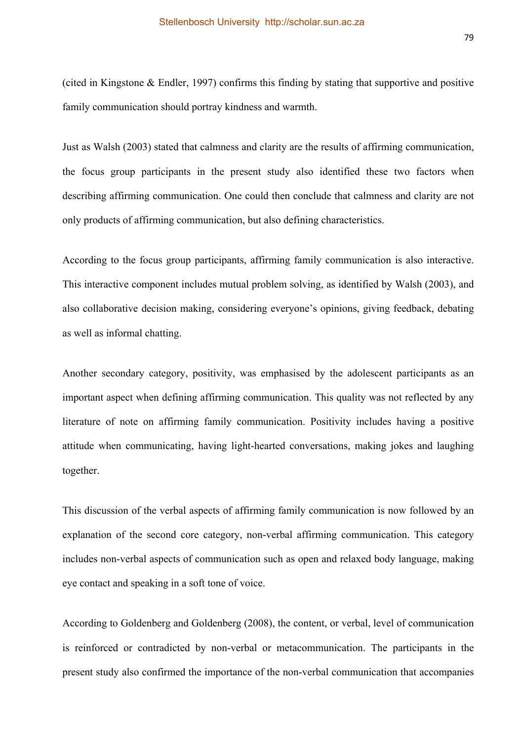(cited in Kingstone & Endler, 1997) confirms this finding by stating that supportive and positive family communication should portray kindness and warmth.

Just as Walsh (2003) stated that calmness and clarity are the results of affirming communication, the focus group participants in the present study also identified these two factors when describing affirming communication. One could then conclude that calmness and clarity are not only products of affirming communication, but also defining characteristics.

According to the focus group participants, affirming family communication is also interactive. This interactive component includes mutual problem solving, as identified by Walsh (2003), and also collaborative decision making, considering everyone's opinions, giving feedback, debating as well as informal chatting.

Another secondary category, positivity, was emphasised by the adolescent participants as an important aspect when defining affirming communication. This quality was not reflected by any literature of note on affirming family communication. Positivity includes having a positive attitude when communicating, having light-hearted conversations, making jokes and laughing together.

This discussion of the verbal aspects of affirming family communication is now followed by an explanation of the second core category, non-verbal affirming communication. This category includes non-verbal aspects of communication such as open and relaxed body language, making eye contact and speaking in a soft tone of voice.

According to Goldenberg and Goldenberg (2008), the content, or verbal, level of communication is reinforced or contradicted by non-verbal or metacommunication. The participants in the present study also confirmed the importance of the non-verbal communication that accompanies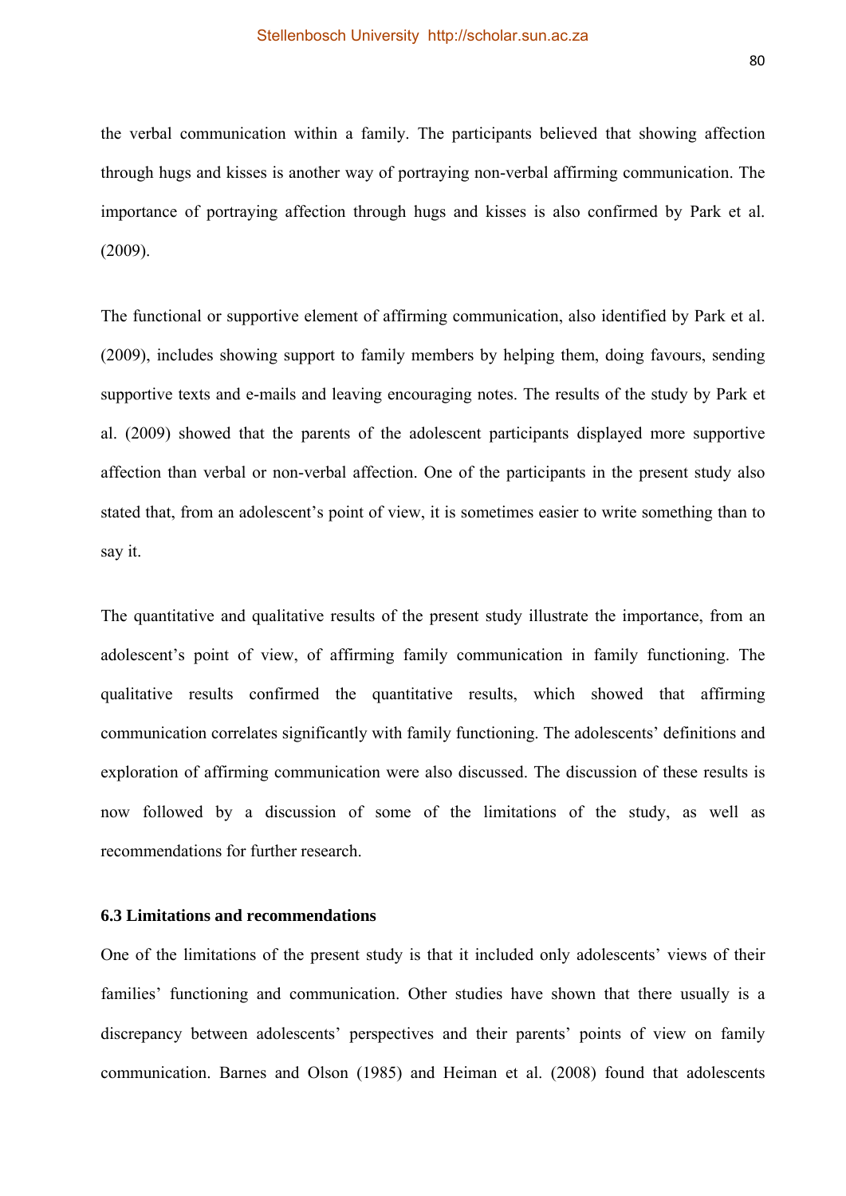the verbal communication within a family. The participants believed that showing affection through hugs and kisses is another way of portraying non-verbal affirming communication. The importance of portraying affection through hugs and kisses is also confirmed by Park et al. (2009).

The functional or supportive element of affirming communication, also identified by Park et al. (2009), includes showing support to family members by helping them, doing favours, sending supportive texts and e-mails and leaving encouraging notes. The results of the study by Park et al. (2009) showed that the parents of the adolescent participants displayed more supportive affection than verbal or non-verbal affection. One of the participants in the present study also stated that, from an adolescent's point of view, it is sometimes easier to write something than to say it.

The quantitative and qualitative results of the present study illustrate the importance, from an adolescent's point of view, of affirming family communication in family functioning. The qualitative results confirmed the quantitative results, which showed that affirming communication correlates significantly with family functioning. The adolescents' definitions and exploration of affirming communication were also discussed. The discussion of these results is now followed by a discussion of some of the limitations of the study, as well as recommendations for further research.

### 6.3 Limitations and recommendations

One of the limitations of the present study is that it included only adolescents' views of their families' functioning and communication. Other studies have shown that there usually is a discrepancy between adolescents' perspectives and their parents' points of view on family communication. Barnes and Olson (1985) and Heiman et al. (2008) found that adolescents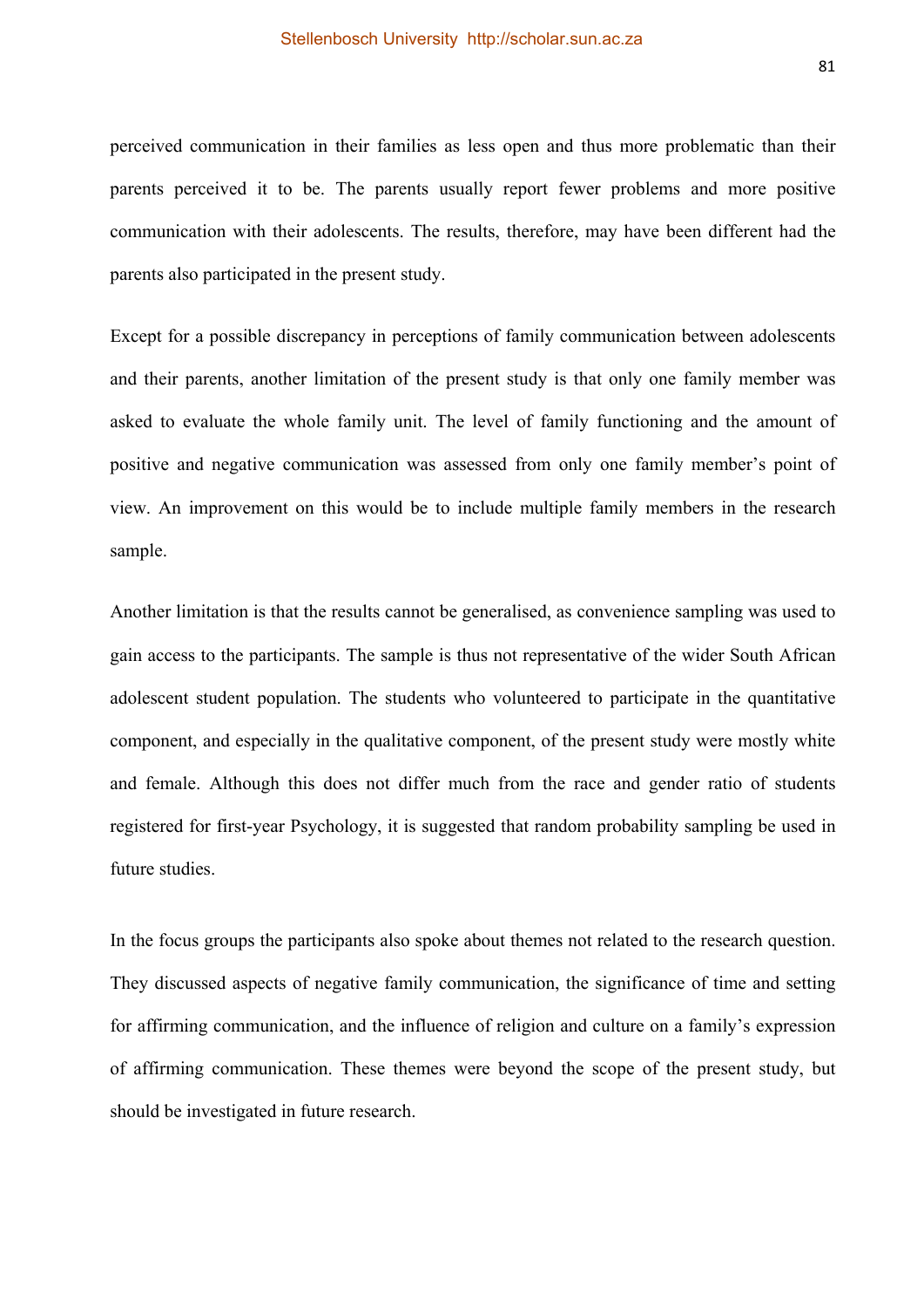perceived communication in their families as less open and thus more problematic than their parents perceived it to be. The parents usually report fewer problems and more positive communication with their adolescents. The results, therefore, may have been different had the parents also participated in the present study.

Except for a possible discrepancy in perceptions of family communication between adolescents and their parents, another limitation of the present study is that only one family member was asked to evaluate the whole family unit. The level of family functioning and the amount of positive and negative communication was assessed from only one family member's point of view. An improvement on this would be to include multiple family members in the research sample.

Another limitation is that the results cannot be generalised, as convenience sampling was used to gain access to the participants. The sample is thus not representative of the wider South African adolescent student population. The students who volunteered to participate in the quantitative component, and especially in the qualitative component, of the present study were mostly white and female. Although this does not differ much from the race and gender ratio of students registered for first-year Psychology, it is suggested that random probability sampling be used in future studies.

In the focus groups the participants also spoke about themes not related to the research question. They discussed aspects of negative family communication, the significance of time and setting for affirming communication, and the influence of religion and culture on a family's expression of affirming communication. These themes were beyond the scope of the present study, but should be investigated in future research.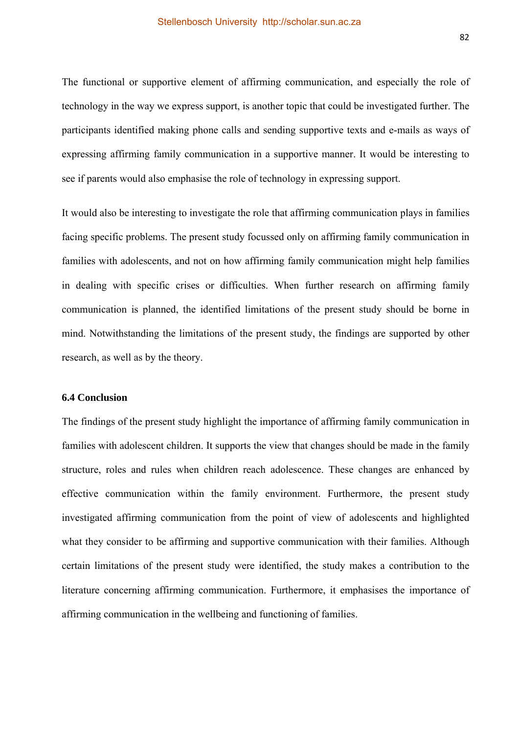The functional or supportive element of affirming communication, and especially the role of technology in the way we express support, is another topic that could be investigated further. The participants identified making phone calls and sending supportive texts and e-mails as ways of expressing affirming family communication in a supportive manner. It would be interesting to see if parents would also emphasise the role of technology in expressing support.

It would also be interesting to investigate the role that affirming communication plays in families facing specific problems. The present study focussed only on affirming family communication in families with adolescents, and not on how affirming family communication might help families in dealing with specific crises or difficulties. When further research on affirming family communication is planned, the identified limitations of the present study should be borne in mind. Notwithstanding the limitations of the present study, the findings are supported by other research, as well as by the theory.

### 6.4 Conclusion

The findings of the present study highlight the importance of affirming family communication in families with adolescent children. It supports the view that changes should be made in the family structure, roles and rules when children reach adolescence. These changes are enhanced by effective communication within the family environment. Furthermore, the present study investigated affirming communication from the point of view of adolescents and highlighted what they consider to be affirming and supportive communication with their families. Although certain limitations of the present study were identified, the study makes a contribution to the literature concerning affirming communication. Furthermore, it emphasises the importance of affirming communication in the wellbeing and functioning of families.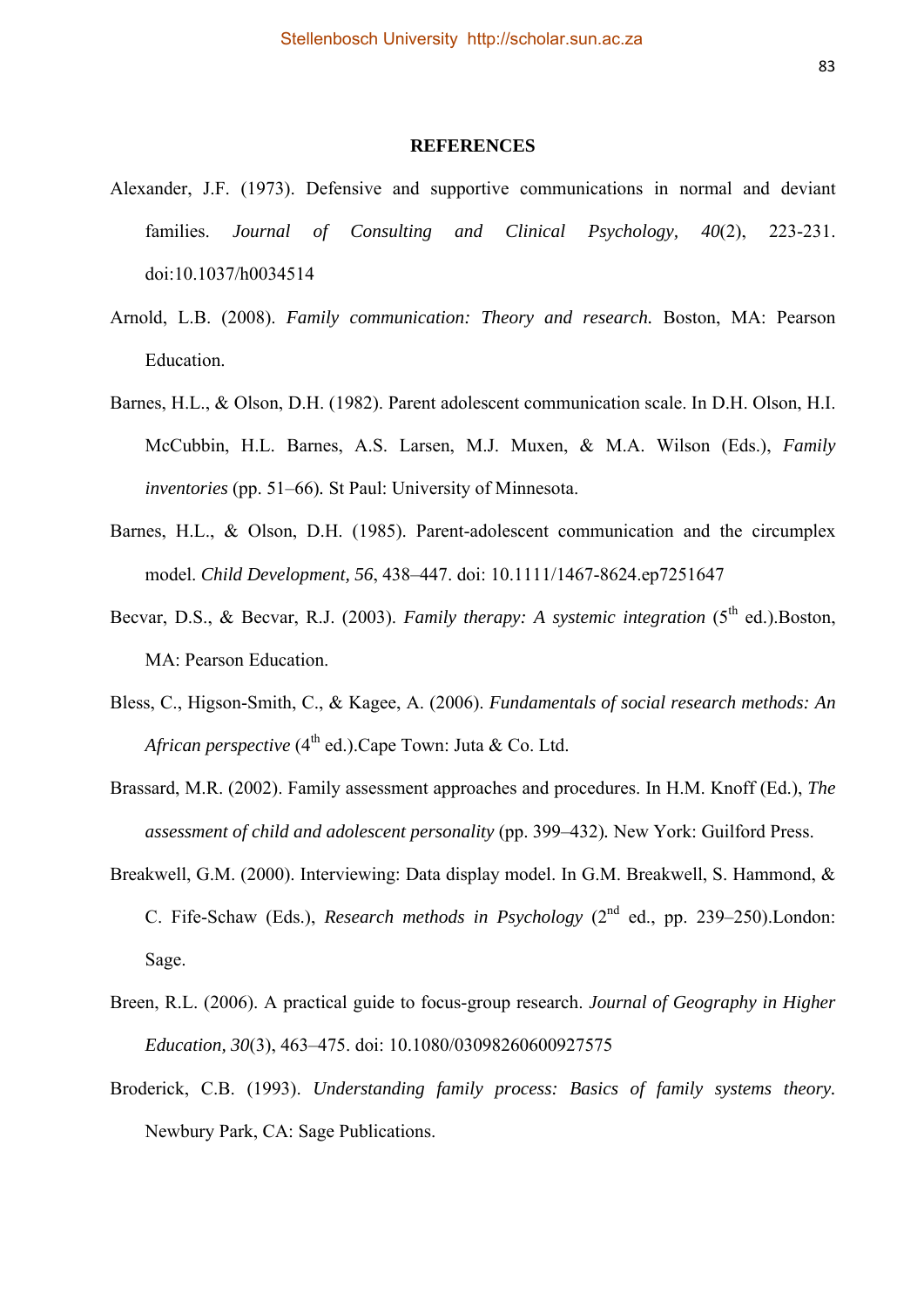**REFERENCES**

Alexander, J.F. (1973). Defensive and supportive communications in normal and deviant families. *Journal of Consulting and Clinical Psychology, 40*(2), 223-231. doi:10.1037/h0034514

Arnold, L.B. (2008). *Family communication: Theory and research.* Boston, MA: Pearson Education.

Barnes, H.L., & Olson, D.H. (1982). Parent adolescent communication scale. In D.H. Olson, H.I. McCubbin, H.L. Barnes, A.S. Larsen, M.J. Muxen, & M.A. Wilson (Eds.), *Family inventories* (pp. 51–66). St Paul: University of Minnesota.

Barnes, H.L., & Olson, D.H. (1985). Parent-adolescent communication and the circumplex model. *Child Development, 56*, 438–447. doi: 10.1111/1467-8624.ep7251647

Becvar, D.S., & Becvar, R.J. (2003). *Family therapy: A systemic integration* (5th ed.).Boston, MA: Pearson Education.

Bless, C., Higson-Smith, C., & Kagee, A. (2006). *Fundamentals of social research methods: An African perspective* (4th ed.).Cape Town: Juta & Co. Ltd.

Brassard, M.R. (2002). Family assessment approaches and procedures. In H.M. Knoff (Ed.), *The assessment of child and adolescent personality* (pp. 399–432). New York: Guilford Press.

Breakwell, G.M. (2000). Interviewing: Data display model. In G.M. Breakwell, S. Hammond, & C. Fife-Schaw (Eds.), *Research methods in Psychology* (2nd ed., pp. 239–250).London: Sage.

Breen, R.L. (2006). A practical guide to focus-group research. *Journal of Geography in Higher Education, 30*(3), 463–475. doi: 10.1080/03098260600927575

Broderick, C.B. (1993). *Understanding family process: Basics of family systems theory.* Newbury Park, CA: Sage Publications.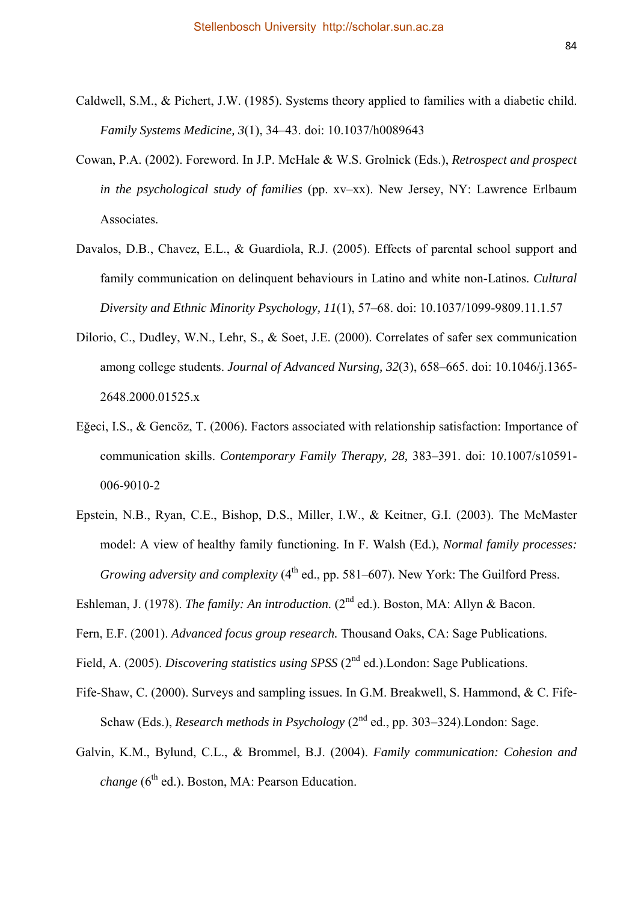Caldwell, S.M., & Pichert, J.W. (1985). Systems theory applied to families with a diabetic child. *Family Systems Medicine, 3*(1), 34–43. doi: 10.1037/h0089643

Cowan, P.A. (2002). Foreword. In J.P. McHale & W.S. Grolnick (Eds.), *Retrospect and prospect in the psychological study of families* (pp. xv–xx). New Jersey, NY: Lawrence Erlbaum Associates.

Davalos, D.B., Chavez, E.L., & Guardiola, R.J. (2005). Effects of parental school support and family communication on delinquent behaviours in Latino and white non-Latinos. *Cultural Diversity and Ethnic Minority Psychology, 11*(1), 57–68. doi: 10.1037/1099-9809.11.1.57

Dilorio, C., Dudley, W.N., Lehr, S., & Soet, J.E. (2000). Correlates of safer sex communication among college students. *Journal of Advanced Nursing, 32*(3), 658–665. doi: 10.1046/j.1365-2648.2000.01525.x

Eğeci, I.S., & Gencöz, T. (2006). Factors associated with relationship satisfaction: Importance of communication skills. *Contemporary Family Therapy, 28,* 383–391. doi: 10.1007/s10591-006-9010-2

Epstein, N.B., Ryan, C.E., Bishop, D.S., Miller, I.W., & Keitner, G.I. (2003). The McMaster model: A view of healthy family functioning. In F. Walsh (Ed.), *Normal family processes: Growing adversity and complexity* (4th ed., pp. 581–607). New York: The Guilford Press.

Eshleman, J. (1978). *The family: An introduction.* (2nd ed.). Boston, MA: Allyn & Bacon.

Fern, E.F. (2001). *Advanced focus group research.* Thousand Oaks, CA: Sage Publications.

Field, A. (2005). *Discovering statistics using SPSS* (2nd ed.).London: Sage Publications.

Fife-Shaw, C. (2000). Surveys and sampling issues. In G.M. Breakwell, S. Hammond, & C. Fife-Schaw (Eds.), *Research methods in Psychology* (2nd ed., pp. 303–324).London: Sage.

Galvin, K.M., Bylund, C.L., & Brommel, B.J. (2004). *Family communication: Cohesion and change* (6th ed.). Boston, MA: Pearson Education.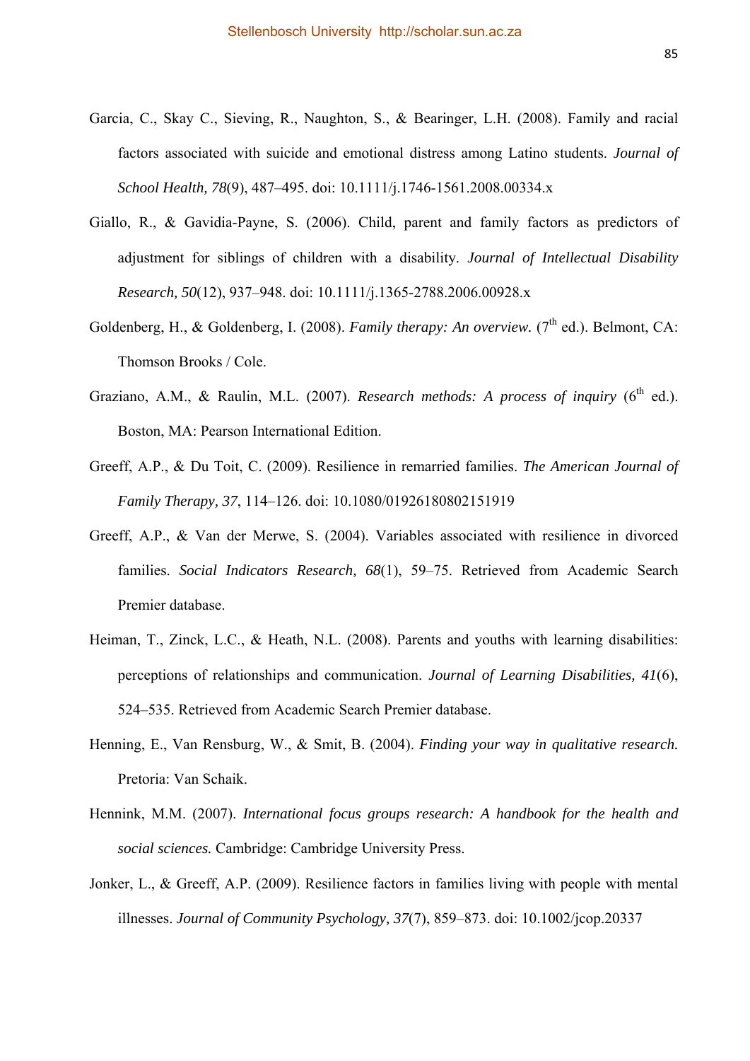Garcia, C., Skay C., Sieving, R., Naughton, S., & Bearinger, L.H. (2008). Family and racial factors associated with suicide and emotional distress among Latino students. *Journal of School Health, 78*(9), 487–495. doi: 10.1111/j.1746-1561.2008.00334.x

Giallo, R., & Gavidia-Payne, S. (2006). Child, parent and family factors as predictors of adjustment for siblings of children with a disability. *Journal of Intellectual Disability Research, 50*(12), 937–948. doi: 10.1111/j.1365-2788.2006.00928.x

Goldenberg, H., & Goldenberg, I. (2008). *Family therapy: An overview.* (7th ed.). Belmont, CA: Thomson Brooks / Cole.

Graziano, A.M., & Raulin, M.L. (2007). *Research methods: A process of inquiry* (6th ed.). Boston, MA: Pearson International Edition.

Greeff, A.P., & Du Toit, C. (2009). Resilience in remarried families. *The American Journal of Family Therapy, 37*, 114–126. doi: 10.1080/01926180802151919

Greeff, A.P., & Van der Merwe, S. (2004). Variables associated with resilience in divorced families. *Social Indicators Research, 68*(1), 59–75. Retrieved from Academic Search Premier database.

Heiman, T., Zinck, L.C., & Heath, N.L. (2008). Parents and youths with learning disabilities: perceptions of relationships and communication. *Journal of Learning Disabilities, 41*(6), 524–535. Retrieved from Academic Search Premier database.

Henning, E., Van Rensburg, W., & Smit, B. (2004). *Finding your way in qualitative research.* Pretoria: Van Schaik.

Hennink, M.M. (2007). *International focus groups research: A handbook for the health and social sciences.* Cambridge: Cambridge University Press.

Jonker, L., & Greeff, A.P. (2009). Resilience factors in families living with people with mental illnesses. *Journal of Community Psychology, 37*(7), 859–873. doi: 10.1002/jcop.20337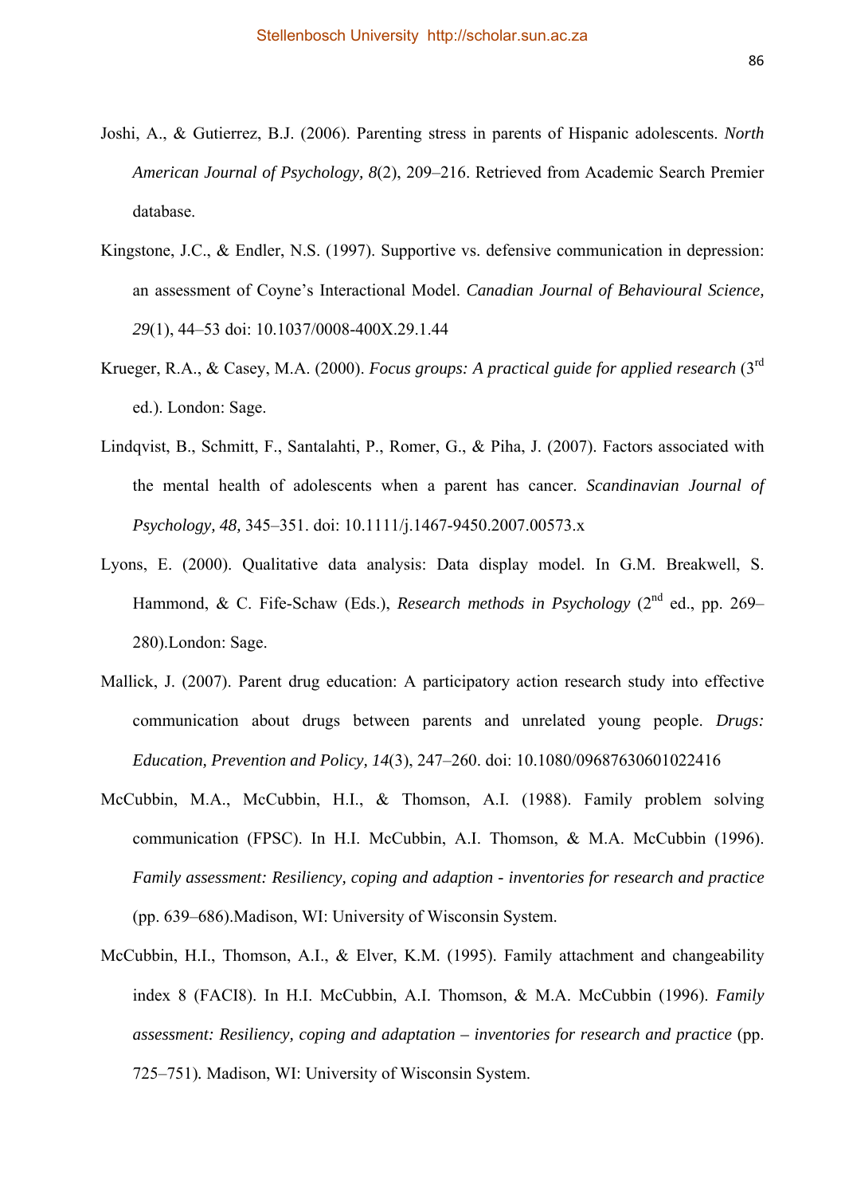Joshi, A., & Gutierrez, B.J. (2006). Parenting stress in parents of Hispanic adolescents. *North American Journal of Psychology, 8*(2), 209–216. Retrieved from Academic Search Premier database.

Kingstone, J.C., & Endler, N.S. (1997). Supportive vs. defensive communication in depression: an assessment of Coyne's Interactional Model. *Canadian Journal of Behavioural Science, 29*(1), 44–53 doi: 10.1037/0008-400X.29.1.44

Krueger, R.A., & Casey, M.A. (2000). *Focus groups: A practical guide for applied research* (3rd ed.). London: Sage.

Lindqvist, B., Schmitt, F., Santalahti, P., Romer, G., & Piha, J. (2007). Factors associated with the mental health of adolescents when a parent has cancer. *Scandinavian Journal of Psychology, 48,* 345–351. doi: 10.1111/j.1467-9450.2007.00573.x

Lyons, E. (2000). Qualitative data analysis: Data display model. In G.M. Breakwell, S. Hammond, & C. Fife-Schaw (Eds.), *Research methods in Psychology* (2nd ed., pp. 269–280).London: Sage.

Mallick, J. (2007). Parent drug education: A participatory action research study into effective communication about drugs between parents and unrelated young people. *Drugs: Education, Prevention and Policy, 14*(3), 247–260. doi: 10.1080/09687630601022416

McCubbin, M.A., McCubbin, H.I., & Thomson, A.I. (1988). Family problem solving communication (FPSC). In H.I. McCubbin, A.I. Thomson, & M.A. McCubbin (1996). *Family assessment: Resiliency, coping and adaption - inventories for research and practice* (pp. 639–686).Madison, WI: University of Wisconsin System.

McCubbin, H.I., Thomson, A.I., & Elver, K.M. (1995). Family attachment and changeability index 8 (FACI8). In H.I. McCubbin, A.I. Thomson, & M.A. McCubbin (1996). *Family assessment: Resiliency, coping and adaptation – inventories for research and practice* (pp. 725–751). Madison, WI: University of Wisconsin System.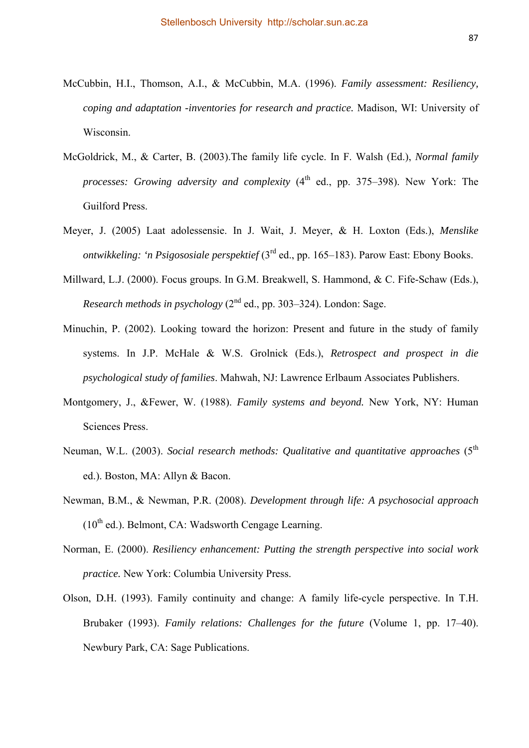McCubbin, H.I., Thomson, A.I., & McCubbin, M.A. (1996). *Family assessment: Resiliency, coping and adaptation -inventories for research and practice.* Madison, WI: University of Wisconsin.

McGoldrick, M., & Carter, B. (2003).The family life cycle. In F. Walsh (Ed.), *Normal family processes: Growing adversity and complexity* (4th ed., pp. 375–398). New York: The Guilford Press.

Meyer, J. (2005) Laat adolessensie. In J. Wait, J. Meyer, & H. Loxton (Eds.), *Menslike ontwikkeling: 'n Psigososiale perspektief* (3rd ed., pp. 165–183). Parow East: Ebony Books.

Millward, L.J. (2000). Focus groups. In G.M. Breakwell, S. Hammond, & C. Fife-Schaw (Eds.), *Research methods in psychology* (2nd ed., pp. 303–324). London: Sage.

Minuchin, P. (2002). Looking toward the horizon: Present and future in the study of family systems. In J.P. McHale & W.S. Grolnick (Eds.), *Retrospect and prospect in die psychological study of families*. Mahwah, NJ: Lawrence Erlbaum Associates Publishers.

Montgomery, J., &Fewer, W. (1988). *Family systems and beyond.* New York, NY: Human Sciences Press.

Neuman, W.L. (2003). *Social research methods: Qualitative and quantitative approaches* (5th ed.). Boston, MA: Allyn & Bacon.

Newman, B.M., & Newman, P.R. (2008). *Development through life: A psychosocial approach* (10th ed.). Belmont, CA: Wadsworth Cengage Learning.

Norman, E. (2000). *Resiliency enhancement: Putting the strength perspective into social work practice.* New York: Columbia University Press.

Olson, D.H. (1993). Family continuity and change: A family life-cycle perspective. In T.H. Brubaker (1993). *Family relations: Challenges for the future* (Volume 1, pp. 17–40). Newbury Park, CA: Sage Publications.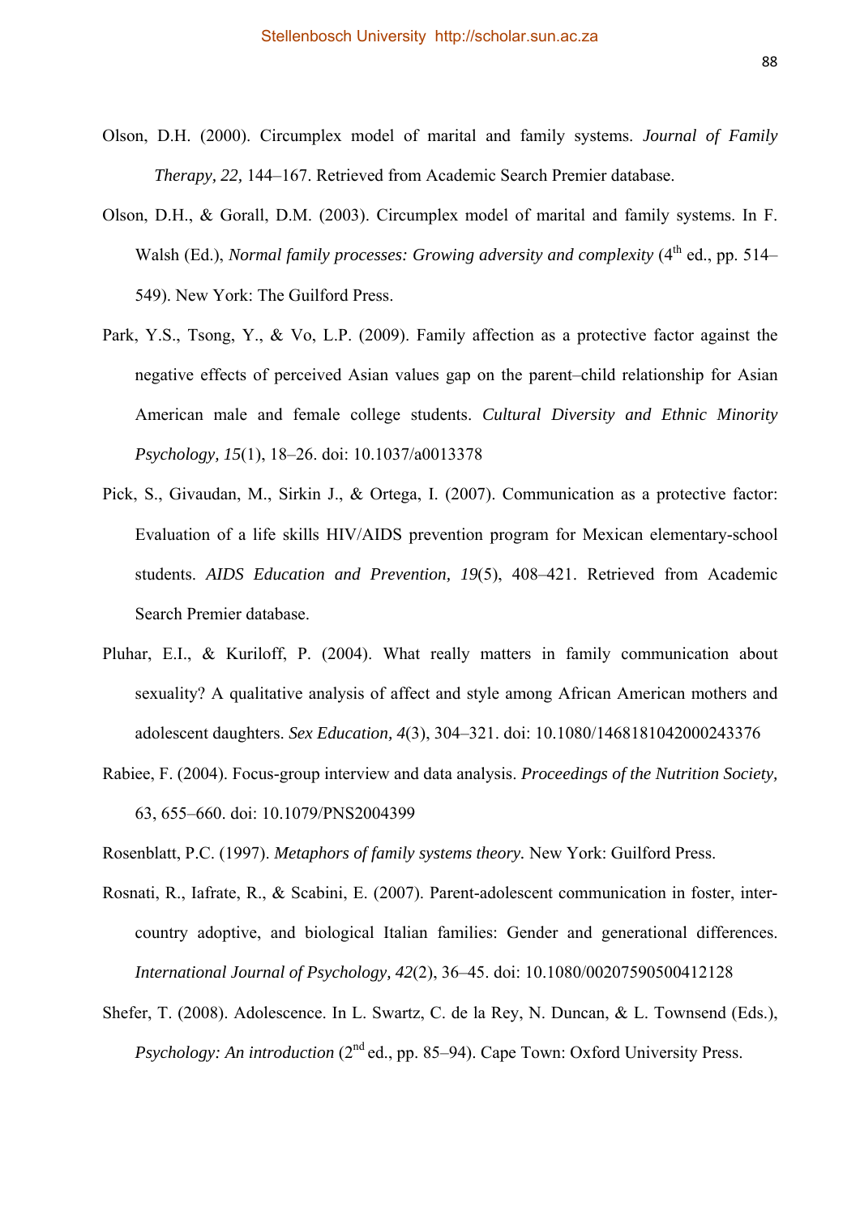Olson, D.H. (2000). Circumplex model of marital and family systems. *Journal of Family Therapy, 22,* 144–167. Retrieved from Academic Search Premier database.

Olson, D.H., & Gorall, D.M. (2003). Circumplex model of marital and family systems. In F. Walsh (Ed.), *Normal family processes: Growing adversity and complexity* (4th ed., pp. 514–549). New York: The Guilford Press.

Park, Y.S., Tsong, Y., & Vo, L.P. (2009). Family affection as a protective factor against the negative effects of perceived Asian values gap on the parent–child relationship for Asian American male and female college students. *Cultural Diversity and Ethnic Minority Psychology, 15*(1), 18–26. doi: 10.1037/a0013378

Pick, S., Givaudan, M., Sirkin J., & Ortega, I. (2007). Communication as a protective factor: Evaluation of a life skills HIV/AIDS prevention program for Mexican elementary-school students. *AIDS Education and Prevention, 19*(5), 408–421. Retrieved from Academic Search Premier database.

Pluhar, E.I., & Kuriloff, P. (2004). What really matters in family communication about sexuality? A qualitative analysis of affect and style among African American mothers and adolescent daughters. *Sex Education, 4*(3), 304–321. doi: 10.1080/1468181042000243376

Rabiee, F. (2004). Focus-group interview and data analysis. *Proceedings of the Nutrition Society,* 63, 655–660. doi: 10.1079/PNS2004399

Rosenblatt, P.C. (1997). *Metaphors of family systems theory.* New York: Guilford Press.

Rosnati, R., Iafrate, R., & Scabini, E. (2007). Parent-adolescent communication in foster, inter-country adoptive, and biological Italian families: Gender and generational differences. *International Journal of Psychology, 42*(2), 36–45. doi: 10.1080/00207590500412128

Shefer, T. (2008). Adolescence. In L. Swartz, C. de la Rey, N. Duncan, & L. Townsend (Eds.), *Psychology: An introduction* (2nd ed., pp. 85–94). Cape Town: Oxford University Press.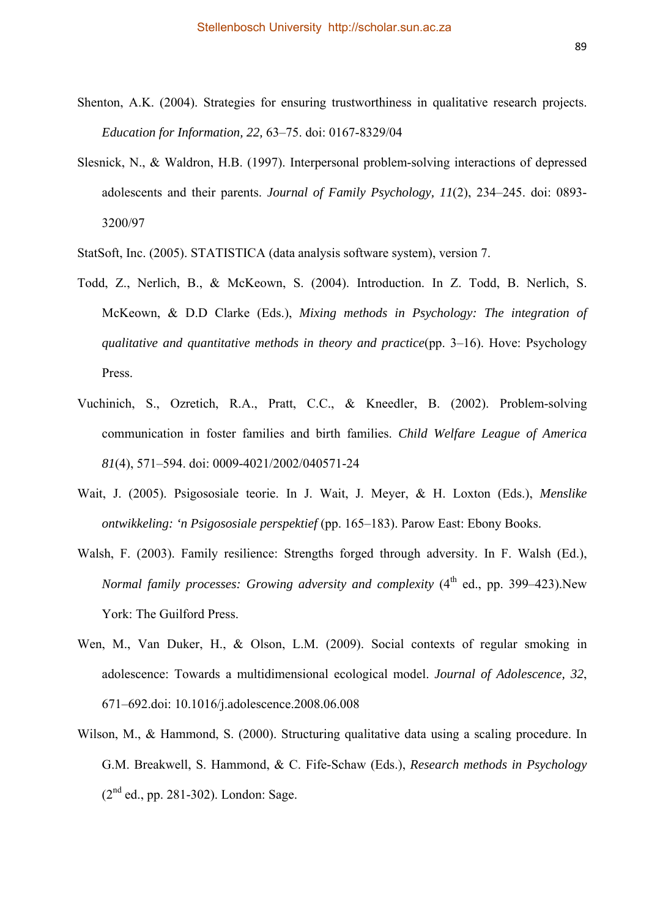Shenton, A.K. (2004). Strategies for ensuring trustworthiness in qualitative research projects. *Education for Information, 22,* 63–75. doi: 0167-8329/04

Slesnick, N., & Waldron, H.B. (1997). Interpersonal problem-solving interactions of depressed adolescents and their parents. *Journal of Family Psychology, 11*(2), 234–245. doi: 0893-3200/97

StatSoft, Inc. (2005). STATISTICA (data analysis software system), version 7.

Todd, Z., Nerlich, B., & McKeown, S. (2004). Introduction. In Z. Todd, B. Nerlich, S. McKeown, & D.D Clarke (Eds.), *Mixing methods in Psychology: The integration of qualitative and quantitative methods in theory and practice*(pp. 3–16). Hove: Psychology Press.

Vuchinich, S., Ozretich, R.A., Pratt, C.C., & Kneedler, B. (2002). Problem-solving communication in foster families and birth families. *Child Welfare League of America 81*(4), 571–594. doi: 0009-4021/2002/040571-24

Wait, J. (2005). Psigososiale teorie. In J. Wait, J. Meyer, & H. Loxton (Eds.), *Menslike ontwikkeling: 'n Psigososiale perspektief* (pp. 165–183). Parow East: Ebony Books.

Walsh, F. (2003). Family resilience: Strengths forged through adversity. In F. Walsh (Ed.), *Normal family processes: Growing adversity and complexity* (4th ed., pp. 399–423).New York: The Guilford Press.

Wen, M., Van Duker, H., & Olson, L.M. (2009). Social contexts of regular smoking in adolescence: Towards a multidimensional ecological model. *Journal of Adolescence, 32*, 671–692.doi: 10.1016/j.adolescence.2008.06.008

Wilson, M., & Hammond, S. (2000). Structuring qualitative data using a scaling procedure. In G.M. Breakwell, S. Hammond, & C. Fife-Schaw (Eds.), *Research methods in Psychology* (2nd ed., pp. 281-302). London: Sage.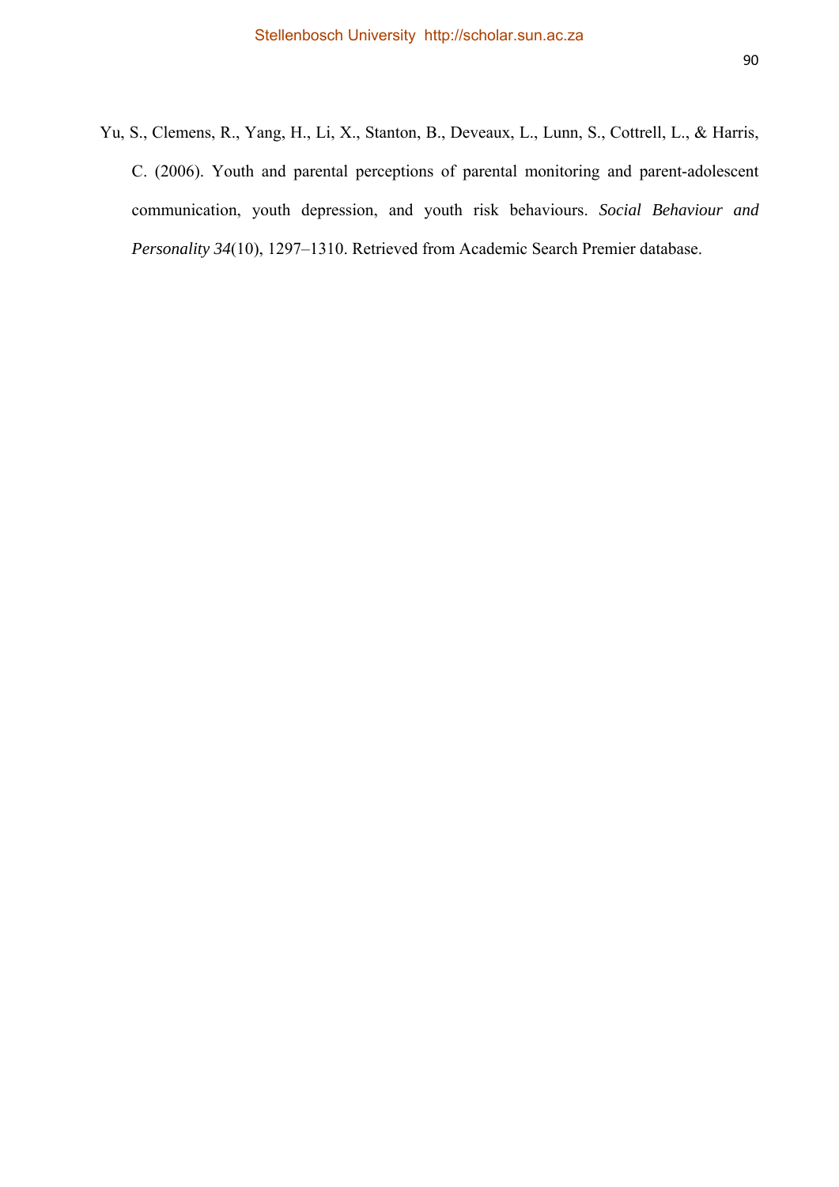Yu, S., Clemens, R., Yang, H., Li, X., Stanton, B., Deveaux, L., Lunn, S., Cottrell, L., & Harris, C. (2006). Youth and parental perceptions of parental monitoring and parent-adolescent communication, youth depression, and youth risk behaviours. *Social Behaviour and Personality 34*(10), 1297–1310. Retrieved from Academic Search Premier database.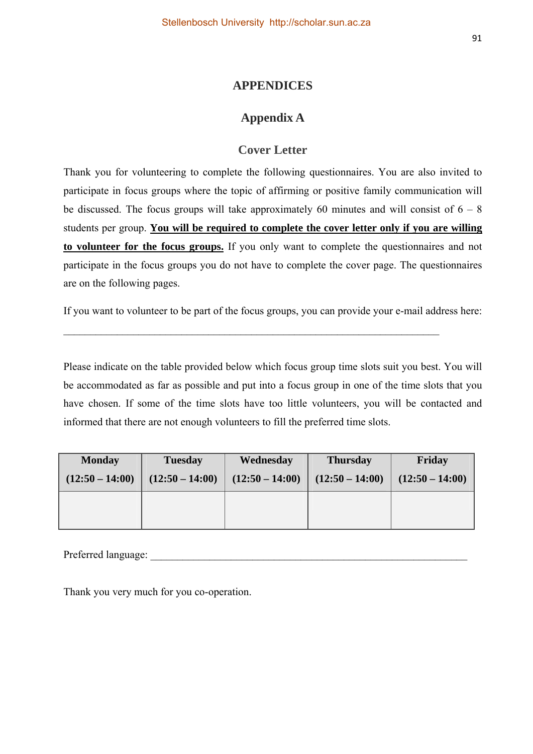# APPENDICES

## Appendix A

### Cover Letter

Thank you for volunteering to complete the following questionnaires. You are also invited to participate in focus groups where the topic of affirming or positive family communication will be discussed. The focus groups will take approximately 60 minutes and will consist of 6 – 8 students per group. **<u>You will be required to complete the cover letter only if you are willing to volunteer for the focus groups.</u>** If you only want to complete the questionnaires and not participate in the focus groups you do not have to complete the cover page. The questionnaires are on the following pages.

If you want to volunteer to be part of the focus groups, you can provide your e-mail address here:

___________________________________________________________________________

Please indicate on the table provided below which focus group time slots suit you best. You will be accommodated as far as possible and put into a focus group in one of the time slots that you have chosen. If some of the time slots have too little volunteers, you will be contacted and informed that there are not enough volunteers to fill the preferred time slots.

| **Monday (12:50 – 14:00)** | **Tuesday (12:50 – 14:00)** | **Wednesday (12:50 – 14:00)** | **Thursday (12:50 – 14:00)** | **Friday (12:50 – 14:00)** |
|---|---|---|---|---|
| | | | | |

Preferred language: _________________________________________________________________

Thank you very much for you co-operation.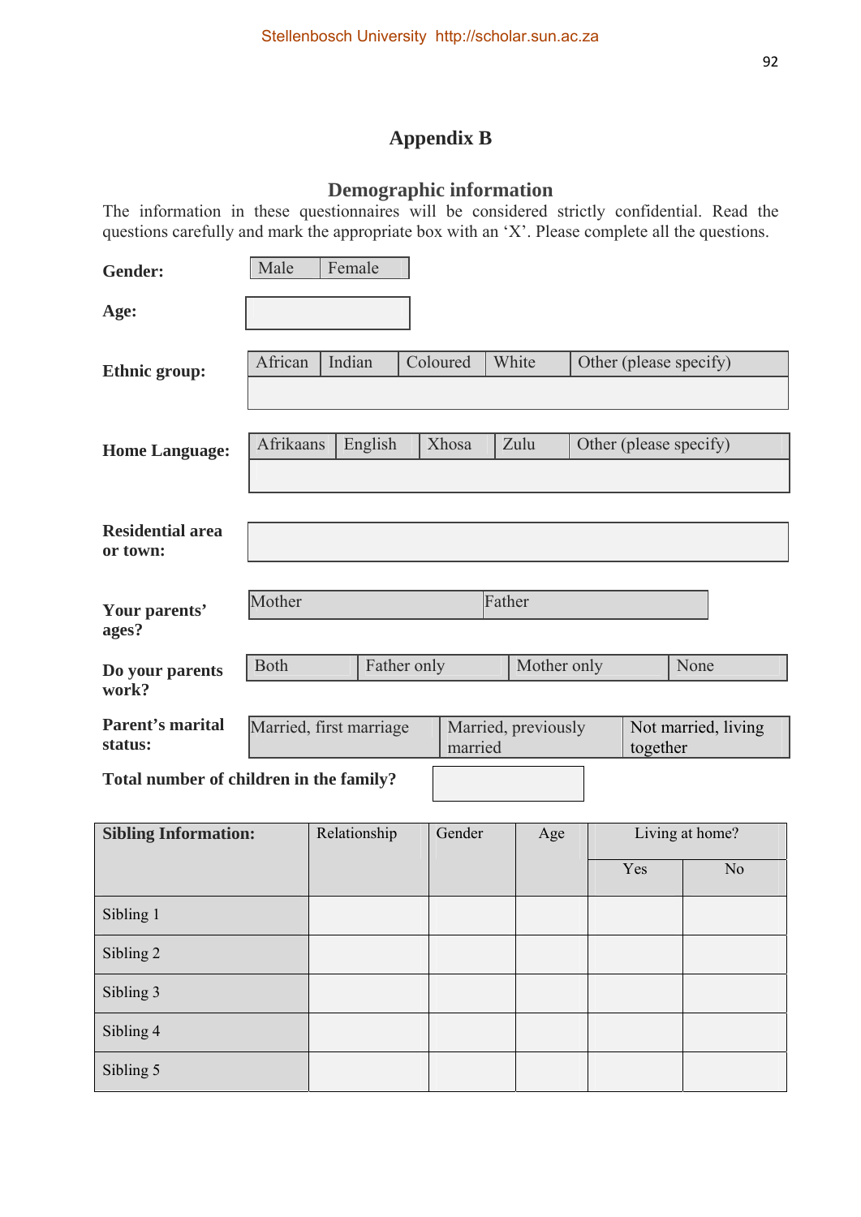# Appendix B

## Demographic information

The information in these questionnaires will be considered strictly confidential. Read the questions carefully and mark the appropriate box with an 'X'. Please complete all the questions.

**Gender:**

| Male | Female |
|---|---|

**Age:**

| |
|---|
| |

**Ethnic group:**

| African | Indian | Coloured | White | Other (please specify) |
|---|---|---|---|---|
| | | | | |

**Home Language:**

| Afrikaans | English | Xhosa | Zulu | Other (please specify) |
|---|---|---|---|---|
| | | | | |

**Residential area or town:**

| |
|---|
| |

**Your parents' ages?**

| Mother | Father |
|---|---|

**Do your parents work?**

| Both | Father only | Mother only | None |
|---|---|---|---|

**Parent's marital status:**

| Married, first marriage | Married, previously married | Not married, living together |
|---|---|---|

**Total number of children in the family?**

| |
|---|
| |

| **Sibling Information:** | Relationship | Gender | Age | Living at home? | |
|---|---|---|---|---|---|
| | | | | Yes | No |
| Sibling 1 | | | | | |
| Sibling 2 | | | | | |
| Sibling 3 | | | | | |
| Sibling 4 | | | | | |
| Sibling 5 | | | | | |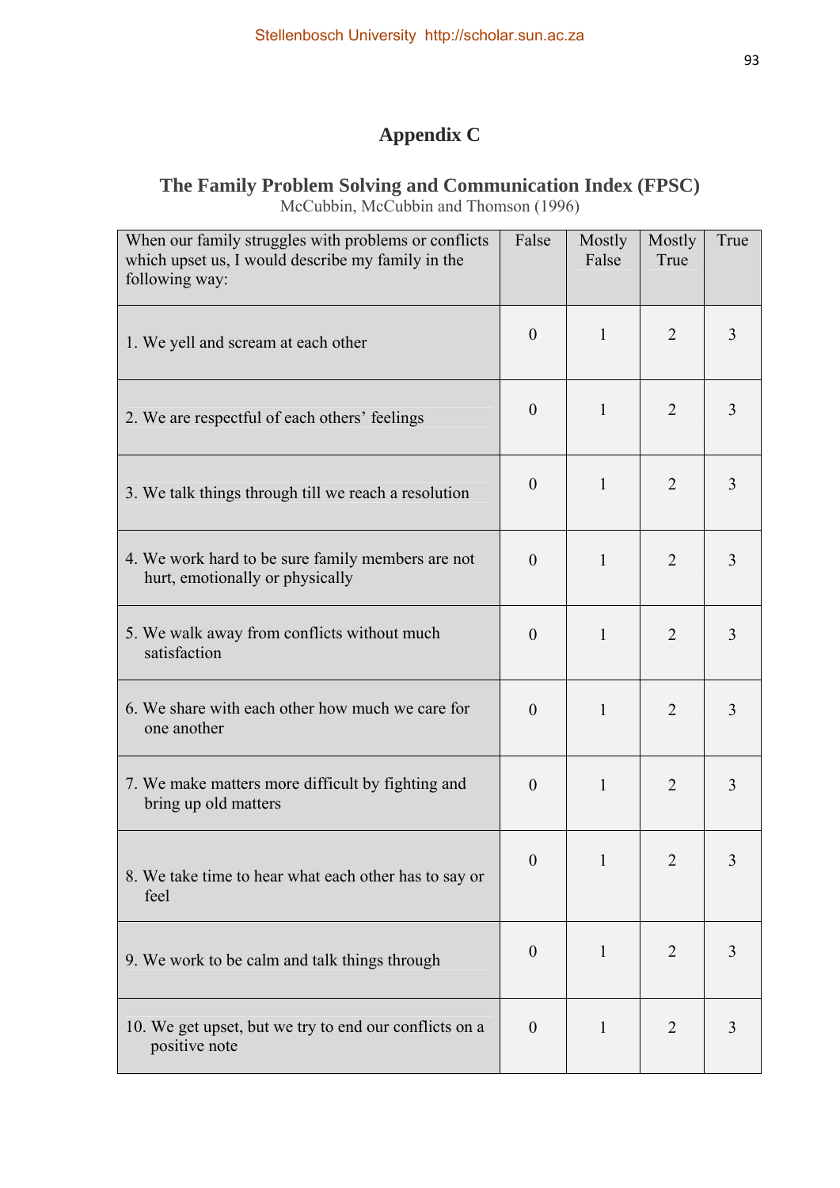# Appendix C

## The Family Problem Solving and Communication Index (FPSC)

McCubbin, McCubbin and Thomson (1996)

| When our family struggles with problems or conflicts which upset us, I would describe my family in the following way: | False | Mostly False | Mostly True | True |
|---|---|---|---|---|
| 1. We yell and scream at each other | 0 | 1 | 2 | 3 |
| 2. We are respectful of each others' feelings | 0 | 1 | 2 | 3 |
| 3. We talk things through till we reach a resolution | 0 | 1 | 2 | 3 |
| 4. We work hard to be sure family members are not hurt, emotionally or physically | 0 | 1 | 2 | 3 |
| 5. We walk away from conflicts without much satisfaction | 0 | 1 | 2 | 3 |
| 6. We share with each other how much we care for one another | 0 | 1 | 2 | 3 |
| 7. We make matters more difficult by fighting and bring up old matters | 0 | 1 | 2 | 3 |
| 8. We take time to hear what each other has to say or feel | 0 | 1 | 2 | 3 |
| 9. We work to be calm and talk things through | 0 | 1 | 2 | 3 |
| 10. We get upset, but we try to end our conflicts on a positive note | 0 | 1 | 2 | 3 |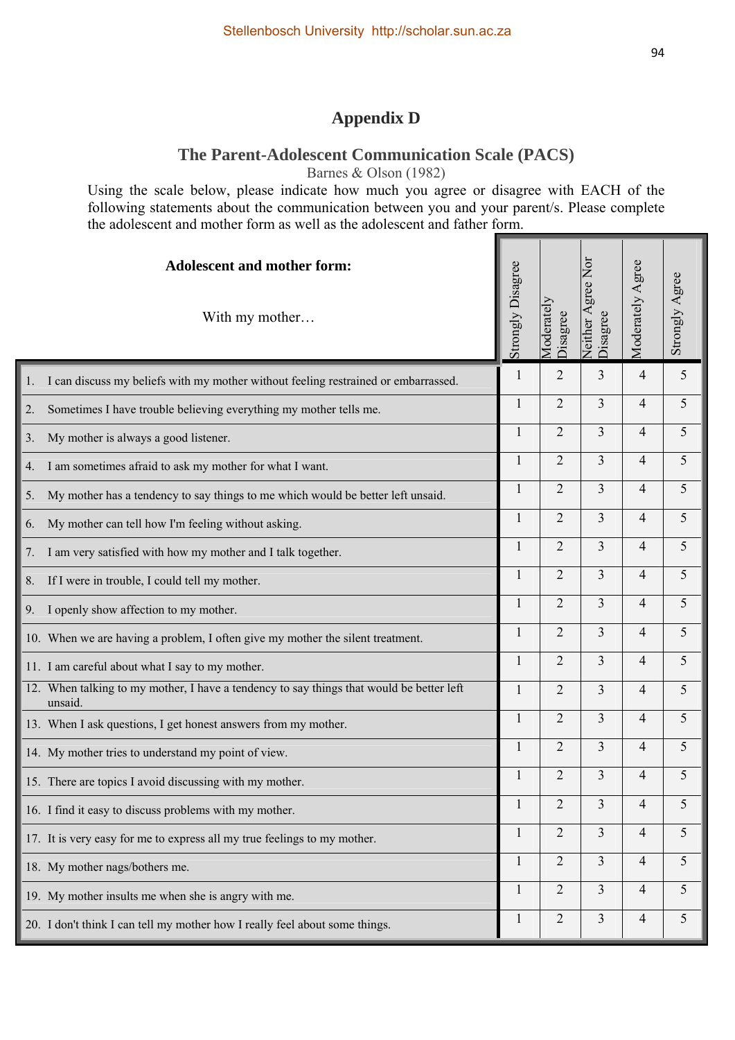# Appendix D

## The Parent-Adolescent Communication Scale (PACS)

Barnes & Olson (1982)

Using the scale below, please indicate how much you agree or disagree with EACH of the following statements about the communication between you and your parent/s. Please complete the adolescent and mother form as well as the adolescent and father form.

| **Adolescent and mother form:**<br><br>With my mother… | Strongly Disagree | Moderately Disagree | Neither Agree Nor Disagree | Moderately Agree | Strongly Agree |
|---|---|---|---|---|---|
| 1. I can discuss my beliefs with my mother without feeling restrained or embarrassed. | 1 | 2 | 3 | 4 | 5 |
| 2. Sometimes I have trouble believing everything my mother tells me. | 1 | 2 | 3 | 4 | 5 |
| 3. My mother is always a good listener. | 1 | 2 | 3 | 4 | 5 |
| 4. I am sometimes afraid to ask my mother for what I want. | 1 | 2 | 3 | 4 | 5 |
| 5. My mother has a tendency to say things to me which would be better left unsaid. | 1 | 2 | 3 | 4 | 5 |
| 6. My mother can tell how I'm feeling without asking. | 1 | 2 | 3 | 4 | 5 |
| 7. I am very satisfied with how my mother and I talk together. | 1 | 2 | 3 | 4 | 5 |
| 8. If I were in trouble, I could tell my mother. | 1 | 2 | 3 | 4 | 5 |
| 9. I openly show affection to my mother. | 1 | 2 | 3 | 4 | 5 |
| 10. When we are having a problem, I often give my mother the silent treatment. | 1 | 2 | 3 | 4 | 5 |
| 11. I am careful about what I say to my mother. | 1 | 2 | 3 | 4 | 5 |
| 12. When talking to my mother, I have a tendency to say things that would be better left unsaid. | 1 | 2 | 3 | 4 | 5 |
| 13. When I ask questions, I get honest answers from my mother. | 1 | 2 | 3 | 4 | 5 |
| 14. My mother tries to understand my point of view. | 1 | 2 | 3 | 4 | 5 |
| 15. There are topics I avoid discussing with my mother. | 1 | 2 | 3 | 4 | 5 |
| 16. I find it easy to discuss problems with my mother. | 1 | 2 | 3 | 4 | 5 |
| 17. It is very easy for me to express all my true feelings to my mother. | 1 | 2 | 3 | 4 | 5 |
| 18. My mother nags/bothers me. | 1 | 2 | 3 | 4 | 5 |
| 19. My mother insults me when she is angry with me. | 1 | 2 | 3 | 4 | 5 |
| 20. I don't think I can tell my mother how I really feel about some things. | 1 | 2 | 3 | 4 | 5 |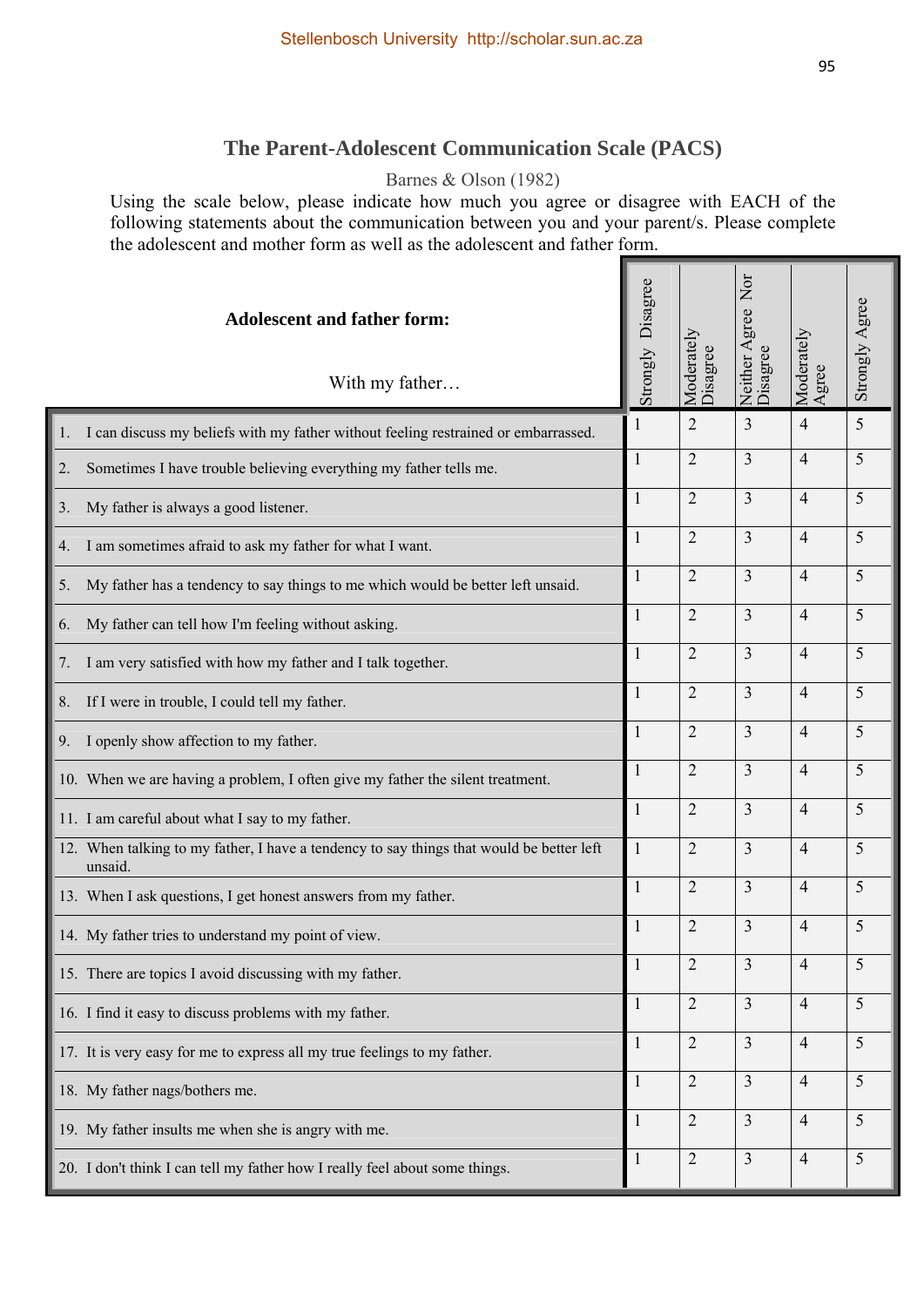## The Parent-Adolescent Communication Scale (PACS)

Barnes & Olson (1982)

Using the scale below, please indicate how much you agree or disagree with EACH of the following statements about the communication between you and your parent/s. Please complete the adolescent and mother form as well as the adolescent and father form.

| **Adolescent and father form:**<br><br>With my father… | Strongly Disagree | Moderately Disagree | Neither Agree Nor Disagree | Moderately Agree | Strongly Agree |
|---|---|---|---|---|---|
| 1. I can discuss my beliefs with my father without feeling restrained or embarrassed. | 1 | 2 | 3 | 4 | 5 |
| 2. Sometimes I have trouble believing everything my father tells me. | 1 | 2 | 3 | 4 | 5 |
| 3. My father is always a good listener. | 1 | 2 | 3 | 4 | 5 |
| 4. I am sometimes afraid to ask my father for what I want. | 1 | 2 | 3 | 4 | 5 |
| 5. My father has a tendency to say things to me which would be better left unsaid. | 1 | 2 | 3 | 4 | 5 |
| 6. My father can tell how I'm feeling without asking. | 1 | 2 | 3 | 4 | 5 |
| 7. I am very satisfied with how my father and I talk together. | 1 | 2 | 3 | 4 | 5 |
| 8. If I were in trouble, I could tell my father. | 1 | 2 | 3 | 4 | 5 |
| 9. I openly show affection to my father. | 1 | 2 | 3 | 4 | 5 |
| 10. When we are having a problem, I often give my father the silent treatment. | 1 | 2 | 3 | 4 | 5 |
| 11. I am careful about what I say to my father. | 1 | 2 | 3 | 4 | 5 |
| 12. When talking to my father, I have a tendency to say things that would be better left unsaid. | 1 | 2 | 3 | 4 | 5 |
| 13. When I ask questions, I get honest answers from my father. | 1 | 2 | 3 | 4 | 5 |
| 14. My father tries to understand my point of view. | 1 | 2 | 3 | 4 | 5 |
| 15. There are topics I avoid discussing with my father. | 1 | 2 | 3 | 4 | 5 |
| 16. I find it easy to discuss problems with my father. | 1 | 2 | 3 | 4 | 5 |
| 17. It is very easy for me to express all my true feelings to my father. | 1 | 2 | 3 | 4 | 5 |
| 18. My father nags/bothers me. | 1 | 2 | 3 | 4 | 5 |
| 19. My father insults me when she is angry with me. | 1 | 2 | 3 | 4 | 5 |
| 20. I don't think I can tell my father how I really feel about some things. | 1 | 2 | 3 | 4 | 5 |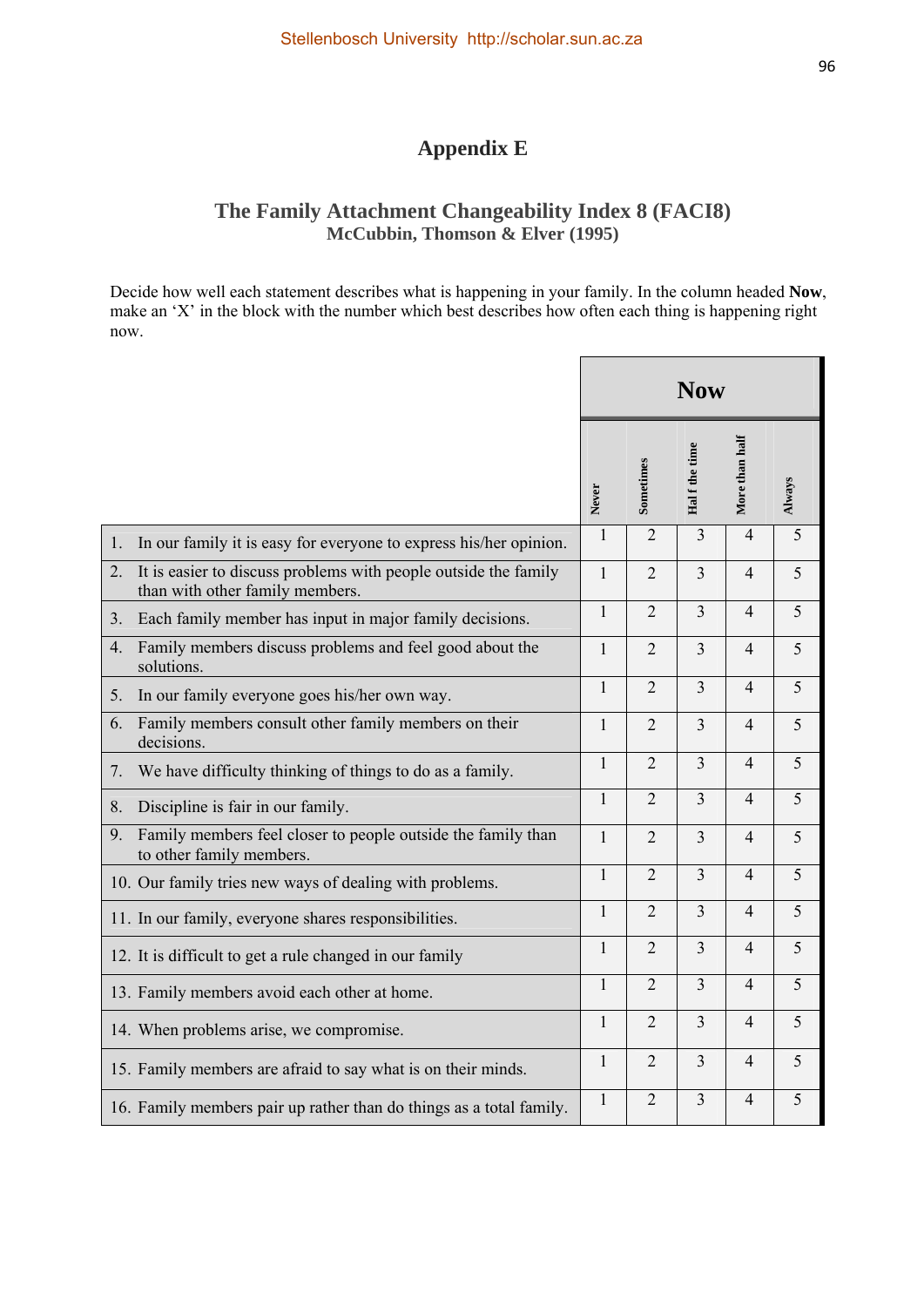# Appendix E

## The Family Attachment Changeability Index 8 (FACI8)

**McCubbin, Thomson & Elver (1995)**

Decide how well each statement describes what is happening in your family. In the column headed **Now**, make an 'X' in the block with the number which best describes how often each thing is happening right now.

| | **Now** | | | | |
|---|---|---|---|---|---|
| | Never | Sometimes | Half the time | More than half | Always |
| 1. In our family it is easy for everyone to express his/her opinion. | 1 | 2 | 3 | 4 | 5 |
| 2. It is easier to discuss problems with people outside the family than with other family members. | 1 | 2 | 3 | 4 | 5 |
| 3. Each family member has input in major family decisions. | 1 | 2 | 3 | 4 | 5 |
| 4. Family members discuss problems and feel good about the solutions. | 1 | 2 | 3 | 4 | 5 |
| 5. In our family everyone goes his/her own way. | 1 | 2 | 3 | 4 | 5 |
| 6. Family members consult other family members on their decisions. | 1 | 2 | 3 | 4 | 5 |
| 7. We have difficulty thinking of things to do as a family. | 1 | 2 | 3 | 4 | 5 |
| 8. Discipline is fair in our family. | 1 | 2 | 3 | 4 | 5 |
| 9. Family members feel closer to people outside the family than to other family members. | 1 | 2 | 3 | 4 | 5 |
| 10. Our family tries new ways of dealing with problems. | 1 | 2 | 3 | 4 | 5 |
| 11. In our family, everyone shares responsibilities. | 1 | 2 | 3 | 4 | 5 |
| 12. It is difficult to get a rule changed in our family | 1 | 2 | 3 | 4 | 5 |
| 13. Family members avoid each other at home. | 1 | 2 | 3 | 4 | 5 |
| 14. When problems arise, we compromise. | 1 | 2 | 3 | 4 | 5 |
| 15. Family members are afraid to say what is on their minds. | 1 | 2 | 3 | 4 | 5 |
| 16. Family members pair up rather than do things as a total family. | 1 | 2 | 3 | 4 | 5 |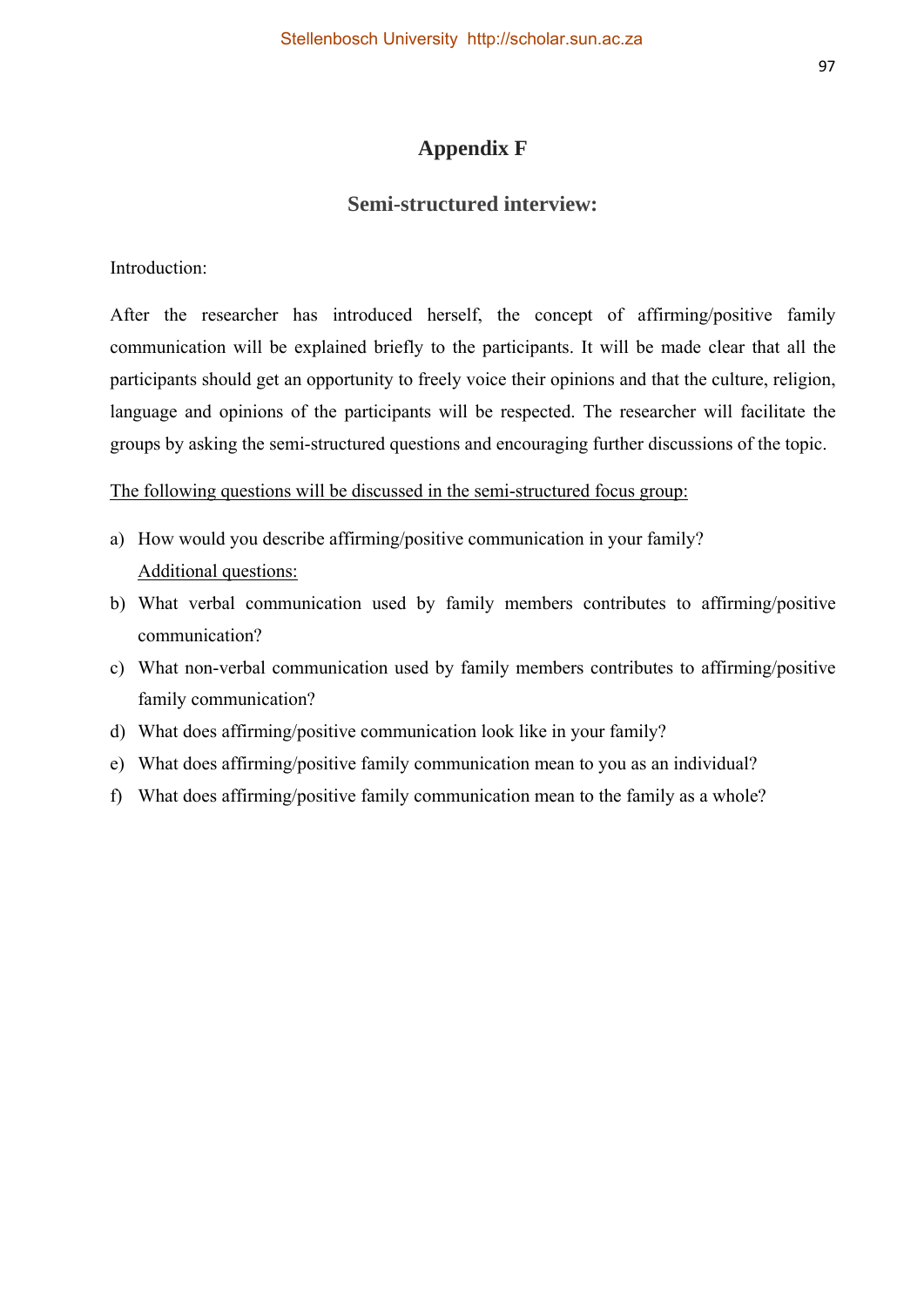# Appendix F

## Semi-structured interview:

Introduction:

After the researcher has introduced herself, the concept of affirming/positive family communication will be explained briefly to the participants. It will be made clear that all the participants should get an opportunity to freely voice their opinions and that the culture, religion, language and opinions of the participants will be respected. The researcher will facilitate the groups by asking the semi-structured questions and encouraging further discussions of the topic.

<u>The following questions will be discussed in the semi-structured focus group:</u>

a) How would you describe affirming/positive communication in your family?

   <u>Additional questions:</u>

b) What verbal communication used by family members contributes to affirming/positive communication?
c) What non-verbal communication used by family members contributes to affirming/positive family communication?
d) What does affirming/positive communication look like in your family?
e) What does affirming/positive family communication mean to you as an individual?
f) What does affirming/positive family communication mean to the family as a whole?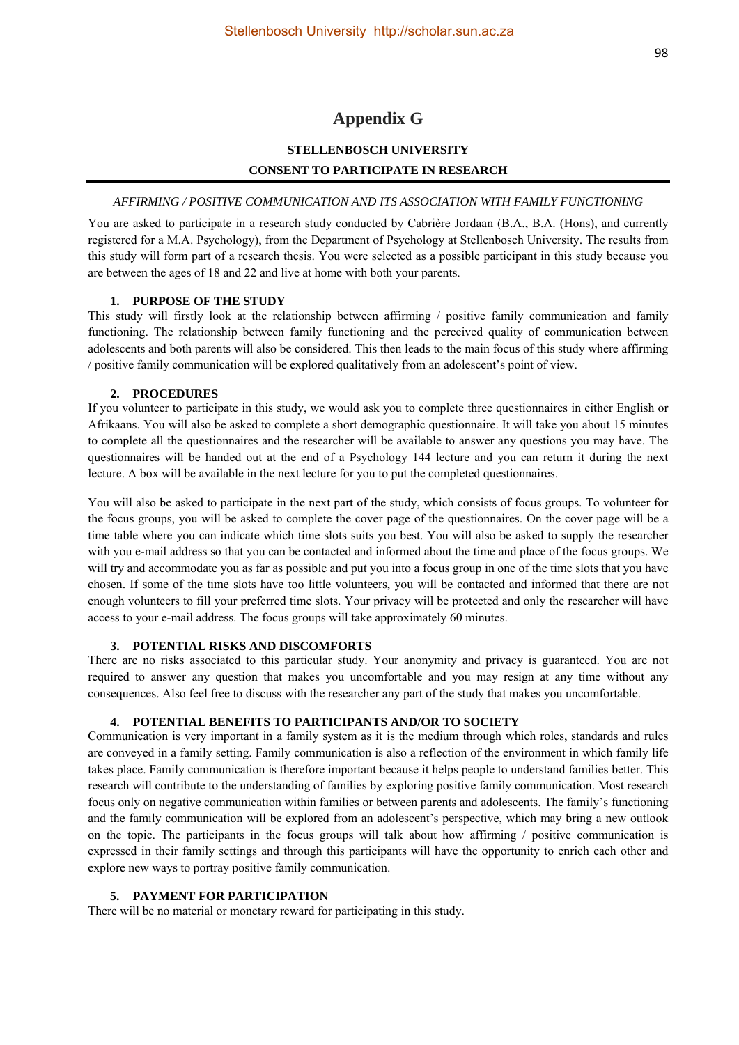# Appendix G

**STELLENBOSCH UNIVERSITY**

**CONSENT TO PARTICIPATE IN RESEARCH**

---

*AFFIRMING / POSITIVE COMMUNICATION AND ITS ASSOCIATION WITH FAMILY FUNCTIONING*

You are asked to participate in a research study conducted by Cabrière Jordaan (B.A., B.A. (Hons), and currently registered for a M.A. Psychology), from the Department of Psychology at Stellenbosch University. The results from this study will form part of a research thesis. You were selected as a possible participant in this study because you are between the ages of 18 and 22 and live at home with both your parents.

**1. PURPOSE OF THE STUDY**

This study will firstly look at the relationship between affirming / positive family communication and family functioning. The relationship between family functioning and the perceived quality of communication between adolescents and both parents will also be considered. This then leads to the main focus of this study where affirming / positive family communication will be explored qualitatively from an adolescent's point of view.

**2. PROCEDURES**

If you volunteer to participate in this study, we would ask you to complete three questionnaires in either English or Afrikaans. You will also be asked to complete a short demographic questionnaire. It will take you about 15 minutes to complete all the questionnaires and the researcher will be available to answer any questions you may have. The questionnaires will be handed out at the end of a Psychology 144 lecture and you can return it during the next lecture. A box will be available in the next lecture for you to put the completed questionnaires.

You will also be asked to participate in the next part of the study, which consists of focus groups. To volunteer for the focus groups, you will be asked to complete the cover page of the questionnaires. On the cover page will be a time table where you can indicate which time slots suits you best. You will also be asked to supply the researcher with you e-mail address so that you can be contacted and informed about the time and place of the focus groups. We will try and accommodate you as far as possible and put you into a focus group in one of the time slots that you have chosen. If some of the time slots have too little volunteers, you will be contacted and informed that there are not enough volunteers to fill your preferred time slots. Your privacy will be protected and only the researcher will have access to your e-mail address. The focus groups will take approximately 60 minutes.

**3. POTENTIAL RISKS AND DISCOMFORTS**

There are no risks associated to this particular study. Your anonymity and privacy is guaranteed. You are not required to answer any question that makes you uncomfortable and you may resign at any time without any consequences. Also feel free to discuss with the researcher any part of the study that makes you uncomfortable.

**4. POTENTIAL BENEFITS TO PARTICIPANTS AND/OR TO SOCIETY**

Communication is very important in a family system as it is the medium through which roles, standards and rules are conveyed in a family setting. Family communication is also a reflection of the environment in which family life takes place. Family communication is therefore important because it helps people to understand families better. This research will contribute to the understanding of families by exploring positive family communication. Most research focus only on negative communication within families or between parents and adolescents. The family's functioning and the family communication will be explored from an adolescent's perspective, which may bring a new outlook on the topic. The participants in the focus groups will talk about how affirming / positive communication is expressed in their family settings and through this participants will have the opportunity to enrich each other and explore new ways to portray positive family communication.

**5. PAYMENT FOR PARTICIPATION**

There will be no material or monetary reward for participating in this study.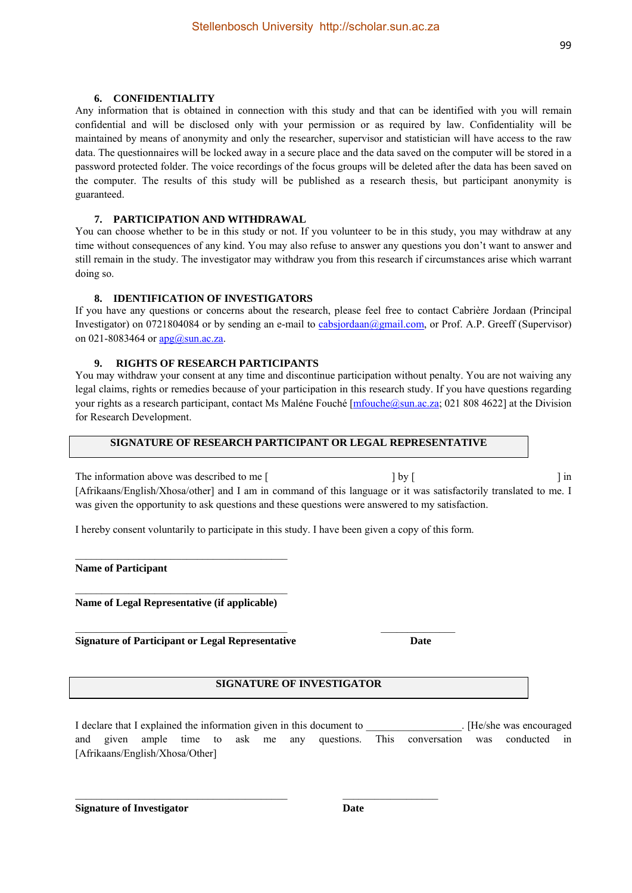### 6. CONFIDENTIALITY

Any information that is obtained in connection with this study and that can be identified with you will remain confidential and will be disclosed only with your permission or as required by law. Confidentiality will be maintained by means of anonymity and only the researcher, supervisor and statistician will have access to the raw data. The questionnaires will be locked away in a secure place and the data saved on the computer will be stored in a password protected folder. The voice recordings of the focus groups will be deleted after the data has been saved on the computer. The results of this study will be published as a research thesis, but participant anonymity is guaranteed.

### 7. PARTICIPATION AND WITHDRAWAL

You can choose whether to be in this study or not. If you volunteer to be in this study, you may withdraw at any time without consequences of any kind. You may also refuse to answer any questions you don't want to answer and still remain in the study. The investigator may withdraw you from this research if circumstances arise which warrant doing so.

### 8. IDENTIFICATION OF INVESTIGATORS

If you have any questions or concerns about the research, please feel free to contact Cabrière Jordaan (Principal Investigator) on 0721804084 or by sending an e-mail to cabsjordaan@gmail.com, or Prof. A.P. Greeff (Supervisor) on 021-8083464 or apg@sun.ac.za.

### 9. RIGHTS OF RESEARCH PARTICIPANTS

You may withdraw your consent at any time and discontinue participation without penalty. You are not waiving any legal claims, rights or remedies because of your participation in this research study. If you have questions regarding your rights as a research participant, contact Ms Maléne Fouché [mfouche@sun.ac.za; 021 808 4622] at the Division for Research Development.

**SIGNATURE OF RESEARCH PARTICIPANT OR LEGAL REPRESENTATIVE**

The information above was described to me [ ] by [ ] in [Afrikaans/English/Xhosa/other] and I am in command of this language or it was satisfactorily translated to me. I was given the opportunity to ask questions and these questions were answered to my satisfaction.

I hereby consent voluntarily to participate in this study. I have been given a copy of this form.

\_\_\_\_\_\_\_\_\_\_\_\_\_\_\_\_\_\_\_\_\_\_\_\_\_\_\_\_\_\_\_\_\_\_\_\_\_\_\_\_

**Name of Participant**

\_\_\_\_\_\_\_\_\_\_\_\_\_\_\_\_\_\_\_\_\_\_\_\_\_\_\_\_\_\_\_\_\_\_\_\_\_\_\_\_

**Name of Legal Representative (if applicable)**

\_\_\_\_\_\_\_\_\_\_\_\_\_\_\_\_\_\_\_\_\_\_\_\_\_\_\_\_\_\_\_\_\_\_\_\_\_\_\_\_ \_\_\_\_\_\_\_\_\_\_\_\_\_\_

**Signature of Participant or Legal Representative** **Date**

**SIGNATURE OF INVESTIGATOR**

I declare that I explained the information given in this document to \_\_\_\_\_\_\_\_\_\_\_\_\_\_\_\_\_\_. [He/she was encouraged and given ample time to ask me any questions. This conversation was conducted in [Afrikaans/English/Xhosa/Other]

\_\_\_\_\_\_\_\_\_\_\_\_\_\_\_\_\_\_\_\_\_\_\_\_\_\_\_\_\_\_\_\_\_\_\_\_\_\_\_\_ \_\_\_\_\_\_\_\_\_\_\_\_\_\_\_\_\_\_

**Signature of Investigator** **Date**